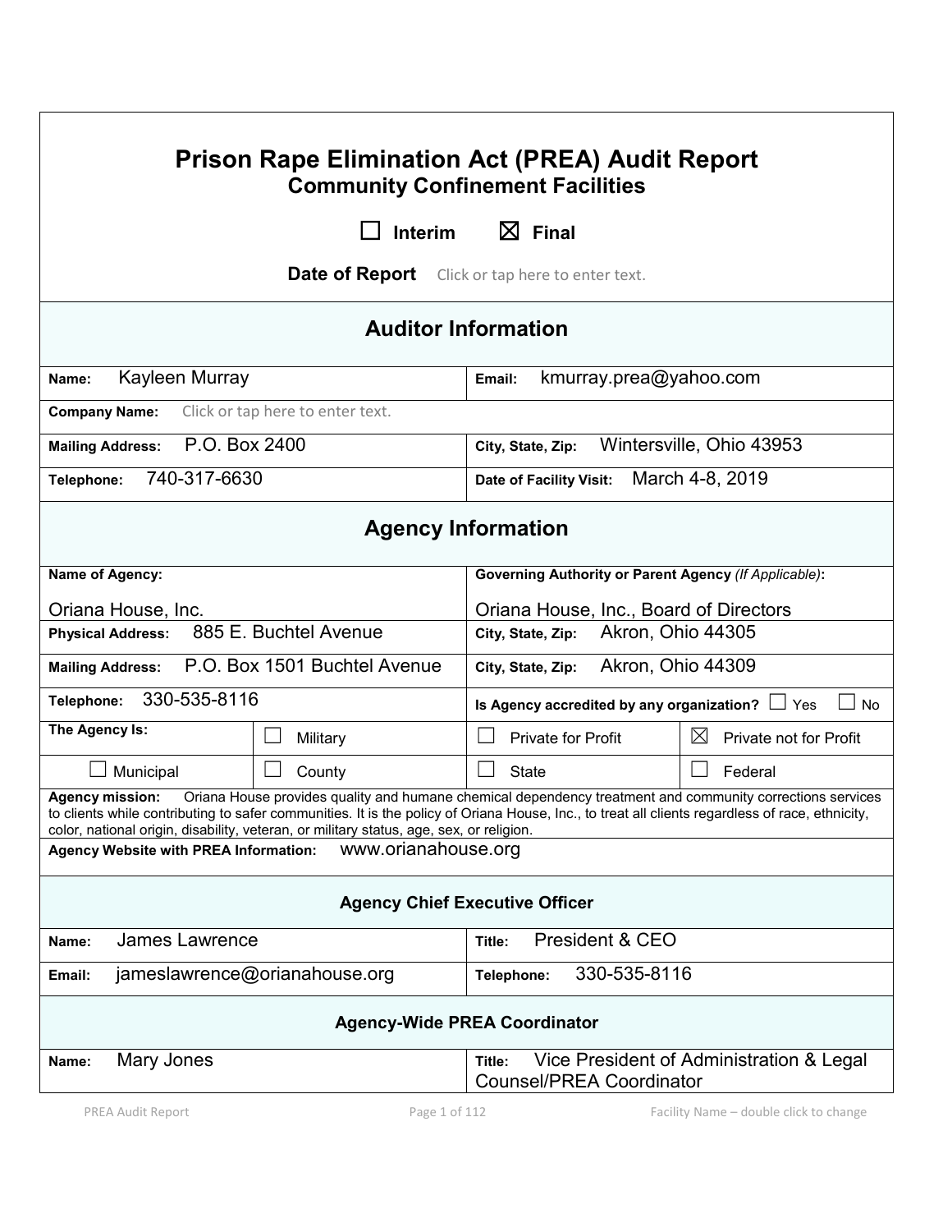# Prison Rape Elimination Act (PREA) Audit Report
## Community Confinement Facilities

☐ Interim ☒ Final

**Date of Report** Click or tap here to enter text.

## Auditor Information

| | |
|---|---|
| **Name:** Kayleen Murray | **Email:** kmurray.prea@yahoo.com |
| **Company Name:** Click or tap here to enter text. | |
| **Mailing Address:** P.O. Box 2400 | **City, State, Zip:** Wintersville, Ohio 43953 |
| **Telephone:** 740-317-6630 | **Date of Facility Visit:** March 4-8, 2019 |

## Agency Information

| | | | |
|---|---|---|---|
| **Name of Agency:** Oriana House, Inc. | | **Governing Authority or Parent Agency** *(If Applicable)*: Oriana House, Inc., Board of Directors | |
| **Physical Address:** 885 E. Buchtel Avenue | | **City, State, Zip:** Akron, Ohio 44305 | |
| **Mailing Address:** P.O. Box 1501 Buchtel Avenue | | **City, State, Zip:** Akron, Ohio 44309 | |
| **Telephone:** 330-535-8116 | | **Is Agency accredited by any organization?** ☐ Yes ☐ No | |
| **The Agency Is:** | ☐ Military | ☐ Private for Profit | ☒ Private not for Profit |
| ☐ Municipal | ☐ County | ☐ State | ☐ Federal |

**Agency mission:** Oriana House provides quality and humane chemical dependency treatment and community corrections services to clients while contributing to safer communities. It is the policy of Oriana House, Inc., to treat all clients regardless of race, ethnicity, color, national origin, disability, veteran, or military status, age, sex, or religion.

**Agency Website with PREA Information:** www.orianahouse.org

### Agency Chief Executive Officer

| | |
|---|---|
| **Name:** James Lawrence | **Title:** President & CEO |
| **Email:** jameslawrence@orianahouse.org | **Telephone:** 330-535-8116 |

### Agency-Wide PREA Coordinator

| | |
|---|---|
| **Name:** Mary Jones | **Title:** Vice President of Administration & Legal Counsel/PREA Coordinator |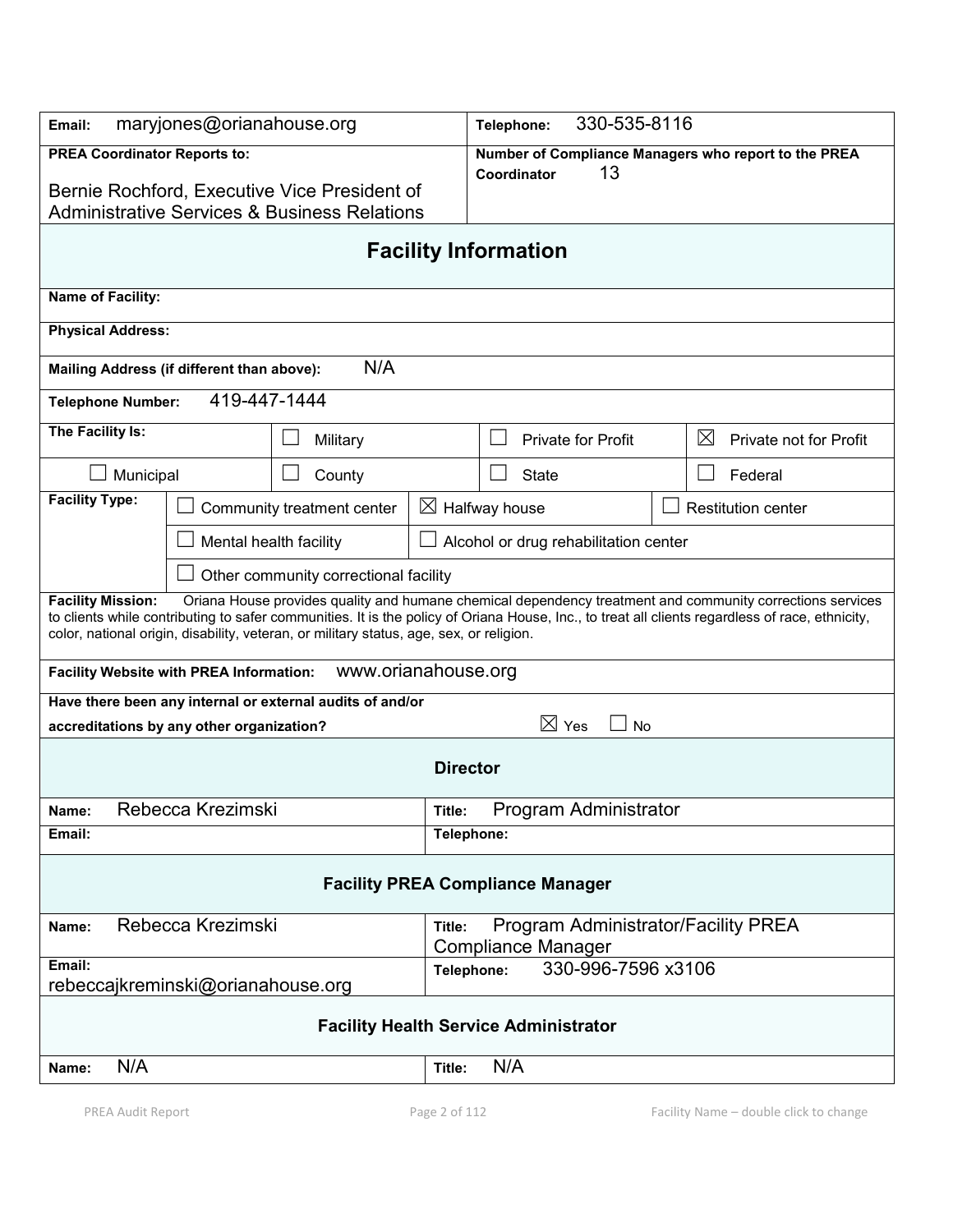| | |
|---|---|
| **Email:** maryjones@orianahouse.org | **Telephone:** 330-535-8116 |
| **PREA Coordinator Reports to:** Bernie Rochford, Executive Vice President of Administrative Services & Business Relations | **Number of Compliance Managers who report to the PREA Coordinator** 13 |

## Facility Information

**Name of Facility:**

**Physical Address:**

**Mailing Address (if different than above):** N/A

**Telephone Number:** 419-447-1444

| **The Facility Is:** | ☐ Military | ☐ Private for Profit | ☒ Private not for Profit |
|---|---|---|---|
| ☐ Municipal | ☐ County | ☐ State | ☐ Federal |

| **Facility Type:** | | |
|---|---|---|
| ☐ Community treatment center | ☒ Halfway house | ☐ Restitution center |
| ☐ Mental health facility | ☐ Alcohol or drug rehabilitation center | |
| ☐ Other community correctional facility | | |

**Facility Mission:** Oriana House provides quality and humane chemical dependency treatment and community corrections services to clients while contributing to safer communities. It is the policy of Oriana House, Inc., to treat all clients regardless of race, ethnicity, color, national origin, disability, veteran, or military status, age, sex, or religion.

**Facility Website with PREA Information:** www.orianahouse.org

**Have there been any internal or external audits of and/or accreditations by any other organization?** ☒ Yes ☐ No

### Director

| | |
|---|---|
| **Name:** Rebecca Krezimski | **Title:** Program Administrator |
| **Email:** | **Telephone:** |

### Facility PREA Compliance Manager

| | |
|---|---|
| **Name:** Rebecca Krezimski | **Title:** Program Administrator/Facility PREA Compliance Manager |
| **Email:** rebeccajkreminski@orianahouse.org | **Telephone:** 330-996-7596 x3106 |

### Facility Health Service Administrator

| | |
|---|---|
| **Name:** N/A | **Title:** N/A |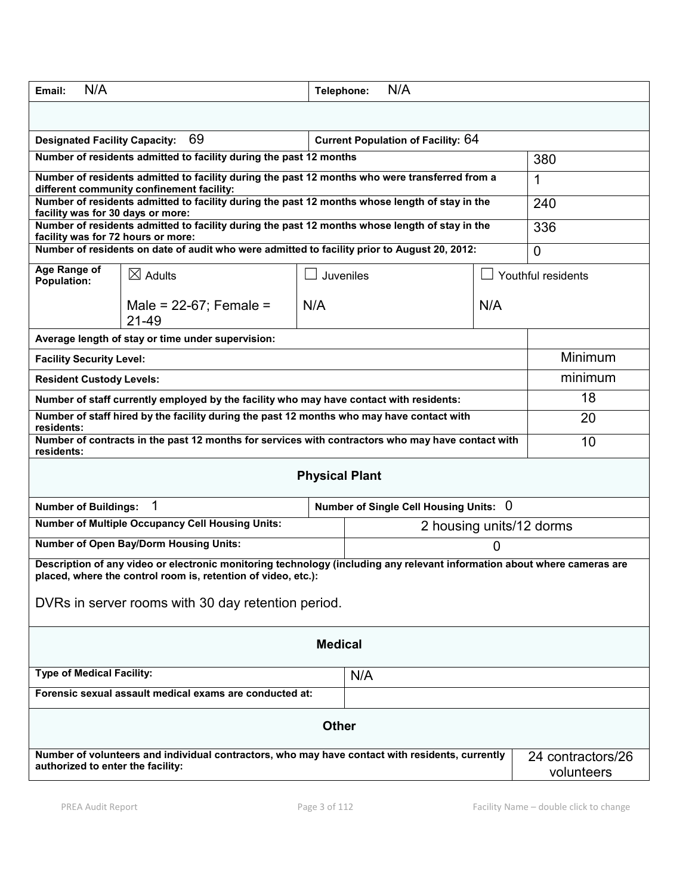| | |
|---|---|
| **Email:** N/A | **Telephone:** N/A |

| | |
|---|---|
| **Designated Facility Capacity:** 69 | **Current Population of Facility:** 64 |

| | |
|---|---|
| **Number of residents admitted to facility during the past 12 months** | 380 |
| **Number of residents admitted to facility during the past 12 months who were transferred from a different community confinement facility:** | 1 |
| **Number of residents admitted to facility during the past 12 months whose length of stay in the facility was for 30 days or more:** | 240 |
| **Number of residents admitted to facility during the past 12 months whose length of stay in the facility was for 72 hours or more:** | 336 |
| **Number of residents on date of audit who were admitted to facility prior to August 20, 2012:** | 0 |

| **Age Range of Population:** | ☒ Adults | ☐ Juveniles | ☐ Youthful residents |
|---|---|---|---|
| | Male = 22-67; Female = 21-49 | N/A | N/A |

| | |
|---|---|
| **Average length of stay or time under supervision:** | |
| **Facility Security Level:** | Minimum |
| **Resident Custody Levels:** | minimum |
| **Number of staff currently employed by the facility who may have contact with residents:** | 18 |
| **Number of staff hired by the facility during the past 12 months who may have contact with residents:** | 20 |
| **Number of contracts in the past 12 months for services with contractors who may have contact with residents:** | 10 |

## Physical Plant

| | |
|---|---|
| **Number of Buildings:** 1 | **Number of Single Cell Housing Units:** 0 |
| **Number of Multiple Occupancy Cell Housing Units:** | 2 housing units/12 dorms |
| **Number of Open Bay/Dorm Housing Units:** | 0 |

**Description of any video or electronic monitoring technology (including any relevant information about where cameras are placed, where the control room is, retention of video, etc.):**

DVRs in server rooms with 30 day retention period.

## Medical

| | |
|---|---|
| **Type of Medical Facility:** | N/A |
| **Forensic sexual assault medical exams are conducted at:** | |

## Other

| | |
|---|---|
| **Number of volunteers and individual contractors, who may have contact with residents, currently authorized to enter the facility:** | 24 contractors/26 volunteers |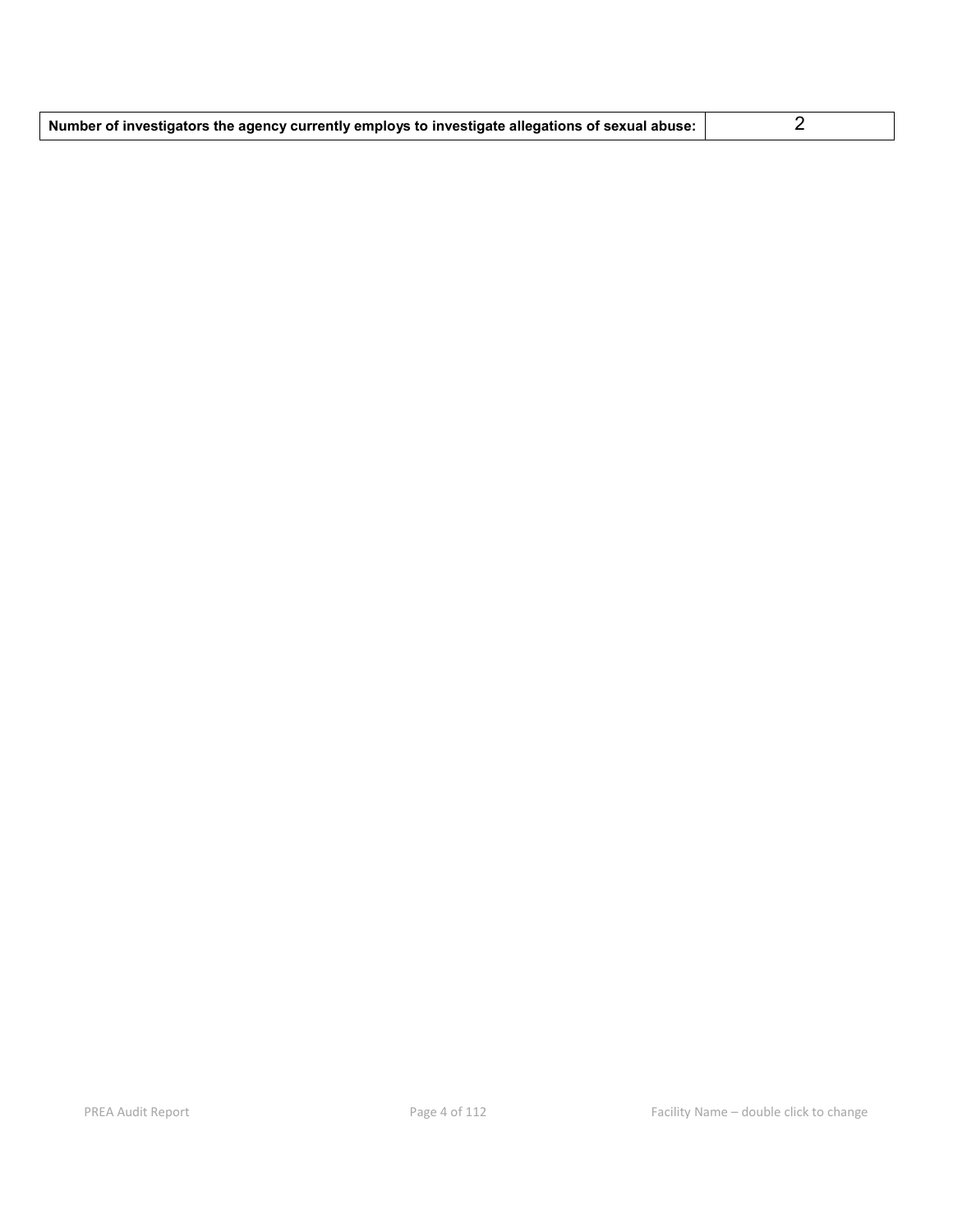| Number of investigators the agency currently employs to investigate allegations of sexual abuse: | 2 |
| --- | --- |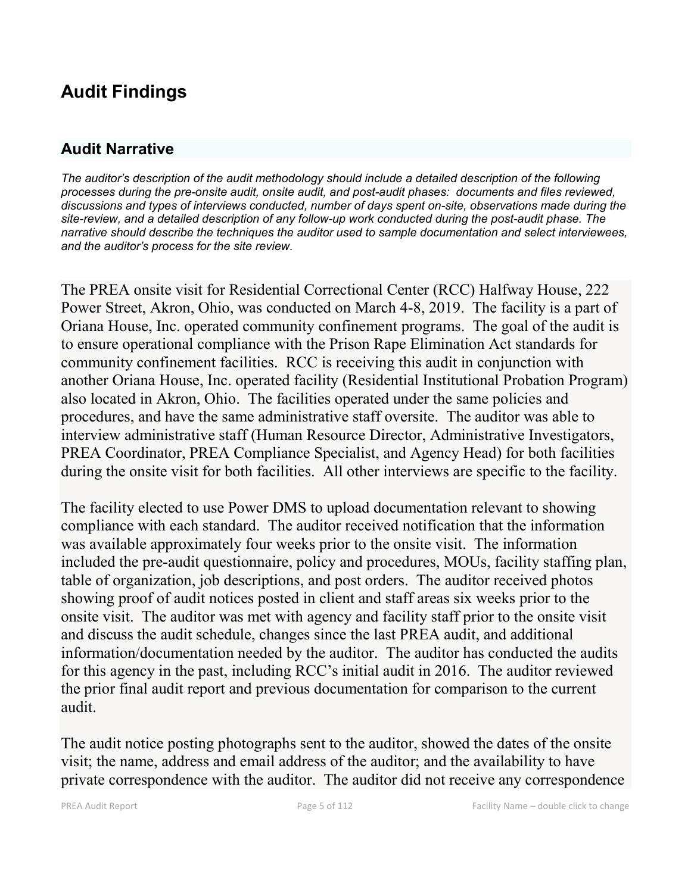# Audit Findings

## Audit Narrative

*The auditor's description of the audit methodology should include a detailed description of the following processes during the pre-onsite audit, onsite audit, and post-audit phases: documents and files reviewed, discussions and types of interviews conducted, number of days spent on-site, observations made during the site-review, and a detailed description of any follow-up work conducted during the post-audit phase. The narrative should describe the techniques the auditor used to sample documentation and select interviewees, and the auditor's process for the site review.*

The PREA onsite visit for Residential Correctional Center (RCC) Halfway House, 222 Power Street, Akron, Ohio, was conducted on March 4-8, 2019. The facility is a part of Oriana House, Inc. operated community confinement programs. The goal of the audit is to ensure operational compliance with the Prison Rape Elimination Act standards for community confinement facilities. RCC is receiving this audit in conjunction with another Oriana House, Inc. operated facility (Residential Institutional Probation Program) also located in Akron, Ohio. The facilities operated under the same policies and procedures, and have the same administrative staff oversite. The auditor was able to interview administrative staff (Human Resource Director, Administrative Investigators, PREA Coordinator, PREA Compliance Specialist, and Agency Head) for both facilities during the onsite visit for both facilities. All other interviews are specific to the facility.

The facility elected to use Power DMS to upload documentation relevant to showing compliance with each standard. The auditor received notification that the information was available approximately four weeks prior to the onsite visit. The information included the pre-audit questionnaire, policy and procedures, MOUs, facility staffing plan, table of organization, job descriptions, and post orders. The auditor received photos showing proof of audit notices posted in client and staff areas six weeks prior to the onsite visit. The auditor was met with agency and facility staff prior to the onsite visit and discuss the audit schedule, changes since the last PREA audit, and additional information/documentation needed by the auditor. The auditor has conducted the audits for this agency in the past, including RCC's initial audit in 2016. The auditor reviewed the prior final audit report and previous documentation for comparison to the current audit.

The audit notice posting photographs sent to the auditor, showed the dates of the onsite visit; the name, address and email address of the auditor; and the availability to have private correspondence with the auditor. The auditor did not receive any correspondence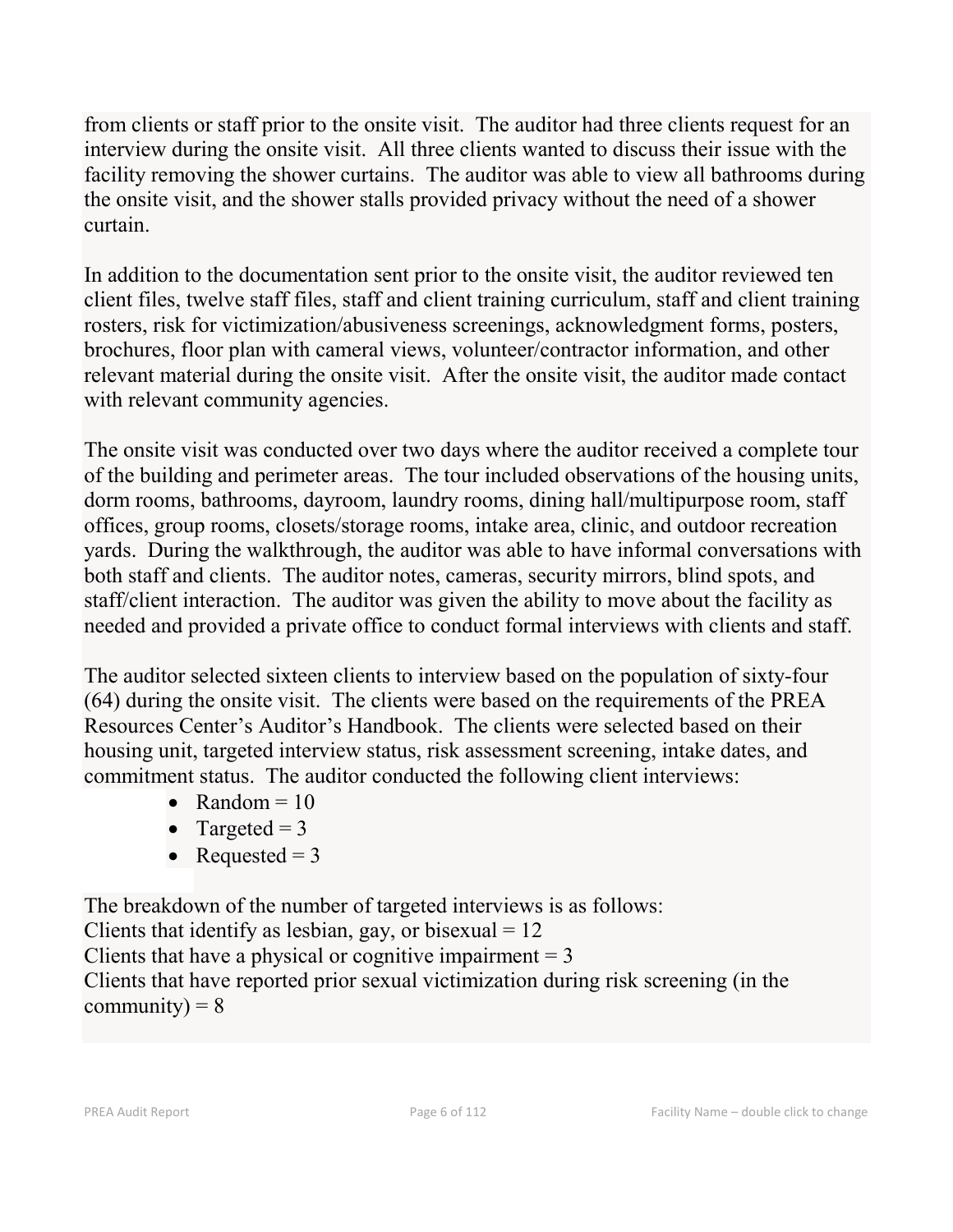from clients or staff prior to the onsite visit. The auditor had three clients request for an interview during the onsite visit. All three clients wanted to discuss their issue with the facility removing the shower curtains. The auditor was able to view all bathrooms during the onsite visit, and the shower stalls provided privacy without the need of a shower curtain.

In addition to the documentation sent prior to the onsite visit, the auditor reviewed ten client files, twelve staff files, staff and client training curriculum, staff and client training rosters, risk for victimization/abusiveness screenings, acknowledgment forms, posters, brochures, floor plan with cameral views, volunteer/contractor information, and other relevant material during the onsite visit. After the onsite visit, the auditor made contact with relevant community agencies.

The onsite visit was conducted over two days where the auditor received a complete tour of the building and perimeter areas. The tour included observations of the housing units, dorm rooms, bathrooms, dayroom, laundry rooms, dining hall/multipurpose room, staff offices, group rooms, closets/storage rooms, intake area, clinic, and outdoor recreation yards. During the walkthrough, the auditor was able to have informal conversations with both staff and clients. The auditor notes, cameras, security mirrors, blind spots, and staff/client interaction. The auditor was given the ability to move about the facility as needed and provided a private office to conduct formal interviews with clients and staff.

The auditor selected sixteen clients to interview based on the population of sixty-four (64) during the onsite visit. The clients were based on the requirements of the PREA Resources Center's Auditor's Handbook. The clients were selected based on their housing unit, targeted interview status, risk assessment screening, intake dates, and commitment status. The auditor conducted the following client interviews:

- Random = 10
- Targeted = 3
- Requested = 3

The breakdown of the number of targeted interviews is as follows:
Clients that identify as lesbian, gay, or bisexual = 12
Clients that have a physical or cognitive impairment = 3
Clients that have reported prior sexual victimization during risk screening (in the community) = 8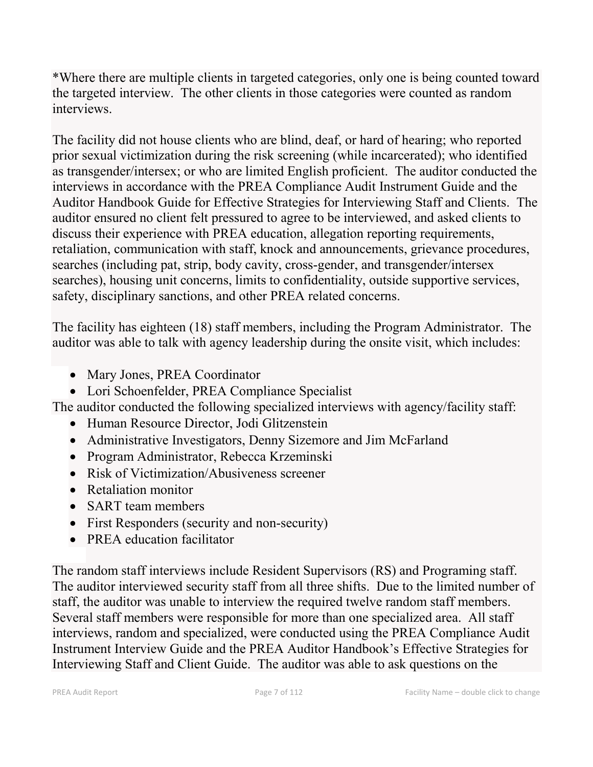*Where there are multiple clients in targeted categories, only one is being counted toward the targeted interview. The other clients in those categories were counted as random interviews.

The facility did not house clients who are blind, deaf, or hard of hearing; who reported prior sexual victimization during the risk screening (while incarcerated); who identified as transgender/intersex; or who are limited English proficient. The auditor conducted the interviews in accordance with the PREA Compliance Audit Instrument Guide and the Auditor Handbook Guide for Effective Strategies for Interviewing Staff and Clients. The auditor ensured no client felt pressured to agree to be interviewed, and asked clients to discuss their experience with PREA education, allegation reporting requirements, retaliation, communication with staff, knock and announcements, grievance procedures, searches (including pat, strip, body cavity, cross-gender, and transgender/intersex searches), housing unit concerns, limits to confidentiality, outside supportive services, safety, disciplinary sanctions, and other PREA related concerns.

The facility has eighteen (18) staff members, including the Program Administrator. The auditor was able to talk with agency leadership during the onsite visit, which includes:

- Mary Jones, PREA Coordinator
- Lori Schoenfelder, PREA Compliance Specialist

The auditor conducted the following specialized interviews with agency/facility staff:

- Human Resource Director, Jodi Glitzenstein
- Administrative Investigators, Denny Sizemore and Jim McFarland
- Program Administrator, Rebecca Krzeminski
- Risk of Victimization/Abusiveness screener
- Retaliation monitor
- SART team members
- First Responders (security and non-security)
- PREA education facilitator

The random staff interviews include Resident Supervisors (RS) and Programing staff. The auditor interviewed security staff from all three shifts. Due to the limited number of staff, the auditor was unable to interview the required twelve random staff members. Several staff members were responsible for more than one specialized area. All staff interviews, random and specialized, were conducted using the PREA Compliance Audit Instrument Interview Guide and the PREA Auditor Handbook's Effective Strategies for Interviewing Staff and Client Guide. The auditor was able to ask questions on the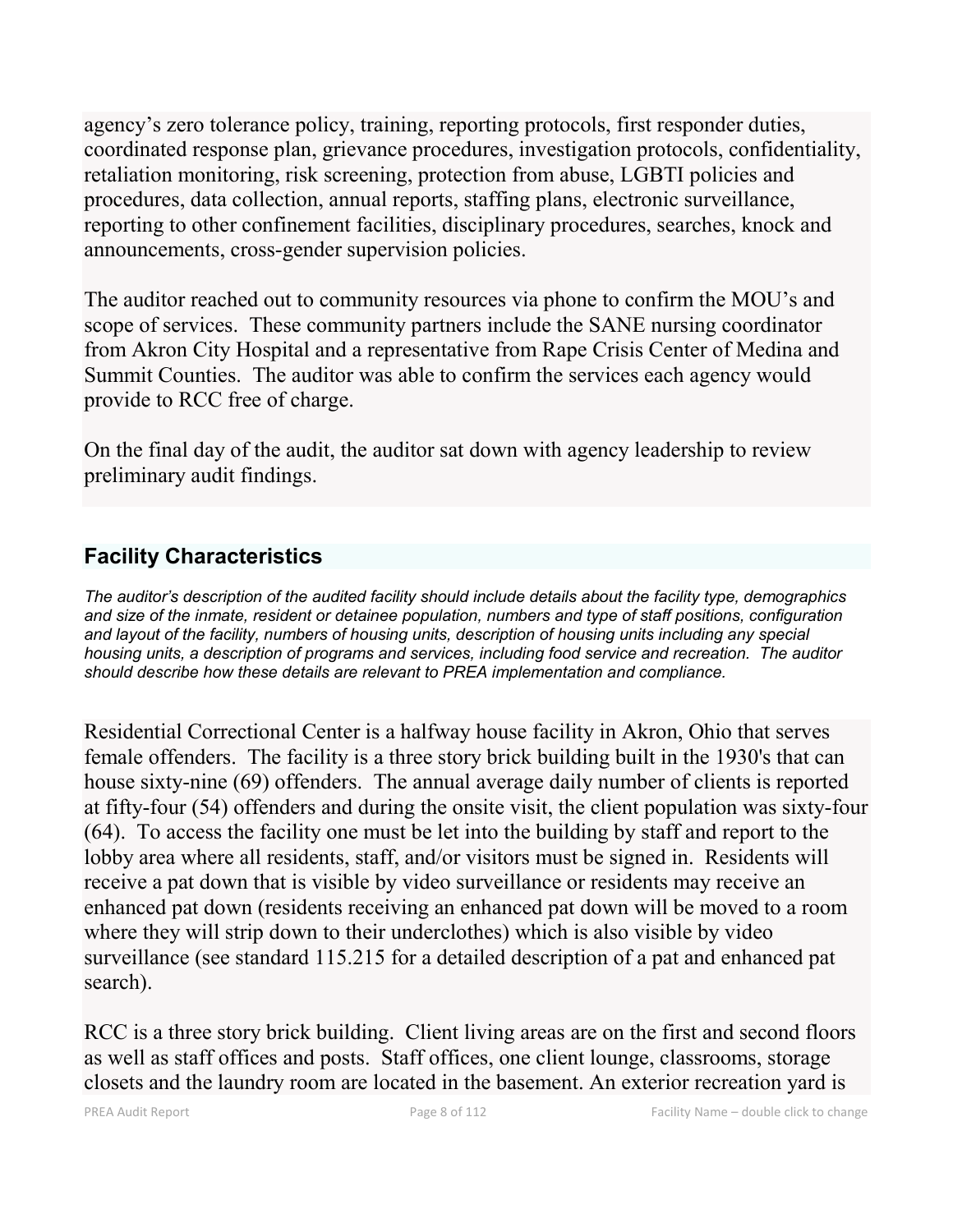agency's zero tolerance policy, training, reporting protocols, first responder duties, coordinated response plan, grievance procedures, investigation protocols, confidentiality, retaliation monitoring, risk screening, protection from abuse, LGBTI policies and procedures, data collection, annual reports, staffing plans, electronic surveillance, reporting to other confinement facilities, disciplinary procedures, searches, knock and announcements, cross-gender supervision policies.

The auditor reached out to community resources via phone to confirm the MOU's and scope of services. These community partners include the SANE nursing coordinator from Akron City Hospital and a representative from Rape Crisis Center of Medina and Summit Counties. The auditor was able to confirm the services each agency would provide to RCC free of charge.

On the final day of the audit, the auditor sat down with agency leadership to review preliminary audit findings.

## Facility Characteristics

*The auditor's description of the audited facility should include details about the facility type, demographics and size of the inmate, resident or detainee population, numbers and type of staff positions, configuration and layout of the facility, numbers of housing units, description of housing units including any special housing units, a description of programs and services, including food service and recreation. The auditor should describe how these details are relevant to PREA implementation and compliance.*

Residential Correctional Center is a halfway house facility in Akron, Ohio that serves female offenders. The facility is a three story brick building built in the 1930's that can house sixty-nine (69) offenders. The annual average daily number of clients is reported at fifty-four (54) offenders and during the onsite visit, the client population was sixty-four (64). To access the facility one must be let into the building by staff and report to the lobby area where all residents, staff, and/or visitors must be signed in. Residents will receive a pat down that is visible by video surveillance or residents may receive an enhanced pat down (residents receiving an enhanced pat down will be moved to a room where they will strip down to their underclothes) which is also visible by video surveillance (see standard 115.215 for a detailed description of a pat and enhanced pat search).

RCC is a three story brick building. Client living areas are on the first and second floors as well as staff offices and posts. Staff offices, one client lounge, classrooms, storage closets and the laundry room are located in the basement. An exterior recreation yard is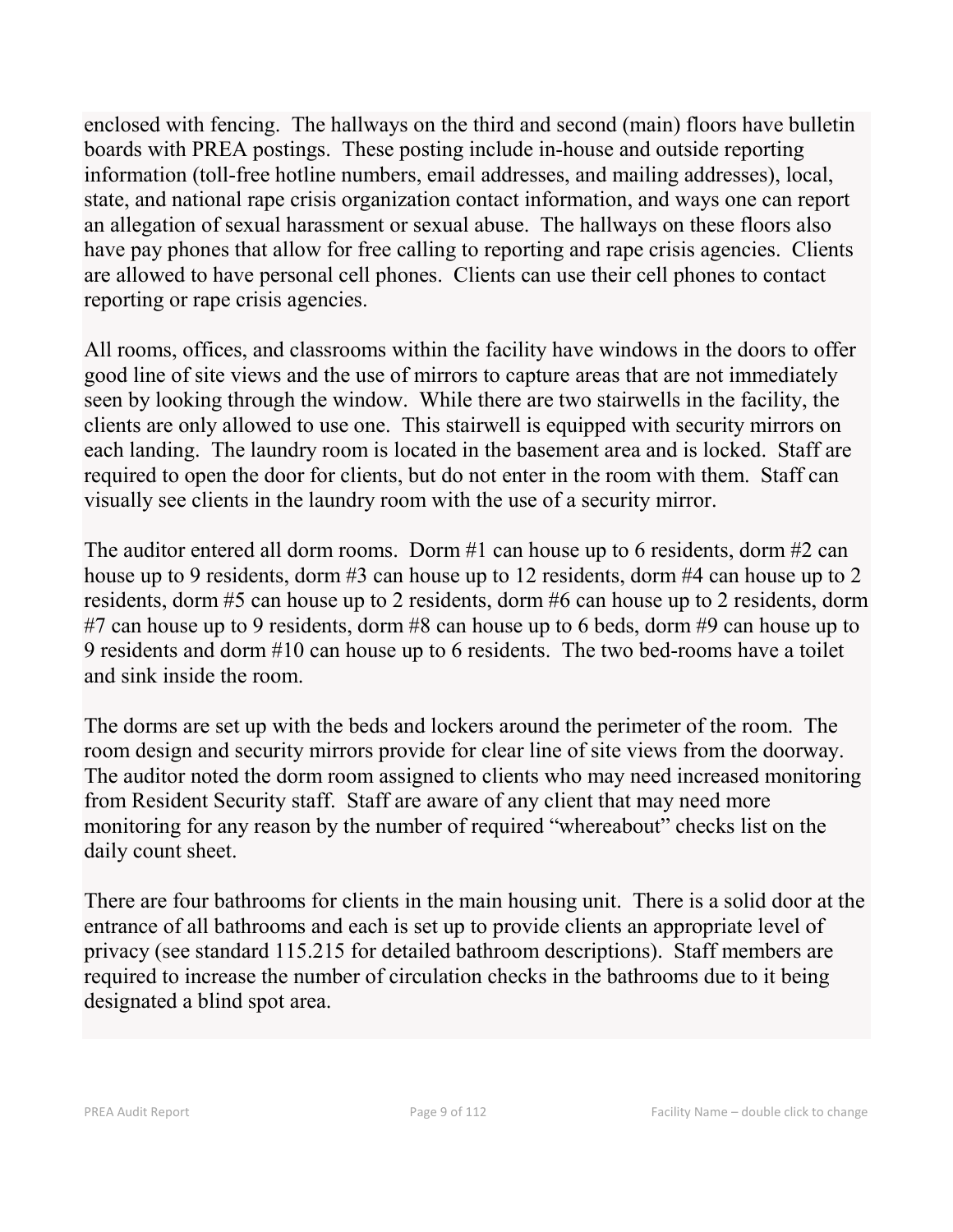enclosed with fencing. The hallways on the third and second (main) floors have bulletin boards with PREA postings. These posting include in-house and outside reporting information (toll-free hotline numbers, email addresses, and mailing addresses), local, state, and national rape crisis organization contact information, and ways one can report an allegation of sexual harassment or sexual abuse. The hallways on these floors also have pay phones that allow for free calling to reporting and rape crisis agencies. Clients are allowed to have personal cell phones. Clients can use their cell phones to contact reporting or rape crisis agencies.

All rooms, offices, and classrooms within the facility have windows in the doors to offer good line of site views and the use of mirrors to capture areas that are not immediately seen by looking through the window. While there are two stairwells in the facility, the clients are only allowed to use one. This stairwell is equipped with security mirrors on each landing. The laundry room is located in the basement area and is locked. Staff are required to open the door for clients, but do not enter in the room with them. Staff can visually see clients in the laundry room with the use of a security mirror.

The auditor entered all dorm rooms. Dorm #1 can house up to 6 residents, dorm #2 can house up to 9 residents, dorm #3 can house up to 12 residents, dorm #4 can house up to 2 residents, dorm #5 can house up to 2 residents, dorm #6 can house up to 2 residents, dorm #7 can house up to 9 residents, dorm #8 can house up to 6 beds, dorm #9 can house up to 9 residents and dorm #10 can house up to 6 residents. The two bed-rooms have a toilet and sink inside the room.

The dorms are set up with the beds and lockers around the perimeter of the room. The room design and security mirrors provide for clear line of site views from the doorway. The auditor noted the dorm room assigned to clients who may need increased monitoring from Resident Security staff. Staff are aware of any client that may need more monitoring for any reason by the number of required "whereabout" checks list on the daily count sheet.

There are four bathrooms for clients in the main housing unit. There is a solid door at the entrance of all bathrooms and each is set up to provide clients an appropriate level of privacy (see standard 115.215 for detailed bathroom descriptions). Staff members are required to increase the number of circulation checks in the bathrooms due to it being designated a blind spot area.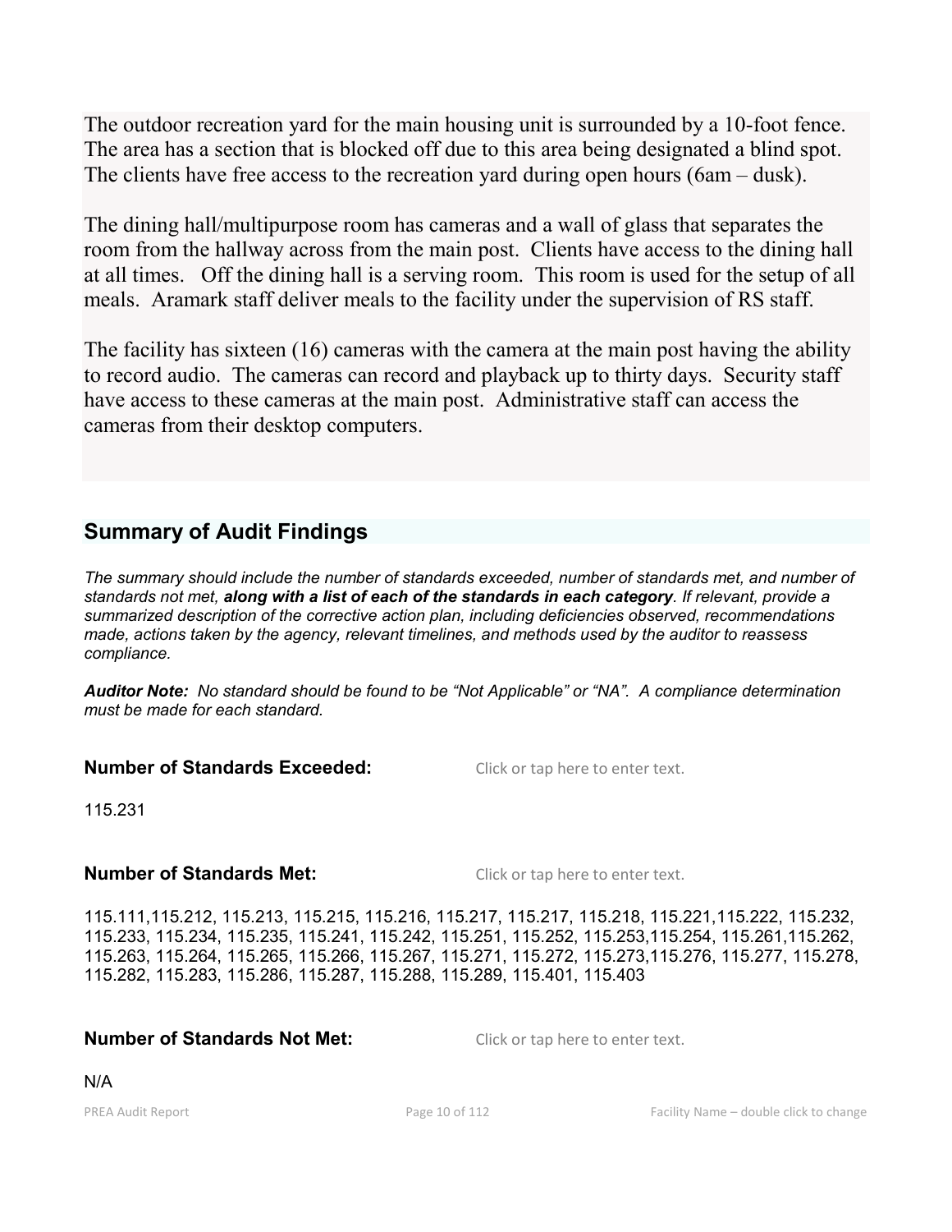The outdoor recreation yard for the main housing unit is surrounded by a 10-foot fence. The area has a section that is blocked off due to this area being designated a blind spot. The clients have free access to the recreation yard during open hours (6am – dusk).

The dining hall/multipurpose room has cameras and a wall of glass that separates the room from the hallway across from the main post. Clients have access to the dining hall at all times. Off the dining hall is a serving room. This room is used for the setup of all meals. Aramark staff deliver meals to the facility under the supervision of RS staff.

The facility has sixteen (16) cameras with the camera at the main post having the ability to record audio. The cameras can record and playback up to thirty days. Security staff have access to these cameras at the main post. Administrative staff can access the cameras from their desktop computers.

## Summary of Audit Findings

*The summary should include the number of standards exceeded, number of standards met, and number of standards not met, **along with a list of each of the standards in each category**. If relevant, provide a summarized description of the corrective action plan, including deficiencies observed, recommendations made, actions taken by the agency, relevant timelines, and methods used by the auditor to reassess compliance.*

***Auditor Note:*** *No standard should be found to be "Not Applicable" or "NA". A compliance determination must be made for each standard.*

**Number of Standards Exceeded:** Click or tap here to enter text.

115.231

**Number of Standards Met:** Click or tap here to enter text.

115.111,115.212, 115.213, 115.215, 115.216, 115.217, 115.217, 115.218, 115.221,115.222, 115.232, 115.233, 115.234, 115.235, 115.241, 115.242, 115.251, 115.252, 115.253,115.254, 115.261,115.262, 115.263, 115.264, 115.265, 115.266, 115.267, 115.271, 115.272, 115.273,115.276, 115.277, 115.278, 115.282, 115.283, 115.286, 115.287, 115.288, 115.289, 115.401, 115.403

**Number of Standards Not Met:** Click or tap here to enter text.

N/A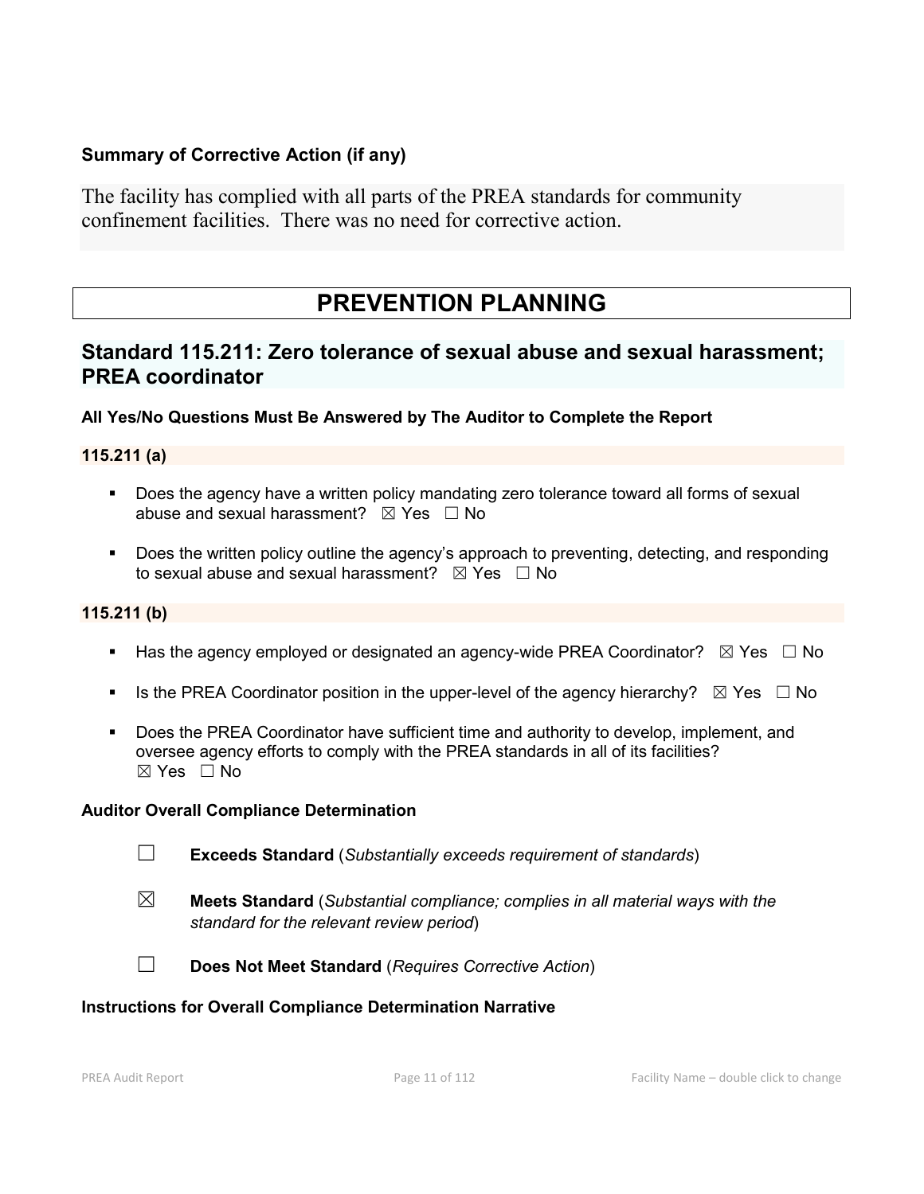**Summary of Corrective Action (if any)**

The facility has complied with all parts of the PREA standards for community confinement facilities. There was no need for corrective action.

# PREVENTION PLANNING

## Standard 115.211: Zero tolerance of sexual abuse and sexual harassment; PREA coordinator

**All Yes/No Questions Must Be Answered by The Auditor to Complete the Report**

**115.211 (a)**

- Does the agency have a written policy mandating zero tolerance toward all forms of sexual abuse and sexual harassment? ☒ Yes ☐ No
- Does the written policy outline the agency's approach to preventing, detecting, and responding to sexual abuse and sexual harassment? ☒ Yes ☐ No

**115.211 (b)**

- Has the agency employed or designated an agency-wide PREA Coordinator? ☒ Yes ☐ No
- Is the PREA Coordinator position in the upper-level of the agency hierarchy? ☒ Yes ☐ No
- Does the PREA Coordinator have sufficient time and authority to develop, implement, and oversee agency efforts to comply with the PREA standards in all of its facilities? ☒ Yes ☐ No

**Auditor Overall Compliance Determination**

☐ **Exceeds Standard** (*Substantially exceeds requirement of standards*)

☒ **Meets Standard** (*Substantial compliance; complies in all material ways with the standard for the relevant review period*)

☐ **Does Not Meet Standard** (*Requires Corrective Action*)

**Instructions for Overall Compliance Determination Narrative**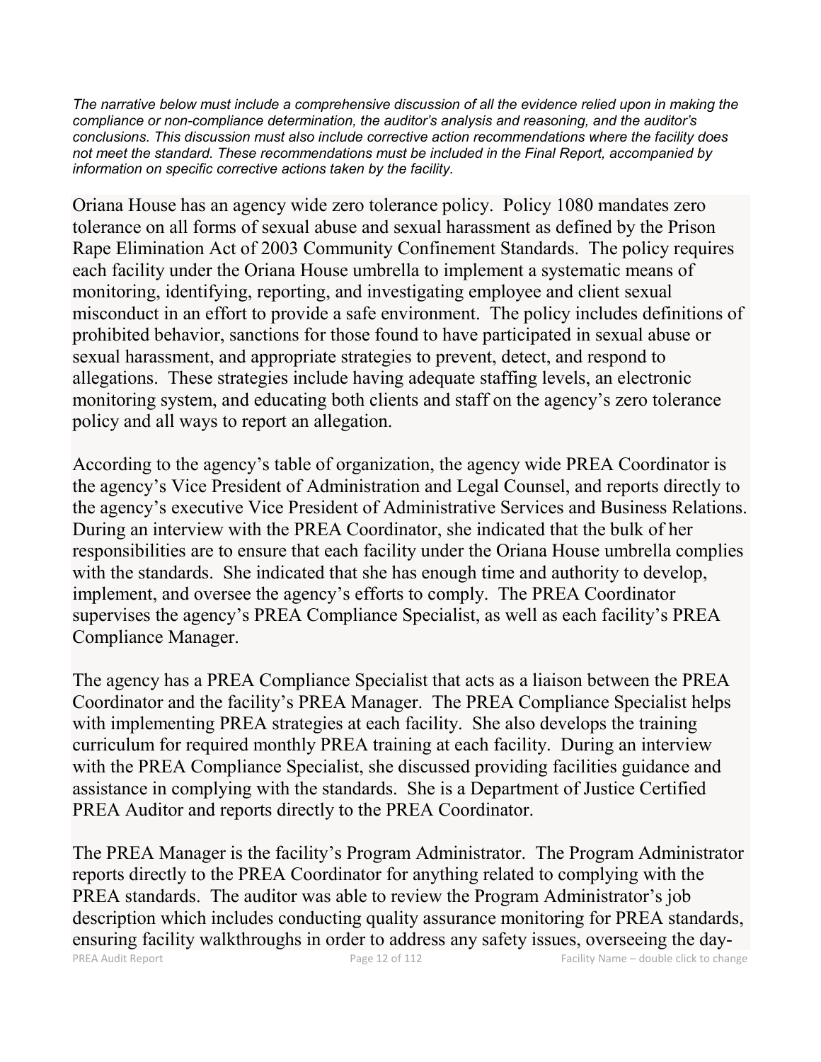*The narrative below must include a comprehensive discussion of all the evidence relied upon in making the compliance or non-compliance determination, the auditor's analysis and reasoning, and the auditor's conclusions. This discussion must also include corrective action recommendations where the facility does not meet the standard. These recommendations must be included in the Final Report, accompanied by information on specific corrective actions taken by the facility.*

Oriana House has an agency wide zero tolerance policy. Policy 1080 mandates zero tolerance on all forms of sexual abuse and sexual harassment as defined by the Prison Rape Elimination Act of 2003 Community Confinement Standards. The policy requires each facility under the Oriana House umbrella to implement a systematic means of monitoring, identifying, reporting, and investigating employee and client sexual misconduct in an effort to provide a safe environment. The policy includes definitions of prohibited behavior, sanctions for those found to have participated in sexual abuse or sexual harassment, and appropriate strategies to prevent, detect, and respond to allegations. These strategies include having adequate staffing levels, an electronic monitoring system, and educating both clients and staff on the agency's zero tolerance policy and all ways to report an allegation.

According to the agency's table of organization, the agency wide PREA Coordinator is the agency's Vice President of Administration and Legal Counsel, and reports directly to the agency's executive Vice President of Administrative Services and Business Relations. During an interview with the PREA Coordinator, she indicated that the bulk of her responsibilities are to ensure that each facility under the Oriana House umbrella complies with the standards. She indicated that she has enough time and authority to develop, implement, and oversee the agency's efforts to comply. The PREA Coordinator supervises the agency's PREA Compliance Specialist, as well as each facility's PREA Compliance Manager.

The agency has a PREA Compliance Specialist that acts as a liaison between the PREA Coordinator and the facility's PREA Manager. The PREA Compliance Specialist helps with implementing PREA strategies at each facility. She also develops the training curriculum for required monthly PREA training at each facility. During an interview with the PREA Compliance Specialist, she discussed providing facilities guidance and assistance in complying with the standards. She is a Department of Justice Certified PREA Auditor and reports directly to the PREA Coordinator.

The PREA Manager is the facility's Program Administrator. The Program Administrator reports directly to the PREA Coordinator for anything related to complying with the PREA standards. The auditor was able to review the Program Administrator's job description which includes conducting quality assurance monitoring for PREA standards, ensuring facility walkthroughs in order to address any safety issues, overseeing the day-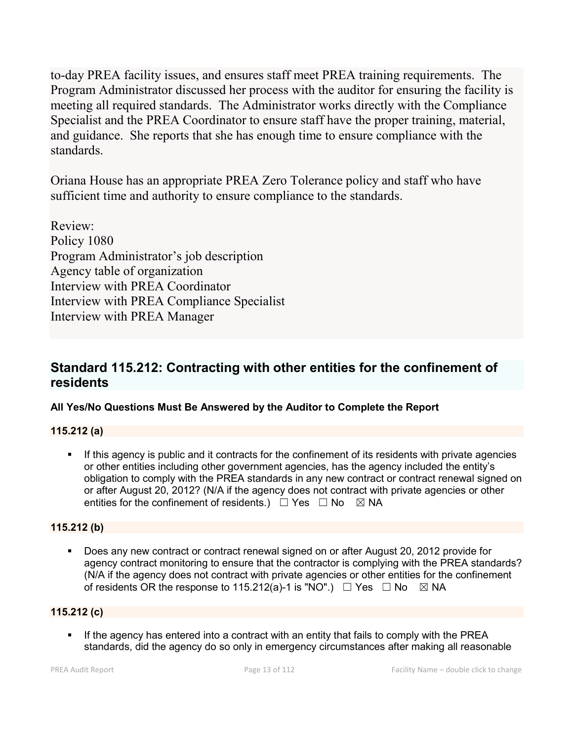to-day PREA facility issues, and ensures staff meet PREA training requirements. The Program Administrator discussed her process with the auditor for ensuring the facility is meeting all required standards. The Administrator works directly with the Compliance Specialist and the PREA Coordinator to ensure staff have the proper training, material, and guidance. She reports that she has enough time to ensure compliance with the standards.

Oriana House has an appropriate PREA Zero Tolerance policy and staff who have sufficient time and authority to ensure compliance to the standards.

Review:
Policy 1080
Program Administrator's job description
Agency table of organization
Interview with PREA Coordinator
Interview with PREA Compliance Specialist
Interview with PREA Manager

## Standard 115.212: Contracting with other entities for the confinement of residents

**All Yes/No Questions Must Be Answered by the Auditor to Complete the Report**

**115.212 (a)**

- If this agency is public and it contracts for the confinement of its residents with private agencies or other entities including other government agencies, has the agency included the entity's obligation to comply with the PREA standards in any new contract or contract renewal signed on or after August 20, 2012? (N/A if the agency does not contract with private agencies or other entities for the confinement of residents.) ☐ Yes ☐ No ☒ NA

**115.212 (b)**

- Does any new contract or contract renewal signed on or after August 20, 2012 provide for agency contract monitoring to ensure that the contractor is complying with the PREA standards? (N/A if the agency does not contract with private agencies or other entities for the confinement of residents OR the response to 115.212(a)-1 is "NO".) ☐ Yes ☐ No ☒ NA

**115.212 (c)**

- If the agency has entered into a contract with an entity that fails to comply with the PREA standards, did the agency do so only in emergency circumstances after making all reasonable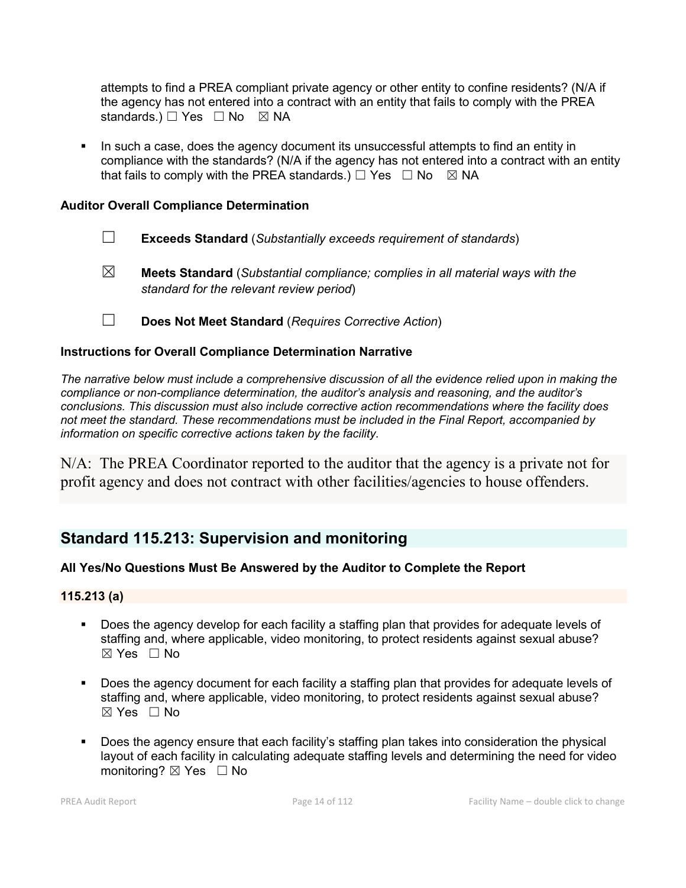attempts to find a PREA compliant private agency or other entity to confine residents? (N/A if the agency has not entered into a contract with an entity that fails to comply with the PREA standards.) ☐ Yes ☐ No ☒ NA

- In such a case, does the agency document its unsuccessful attempts to find an entity in compliance with the standards? (N/A if the agency has not entered into a contract with an entity that fails to comply with the PREA standards.) ☐ Yes ☐ No ☒ NA

**Auditor Overall Compliance Determination**

☐ **Exceeds Standard** (*Substantially exceeds requirement of standards*)

☒ **Meets Standard** (*Substantial compliance; complies in all material ways with the standard for the relevant review period*)

☐ **Does Not Meet Standard** (*Requires Corrective Action*)

**Instructions for Overall Compliance Determination Narrative**

*The narrative below must include a comprehensive discussion of all the evidence relied upon in making the compliance or non-compliance determination, the auditor's analysis and reasoning, and the auditor's conclusions. This discussion must also include corrective action recommendations where the facility does not meet the standard. These recommendations must be included in the Final Report, accompanied by information on specific corrective actions taken by the facility.*

N/A: The PREA Coordinator reported to the auditor that the agency is a private not for profit agency and does not contract with other facilities/agencies to house offenders.

## Standard 115.213: Supervision and monitoring

**All Yes/No Questions Must Be Answered by the Auditor to Complete the Report**

**115.213 (a)**

- Does the agency develop for each facility a staffing plan that provides for adequate levels of staffing and, where applicable, video monitoring, to protect residents against sexual abuse? ☒ Yes ☐ No

- Does the agency document for each facility a staffing plan that provides for adequate levels of staffing and, where applicable, video monitoring, to protect residents against sexual abuse? ☒ Yes ☐ No

- Does the agency ensure that each facility's staffing plan takes into consideration the physical layout of each facility in calculating adequate staffing levels and determining the need for video monitoring? ☒ Yes ☐ No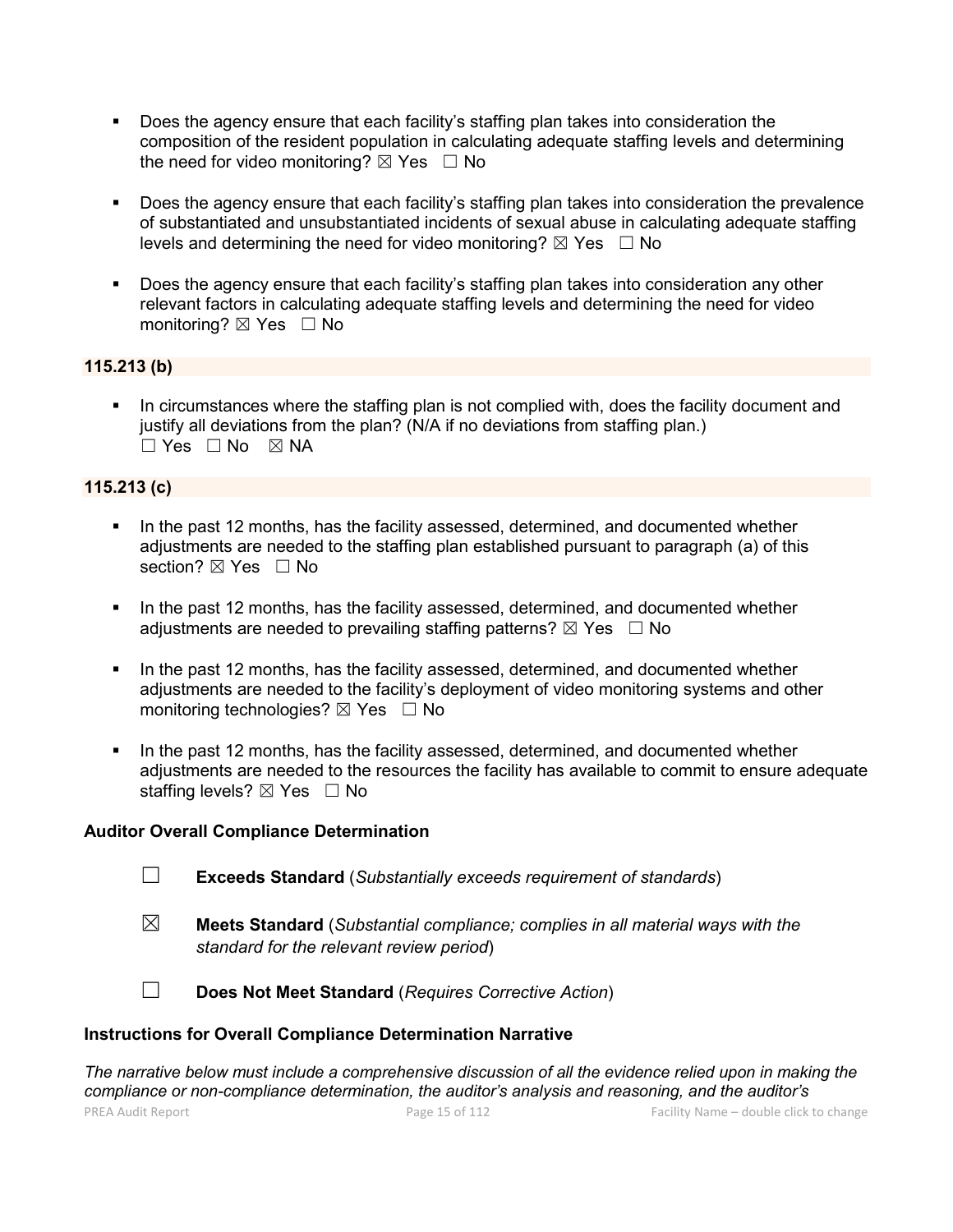- Does the agency ensure that each facility's staffing plan takes into consideration the composition of the resident population in calculating adequate staffing levels and determining the need for video monitoring? ☒ Yes ☐ No

- Does the agency ensure that each facility's staffing plan takes into consideration the prevalence of substantiated and unsubstantiated incidents of sexual abuse in calculating adequate staffing levels and determining the need for video monitoring? ☒ Yes ☐ No

- Does the agency ensure that each facility's staffing plan takes into consideration any other relevant factors in calculating adequate staffing levels and determining the need for video monitoring? ☒ Yes ☐ No

### 115.213 (b)

- In circumstances where the staffing plan is not complied with, does the facility document and justify all deviations from the plan? (N/A if no deviations from staffing plan.) ☐ Yes ☐ No ☒ NA

### 115.213 (c)

- In the past 12 months, has the facility assessed, determined, and documented whether adjustments are needed to the staffing plan established pursuant to paragraph (a) of this section? ☒ Yes ☐ No

- In the past 12 months, has the facility assessed, determined, and documented whether adjustments are needed to prevailing staffing patterns? ☒ Yes ☐ No

- In the past 12 months, has the facility assessed, determined, and documented whether adjustments are needed to the facility's deployment of video monitoring systems and other monitoring technologies? ☒ Yes ☐ No

- In the past 12 months, has the facility assessed, determined, and documented whether adjustments are needed to the resources the facility has available to commit to ensure adequate staffing levels? ☒ Yes ☐ No

**Auditor Overall Compliance Determination**

☐ **Exceeds Standard** (*Substantially exceeds requirement of standards*)

☒ **Meets Standard** (*Substantial compliance; complies in all material ways with the standard for the relevant review period*)

☐ **Does Not Meet Standard** (*Requires Corrective Action*)

**Instructions for Overall Compliance Determination Narrative**

*The narrative below must include a comprehensive discussion of all the evidence relied upon in making the compliance or non-compliance determination, the auditor's analysis and reasoning, and the auditor's*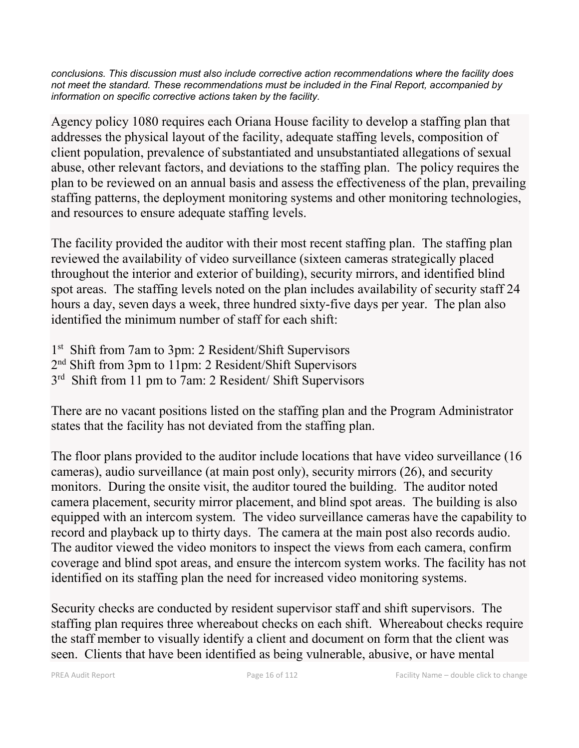*conclusions. This discussion must also include corrective action recommendations where the facility does not meet the standard. These recommendations must be included in the Final Report, accompanied by information on specific corrective actions taken by the facility.*

Agency policy 1080 requires each Oriana House facility to develop a staffing plan that addresses the physical layout of the facility, adequate staffing levels, composition of client population, prevalence of substantiated and unsubstantiated allegations of sexual abuse, other relevant factors, and deviations to the staffing plan. The policy requires the plan to be reviewed on an annual basis and assess the effectiveness of the plan, prevailing staffing patterns, the deployment monitoring systems and other monitoring technologies, and resources to ensure adequate staffing levels.

The facility provided the auditor with their most recent staffing plan. The staffing plan reviewed the availability of video surveillance (sixteen cameras strategically placed throughout the interior and exterior of building), security mirrors, and identified blind spot areas. The staffing levels noted on the plan includes availability of security staff 24 hours a day, seven days a week, three hundred sixty-five days per year. The plan also identified the minimum number of staff for each shift:

1st Shift from 7am to 3pm: 2 Resident/Shift Supervisors
2nd Shift from 3pm to 11pm: 2 Resident/Shift Supervisors
3rd Shift from 11 pm to 7am: 2 Resident/ Shift Supervisors

There are no vacant positions listed on the staffing plan and the Program Administrator states that the facility has not deviated from the staffing plan.

The floor plans provided to the auditor include locations that have video surveillance (16 cameras), audio surveillance (at main post only), security mirrors (26), and security monitors. During the onsite visit, the auditor toured the building. The auditor noted camera placement, security mirror placement, and blind spot areas. The building is also equipped with an intercom system. The video surveillance cameras have the capability to record and playback up to thirty days. The camera at the main post also records audio. The auditor viewed the video monitors to inspect the views from each camera, confirm coverage and blind spot areas, and ensure the intercom system works. The facility has not identified on its staffing plan the need for increased video monitoring systems.

Security checks are conducted by resident supervisor staff and shift supervisors. The staffing plan requires three whereabout checks on each shift. Whereabout checks require the staff member to visually identify a client and document on form that the client was seen. Clients that have been identified as being vulnerable, abusive, or have mental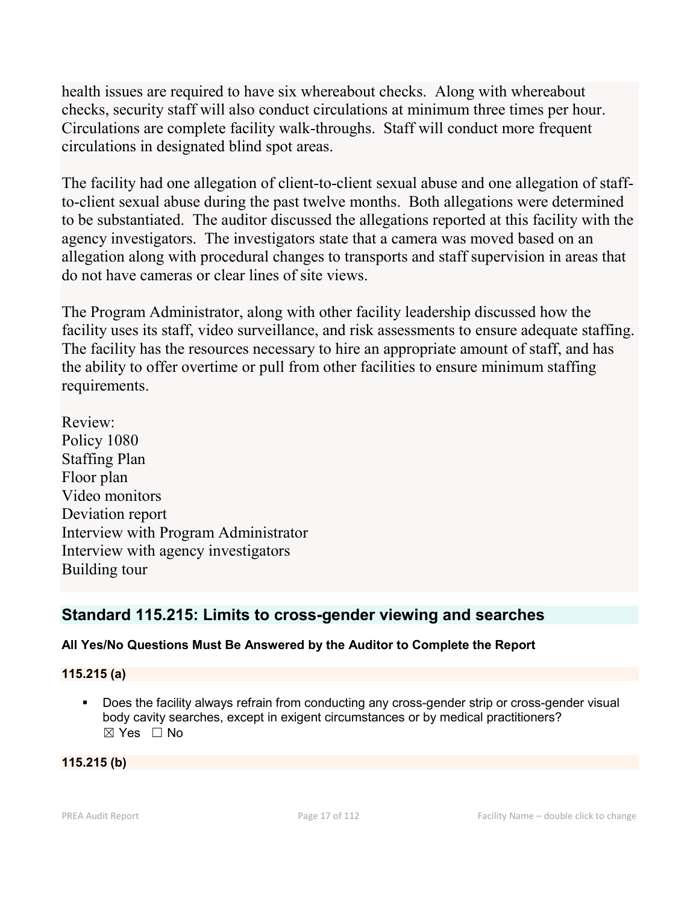health issues are required to have six whereabout checks. Along with whereabout checks, security staff will also conduct circulations at minimum three times per hour. Circulations are complete facility walk-throughs. Staff will conduct more frequent circulations in designated blind spot areas.

The facility had one allegation of client-to-client sexual abuse and one allegation of staff-to-client sexual abuse during the past twelve months. Both allegations were determined to be substantiated. The auditor discussed the allegations reported at this facility with the agency investigators. The investigators state that a camera was moved based on an allegation along with procedural changes to transports and staff supervision in areas that do not have cameras or clear lines of site views.

The Program Administrator, along with other facility leadership discussed how the facility uses its staff, video surveillance, and risk assessments to ensure adequate staffing. The facility has the resources necessary to hire an appropriate amount of staff, and has the ability to offer overtime or pull from other facilities to ensure minimum staffing requirements.

Review:
Policy 1080
Staffing Plan
Floor plan
Video monitors
Deviation report
Interview with Program Administrator
Interview with agency investigators
Building tour

## Standard 115.215: Limits to cross-gender viewing and searches

**All Yes/No Questions Must Be Answered by the Auditor to Complete the Report**

**115.215 (a)**

- Does the facility always refrain from conducting any cross-gender strip or cross-gender visual body cavity searches, except in exigent circumstances or by medical practitioners?
  ☒ Yes ☐ No

**115.215 (b)**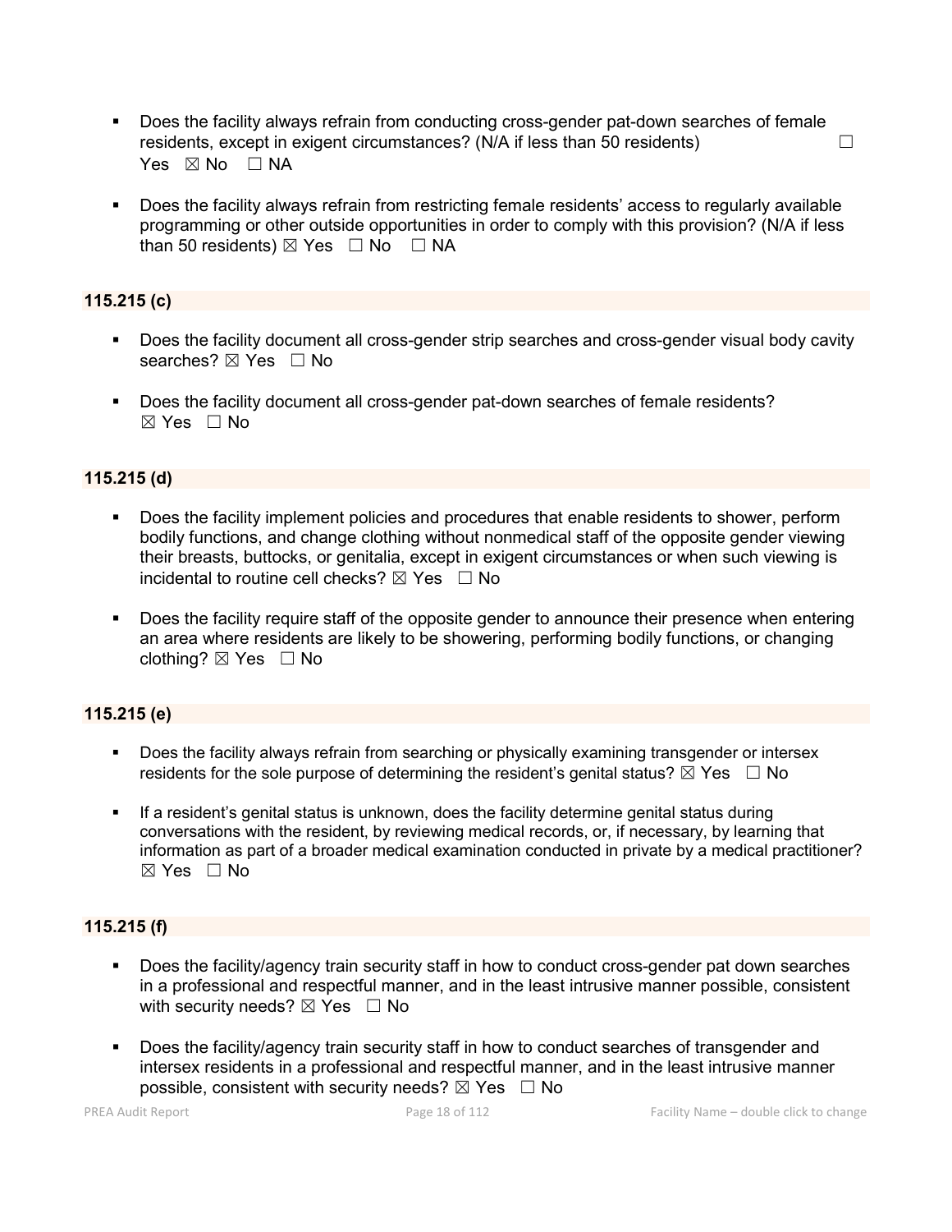- Does the facility always refrain from conducting cross-gender pat-down searches of female residents, except in exigent circumstances? (N/A if less than 50 residents) ☐ Yes ☒ No ☐ NA

- Does the facility always refrain from restricting female residents' access to regularly available programming or other outside opportunities in order to comply with this provision? (N/A if less than 50 residents) ☒ Yes ☐ No ☐ NA

### 115.215 (c)

- Does the facility document all cross-gender strip searches and cross-gender visual body cavity searches? ☒ Yes ☐ No

- Does the facility document all cross-gender pat-down searches of female residents? ☒ Yes ☐ No

### 115.215 (d)

- Does the facility implement policies and procedures that enable residents to shower, perform bodily functions, and change clothing without nonmedical staff of the opposite gender viewing their breasts, buttocks, or genitalia, except in exigent circumstances or when such viewing is incidental to routine cell checks? ☒ Yes ☐ No

- Does the facility require staff of the opposite gender to announce their presence when entering an area where residents are likely to be showering, performing bodily functions, or changing clothing? ☒ Yes ☐ No

### 115.215 (e)

- Does the facility always refrain from searching or physically examining transgender or intersex residents for the sole purpose of determining the resident's genital status? ☒ Yes ☐ No

- If a resident's genital status is unknown, does the facility determine genital status during conversations with the resident, by reviewing medical records, or, if necessary, by learning that information as part of a broader medical examination conducted in private by a medical practitioner? ☒ Yes ☐ No

### 115.215 (f)

- Does the facility/agency train security staff in how to conduct cross-gender pat down searches in a professional and respectful manner, and in the least intrusive manner possible, consistent with security needs? ☒ Yes ☐ No

- Does the facility/agency train security staff in how to conduct searches of transgender and intersex residents in a professional and respectful manner, and in the least intrusive manner possible, consistent with security needs? ☒ Yes ☐ No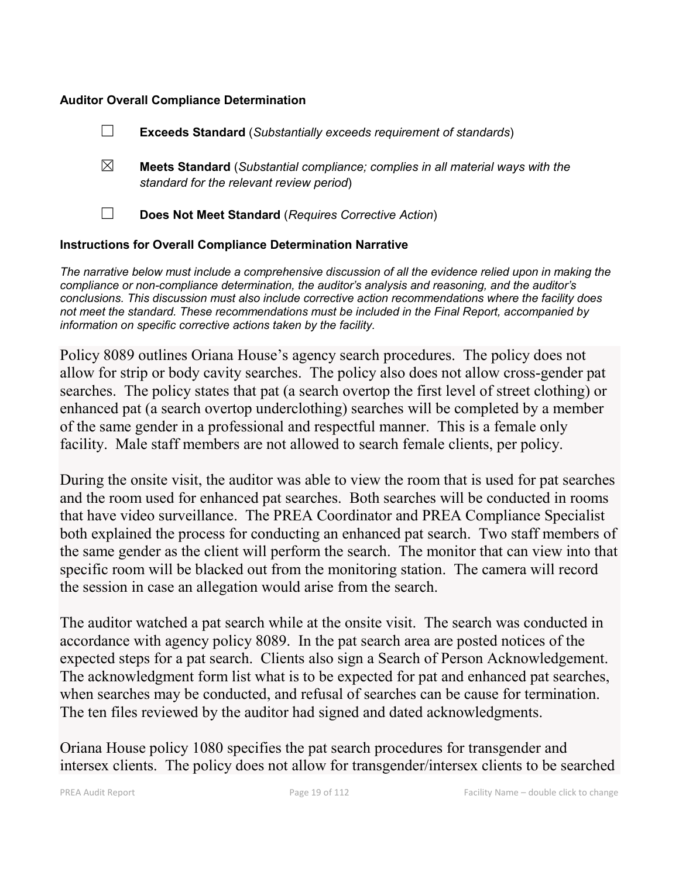**Auditor Overall Compliance Determination**

☐ **Exceeds Standard** (*Substantially exceeds requirement of standards*)

☒ **Meets Standard** (*Substantial compliance; complies in all material ways with the standard for the relevant review period*)

☐ **Does Not Meet Standard** (*Requires Corrective Action*)

**Instructions for Overall Compliance Determination Narrative**

*The narrative below must include a comprehensive discussion of all the evidence relied upon in making the compliance or non-compliance determination, the auditor's analysis and reasoning, and the auditor's conclusions. This discussion must also include corrective action recommendations where the facility does not meet the standard. These recommendations must be included in the Final Report, accompanied by information on specific corrective actions taken by the facility.*

Policy 8089 outlines Oriana House's agency search procedures. The policy does not allow for strip or body cavity searches. The policy also does not allow cross-gender pat searches. The policy states that pat (a search overtop the first level of street clothing) or enhanced pat (a search overtop underclothing) searches will be completed by a member of the same gender in a professional and respectful manner. This is a female only facility. Male staff members are not allowed to search female clients, per policy.

During the onsite visit, the auditor was able to view the room that is used for pat searches and the room used for enhanced pat searches. Both searches will be conducted in rooms that have video surveillance. The PREA Coordinator and PREA Compliance Specialist both explained the process for conducting an enhanced pat search. Two staff members of the same gender as the client will perform the search. The monitor that can view into that specific room will be blacked out from the monitoring station. The camera will record the session in case an allegation would arise from the search.

The auditor watched a pat search while at the onsite visit. The search was conducted in accordance with agency policy 8089. In the pat search area are posted notices of the expected steps for a pat search. Clients also sign a Search of Person Acknowledgement. The acknowledgment form list what is to be expected for pat and enhanced pat searches, when searches may be conducted, and refusal of searches can be cause for termination. The ten files reviewed by the auditor had signed and dated acknowledgments.

Oriana House policy 1080 specifies the pat search procedures for transgender and intersex clients. The policy does not allow for transgender/intersex clients to be searched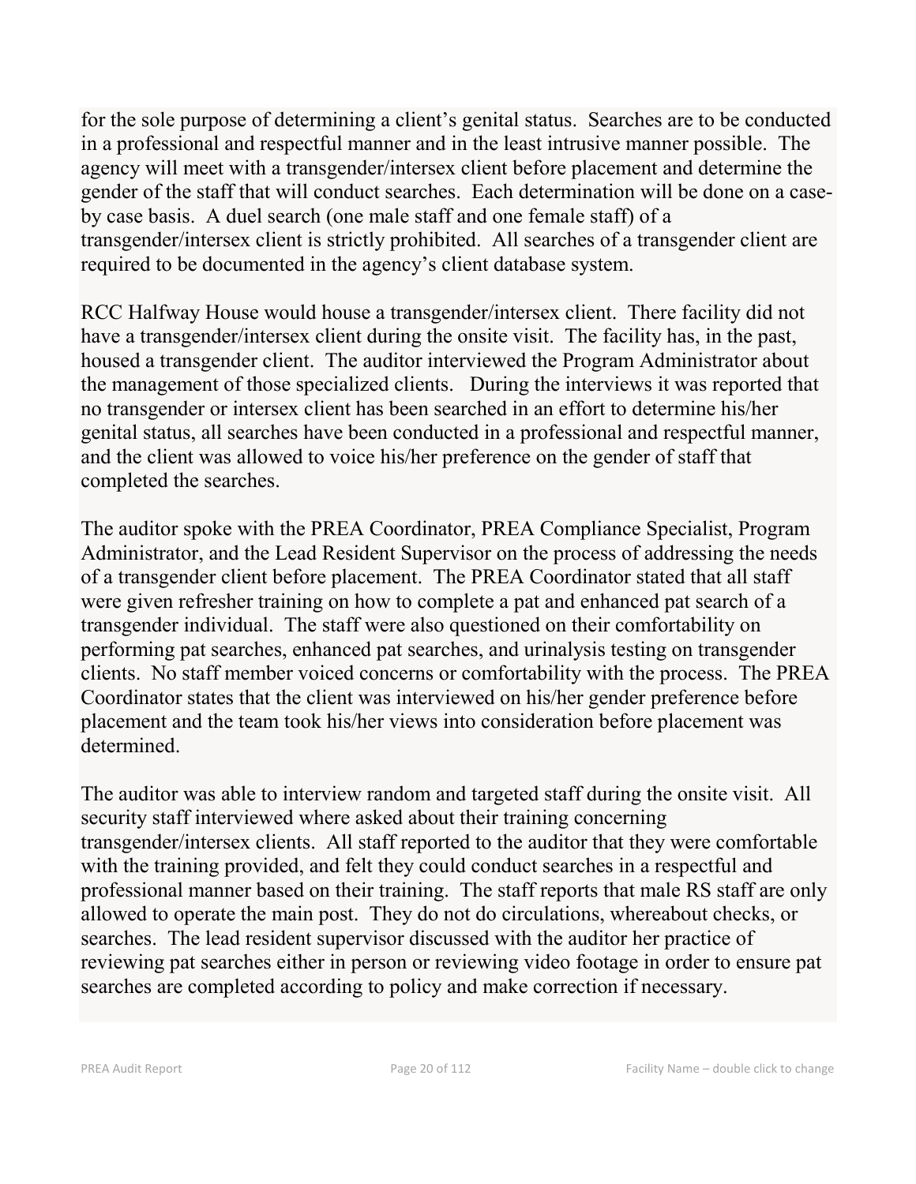for the sole purpose of determining a client's genital status. Searches are to be conducted in a professional and respectful manner and in the least intrusive manner possible. The agency will meet with a transgender/intersex client before placement and determine the gender of the staff that will conduct searches. Each determination will be done on a case-by case basis. A duel search (one male staff and one female staff) of a transgender/intersex client is strictly prohibited. All searches of a transgender client are required to be documented in the agency's client database system.

RCC Halfway House would house a transgender/intersex client. There facility did not have a transgender/intersex client during the onsite visit. The facility has, in the past, housed a transgender client. The auditor interviewed the Program Administrator about the management of those specialized clients. During the interviews it was reported that no transgender or intersex client has been searched in an effort to determine his/her genital status, all searches have been conducted in a professional and respectful manner, and the client was allowed to voice his/her preference on the gender of staff that completed the searches.

The auditor spoke with the PREA Coordinator, PREA Compliance Specialist, Program Administrator, and the Lead Resident Supervisor on the process of addressing the needs of a transgender client before placement. The PREA Coordinator stated that all staff were given refresher training on how to complete a pat and enhanced pat search of a transgender individual. The staff were also questioned on their comfortability on performing pat searches, enhanced pat searches, and urinalysis testing on transgender clients. No staff member voiced concerns or comfortability with the process. The PREA Coordinator states that the client was interviewed on his/her gender preference before placement and the team took his/her views into consideration before placement was determined.

The auditor was able to interview random and targeted staff during the onsite visit. All security staff interviewed where asked about their training concerning transgender/intersex clients. All staff reported to the auditor that they were comfortable with the training provided, and felt they could conduct searches in a respectful and professional manner based on their training. The staff reports that male RS staff are only allowed to operate the main post. They do not do circulations, whereabout checks, or searches. The lead resident supervisor discussed with the auditor her practice of reviewing pat searches either in person or reviewing video footage in order to ensure pat searches are completed according to policy and make correction if necessary.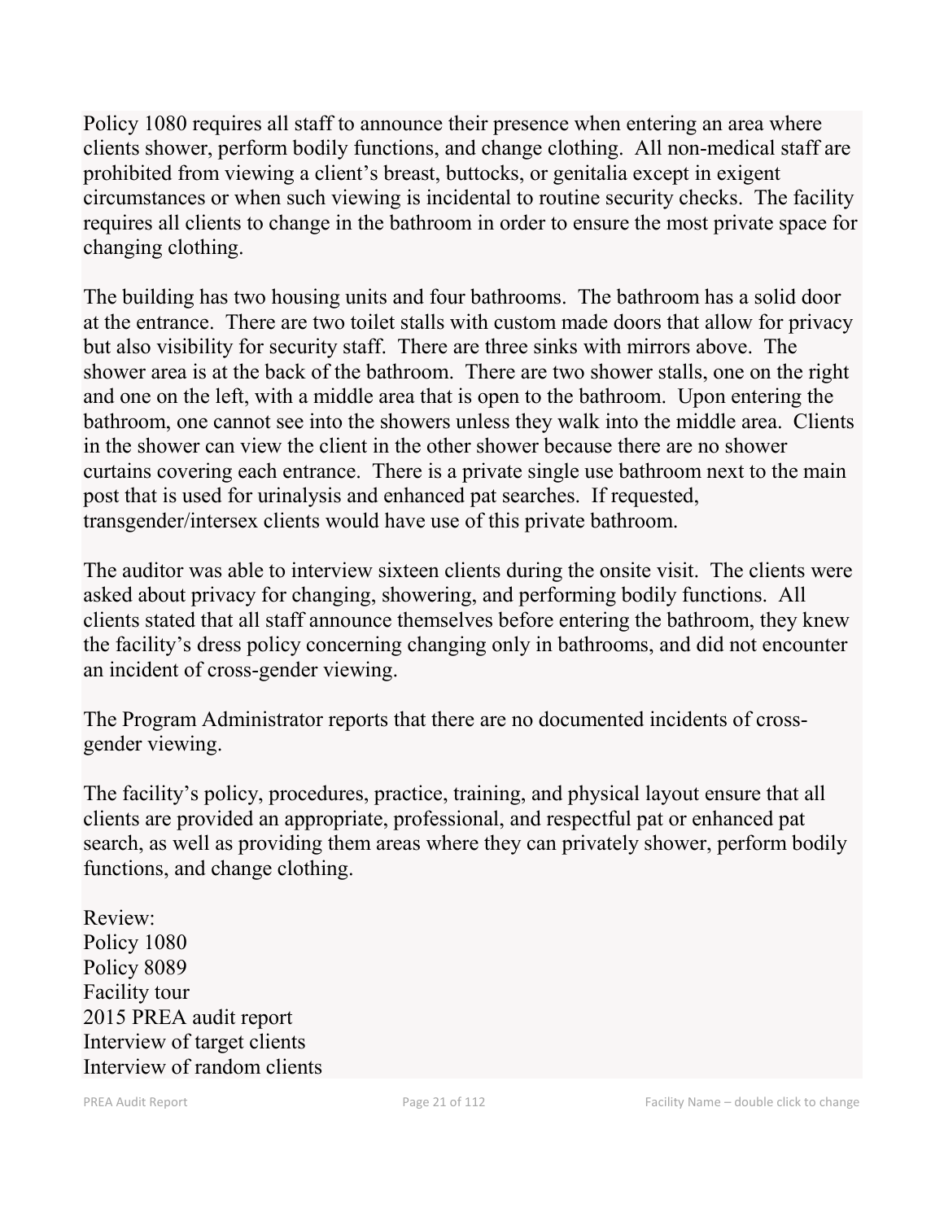Policy 1080 requires all staff to announce their presence when entering an area where clients shower, perform bodily functions, and change clothing. All non-medical staff are prohibited from viewing a client's breast, buttocks, or genitalia except in exigent circumstances or when such viewing is incidental to routine security checks. The facility requires all clients to change in the bathroom in order to ensure the most private space for changing clothing.

The building has two housing units and four bathrooms. The bathroom has a solid door at the entrance. There are two toilet stalls with custom made doors that allow for privacy but also visibility for security staff. There are three sinks with mirrors above. The shower area is at the back of the bathroom. There are two shower stalls, one on the right and one on the left, with a middle area that is open to the bathroom. Upon entering the bathroom, one cannot see into the showers unless they walk into the middle area. Clients in the shower can view the client in the other shower because there are no shower curtains covering each entrance. There is a private single use bathroom next to the main post that is used for urinalysis and enhanced pat searches. If requested, transgender/intersex clients would have use of this private bathroom.

The auditor was able to interview sixteen clients during the onsite visit. The clients were asked about privacy for changing, showering, and performing bodily functions. All clients stated that all staff announce themselves before entering the bathroom, they knew the facility's dress policy concerning changing only in bathrooms, and did not encounter an incident of cross-gender viewing.

The Program Administrator reports that there are no documented incidents of cross-gender viewing.

The facility's policy, procedures, practice, training, and physical layout ensure that all clients are provided an appropriate, professional, and respectful pat or enhanced pat search, as well as providing them areas where they can privately shower, perform bodily functions, and change clothing.

Review:
Policy 1080
Policy 8089
Facility tour
2015 PREA audit report
Interview of target clients
Interview of random clients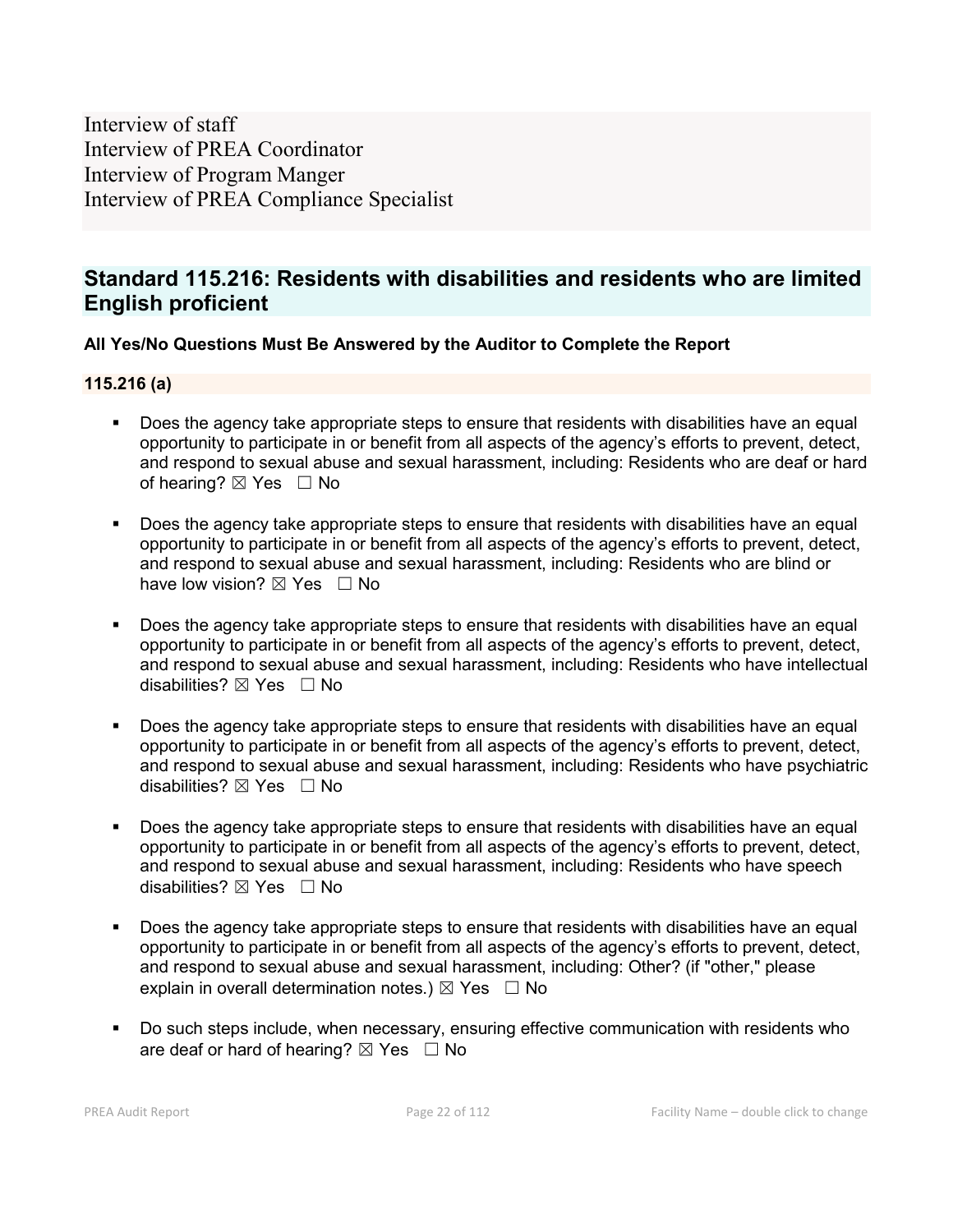Interview of staff
Interview of PREA Coordinator
Interview of Program Manger
Interview of PREA Compliance Specialist

## Standard 115.216: Residents with disabilities and residents who are limited English proficient

**All Yes/No Questions Must Be Answered by the Auditor to Complete the Report**

### 115.216 (a)

- Does the agency take appropriate steps to ensure that residents with disabilities have an equal opportunity to participate in or benefit from all aspects of the agency's efforts to prevent, detect, and respond to sexual abuse and sexual harassment, including: Residents who are deaf or hard of hearing? ☒ Yes ☐ No

- Does the agency take appropriate steps to ensure that residents with disabilities have an equal opportunity to participate in or benefit from all aspects of the agency's efforts to prevent, detect, and respond to sexual abuse and sexual harassment, including: Residents who are blind or have low vision? ☒ Yes ☐ No

- Does the agency take appropriate steps to ensure that residents with disabilities have an equal opportunity to participate in or benefit from all aspects of the agency's efforts to prevent, detect, and respond to sexual abuse and sexual harassment, including: Residents who have intellectual disabilities? ☒ Yes ☐ No

- Does the agency take appropriate steps to ensure that residents with disabilities have an equal opportunity to participate in or benefit from all aspects of the agency's efforts to prevent, detect, and respond to sexual abuse and sexual harassment, including: Residents who have psychiatric disabilities? ☒ Yes ☐ No

- Does the agency take appropriate steps to ensure that residents with disabilities have an equal opportunity to participate in or benefit from all aspects of the agency's efforts to prevent, detect, and respond to sexual abuse and sexual harassment, including: Residents who have speech disabilities? ☒ Yes ☐ No

- Does the agency take appropriate steps to ensure that residents with disabilities have an equal opportunity to participate in or benefit from all aspects of the agency's efforts to prevent, detect, and respond to sexual abuse and sexual harassment, including: Other? (if "other," please explain in overall determination notes.) ☒ Yes ☐ No

- Do such steps include, when necessary, ensuring effective communication with residents who are deaf or hard of hearing? ☒ Yes ☐ No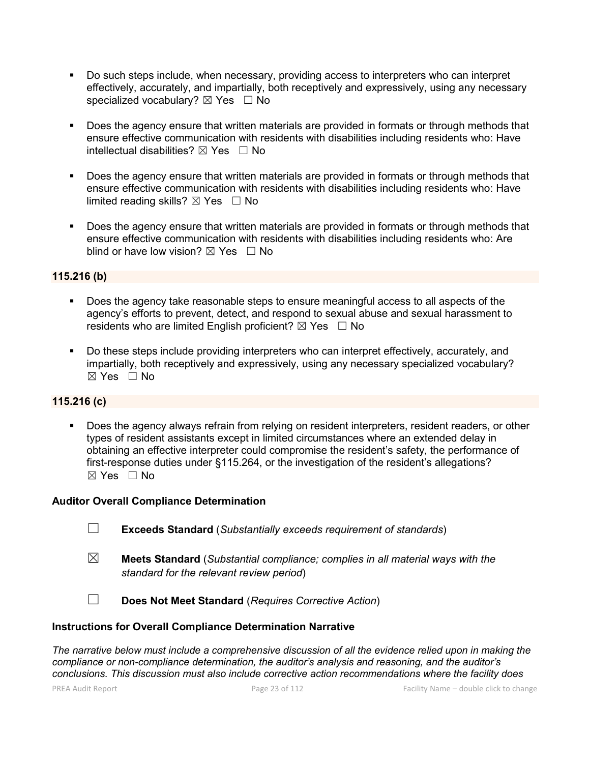- Do such steps include, when necessary, providing access to interpreters who can interpret effectively, accurately, and impartially, both receptively and expressively, using any necessary specialized vocabulary? ☒ Yes ☐ No

- Does the agency ensure that written materials are provided in formats or through methods that ensure effective communication with residents with disabilities including residents who: Have intellectual disabilities? ☒ Yes ☐ No

- Does the agency ensure that written materials are provided in formats or through methods that ensure effective communication with residents with disabilities including residents who: Have limited reading skills? ☒ Yes ☐ No

- Does the agency ensure that written materials are provided in formats or through methods that ensure effective communication with residents with disabilities including residents who: Are blind or have low vision? ☒ Yes ☐ No

**115.216 (b)**

- Does the agency take reasonable steps to ensure meaningful access to all aspects of the agency's efforts to prevent, detect, and respond to sexual abuse and sexual harassment to residents who are limited English proficient? ☒ Yes ☐ No

- Do these steps include providing interpreters who can interpret effectively, accurately, and impartially, both receptively and expressively, using any necessary specialized vocabulary? ☒ Yes ☐ No

**115.216 (c)**

- Does the agency always refrain from relying on resident interpreters, resident readers, or other types of resident assistants except in limited circumstances where an extended delay in obtaining an effective interpreter could compromise the resident's safety, the performance of first-response duties under §115.264, or the investigation of the resident's allegations? ☒ Yes ☐ No

**Auditor Overall Compliance Determination**

☐ **Exceeds Standard** (*Substantially exceeds requirement of standards*)

☒ **Meets Standard** (*Substantial compliance; complies in all material ways with the standard for the relevant review period*)

☐ **Does Not Meet Standard** (*Requires Corrective Action*)

**Instructions for Overall Compliance Determination Narrative**

*The narrative below must include a comprehensive discussion of all the evidence relied upon in making the compliance or non-compliance determination, the auditor's analysis and reasoning, and the auditor's conclusions. This discussion must also include corrective action recommendations where the facility does*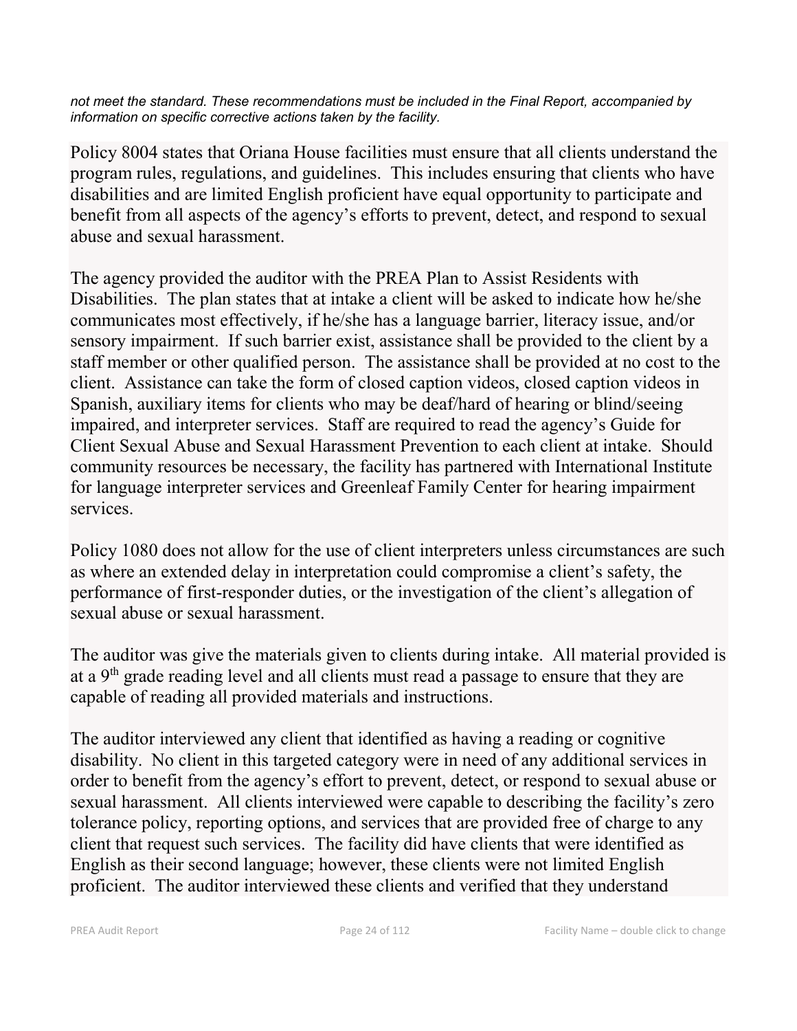*not meet the standard. These recommendations must be included in the Final Report, accompanied by information on specific corrective actions taken by the facility.*

Policy 8004 states that Oriana House facilities must ensure that all clients understand the program rules, regulations, and guidelines. This includes ensuring that clients who have disabilities and are limited English proficient have equal opportunity to participate and benefit from all aspects of the agency's efforts to prevent, detect, and respond to sexual abuse and sexual harassment.

The agency provided the auditor with the PREA Plan to Assist Residents with Disabilities. The plan states that at intake a client will be asked to indicate how he/she communicates most effectively, if he/she has a language barrier, literacy issue, and/or sensory impairment. If such barrier exist, assistance shall be provided to the client by a staff member or other qualified person. The assistance shall be provided at no cost to the client. Assistance can take the form of closed caption videos, closed caption videos in Spanish, auxiliary items for clients who may be deaf/hard of hearing or blind/seeing impaired, and interpreter services. Staff are required to read the agency's Guide for Client Sexual Abuse and Sexual Harassment Prevention to each client at intake. Should community resources be necessary, the facility has partnered with International Institute for language interpreter services and Greenleaf Family Center for hearing impairment services.

Policy 1080 does not allow for the use of client interpreters unless circumstances are such as where an extended delay in interpretation could compromise a client's safety, the performance of first-responder duties, or the investigation of the client's allegation of sexual abuse or sexual harassment.

The auditor was give the materials given to clients during intake. All material provided is at a 9th grade reading level and all clients must read a passage to ensure that they are capable of reading all provided materials and instructions.

The auditor interviewed any client that identified as having a reading or cognitive disability. No client in this targeted category were in need of any additional services in order to benefit from the agency's effort to prevent, detect, or respond to sexual abuse or sexual harassment. All clients interviewed were capable to describing the facility's zero tolerance policy, reporting options, and services that are provided free of charge to any client that request such services. The facility did have clients that were identified as English as their second language; however, these clients were not limited English proficient. The auditor interviewed these clients and verified that they understand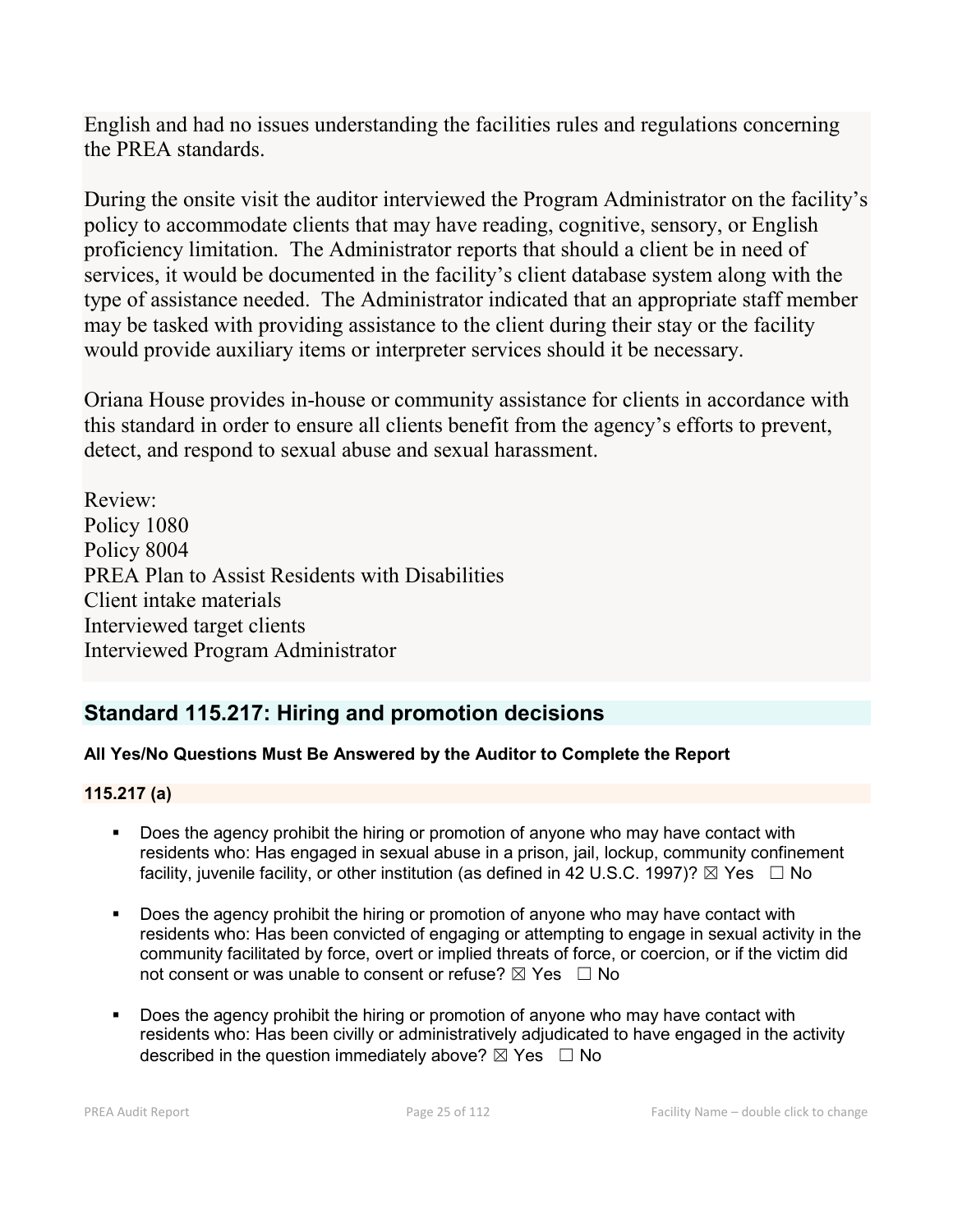English and had no issues understanding the facilities rules and regulations concerning the PREA standards.

During the onsite visit the auditor interviewed the Program Administrator on the facility's policy to accommodate clients that may have reading, cognitive, sensory, or English proficiency limitation. The Administrator reports that should a client be in need of services, it would be documented in the facility's client database system along with the type of assistance needed. The Administrator indicated that an appropriate staff member may be tasked with providing assistance to the client during their stay or the facility would provide auxiliary items or interpreter services should it be necessary.

Oriana House provides in-house or community assistance for clients in accordance with this standard in order to ensure all clients benefit from the agency's efforts to prevent, detect, and respond to sexual abuse and sexual harassment.

Review:
Policy 1080
Policy 8004
PREA Plan to Assist Residents with Disabilities
Client intake materials
Interviewed target clients
Interviewed Program Administrator

## Standard 115.217: Hiring and promotion decisions

**All Yes/No Questions Must Be Answered by the Auditor to Complete the Report**

### 115.217 (a)

- Does the agency prohibit the hiring or promotion of anyone who may have contact with residents who: Has engaged in sexual abuse in a prison, jail, lockup, community confinement facility, juvenile facility, or other institution (as defined in 42 U.S.C. 1997)? ☒ Yes ☐ No

- Does the agency prohibit the hiring or promotion of anyone who may have contact with residents who: Has been convicted of engaging or attempting to engage in sexual activity in the community facilitated by force, overt or implied threats of force, or coercion, or if the victim did not consent or was unable to consent or refuse? ☒ Yes ☐ No

- Does the agency prohibit the hiring or promotion of anyone who may have contact with residents who: Has been civilly or administratively adjudicated to have engaged in the activity described in the question immediately above? ☒ Yes ☐ No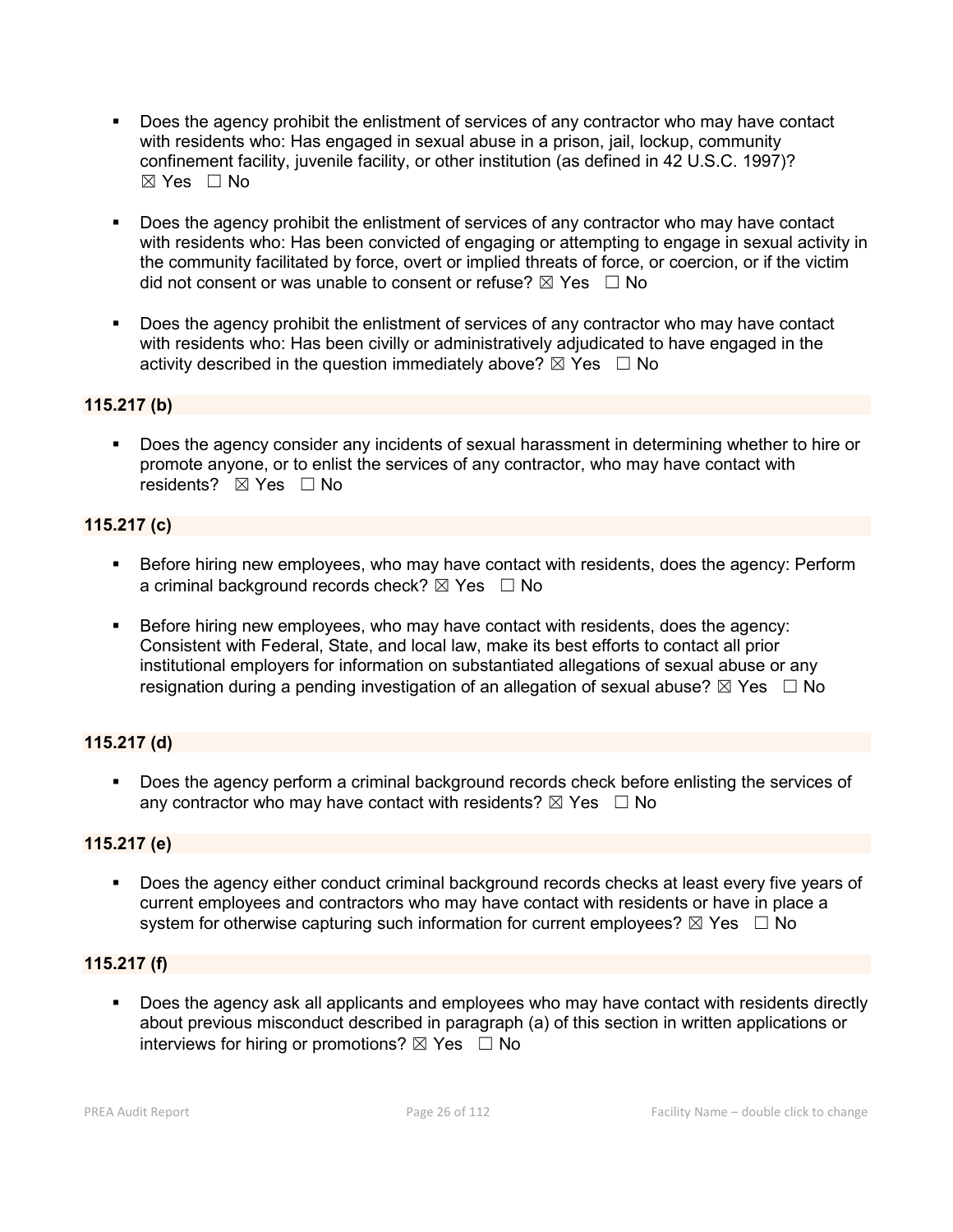- Does the agency prohibit the enlistment of services of any contractor who may have contact with residents who: Has engaged in sexual abuse in a prison, jail, lockup, community confinement facility, juvenile facility, or other institution (as defined in 42 U.S.C. 1997)? ☒ Yes ☐ No

- Does the agency prohibit the enlistment of services of any contractor who may have contact with residents who: Has been convicted of engaging or attempting to engage in sexual activity in the community facilitated by force, overt or implied threats of force, or coercion, or if the victim did not consent or was unable to consent or refuse? ☒ Yes ☐ No

- Does the agency prohibit the enlistment of services of any contractor who may have contact with residents who: Has been civilly or administratively adjudicated to have engaged in the activity described in the question immediately above? ☒ Yes ☐ No

**115.217 (b)**

- Does the agency consider any incidents of sexual harassment in determining whether to hire or promote anyone, or to enlist the services of any contractor, who may have contact with residents? ☒ Yes ☐ No

**115.217 (c)**

- Before hiring new employees, who may have contact with residents, does the agency: Perform a criminal background records check? ☒ Yes ☐ No

- Before hiring new employees, who may have contact with residents, does the agency: Consistent with Federal, State, and local law, make its best efforts to contact all prior institutional employers for information on substantiated allegations of sexual abuse or any resignation during a pending investigation of an allegation of sexual abuse? ☒ Yes ☐ No

**115.217 (d)**

- Does the agency perform a criminal background records check before enlisting the services of any contractor who may have contact with residents? ☒ Yes ☐ No

**115.217 (e)**

- Does the agency either conduct criminal background records checks at least every five years of current employees and contractors who may have contact with residents or have in place a system for otherwise capturing such information for current employees? ☒ Yes ☐ No

**115.217 (f)**

- Does the agency ask all applicants and employees who may have contact with residents directly about previous misconduct described in paragraph (a) of this section in written applications or interviews for hiring or promotions? ☒ Yes ☐ No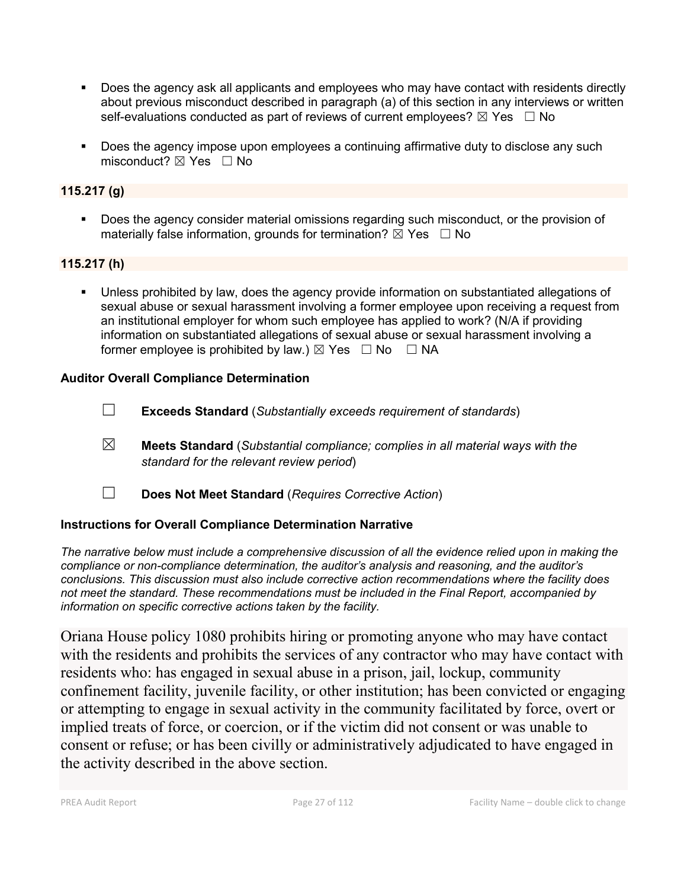- Does the agency ask all applicants and employees who may have contact with residents directly about previous misconduct described in paragraph (a) of this section in any interviews or written self-evaluations conducted as part of reviews of current employees? ☒ Yes ☐ No

- Does the agency impose upon employees a continuing affirmative duty to disclose any such misconduct? ☒ Yes ☐ No

**115.217 (g)**

- Does the agency consider material omissions regarding such misconduct, or the provision of materially false information, grounds for termination? ☒ Yes ☐ No

**115.217 (h)**

- Unless prohibited by law, does the agency provide information on substantiated allegations of sexual abuse or sexual harassment involving a former employee upon receiving a request from an institutional employer for whom such employee has applied to work? (N/A if providing information on substantiated allegations of sexual abuse or sexual harassment involving a former employee is prohibited by law.) ☒ Yes ☐ No ☐ NA

**Auditor Overall Compliance Determination**

☐ **Exceeds Standard** (*Substantially exceeds requirement of standards*)

☒ **Meets Standard** (*Substantial compliance; complies in all material ways with the standard for the relevant review period*)

☐ **Does Not Meet Standard** (*Requires Corrective Action*)

**Instructions for Overall Compliance Determination Narrative**

*The narrative below must include a comprehensive discussion of all the evidence relied upon in making the compliance or non-compliance determination, the auditor's analysis and reasoning, and the auditor's conclusions. This discussion must also include corrective action recommendations where the facility does not meet the standard. These recommendations must be included in the Final Report, accompanied by information on specific corrective actions taken by the facility.*

Oriana House policy 1080 prohibits hiring or promoting anyone who may have contact with the residents and prohibits the services of any contractor who may have contact with residents who: has engaged in sexual abuse in a prison, jail, lockup, community confinement facility, juvenile facility, or other institution; has been convicted or engaging or attempting to engage in sexual activity in the community facilitated by force, overt or implied treats of force, or coercion, or if the victim did not consent or was unable to consent or refuse; or has been civilly or administratively adjudicated to have engaged in the activity described in the above section.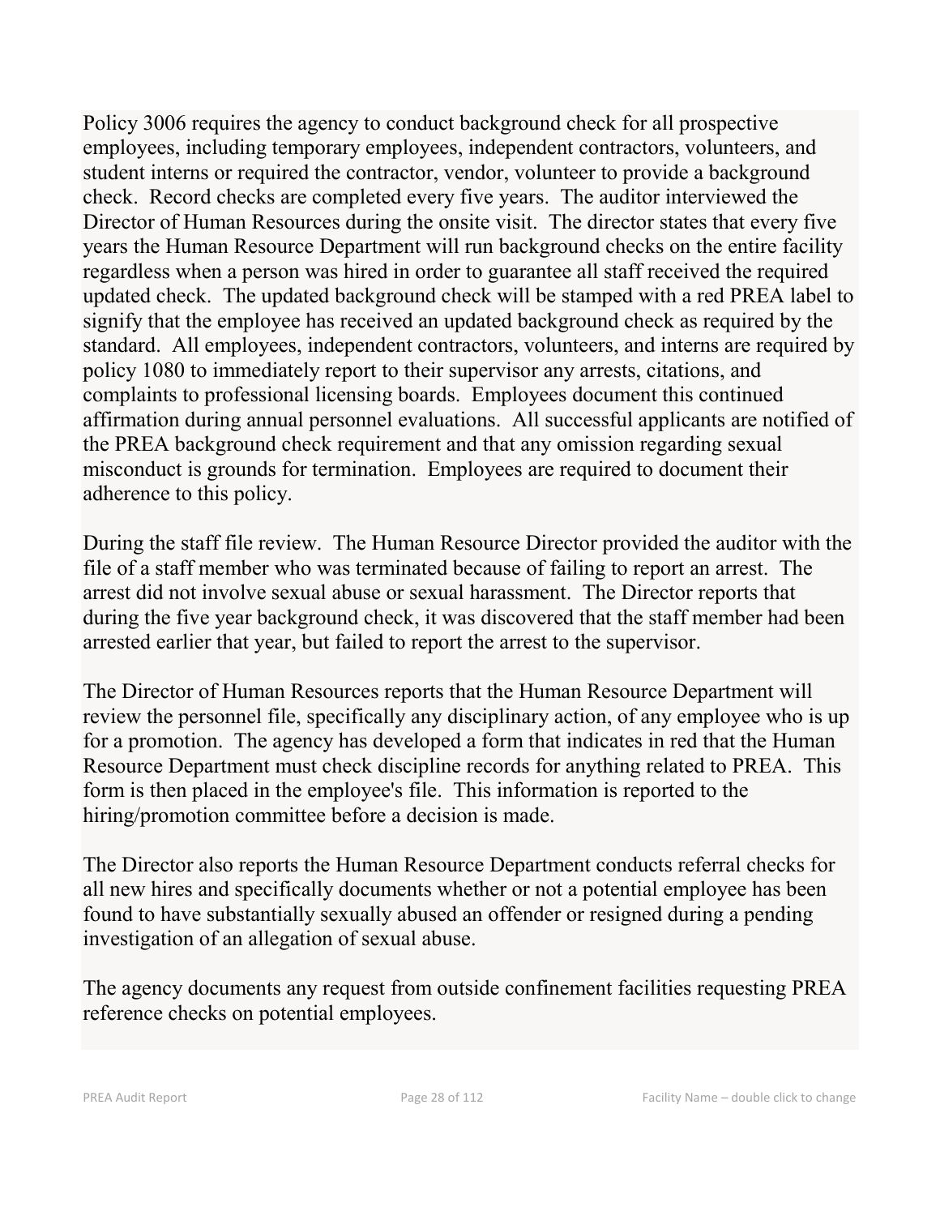Policy 3006 requires the agency to conduct background check for all prospective employees, including temporary employees, independent contractors, volunteers, and student interns or required the contractor, vendor, volunteer to provide a background check. Record checks are completed every five years. The auditor interviewed the Director of Human Resources during the onsite visit. The director states that every five years the Human Resource Department will run background checks on the entire facility regardless when a person was hired in order to guarantee all staff received the required updated check. The updated background check will be stamped with a red PREA label to signify that the employee has received an updated background check as required by the standard. All employees, independent contractors, volunteers, and interns are required by policy 1080 to immediately report to their supervisor any arrests, citations, and complaints to professional licensing boards. Employees document this continued affirmation during annual personnel evaluations. All successful applicants are notified of the PREA background check requirement and that any omission regarding sexual misconduct is grounds for termination. Employees are required to document their adherence to this policy.

During the staff file review. The Human Resource Director provided the auditor with the file of a staff member who was terminated because of failing to report an arrest. The arrest did not involve sexual abuse or sexual harassment. The Director reports that during the five year background check, it was discovered that the staff member had been arrested earlier that year, but failed to report the arrest to the supervisor.

The Director of Human Resources reports that the Human Resource Department will review the personnel file, specifically any disciplinary action, of any employee who is up for a promotion. The agency has developed a form that indicates in red that the Human Resource Department must check discipline records for anything related to PREA. This form is then placed in the employee's file. This information is reported to the hiring/promotion committee before a decision is made.

The Director also reports the Human Resource Department conducts referral checks for all new hires and specifically documents whether or not a potential employee has been found to have substantially sexually abused an offender or resigned during a pending investigation of an allegation of sexual abuse.

The agency documents any request from outside confinement facilities requesting PREA reference checks on potential employees.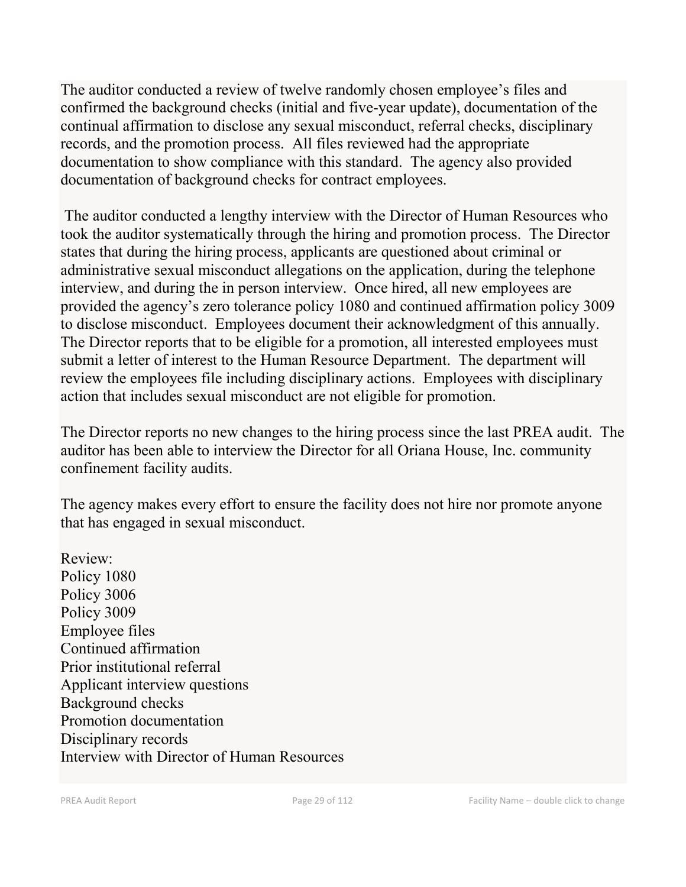The auditor conducted a review of twelve randomly chosen employee's files and confirmed the background checks (initial and five-year update), documentation of the continual affirmation to disclose any sexual misconduct, referral checks, disciplinary records, and the promotion process. All files reviewed had the appropriate documentation to show compliance with this standard. The agency also provided documentation of background checks for contract employees.

The auditor conducted a lengthy interview with the Director of Human Resources who took the auditor systematically through the hiring and promotion process. The Director states that during the hiring process, applicants are questioned about criminal or administrative sexual misconduct allegations on the application, during the telephone interview, and during the in person interview. Once hired, all new employees are provided the agency's zero tolerance policy 1080 and continued affirmation policy 3009 to disclose misconduct. Employees document their acknowledgment of this annually. The Director reports that to be eligible for a promotion, all interested employees must submit a letter of interest to the Human Resource Department. The department will review the employees file including disciplinary actions. Employees with disciplinary action that includes sexual misconduct are not eligible for promotion.

The Director reports no new changes to the hiring process since the last PREA audit. The auditor has been able to interview the Director for all Oriana House, Inc. community confinement facility audits.

The agency makes every effort to ensure the facility does not hire nor promote anyone that has engaged in sexual misconduct.

Review:
Policy 1080
Policy 3006
Policy 3009
Employee files
Continued affirmation
Prior institutional referral
Applicant interview questions
Background checks
Promotion documentation
Disciplinary records
Interview with Director of Human Resources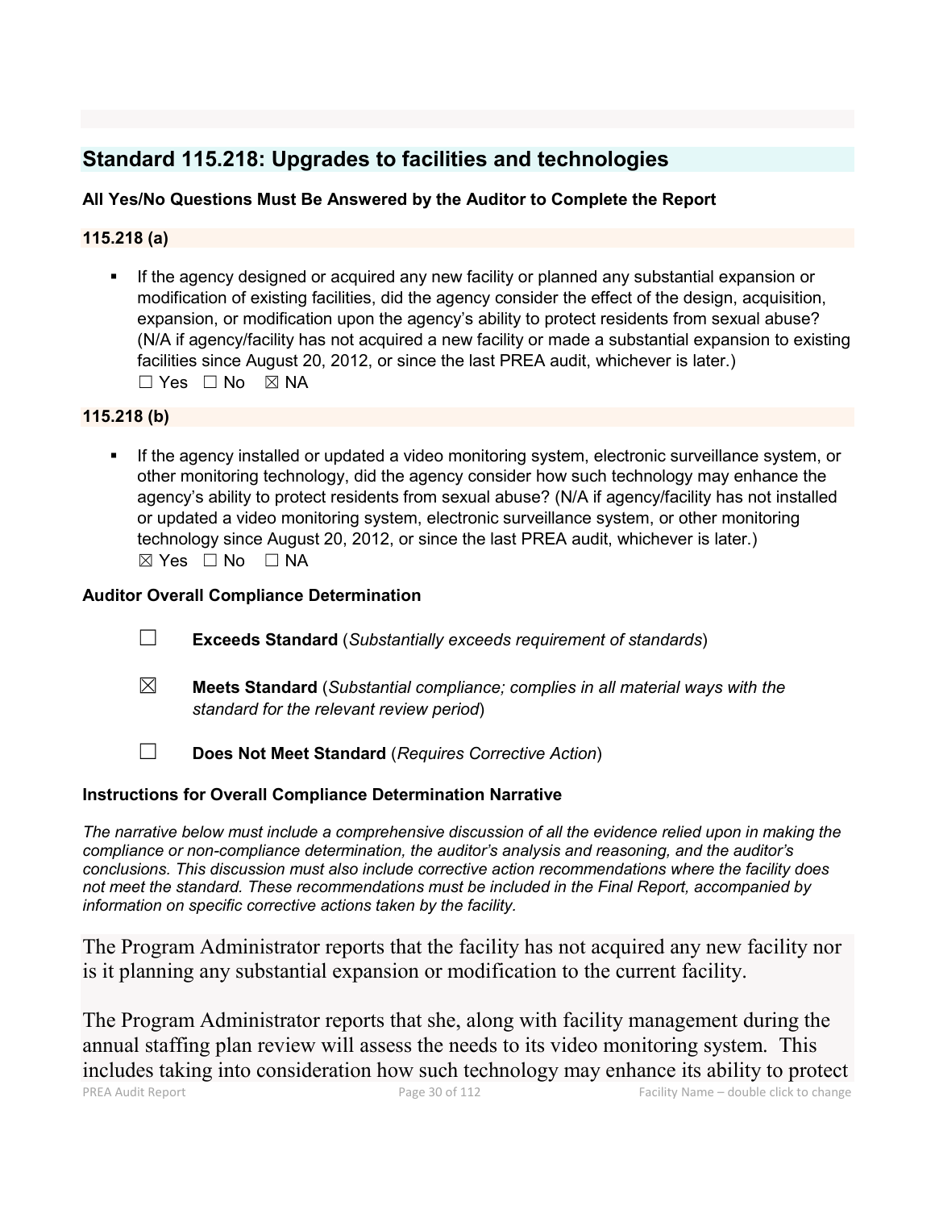## Standard 115.218: Upgrades to facilities and technologies

**All Yes/No Questions Must Be Answered by the Auditor to Complete the Report**

**115.218 (a)**

- If the agency designed or acquired any new facility or planned any substantial expansion or modification of existing facilities, did the agency consider the effect of the design, acquisition, expansion, or modification upon the agency's ability to protect residents from sexual abuse? (N/A if agency/facility has not acquired a new facility or made a substantial expansion to existing facilities since August 20, 2012, or since the last PREA audit, whichever is later.)
  ☐ Yes ☐ No ☒ NA

**115.218 (b)**

- If the agency installed or updated a video monitoring system, electronic surveillance system, or other monitoring technology, did the agency consider how such technology may enhance the agency's ability to protect residents from sexual abuse? (N/A if agency/facility has not installed or updated a video monitoring system, electronic surveillance system, or other monitoring technology since August 20, 2012, or since the last PREA audit, whichever is later.)
  ☒ Yes ☐ No ☐ NA

**Auditor Overall Compliance Determination**

☐ **Exceeds Standard** (*Substantially exceeds requirement of standards*)

☒ **Meets Standard** (*Substantial compliance; complies in all material ways with the standard for the relevant review period*)

☐ **Does Not Meet Standard** (*Requires Corrective Action*)

**Instructions for Overall Compliance Determination Narrative**

*The narrative below must include a comprehensive discussion of all the evidence relied upon in making the compliance or non-compliance determination, the auditor's analysis and reasoning, and the auditor's conclusions. This discussion must also include corrective action recommendations where the facility does not meet the standard. These recommendations must be included in the Final Report, accompanied by information on specific corrective actions taken by the facility.*

The Program Administrator reports that the facility has not acquired any new facility nor is it planning any substantial expansion or modification to the current facility.

The Program Administrator reports that she, along with facility management during the annual staffing plan review will assess the needs to its video monitoring system. This includes taking into consideration how such technology may enhance its ability to protect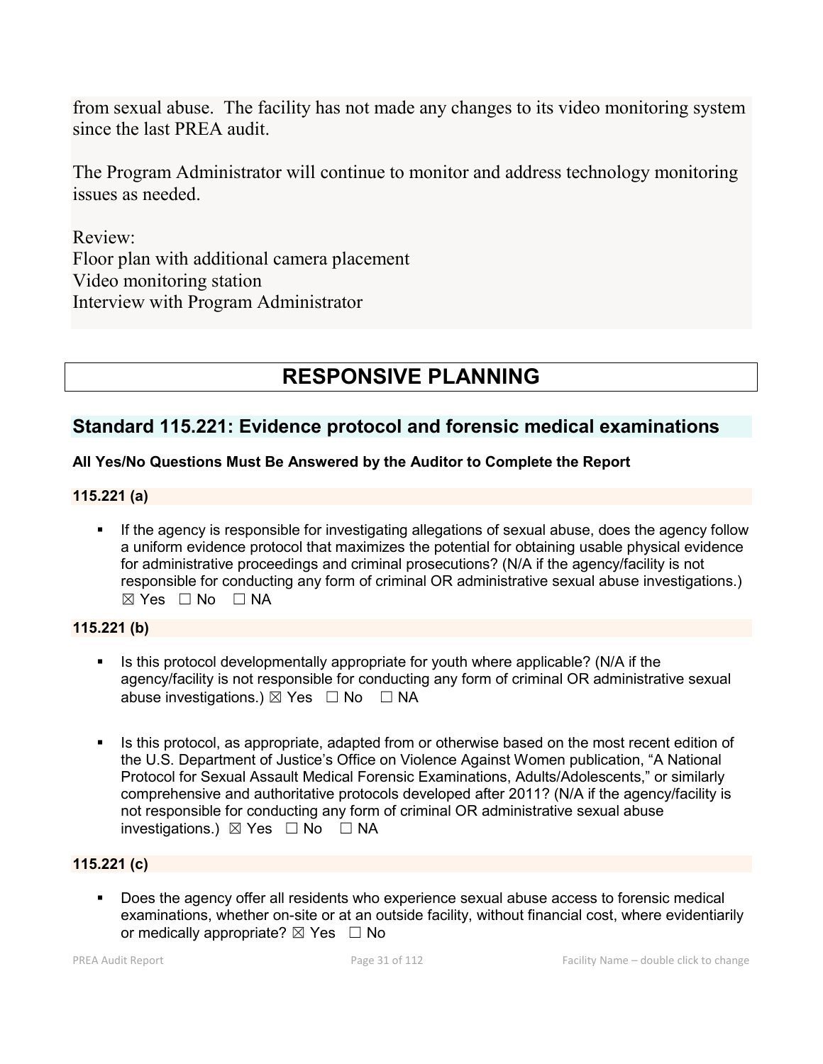from sexual abuse. The facility has not made any changes to its video monitoring system since the last PREA audit.

The Program Administrator will continue to monitor and address technology monitoring issues as needed.

Review:
Floor plan with additional camera placement
Video monitoring station
Interview with Program Administrator

# RESPONSIVE PLANNING

## Standard 115.221: Evidence protocol and forensic medical examinations

**All Yes/No Questions Must Be Answered by the Auditor to Complete the Report**

**115.221 (a)**

- If the agency is responsible for investigating allegations of sexual abuse, does the agency follow a uniform evidence protocol that maximizes the potential for obtaining usable physical evidence for administrative proceedings and criminal prosecutions? (N/A if the agency/facility is not responsible for conducting any form of criminal OR administrative sexual abuse investigations.) ☒ Yes ☐ No ☐ NA

**115.221 (b)**

- Is this protocol developmentally appropriate for youth where applicable? (N/A if the agency/facility is not responsible for conducting any form of criminal OR administrative sexual abuse investigations.) ☒ Yes ☐ No ☐ NA

- Is this protocol, as appropriate, adapted from or otherwise based on the most recent edition of the U.S. Department of Justice's Office on Violence Against Women publication, "A National Protocol for Sexual Assault Medical Forensic Examinations, Adults/Adolescents," or similarly comprehensive and authoritative protocols developed after 2011? (N/A if the agency/facility is not responsible for conducting any form of criminal OR administrative sexual abuse investigations.) ☒ Yes ☐ No ☐ NA

**115.221 (c)**

- Does the agency offer all residents who experience sexual abuse access to forensic medical examinations, whether on-site or at an outside facility, without financial cost, where evidentiarily or medically appropriate? ☒ Yes ☐ No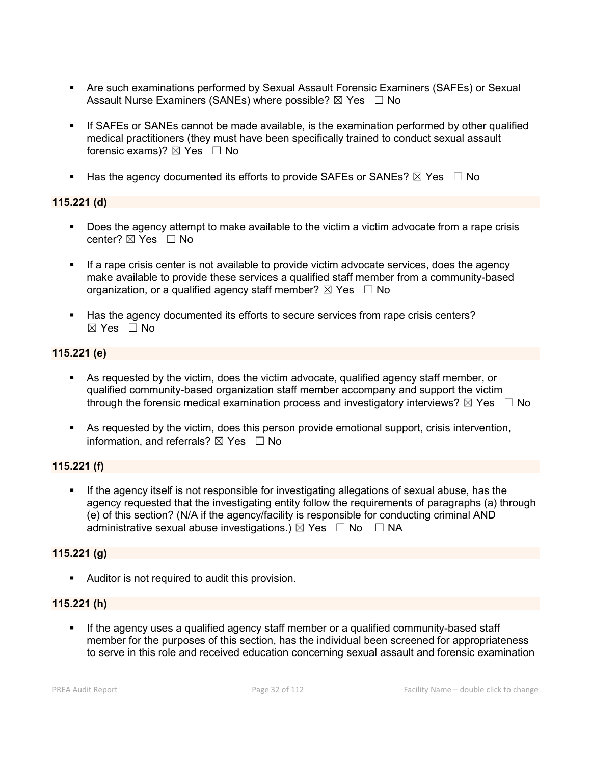- Are such examinations performed by Sexual Assault Forensic Examiners (SAFEs) or Sexual Assault Nurse Examiners (SANEs) where possible? ☒ Yes ☐ No

- If SAFEs or SANEs cannot be made available, is the examination performed by other qualified medical practitioners (they must have been specifically trained to conduct sexual assault forensic exams)? ☒ Yes ☐ No

- Has the agency documented its efforts to provide SAFEs or SANEs? ☒ Yes ☐ No

**115.221 (d)**

- Does the agency attempt to make available to the victim a victim advocate from a rape crisis center? ☒ Yes ☐ No

- If a rape crisis center is not available to provide victim advocate services, does the agency make available to provide these services a qualified staff member from a community-based organization, or a qualified agency staff member? ☒ Yes ☐ No

- Has the agency documented its efforts to secure services from rape crisis centers? ☒ Yes ☐ No

**115.221 (e)**

- As requested by the victim, does the victim advocate, qualified agency staff member, or qualified community-based organization staff member accompany and support the victim through the forensic medical examination process and investigatory interviews? ☒ Yes ☐ No

- As requested by the victim, does this person provide emotional support, crisis intervention, information, and referrals? ☒ Yes ☐ No

**115.221 (f)**

- If the agency itself is not responsible for investigating allegations of sexual abuse, has the agency requested that the investigating entity follow the requirements of paragraphs (a) through (e) of this section? (N/A if the agency/facility is responsible for conducting criminal AND administrative sexual abuse investigations.) ☒ Yes ☐ No ☐ NA

**115.221 (g)**

- Auditor is not required to audit this provision.

**115.221 (h)**

- If the agency uses a qualified agency staff member or a qualified community-based staff member for the purposes of this section, has the individual been screened for appropriateness to serve in this role and received education concerning sexual assault and forensic examination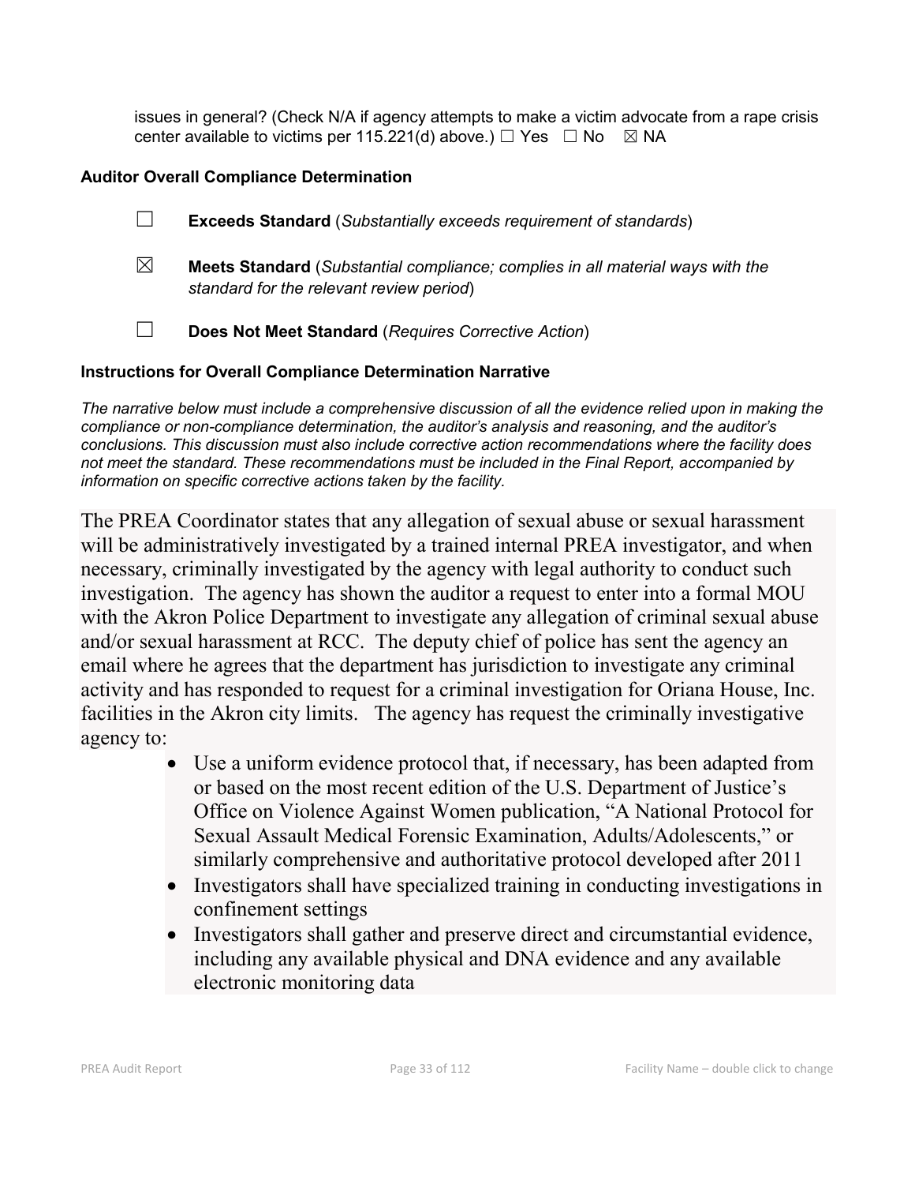issues in general? (Check N/A if agency attempts to make a victim advocate from a rape crisis center available to victims per 115.221(d) above.) ☐ Yes ☐ No ☒ NA

**Auditor Overall Compliance Determination**

☐ **Exceeds Standard** (*Substantially exceeds requirement of standards*)

☒ **Meets Standard** (*Substantial compliance; complies in all material ways with the standard for the relevant review period*)

☐ **Does Not Meet Standard** (*Requires Corrective Action*)

**Instructions for Overall Compliance Determination Narrative**

*The narrative below must include a comprehensive discussion of all the evidence relied upon in making the compliance or non-compliance determination, the auditor's analysis and reasoning, and the auditor's conclusions. This discussion must also include corrective action recommendations where the facility does not meet the standard. These recommendations must be included in the Final Report, accompanied by information on specific corrective actions taken by the facility.*

The PREA Coordinator states that any allegation of sexual abuse or sexual harassment will be administratively investigated by a trained internal PREA investigator, and when necessary, criminally investigated by the agency with legal authority to conduct such investigation. The agency has shown the auditor a request to enter into a formal MOU with the Akron Police Department to investigate any allegation of criminal sexual abuse and/or sexual harassment at RCC. The deputy chief of police has sent the agency an email where he agrees that the department has jurisdiction to investigate any criminal activity and has responded to request for a criminal investigation for Oriana House, Inc. facilities in the Akron city limits. The agency has request the criminally investigative agency to:

- Use a uniform evidence protocol that, if necessary, has been adapted from or based on the most recent edition of the U.S. Department of Justice's Office on Violence Against Women publication, "A National Protocol for Sexual Assault Medical Forensic Examination, Adults/Adolescents," or similarly comprehensive and authoritative protocol developed after 2011
- Investigators shall have specialized training in conducting investigations in confinement settings
- Investigators shall gather and preserve direct and circumstantial evidence, including any available physical and DNA evidence and any available electronic monitoring data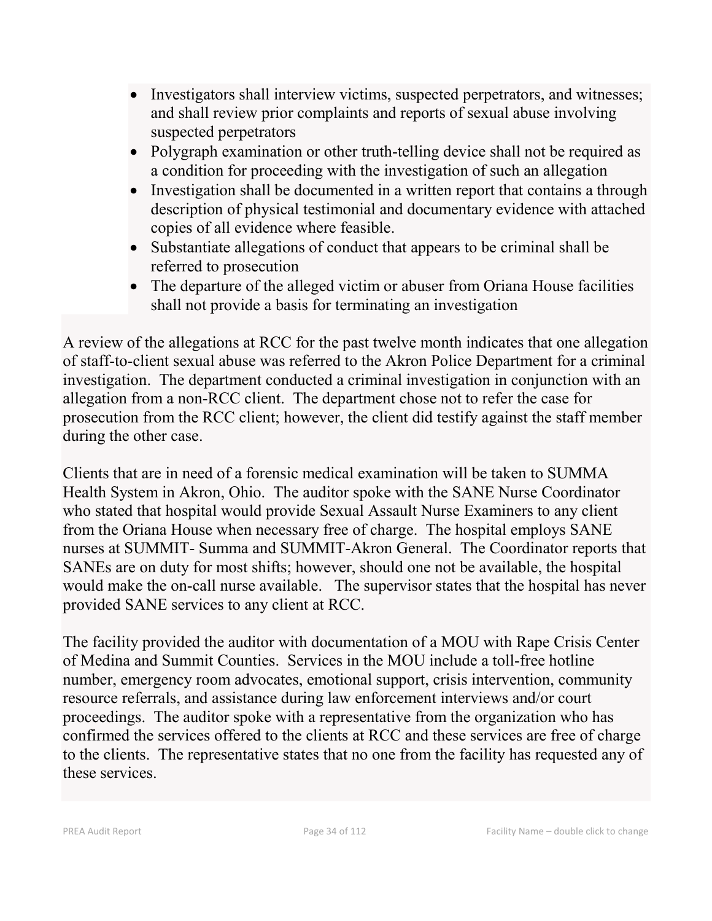- Investigators shall interview victims, suspected perpetrators, and witnesses; and shall review prior complaints and reports of sexual abuse involving suspected perpetrators
- Polygraph examination or other truth-telling device shall not be required as a condition for proceeding with the investigation of such an allegation
- Investigation shall be documented in a written report that contains a through description of physical testimonial and documentary evidence with attached copies of all evidence where feasible.
- Substantiate allegations of conduct that appears to be criminal shall be referred to prosecution
- The departure of the alleged victim or abuser from Oriana House facilities shall not provide a basis for terminating an investigation

A review of the allegations at RCC for the past twelve month indicates that one allegation of staff-to-client sexual abuse was referred to the Akron Police Department for a criminal investigation. The department conducted a criminal investigation in conjunction with an allegation from a non-RCC client. The department chose not to refer the case for prosecution from the RCC client; however, the client did testify against the staff member during the other case.

Clients that are in need of a forensic medical examination will be taken to SUMMA Health System in Akron, Ohio. The auditor spoke with the SANE Nurse Coordinator who stated that hospital would provide Sexual Assault Nurse Examiners to any client from the Oriana House when necessary free of charge. The hospital employs SANE nurses at SUMMIT- Summa and SUMMIT-Akron General. The Coordinator reports that SANEs are on duty for most shifts; however, should one not be available, the hospital would make the on-call nurse available. The supervisor states that the hospital has never provided SANE services to any client at RCC.

The facility provided the auditor with documentation of a MOU with Rape Crisis Center of Medina and Summit Counties. Services in the MOU include a toll-free hotline number, emergency room advocates, emotional support, crisis intervention, community resource referrals, and assistance during law enforcement interviews and/or court proceedings. The auditor spoke with a representative from the organization who has confirmed the services offered to the clients at RCC and these services are free of charge to the clients. The representative states that no one from the facility has requested any of these services.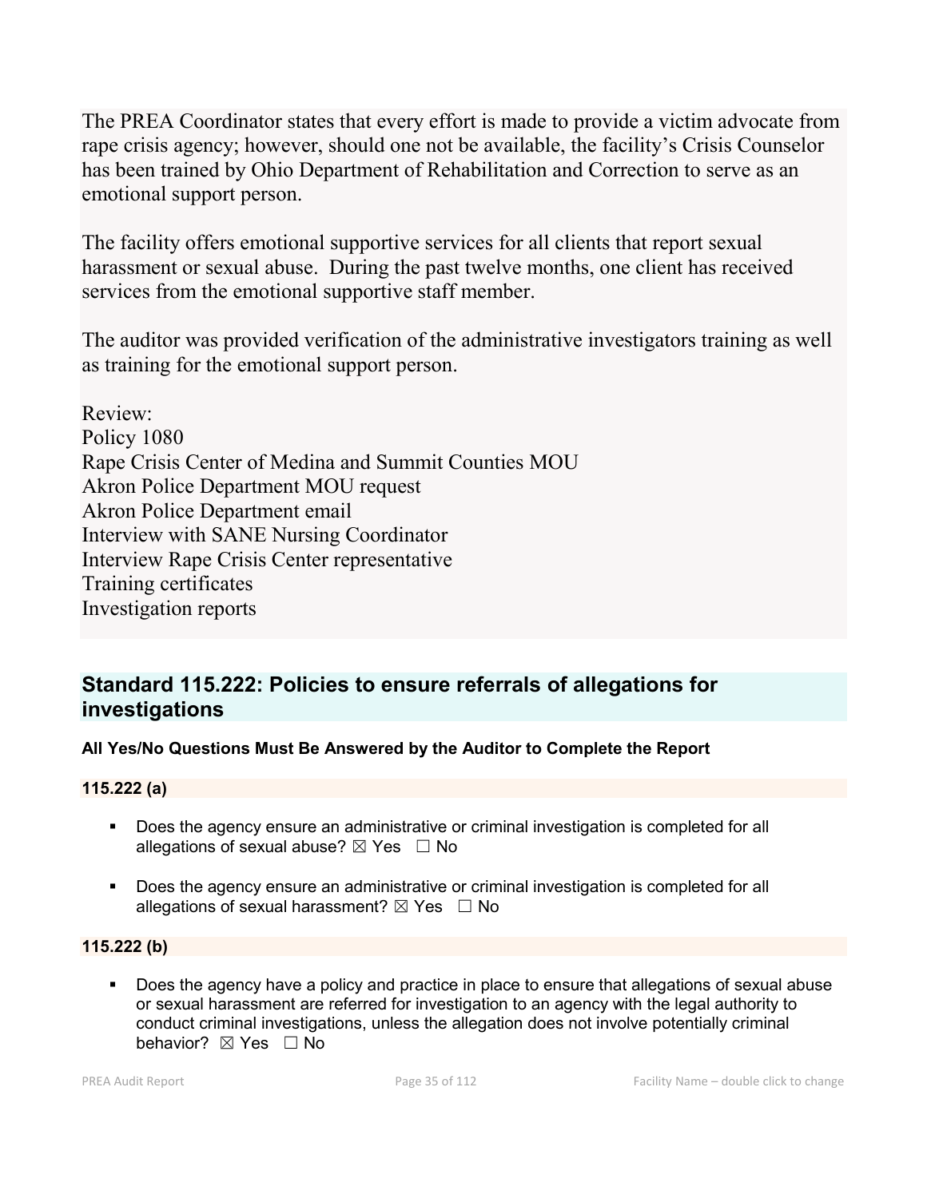The PREA Coordinator states that every effort is made to provide a victim advocate from rape crisis agency; however, should one not be available, the facility's Crisis Counselor has been trained by Ohio Department of Rehabilitation and Correction to serve as an emotional support person.

The facility offers emotional supportive services for all clients that report sexual harassment or sexual abuse. During the past twelve months, one client has received services from the emotional supportive staff member.

The auditor was provided verification of the administrative investigators training as well as training for the emotional support person.

Review:
Policy 1080
Rape Crisis Center of Medina and Summit Counties MOU
Akron Police Department MOU request
Akron Police Department email
Interview with SANE Nursing Coordinator
Interview Rape Crisis Center representative
Training certificates
Investigation reports

## Standard 115.222: Policies to ensure referrals of allegations for investigations

**All Yes/No Questions Must Be Answered by the Auditor to Complete the Report**

**115.222 (a)**

- Does the agency ensure an administrative or criminal investigation is completed for all allegations of sexual abuse? ☒ Yes ☐ No
- Does the agency ensure an administrative or criminal investigation is completed for all allegations of sexual harassment? ☒ Yes ☐ No

**115.222 (b)**

- Does the agency have a policy and practice in place to ensure that allegations of sexual abuse or sexual harassment are referred for investigation to an agency with the legal authority to conduct criminal investigations, unless the allegation does not involve potentially criminal behavior? ☒ Yes ☐ No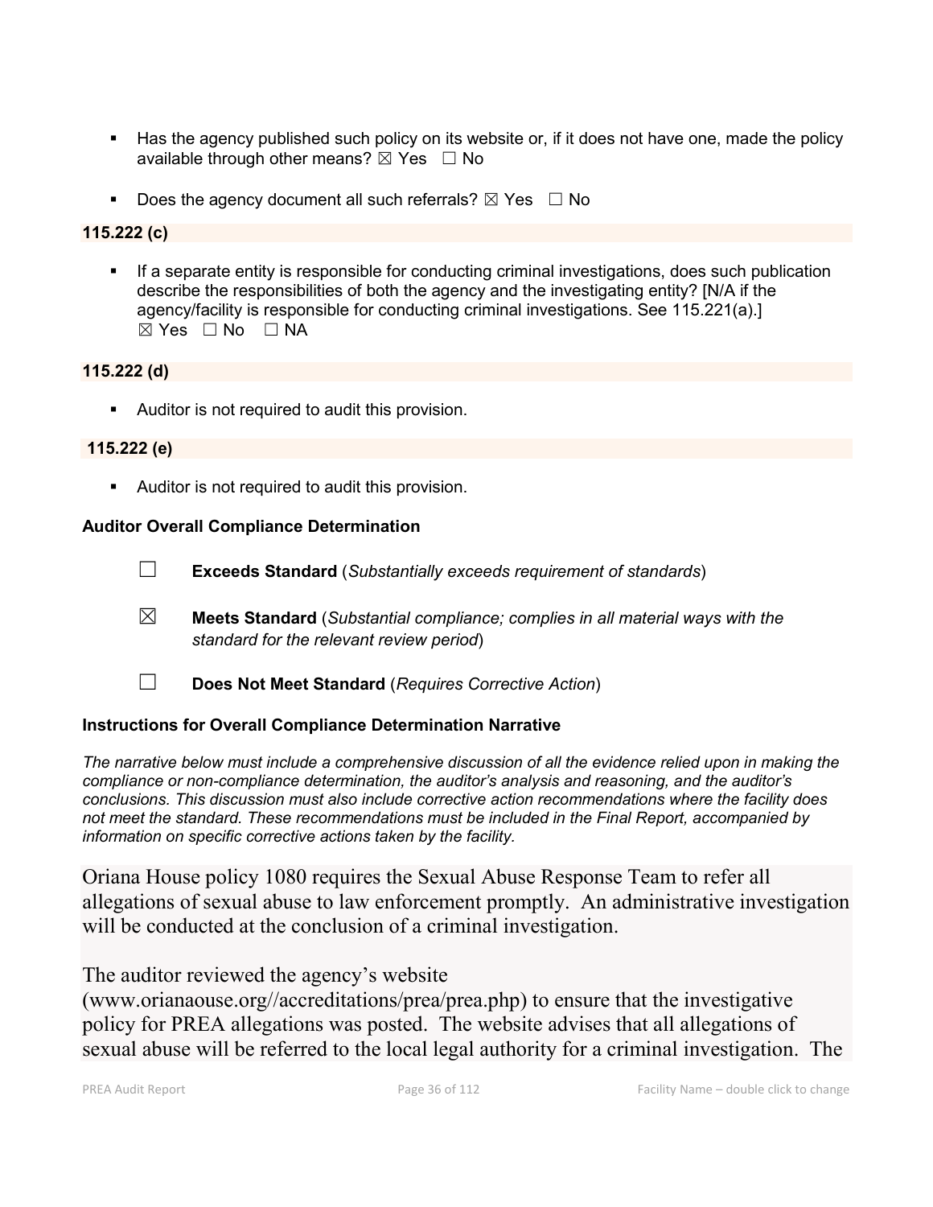- Has the agency published such policy on its website or, if it does not have one, made the policy available through other means? ☒ Yes ☐ No

- Does the agency document all such referrals? ☒ Yes ☐ No

**115.222 (c)**

- If a separate entity is responsible for conducting criminal investigations, does such publication describe the responsibilities of both the agency and the investigating entity? [N/A if the agency/facility is responsible for conducting criminal investigations. See 115.221(a).] ☒ Yes ☐ No ☐ NA

**115.222 (d)**

- Auditor is not required to audit this provision.

**115.222 (e)**

- Auditor is not required to audit this provision.

**Auditor Overall Compliance Determination**

☐ **Exceeds Standard** (*Substantially exceeds requirement of standards*)

☒ **Meets Standard** (*Substantial compliance; complies in all material ways with the standard for the relevant review period*)

☐ **Does Not Meet Standard** (*Requires Corrective Action*)

**Instructions for Overall Compliance Determination Narrative**

*The narrative below must include a comprehensive discussion of all the evidence relied upon in making the compliance or non-compliance determination, the auditor's analysis and reasoning, and the auditor's conclusions. This discussion must also include corrective action recommendations where the facility does not meet the standard. These recommendations must be included in the Final Report, accompanied by information on specific corrective actions taken by the facility.*

Oriana House policy 1080 requires the Sexual Abuse Response Team to refer all allegations of sexual abuse to law enforcement promptly. An administrative investigation will be conducted at the conclusion of a criminal investigation.

The auditor reviewed the agency's website (www.orianaouse.org//accreditations/prea/prea.php) to ensure that the investigative policy for PREA allegations was posted. The website advises that all allegations of sexual abuse will be referred to the local legal authority for a criminal investigation. The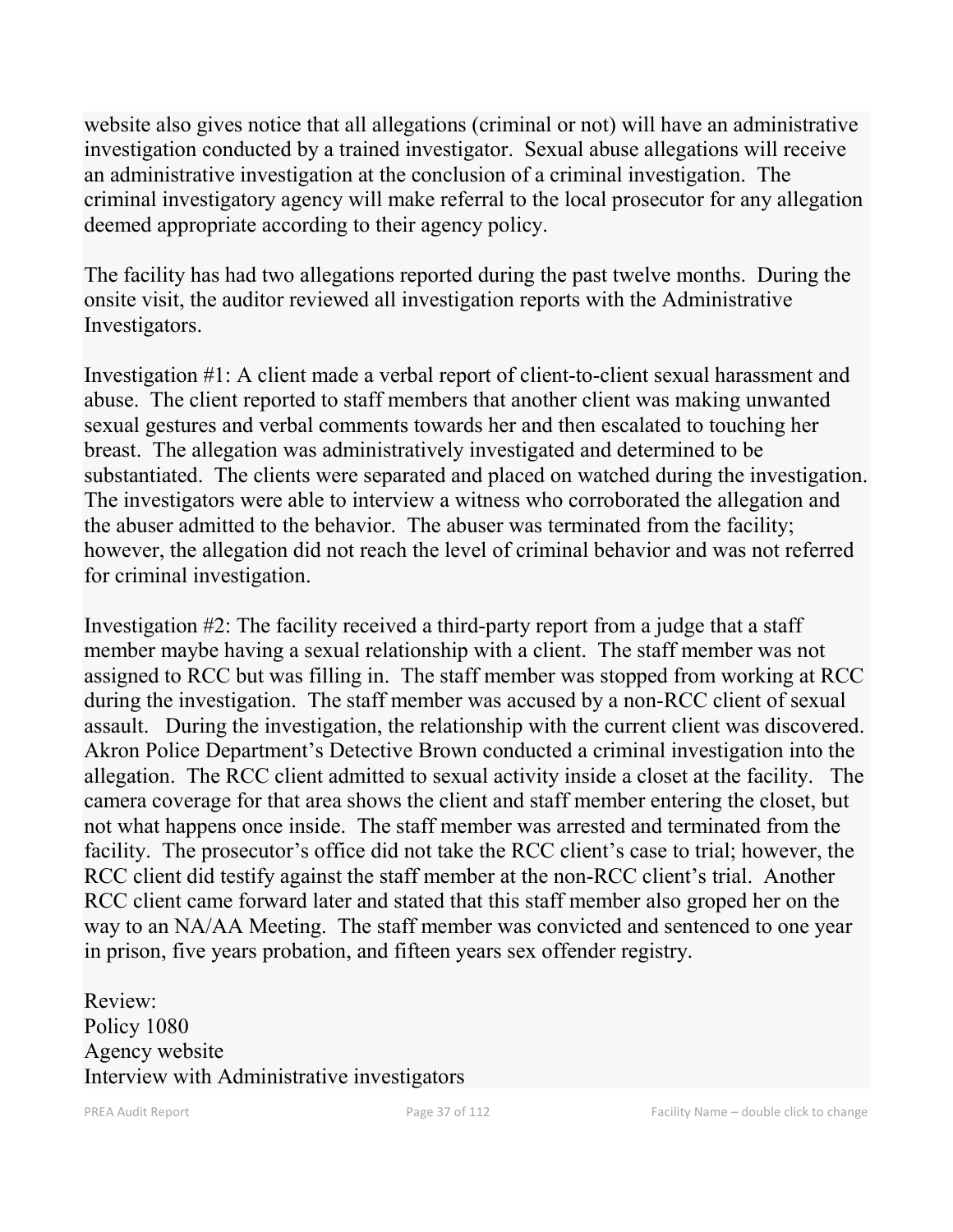website also gives notice that all allegations (criminal or not) will have an administrative investigation conducted by a trained investigator. Sexual abuse allegations will receive an administrative investigation at the conclusion of a criminal investigation. The criminal investigatory agency will make referral to the local prosecutor for any allegation deemed appropriate according to their agency policy.

The facility has had two allegations reported during the past twelve months. During the onsite visit, the auditor reviewed all investigation reports with the Administrative Investigators.

Investigation #1: A client made a verbal report of client-to-client sexual harassment and abuse. The client reported to staff members that another client was making unwanted sexual gestures and verbal comments towards her and then escalated to touching her breast. The allegation was administratively investigated and determined to be substantiated. The clients were separated and placed on watched during the investigation. The investigators were able to interview a witness who corroborated the allegation and the abuser admitted to the behavior. The abuser was terminated from the facility; however, the allegation did not reach the level of criminal behavior and was not referred for criminal investigation.

Investigation #2: The facility received a third-party report from a judge that a staff member maybe having a sexual relationship with a client. The staff member was not assigned to RCC but was filling in. The staff member was stopped from working at RCC during the investigation. The staff member was accused by a non-RCC client of sexual assault. During the investigation, the relationship with the current client was discovered. Akron Police Department's Detective Brown conducted a criminal investigation into the allegation. The RCC client admitted to sexual activity inside a closet at the facility. The camera coverage for that area shows the client and staff member entering the closet, but not what happens once inside. The staff member was arrested and terminated from the facility. The prosecutor's office did not take the RCC client's case to trial; however, the RCC client did testify against the staff member at the non-RCC client's trial. Another RCC client came forward later and stated that this staff member also groped her on the way to an NA/AA Meeting. The staff member was convicted and sentenced to one year in prison, five years probation, and fifteen years sex offender registry.

Review:
Policy 1080
Agency website
Interview with Administrative investigators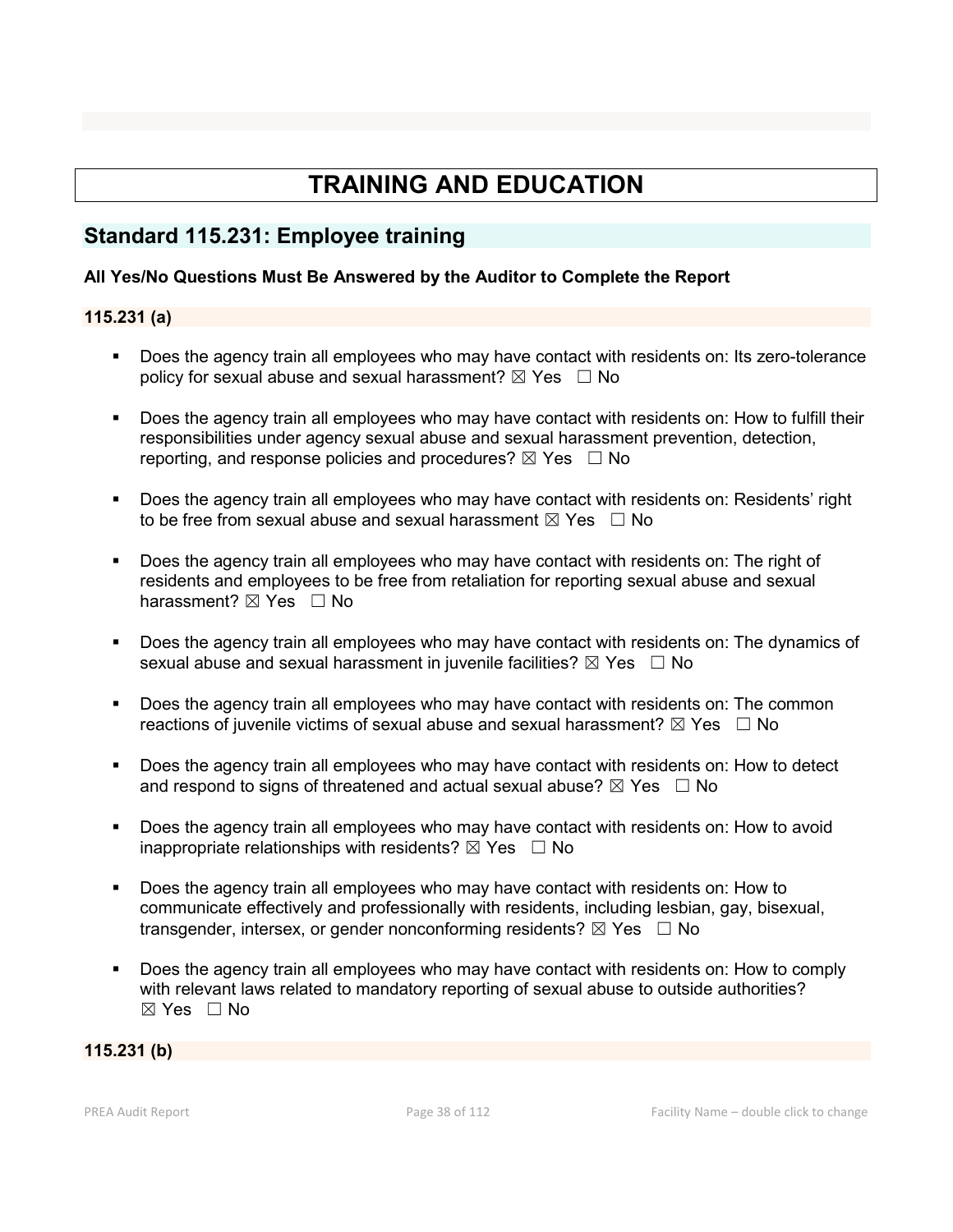# TRAINING AND EDUCATION

## Standard 115.231: Employee training

**All Yes/No Questions Must Be Answered by the Auditor to Complete the Report**

**115.231 (a)**

- Does the agency train all employees who may have contact with residents on: Its zero-tolerance policy for sexual abuse and sexual harassment? ☒ Yes ☐ No
- Does the agency train all employees who may have contact with residents on: How to fulfill their responsibilities under agency sexual abuse and sexual harassment prevention, detection, reporting, and response policies and procedures? ☒ Yes ☐ No
- Does the agency train all employees who may have contact with residents on: Residents' right to be free from sexual abuse and sexual harassment ☒ Yes ☐ No
- Does the agency train all employees who may have contact with residents on: The right of residents and employees to be free from retaliation for reporting sexual abuse and sexual harassment? ☒ Yes ☐ No
- Does the agency train all employees who may have contact with residents on: The dynamics of sexual abuse and sexual harassment in juvenile facilities? ☒ Yes ☐ No
- Does the agency train all employees who may have contact with residents on: The common reactions of juvenile victims of sexual abuse and sexual harassment? ☒ Yes ☐ No
- Does the agency train all employees who may have contact with residents on: How to detect and respond to signs of threatened and actual sexual abuse? ☒ Yes ☐ No
- Does the agency train all employees who may have contact with residents on: How to avoid inappropriate relationships with residents? ☒ Yes ☐ No
- Does the agency train all employees who may have contact with residents on: How to communicate effectively and professionally with residents, including lesbian, gay, bisexual, transgender, intersex, or gender nonconforming residents? ☒ Yes ☐ No
- Does the agency train all employees who may have contact with residents on: How to comply with relevant laws related to mandatory reporting of sexual abuse to outside authorities? ☒ Yes ☐ No

**115.231 (b)**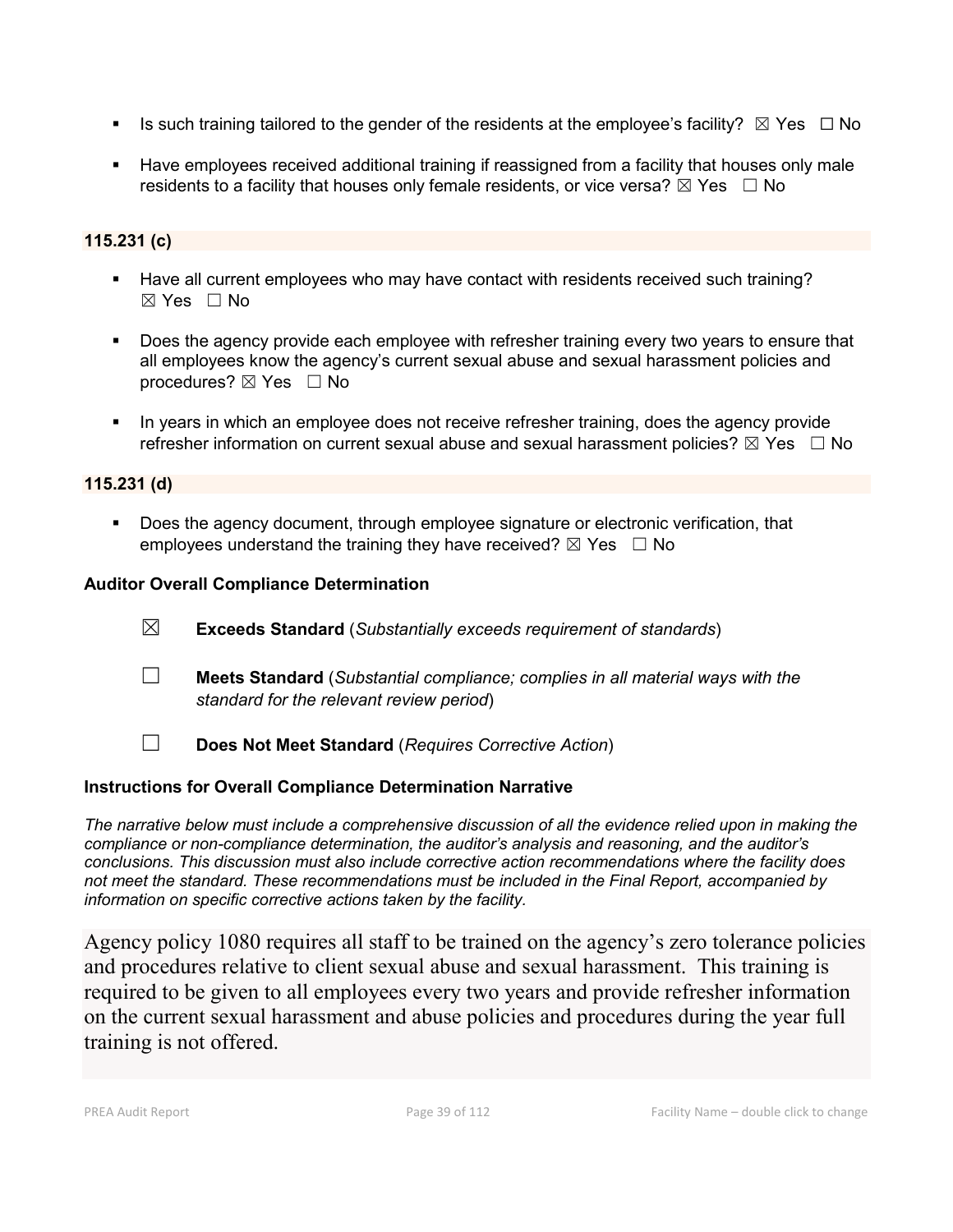- Is such training tailored to the gender of the residents at the employee's facility? ☒ Yes ☐ No

- Have employees received additional training if reassigned from a facility that houses only male residents to a facility that houses only female residents, or vice versa? ☒ Yes ☐ No

**115.231 (c)**

- Have all current employees who may have contact with residents received such training? ☒ Yes ☐ No

- Does the agency provide each employee with refresher training every two years to ensure that all employees know the agency's current sexual abuse and sexual harassment policies and procedures? ☒ Yes ☐ No

- In years in which an employee does not receive refresher training, does the agency provide refresher information on current sexual abuse and sexual harassment policies? ☒ Yes ☐ No

**115.231 (d)**

- Does the agency document, through employee signature or electronic verification, that employees understand the training they have received? ☒ Yes ☐ No

**Auditor Overall Compliance Determination**

☒ **Exceeds Standard** (*Substantially exceeds requirement of standards*)

☐ **Meets Standard** (*Substantial compliance; complies in all material ways with the standard for the relevant review period*)

☐ **Does Not Meet Standard** (*Requires Corrective Action*)

**Instructions for Overall Compliance Determination Narrative**

*The narrative below must include a comprehensive discussion of all the evidence relied upon in making the compliance or non-compliance determination, the auditor's analysis and reasoning, and the auditor's conclusions. This discussion must also include corrective action recommendations where the facility does not meet the standard. These recommendations must be included in the Final Report, accompanied by information on specific corrective actions taken by the facility.*

Agency policy 1080 requires all staff to be trained on the agency's zero tolerance policies and procedures relative to client sexual abuse and sexual harassment. This training is required to be given to all employees every two years and provide refresher information on the current sexual harassment and abuse policies and procedures during the year full training is not offered.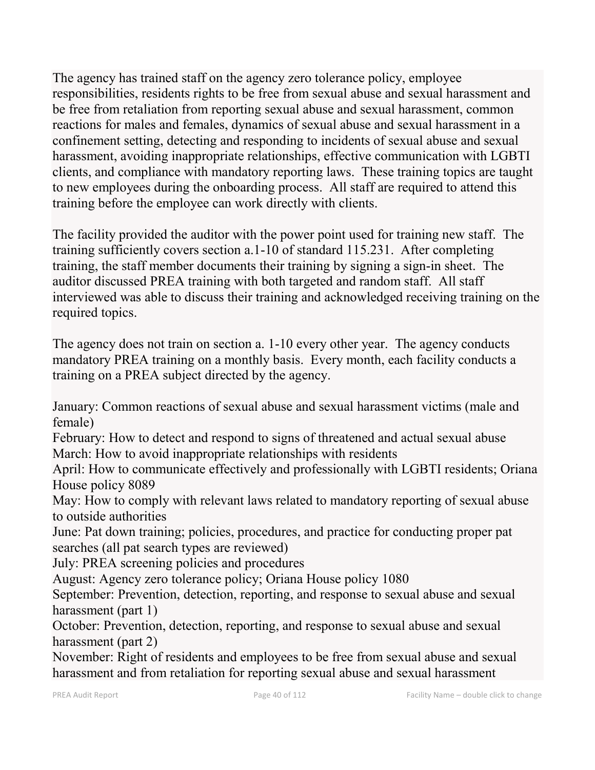The agency has trained staff on the agency zero tolerance policy, employee responsibilities, residents rights to be free from sexual abuse and sexual harassment and be free from retaliation from reporting sexual abuse and sexual harassment, common reactions for males and females, dynamics of sexual abuse and sexual harassment in a confinement setting, detecting and responding to incidents of sexual abuse and sexual harassment, avoiding inappropriate relationships, effective communication with LGBTI clients, and compliance with mandatory reporting laws. These training topics are taught to new employees during the onboarding process. All staff are required to attend this training before the employee can work directly with clients.

The facility provided the auditor with the power point used for training new staff. The training sufficiently covers section a.1-10 of standard 115.231. After completing training, the staff member documents their training by signing a sign-in sheet. The auditor discussed PREA training with both targeted and random staff. All staff interviewed was able to discuss their training and acknowledged receiving training on the required topics.

The agency does not train on section a. 1-10 every other year. The agency conducts mandatory PREA training on a monthly basis. Every month, each facility conducts a training on a PREA subject directed by the agency.

January: Common reactions of sexual abuse and sexual harassment victims (male and female)
February: How to detect and respond to signs of threatened and actual sexual abuse
March: How to avoid inappropriate relationships with residents
April: How to communicate effectively and professionally with LGBTI residents; Oriana House policy 8089
May: How to comply with relevant laws related to mandatory reporting of sexual abuse to outside authorities
June: Pat down training; policies, procedures, and practice for conducting proper pat searches (all pat search types are reviewed)
July: PREA screening policies and procedures
August: Agency zero tolerance policy; Oriana House policy 1080
September: Prevention, detection, reporting, and response to sexual abuse and sexual harassment (part 1)
October: Prevention, detection, reporting, and response to sexual abuse and sexual harassment (part 2)
November: Right of residents and employees to be free from sexual abuse and sexual harassment and from retaliation for reporting sexual abuse and sexual harassment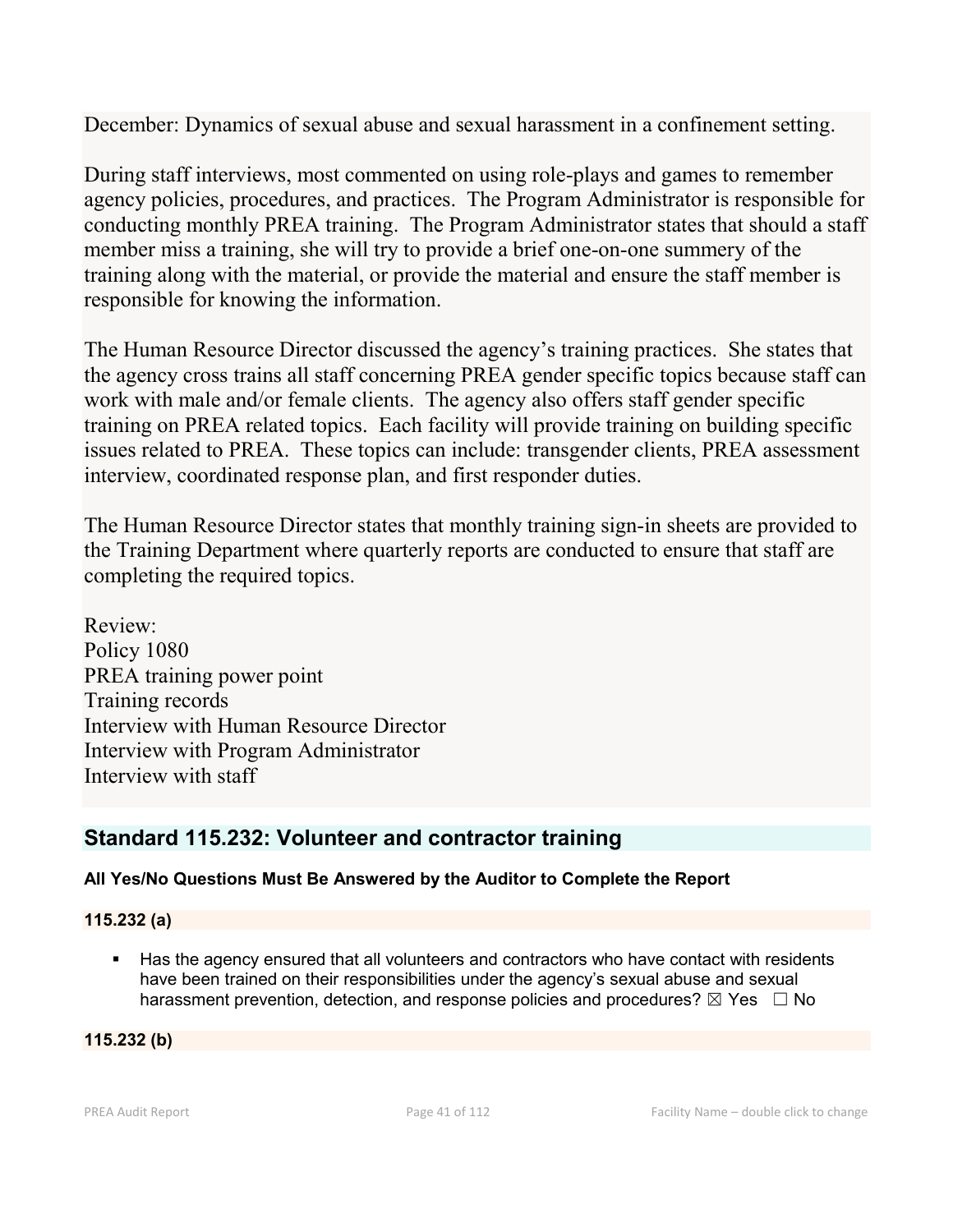December: Dynamics of sexual abuse and sexual harassment in a confinement setting.

During staff interviews, most commented on using role-plays and games to remember agency policies, procedures, and practices. The Program Administrator is responsible for conducting monthly PREA training. The Program Administrator states that should a staff member miss a training, she will try to provide a brief one-on-one summery of the training along with the material, or provide the material and ensure the staff member is responsible for knowing the information.

The Human Resource Director discussed the agency's training practices. She states that the agency cross trains all staff concerning PREA gender specific topics because staff can work with male and/or female clients. The agency also offers staff gender specific training on PREA related topics. Each facility will provide training on building specific issues related to PREA. These topics can include: transgender clients, PREA assessment interview, coordinated response plan, and first responder duties.

The Human Resource Director states that monthly training sign-in sheets are provided to the Training Department where quarterly reports are conducted to ensure that staff are completing the required topics.

Review:
Policy 1080
PREA training power point
Training records
Interview with Human Resource Director
Interview with Program Administrator
Interview with staff

## Standard 115.232: Volunteer and contractor training

**All Yes/No Questions Must Be Answered by the Auditor to Complete the Report**

**115.232 (a)**

- Has the agency ensured that all volunteers and contractors who have contact with residents have been trained on their responsibilities under the agency's sexual abuse and sexual harassment prevention, detection, and response policies and procedures? ☒ Yes ☐ No

**115.232 (b)**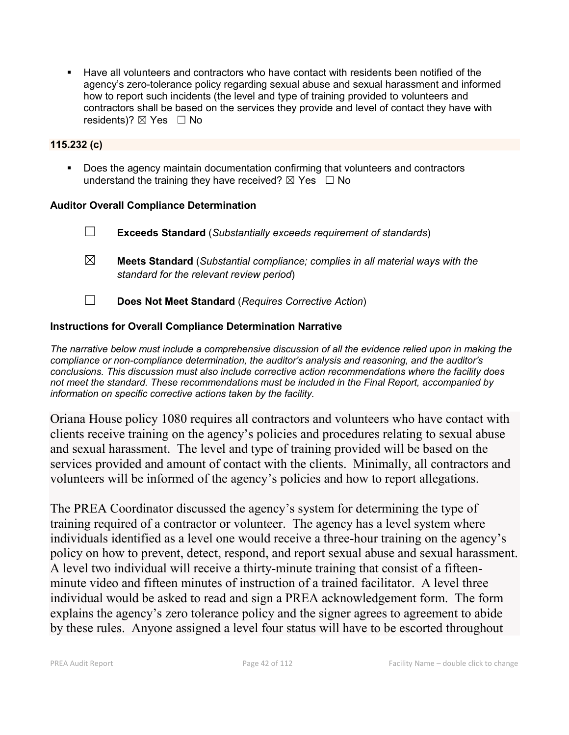- Have all volunteers and contractors who have contact with residents been notified of the agency's zero-tolerance policy regarding sexual abuse and sexual harassment and informed how to report such incidents (the level and type of training provided to volunteers and contractors shall be based on the services they provide and level of contact they have with residents)? ☒ Yes ☐ No

**115.232 (c)**

- Does the agency maintain documentation confirming that volunteers and contractors understand the training they have received? ☒ Yes ☐ No

**Auditor Overall Compliance Determination**

☐ **Exceeds Standard** (*Substantially exceeds requirement of standards*)

☒ **Meets Standard** (*Substantial compliance; complies in all material ways with the standard for the relevant review period*)

☐ **Does Not Meet Standard** (*Requires Corrective Action*)

**Instructions for Overall Compliance Determination Narrative**

*The narrative below must include a comprehensive discussion of all the evidence relied upon in making the compliance or non-compliance determination, the auditor's analysis and reasoning, and the auditor's conclusions. This discussion must also include corrective action recommendations where the facility does not meet the standard. These recommendations must be included in the Final Report, accompanied by information on specific corrective actions taken by the facility.*

Oriana House policy 1080 requires all contractors and volunteers who have contact with clients receive training on the agency's policies and procedures relating to sexual abuse and sexual harassment. The level and type of training provided will be based on the services provided and amount of contact with the clients. Minimally, all contractors and volunteers will be informed of the agency's policies and how to report allegations.

The PREA Coordinator discussed the agency's system for determining the type of training required of a contractor or volunteer. The agency has a level system where individuals identified as a level one would receive a three-hour training on the agency's policy on how to prevent, detect, respond, and report sexual abuse and sexual harassment. A level two individual will receive a thirty-minute training that consist of a fifteen-minute video and fifteen minutes of instruction of a trained facilitator. A level three individual would be asked to read and sign a PREA acknowledgement form. The form explains the agency's zero tolerance policy and the signer agrees to agreement to abide by these rules. Anyone assigned a level four status will have to be escorted throughout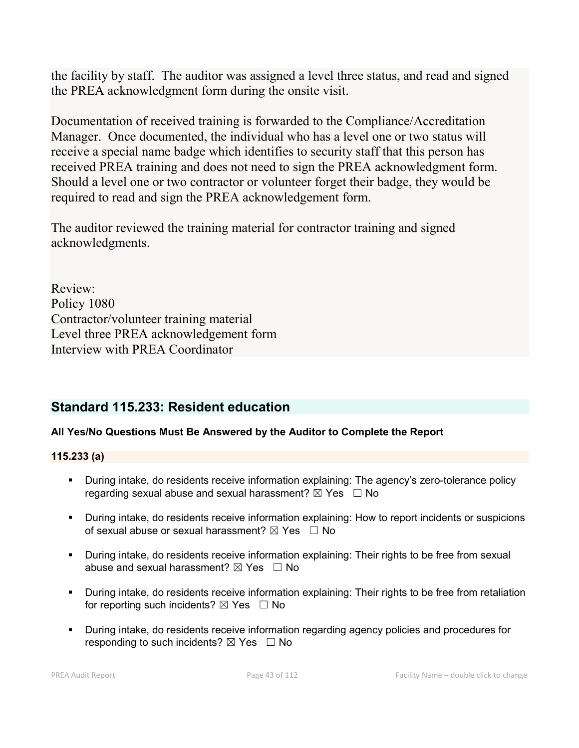the facility by staff. The auditor was assigned a level three status, and read and signed the PREA acknowledgment form during the onsite visit.

Documentation of received training is forwarded to the Compliance/Accreditation Manager. Once documented, the individual who has a level one or two status will receive a special name badge which identifies to security staff that this person has received PREA training and does not need to sign the PREA acknowledgment form. Should a level one or two contractor or volunteer forget their badge, they would be required to read and sign the PREA acknowledgement form.

The auditor reviewed the training material for contractor training and signed acknowledgments.

Review:
Policy 1080
Contractor/volunteer training material
Level three PREA acknowledgement form
Interview with PREA Coordinator

## Standard 115.233: Resident education

**All Yes/No Questions Must Be Answered by the Auditor to Complete the Report**

**115.233 (a)**

- During intake, do residents receive information explaining: The agency's zero-tolerance policy regarding sexual abuse and sexual harassment? ☒ Yes ☐ No
- During intake, do residents receive information explaining: How to report incidents or suspicions of sexual abuse or sexual harassment? ☒ Yes ☐ No
- During intake, do residents receive information explaining: Their rights to be free from sexual abuse and sexual harassment? ☒ Yes ☐ No
- During intake, do residents receive information explaining: Their rights to be free from retaliation for reporting such incidents? ☒ Yes ☐ No
- During intake, do residents receive information regarding agency policies and procedures for responding to such incidents? ☒ Yes ☐ No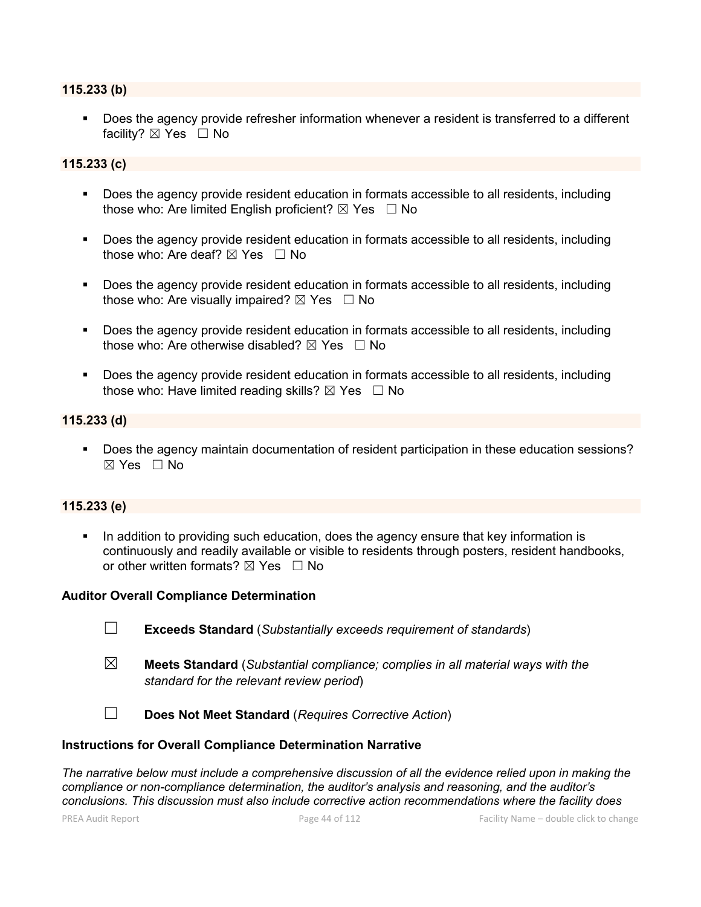**115.233 (b)**

- Does the agency provide refresher information whenever a resident is transferred to a different facility? ☒ Yes ☐ No

**115.233 (c)**

- Does the agency provide resident education in formats accessible to all residents, including those who: Are limited English proficient? ☒ Yes ☐ No
- Does the agency provide resident education in formats accessible to all residents, including those who: Are deaf? ☒ Yes ☐ No
- Does the agency provide resident education in formats accessible to all residents, including those who: Are visually impaired? ☒ Yes ☐ No
- Does the agency provide resident education in formats accessible to all residents, including those who: Are otherwise disabled? ☒ Yes ☐ No
- Does the agency provide resident education in formats accessible to all residents, including those who: Have limited reading skills? ☒ Yes ☐ No

**115.233 (d)**

- Does the agency maintain documentation of resident participation in these education sessions? ☒ Yes ☐ No

**115.233 (e)**

- In addition to providing such education, does the agency ensure that key information is continuously and readily available or visible to residents through posters, resident handbooks, or other written formats? ☒ Yes ☐ No

**Auditor Overall Compliance Determination**

☐ **Exceeds Standard** (*Substantially exceeds requirement of standards*)

☒ **Meets Standard** (*Substantial compliance; complies in all material ways with the standard for the relevant review period*)

☐ **Does Not Meet Standard** (*Requires Corrective Action*)

**Instructions for Overall Compliance Determination Narrative**

*The narrative below must include a comprehensive discussion of all the evidence relied upon in making the compliance or non-compliance determination, the auditor's analysis and reasoning, and the auditor's conclusions. This discussion must also include corrective action recommendations where the facility does*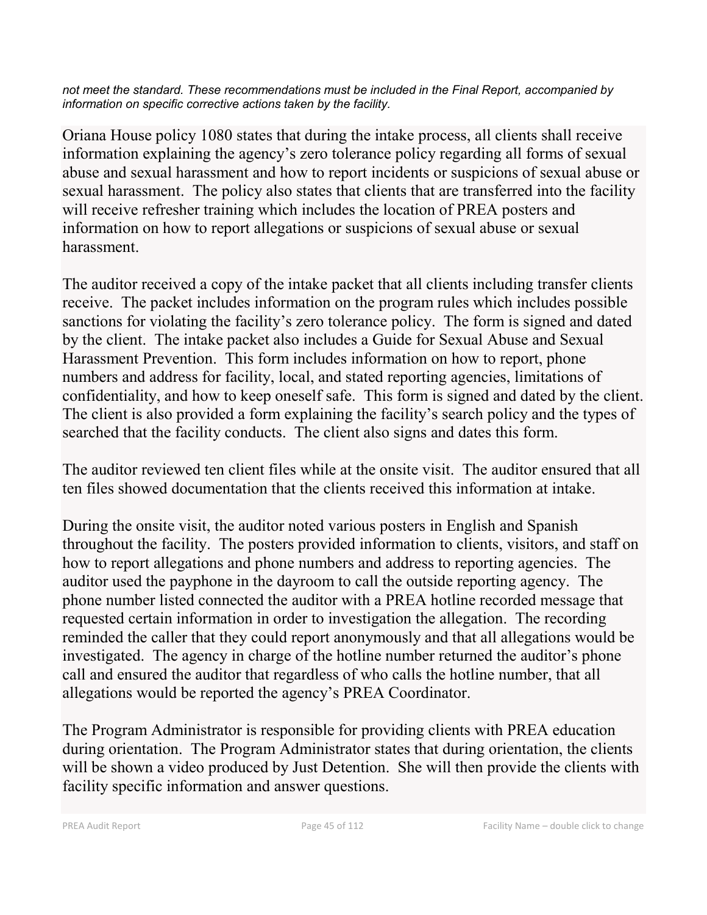*not meet the standard. These recommendations must be included in the Final Report, accompanied by information on specific corrective actions taken by the facility.*

Oriana House policy 1080 states that during the intake process, all clients shall receive information explaining the agency's zero tolerance policy regarding all forms of sexual abuse and sexual harassment and how to report incidents or suspicions of sexual abuse or sexual harassment. The policy also states that clients that are transferred into the facility will receive refresher training which includes the location of PREA posters and information on how to report allegations or suspicions of sexual abuse or sexual harassment.

The auditor received a copy of the intake packet that all clients including transfer clients receive. The packet includes information on the program rules which includes possible sanctions for violating the facility's zero tolerance policy. The form is signed and dated by the client. The intake packet also includes a Guide for Sexual Abuse and Sexual Harassment Prevention. This form includes information on how to report, phone numbers and address for facility, local, and stated reporting agencies, limitations of confidentiality, and how to keep oneself safe. This form is signed and dated by the client. The client is also provided a form explaining the facility's search policy and the types of searched that the facility conducts. The client also signs and dates this form.

The auditor reviewed ten client files while at the onsite visit. The auditor ensured that all ten files showed documentation that the clients received this information at intake.

During the onsite visit, the auditor noted various posters in English and Spanish throughout the facility. The posters provided information to clients, visitors, and staff on how to report allegations and phone numbers and address to reporting agencies. The auditor used the payphone in the dayroom to call the outside reporting agency. The phone number listed connected the auditor with a PREA hotline recorded message that requested certain information in order to investigation the allegation. The recording reminded the caller that they could report anonymously and that all allegations would be investigated. The agency in charge of the hotline number returned the auditor's phone call and ensured the auditor that regardless of who calls the hotline number, that all allegations would be reported the agency's PREA Coordinator.

The Program Administrator is responsible for providing clients with PREA education during orientation. The Program Administrator states that during orientation, the clients will be shown a video produced by Just Detention. She will then provide the clients with facility specific information and answer questions.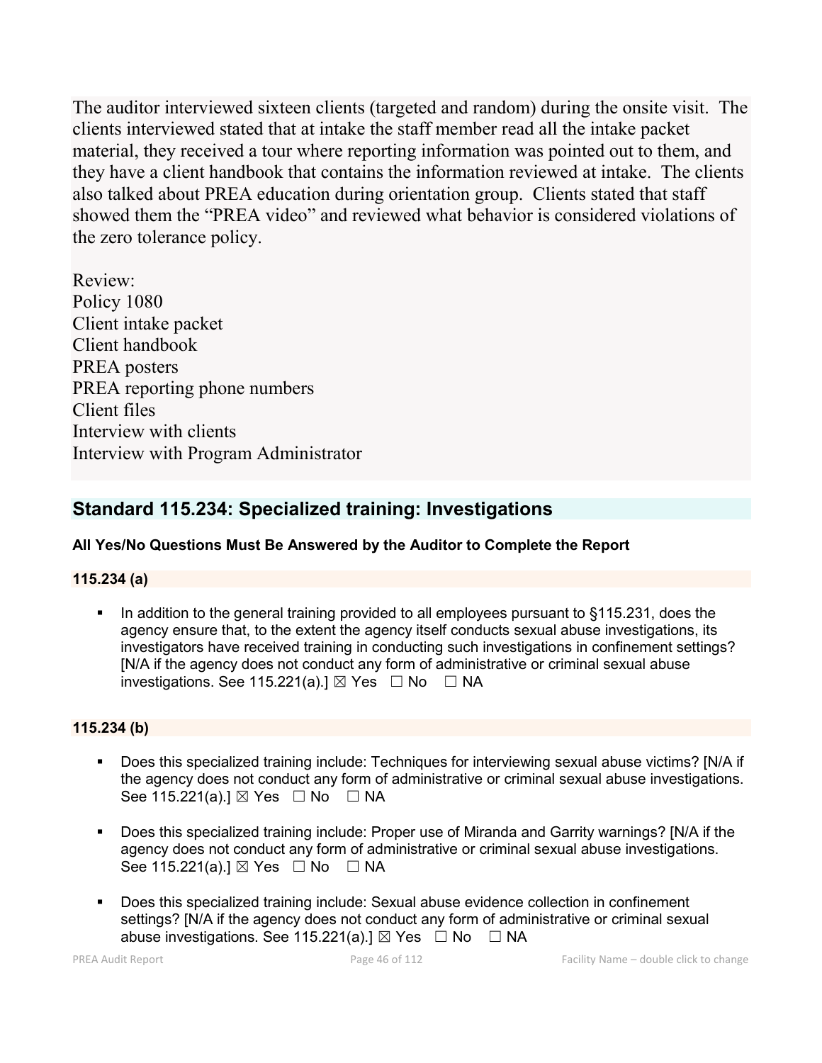The auditor interviewed sixteen clients (targeted and random) during the onsite visit. The clients interviewed stated that at intake the staff member read all the intake packet material, they received a tour where reporting information was pointed out to them, and they have a client handbook that contains the information reviewed at intake. The clients also talked about PREA education during orientation group. Clients stated that staff showed them the "PREA video" and reviewed what behavior is considered violations of the zero tolerance policy.

Review:
Policy 1080
Client intake packet
Client handbook
PREA posters
PREA reporting phone numbers
Client files
Interview with clients
Interview with Program Administrator

## Standard 115.234: Specialized training: Investigations

**All Yes/No Questions Must Be Answered by the Auditor to Complete the Report**

**115.234 (a)**

- In addition to the general training provided to all employees pursuant to §115.231, does the agency ensure that, to the extent the agency itself conducts sexual abuse investigations, its investigators have received training in conducting such investigations in confinement settings? [N/A if the agency does not conduct any form of administrative or criminal sexual abuse investigations. See 115.221(a).] ☒ Yes ☐ No ☐ NA

**115.234 (b)**

- Does this specialized training include: Techniques for interviewing sexual abuse victims? [N/A if the agency does not conduct any form of administrative or criminal sexual abuse investigations. See 115.221(a).] ☒ Yes ☐ No ☐ NA
- Does this specialized training include: Proper use of Miranda and Garrity warnings? [N/A if the agency does not conduct any form of administrative or criminal sexual abuse investigations. See 115.221(a).] ☒ Yes ☐ No ☐ NA
- Does this specialized training include: Sexual abuse evidence collection in confinement settings? [N/A if the agency does not conduct any form of administrative or criminal sexual abuse investigations. See 115.221(a).] ☒ Yes ☐ No ☐ NA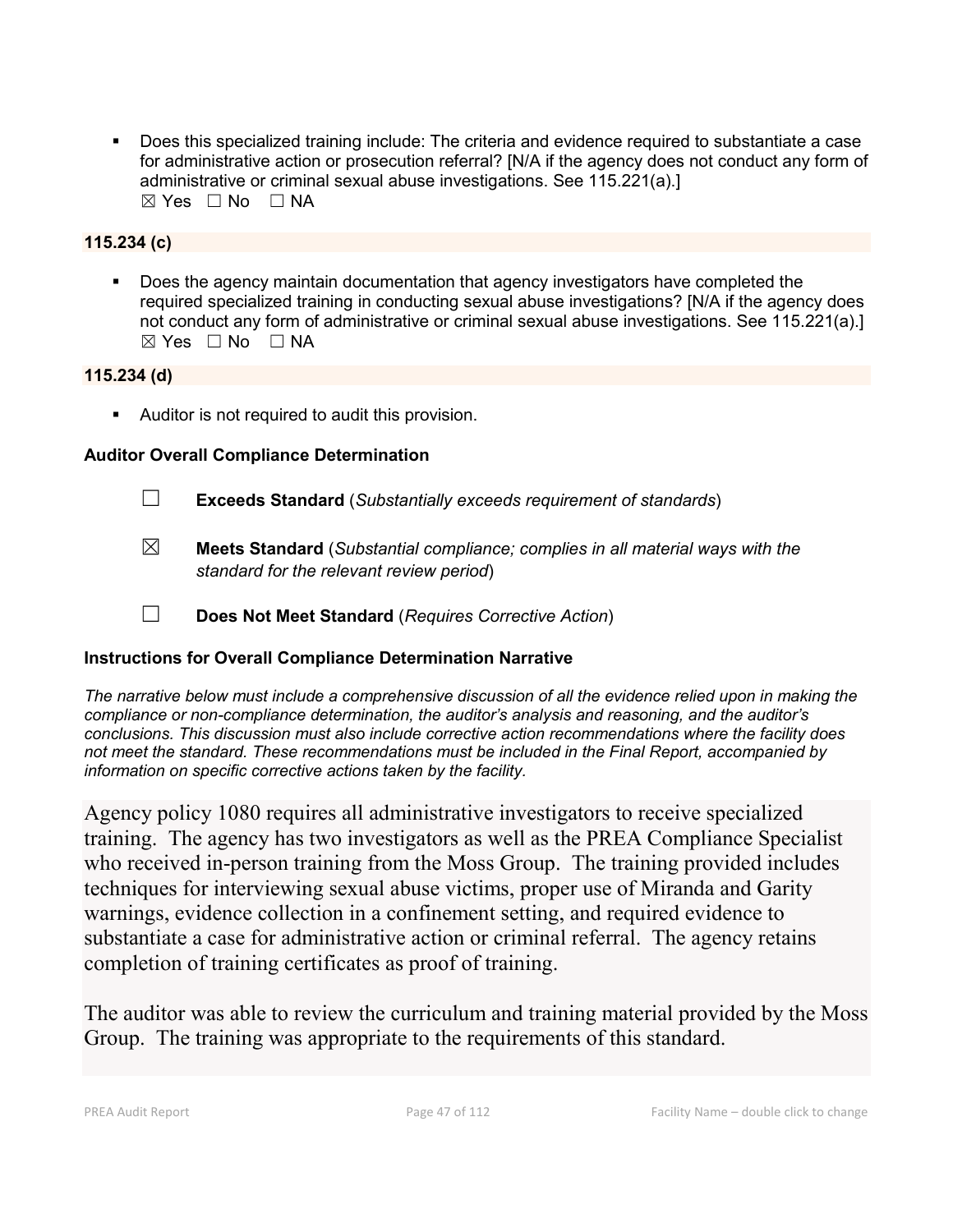- Does this specialized training include: The criteria and evidence required to substantiate a case for administrative action or prosecution referral? [N/A if the agency does not conduct any form of administrative or criminal sexual abuse investigations. See 115.221(a).]
  ☒ Yes ☐ No ☐ NA

**115.234 (c)**

- Does the agency maintain documentation that agency investigators have completed the required specialized training in conducting sexual abuse investigations? [N/A if the agency does not conduct any form of administrative or criminal sexual abuse investigations. See 115.221(a).]
  ☒ Yes ☐ No ☐ NA

**115.234 (d)**

- Auditor is not required to audit this provision.

**Auditor Overall Compliance Determination**

☐ **Exceeds Standard** (*Substantially exceeds requirement of standards*)

☒ **Meets Standard** (*Substantial compliance; complies in all material ways with the standard for the relevant review period*)

☐ **Does Not Meet Standard** (*Requires Corrective Action*)

**Instructions for Overall Compliance Determination Narrative**

*The narrative below must include a comprehensive discussion of all the evidence relied upon in making the compliance or non-compliance determination, the auditor's analysis and reasoning, and the auditor's conclusions. This discussion must also include corrective action recommendations where the facility does not meet the standard. These recommendations must be included in the Final Report, accompanied by information on specific corrective actions taken by the facility.*

Agency policy 1080 requires all administrative investigators to receive specialized training. The agency has two investigators as well as the PREA Compliance Specialist who received in-person training from the Moss Group. The training provided includes techniques for interviewing sexual abuse victims, proper use of Miranda and Garity warnings, evidence collection in a confinement setting, and required evidence to substantiate a case for administrative action or criminal referral. The agency retains completion of training certificates as proof of training.

The auditor was able to review the curriculum and training material provided by the Moss Group. The training was appropriate to the requirements of this standard.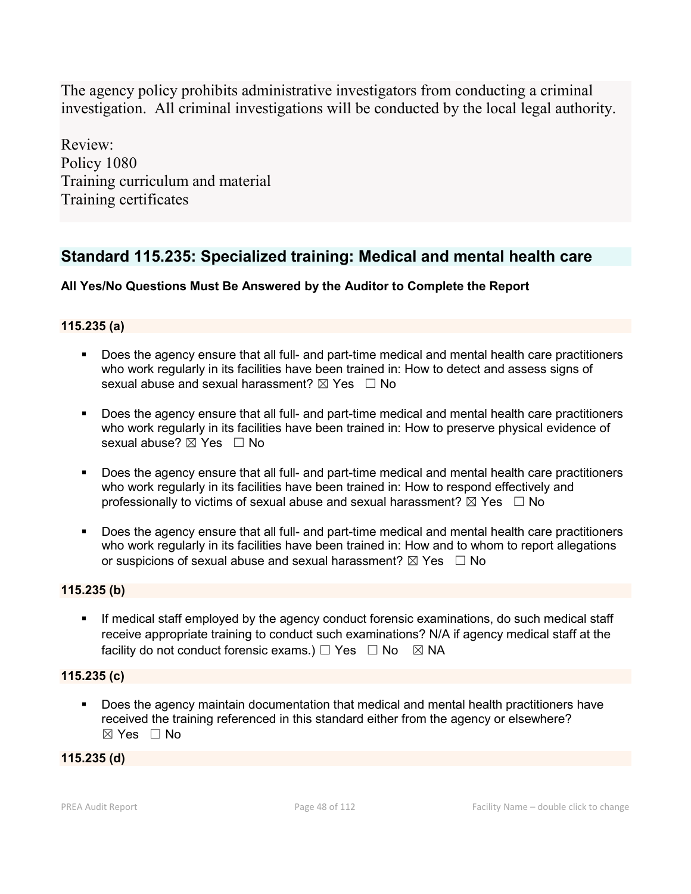The agency policy prohibits administrative investigators from conducting a criminal investigation. All criminal investigations will be conducted by the local legal authority.

Review:
Policy 1080
Training curriculum and material
Training certificates

## Standard 115.235: Specialized training: Medical and mental health care

**All Yes/No Questions Must Be Answered by the Auditor to Complete the Report**

### 115.235 (a)

- Does the agency ensure that all full- and part-time medical and mental health care practitioners who work regularly in its facilities have been trained in: How to detect and assess signs of sexual abuse and sexual harassment? ☒ Yes ☐ No
- Does the agency ensure that all full- and part-time medical and mental health care practitioners who work regularly in its facilities have been trained in: How to preserve physical evidence of sexual abuse? ☒ Yes ☐ No
- Does the agency ensure that all full- and part-time medical and mental health care practitioners who work regularly in its facilities have been trained in: How to respond effectively and professionally to victims of sexual abuse and sexual harassment? ☒ Yes ☐ No
- Does the agency ensure that all full- and part-time medical and mental health care practitioners who work regularly in its facilities have been trained in: How and to whom to report allegations or suspicions of sexual abuse and sexual harassment? ☒ Yes ☐ No

### 115.235 (b)

- If medical staff employed by the agency conduct forensic examinations, do such medical staff receive appropriate training to conduct such examinations? N/A if agency medical staff at the facility do not conduct forensic exams.) ☐ Yes ☐ No ☒ NA

### 115.235 (c)

- Does the agency maintain documentation that medical and mental health practitioners have received the training referenced in this standard either from the agency or elsewhere? ☒ Yes ☐ No

### 115.235 (d)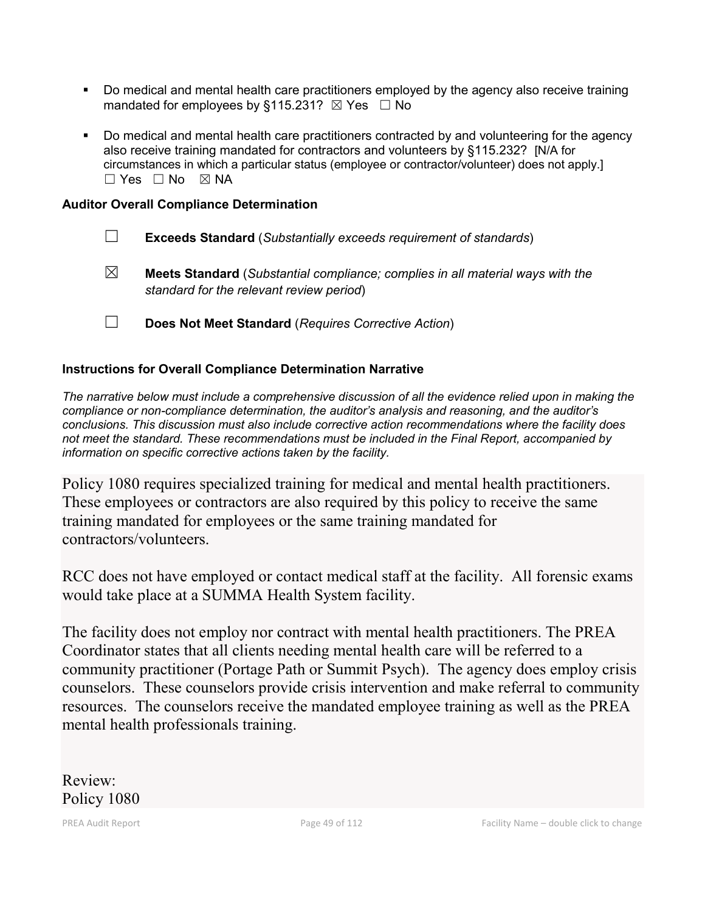- Do medical and mental health care practitioners employed by the agency also receive training mandated for employees by §115.231? ☒ Yes ☐ No

- Do medical and mental health care practitioners contracted by and volunteering for the agency also receive training mandated for contractors and volunteers by §115.232? [N/A for circumstances in which a particular status (employee or contractor/volunteer) does not apply.] ☐ Yes ☐ No ☒ NA

**Auditor Overall Compliance Determination**

☐ **Exceeds Standard** (*Substantially exceeds requirement of standards*)

☒ **Meets Standard** (*Substantial compliance; complies in all material ways with the standard for the relevant review period*)

☐ **Does Not Meet Standard** (*Requires Corrective Action*)

**Instructions for Overall Compliance Determination Narrative**

*The narrative below must include a comprehensive discussion of all the evidence relied upon in making the compliance or non-compliance determination, the auditor's analysis and reasoning, and the auditor's conclusions. This discussion must also include corrective action recommendations where the facility does not meet the standard. These recommendations must be included in the Final Report, accompanied by information on specific corrective actions taken by the facility.*

Policy 1080 requires specialized training for medical and mental health practitioners. These employees or contractors are also required by this policy to receive the same training mandated for employees or the same training mandated for contractors/volunteers.

RCC does not have employed or contact medical staff at the facility. All forensic exams would take place at a SUMMA Health System facility.

The facility does not employ nor contract with mental health practitioners. The PREA Coordinator states that all clients needing mental health care will be referred to a community practitioner (Portage Path or Summit Psych). The agency does employ crisis counselors. These counselors provide crisis intervention and make referral to community resources. The counselors receive the mandated employee training as well as the PREA mental health professionals training.

Review:
Policy 1080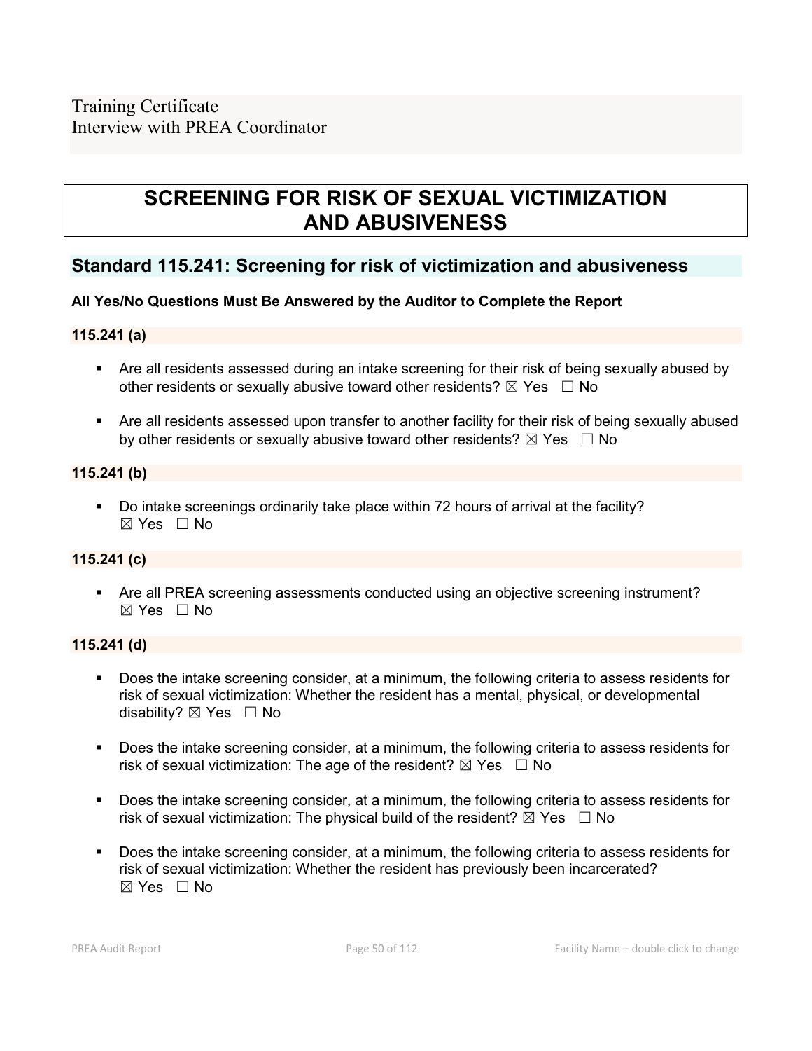Training Certificate
Interview with PREA Coordinator

# SCREENING FOR RISK OF SEXUAL VICTIMIZATION AND ABUSIVENESS

## Standard 115.241: Screening for risk of victimization and abusiveness

**All Yes/No Questions Must Be Answered by the Auditor to Complete the Report**

### 115.241 (a)

- Are all residents assessed during an intake screening for their risk of being sexually abused by other residents or sexually abusive toward other residents? ☒ Yes ☐ No
- Are all residents assessed upon transfer to another facility for their risk of being sexually abused by other residents or sexually abusive toward other residents? ☒ Yes ☐ No

### 115.241 (b)

- Do intake screenings ordinarily take place within 72 hours of arrival at the facility? ☒ Yes ☐ No

### 115.241 (c)

- Are all PREA screening assessments conducted using an objective screening instrument? ☒ Yes ☐ No

### 115.241 (d)

- Does the intake screening consider, at a minimum, the following criteria to assess residents for risk of sexual victimization: Whether the resident has a mental, physical, or developmental disability? ☒ Yes ☐ No
- Does the intake screening consider, at a minimum, the following criteria to assess residents for risk of sexual victimization: The age of the resident? ☒ Yes ☐ No
- Does the intake screening consider, at a minimum, the following criteria to assess residents for risk of sexual victimization: The physical build of the resident? ☒ Yes ☐ No
- Does the intake screening consider, at a minimum, the following criteria to assess residents for risk of sexual victimization: Whether the resident has previously been incarcerated? ☒ Yes ☐ No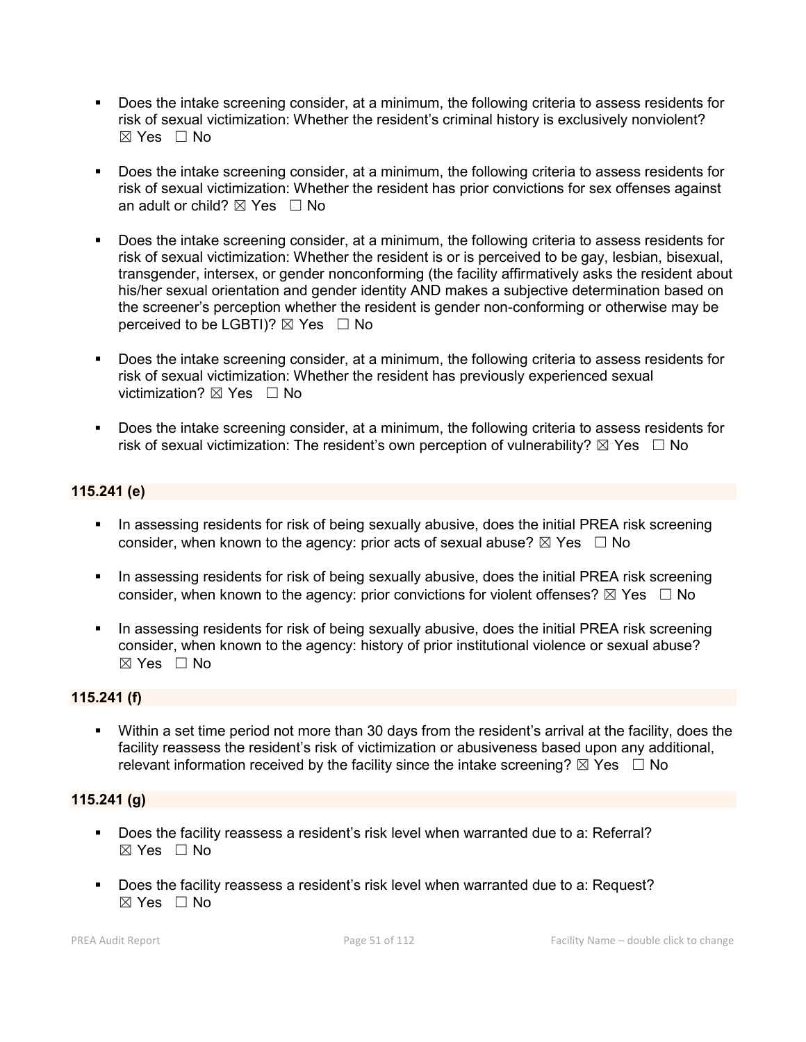- Does the intake screening consider, at a minimum, the following criteria to assess residents for risk of sexual victimization: Whether the resident's criminal history is exclusively nonviolent? ☒ Yes ☐ No

- Does the intake screening consider, at a minimum, the following criteria to assess residents for risk of sexual victimization: Whether the resident has prior convictions for sex offenses against an adult or child? ☒ Yes ☐ No

- Does the intake screening consider, at a minimum, the following criteria to assess residents for risk of sexual victimization: Whether the resident is or is perceived to be gay, lesbian, bisexual, transgender, intersex, or gender nonconforming (the facility affirmatively asks the resident about his/her sexual orientation and gender identity AND makes a subjective determination based on the screener's perception whether the resident is gender non-conforming or otherwise may be perceived to be LGBTI)? ☒ Yes ☐ No

- Does the intake screening consider, at a minimum, the following criteria to assess residents for risk of sexual victimization: Whether the resident has previously experienced sexual victimization? ☒ Yes ☐ No

- Does the intake screening consider, at a minimum, the following criteria to assess residents for risk of sexual victimization: The resident's own perception of vulnerability? ☒ Yes ☐ No

**115.241 (e)**

- In assessing residents for risk of being sexually abusive, does the initial PREA risk screening consider, when known to the agency: prior acts of sexual abuse? ☒ Yes ☐ No

- In assessing residents for risk of being sexually abusive, does the initial PREA risk screening consider, when known to the agency: prior convictions for violent offenses? ☒ Yes ☐ No

- In assessing residents for risk of being sexually abusive, does the initial PREA risk screening consider, when known to the agency: history of prior institutional violence or sexual abuse? ☒ Yes ☐ No

**115.241 (f)**

- Within a set time period not more than 30 days from the resident's arrival at the facility, does the facility reassess the resident's risk of victimization or abusiveness based upon any additional, relevant information received by the facility since the intake screening? ☒ Yes ☐ No

**115.241 (g)**

- Does the facility reassess a resident's risk level when warranted due to a: Referral? ☒ Yes ☐ No

- Does the facility reassess a resident's risk level when warranted due to a: Request? ☒ Yes ☐ No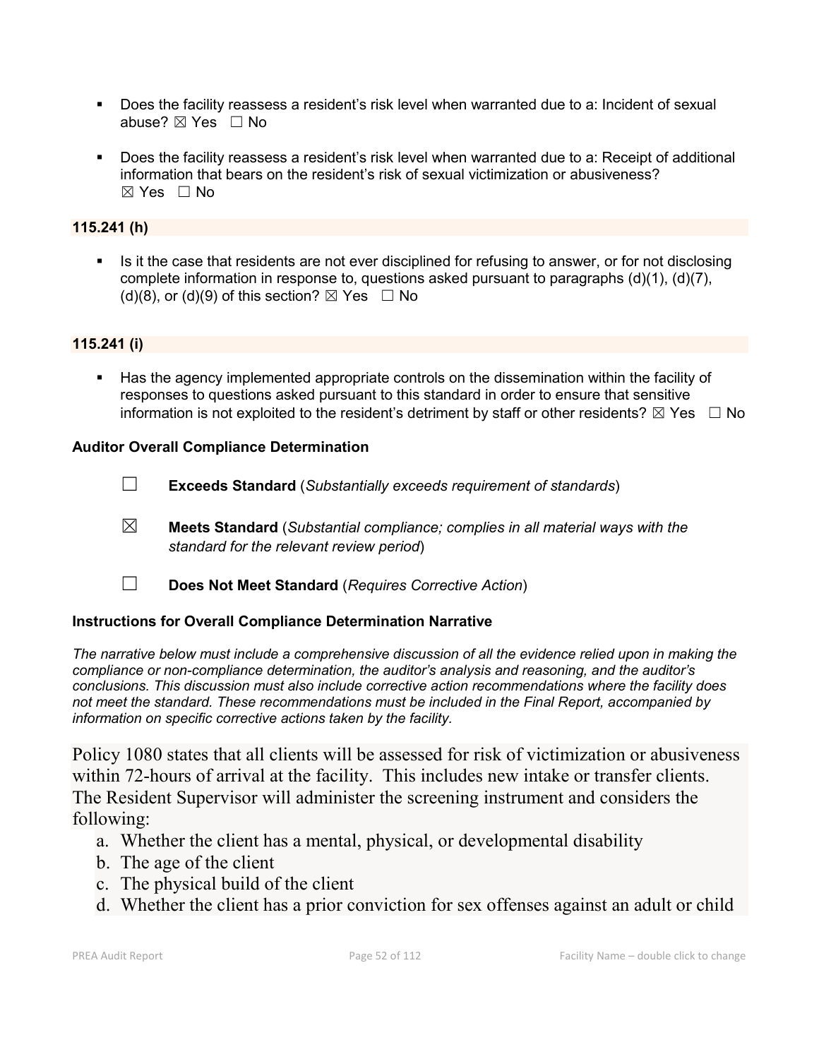- Does the facility reassess a resident's risk level when warranted due to a: Incident of sexual abuse? ☒ Yes ☐ No

- Does the facility reassess a resident's risk level when warranted due to a: Receipt of additional information that bears on the resident's risk of sexual victimization or abusiveness? ☒ Yes ☐ No

**115.241 (h)**

- Is it the case that residents are not ever disciplined for refusing to answer, or for not disclosing complete information in response to, questions asked pursuant to paragraphs (d)(1), (d)(7), (d)(8), or (d)(9) of this section? ☒ Yes ☐ No

**115.241 (i)**

- Has the agency implemented appropriate controls on the dissemination within the facility of responses to questions asked pursuant to this standard in order to ensure that sensitive information is not exploited to the resident's detriment by staff or other residents? ☒ Yes ☐ No

**Auditor Overall Compliance Determination**

☐ **Exceeds Standard** (*Substantially exceeds requirement of standards*)

☒ **Meets Standard** (*Substantial compliance; complies in all material ways with the standard for the relevant review period*)

☐ **Does Not Meet Standard** (*Requires Corrective Action*)

**Instructions for Overall Compliance Determination Narrative**

*The narrative below must include a comprehensive discussion of all the evidence relied upon in making the compliance or non-compliance determination, the auditor's analysis and reasoning, and the auditor's conclusions. This discussion must also include corrective action recommendations where the facility does not meet the standard. These recommendations must be included in the Final Report, accompanied by information on specific corrective actions taken by the facility.*

Policy 1080 states that all clients will be assessed for risk of victimization or abusiveness within 72-hours of arrival at the facility. This includes new intake or transfer clients. The Resident Supervisor will administer the screening instrument and considers the following:

a. Whether the client has a mental, physical, or developmental disability
b. The age of the client
c. The physical build of the client
d. Whether the client has a prior conviction for sex offenses against an adult or child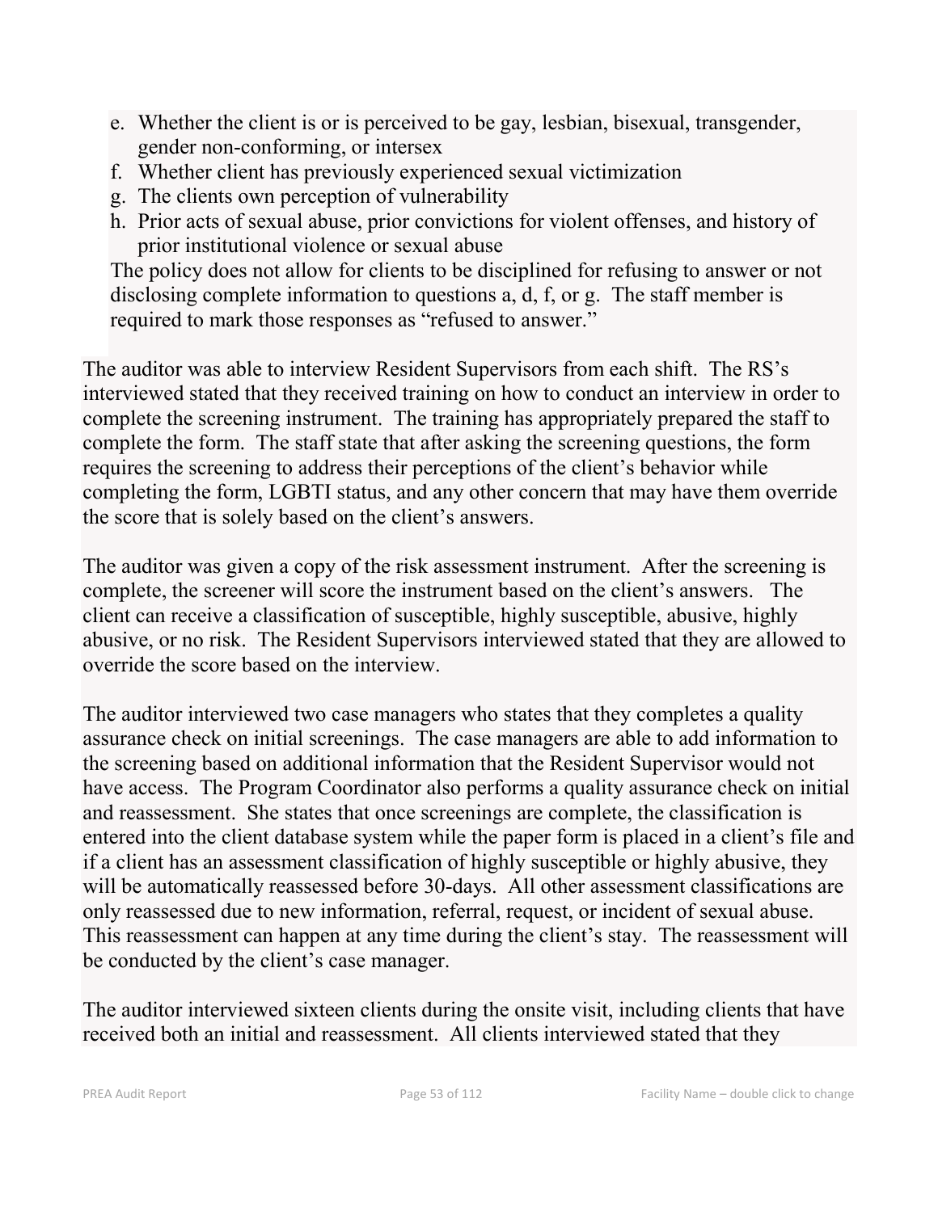e. Whether the client is or is perceived to be gay, lesbian, bisexual, transgender, gender non-conforming, or intersex
f. Whether client has previously experienced sexual victimization
g. The clients own perception of vulnerability
h. Prior acts of sexual abuse, prior convictions for violent offenses, and history of prior institutional violence or sexual abuse

The policy does not allow for clients to be disciplined for refusing to answer or not disclosing complete information to questions a, d, f, or g. The staff member is required to mark those responses as "refused to answer."

The auditor was able to interview Resident Supervisors from each shift. The RS's interviewed stated that they received training on how to conduct an interview in order to complete the screening instrument. The training has appropriately prepared the staff to complete the form. The staff state that after asking the screening questions, the form requires the screening to address their perceptions of the client's behavior while completing the form, LGBTI status, and any other concern that may have them override the score that is solely based on the client's answers.

The auditor was given a copy of the risk assessment instrument. After the screening is complete, the screener will score the instrument based on the client's answers. The client can receive a classification of susceptible, highly susceptible, abusive, highly abusive, or no risk. The Resident Supervisors interviewed stated that they are allowed to override the score based on the interview.

The auditor interviewed two case managers who states that they completes a quality assurance check on initial screenings. The case managers are able to add information to the screening based on additional information that the Resident Supervisor would not have access. The Program Coordinator also performs a quality assurance check on initial and reassessment. She states that once screenings are complete, the classification is entered into the client database system while the paper form is placed in a client's file and if a client has an assessment classification of highly susceptible or highly abusive, they will be automatically reassessed before 30-days. All other assessment classifications are only reassessed due to new information, referral, request, or incident of sexual abuse. This reassessment can happen at any time during the client's stay. The reassessment will be conducted by the client's case manager.

The auditor interviewed sixteen clients during the onsite visit, including clients that have received both an initial and reassessment. All clients interviewed stated that they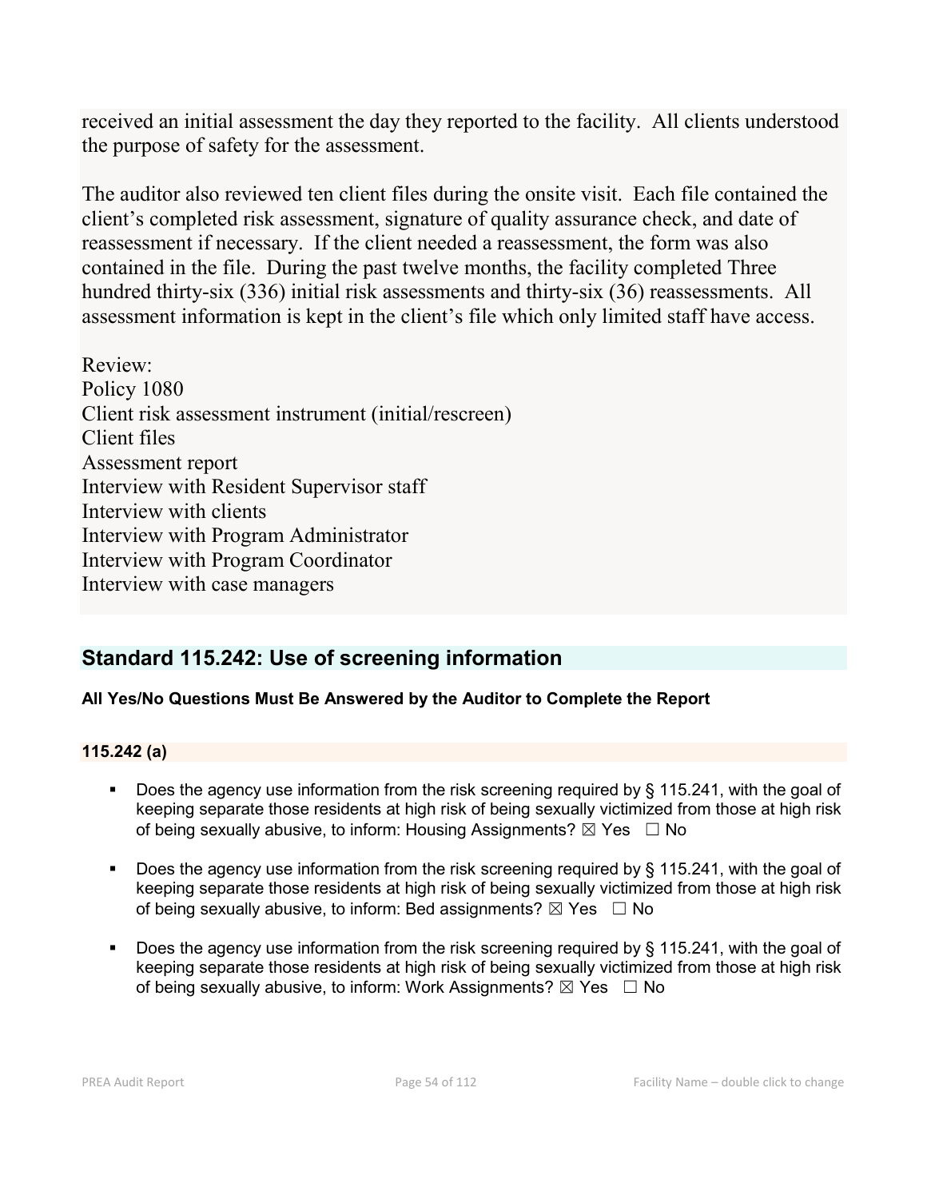received an initial assessment the day they reported to the facility. All clients understood the purpose of safety for the assessment.

The auditor also reviewed ten client files during the onsite visit. Each file contained the client's completed risk assessment, signature of quality assurance check, and date of reassessment if necessary. If the client needed a reassessment, the form was also contained in the file. During the past twelve months, the facility completed Three hundred thirty-six (336) initial risk assessments and thirty-six (36) reassessments. All assessment information is kept in the client's file which only limited staff have access.

Review:
Policy 1080
Client risk assessment instrument (initial/rescreen)
Client files
Assessment report
Interview with Resident Supervisor staff
Interview with clients
Interview with Program Administrator
Interview with Program Coordinator
Interview with case managers

## Standard 115.242: Use of screening information

**All Yes/No Questions Must Be Answered by the Auditor to Complete the Report**

### 115.242 (a)

- Does the agency use information from the risk screening required by § 115.241, with the goal of keeping separate those residents at high risk of being sexually victimized from those at high risk of being sexually abusive, to inform: Housing Assignments? ☒ Yes ☐ No
- Does the agency use information from the risk screening required by § 115.241, with the goal of keeping separate those residents at high risk of being sexually victimized from those at high risk of being sexually abusive, to inform: Bed assignments? ☒ Yes ☐ No
- Does the agency use information from the risk screening required by § 115.241, with the goal of keeping separate those residents at high risk of being sexually victimized from those at high risk of being sexually abusive, to inform: Work Assignments? ☒ Yes ☐ No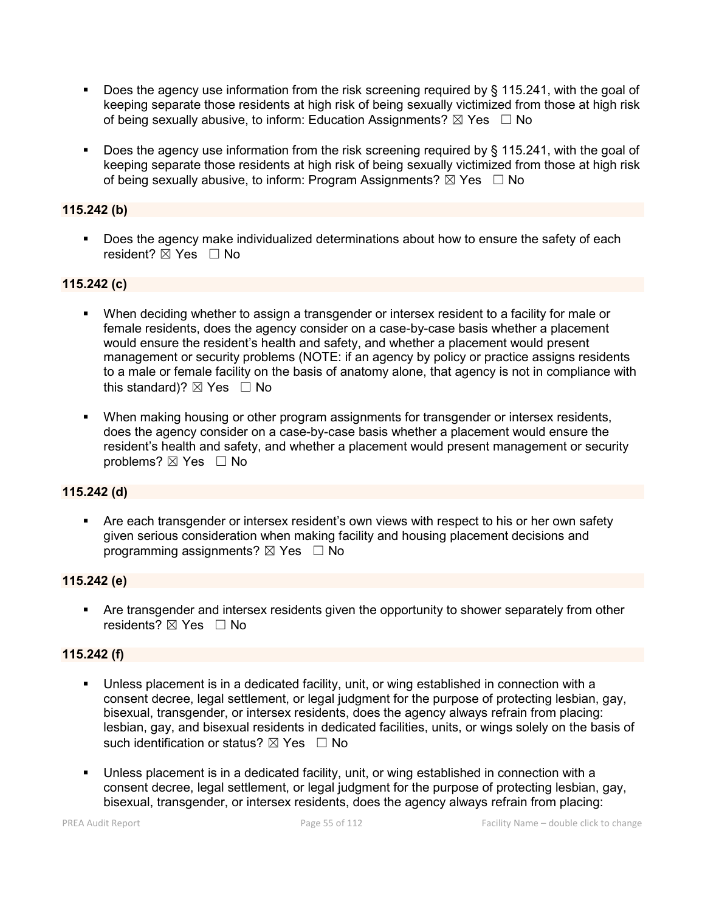- Does the agency use information from the risk screening required by § 115.241, with the goal of keeping separate those residents at high risk of being sexually victimized from those at high risk of being sexually abusive, to inform: Education Assignments? ☒ Yes ☐ No

- Does the agency use information from the risk screening required by § 115.241, with the goal of keeping separate those residents at high risk of being sexually victimized from those at high risk of being sexually abusive, to inform: Program Assignments? ☒ Yes ☐ No

**115.242 (b)**

- Does the agency make individualized determinations about how to ensure the safety of each resident? ☒ Yes ☐ No

**115.242 (c)**

- When deciding whether to assign a transgender or intersex resident to a facility for male or female residents, does the agency consider on a case-by-case basis whether a placement would ensure the resident's health and safety, and whether a placement would present management or security problems (NOTE: if an agency by policy or practice assigns residents to a male or female facility on the basis of anatomy alone, that agency is not in compliance with this standard)? ☒ Yes ☐ No

- When making housing or other program assignments for transgender or intersex residents, does the agency consider on a case-by-case basis whether a placement would ensure the resident's health and safety, and whether a placement would present management or security problems? ☒ Yes ☐ No

**115.242 (d)**

- Are each transgender or intersex resident's own views with respect to his or her own safety given serious consideration when making facility and housing placement decisions and programming assignments? ☒ Yes ☐ No

**115.242 (e)**

- Are transgender and intersex residents given the opportunity to shower separately from other residents? ☒ Yes ☐ No

**115.242 (f)**

- Unless placement is in a dedicated facility, unit, or wing established in connection with a consent decree, legal settlement, or legal judgment for the purpose of protecting lesbian, gay, bisexual, transgender, or intersex residents, does the agency always refrain from placing: lesbian, gay, and bisexual residents in dedicated facilities, units, or wings solely on the basis of such identification or status? ☒ Yes ☐ No

- Unless placement is in a dedicated facility, unit, or wing established in connection with a consent decree, legal settlement, or legal judgment for the purpose of protecting lesbian, gay, bisexual, transgender, or intersex residents, does the agency always refrain from placing: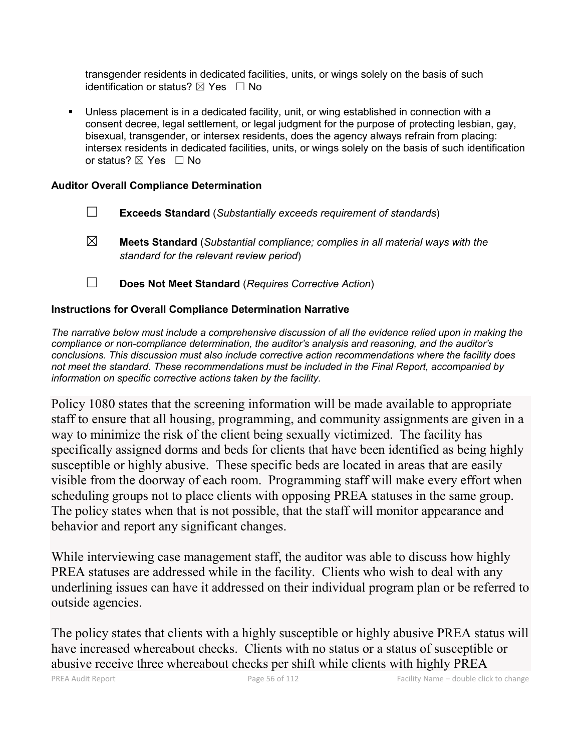transgender residents in dedicated facilities, units, or wings solely on the basis of such identification or status? ☒ Yes ☐ No

- Unless placement is in a dedicated facility, unit, or wing established in connection with a consent decree, legal settlement, or legal judgment for the purpose of protecting lesbian, gay, bisexual, transgender, or intersex residents, does the agency always refrain from placing: intersex residents in dedicated facilities, units, or wings solely on the basis of such identification or status? ☒ Yes ☐ No

**Auditor Overall Compliance Determination**

☐ **Exceeds Standard** (*Substantially exceeds requirement of standards*)

☒ **Meets Standard** (*Substantial compliance; complies in all material ways with the standard for the relevant review period*)

☐ **Does Not Meet Standard** (*Requires Corrective Action*)

**Instructions for Overall Compliance Determination Narrative**

*The narrative below must include a comprehensive discussion of all the evidence relied upon in making the compliance or non-compliance determination, the auditor's analysis and reasoning, and the auditor's conclusions. This discussion must also include corrective action recommendations where the facility does not meet the standard. These recommendations must be included in the Final Report, accompanied by information on specific corrective actions taken by the facility.*

Policy 1080 states that the screening information will be made available to appropriate staff to ensure that all housing, programming, and community assignments are given in a way to minimize the risk of the client being sexually victimized. The facility has specifically assigned dorms and beds for clients that have been identified as being highly susceptible or highly abusive. These specific beds are located in areas that are easily visible from the doorway of each room. Programming staff will make every effort when scheduling groups not to place clients with opposing PREA statuses in the same group. The policy states when that is not possible, that the staff will monitor appearance and behavior and report any significant changes.

While interviewing case management staff, the auditor was able to discuss how highly PREA statuses are addressed while in the facility. Clients who wish to deal with any underlining issues can have it addressed on their individual program plan or be referred to outside agencies.

The policy states that clients with a highly susceptible or highly abusive PREA status will have increased whereabout checks. Clients with no status or a status of susceptible or abusive receive three whereabout checks per shift while clients with highly PREA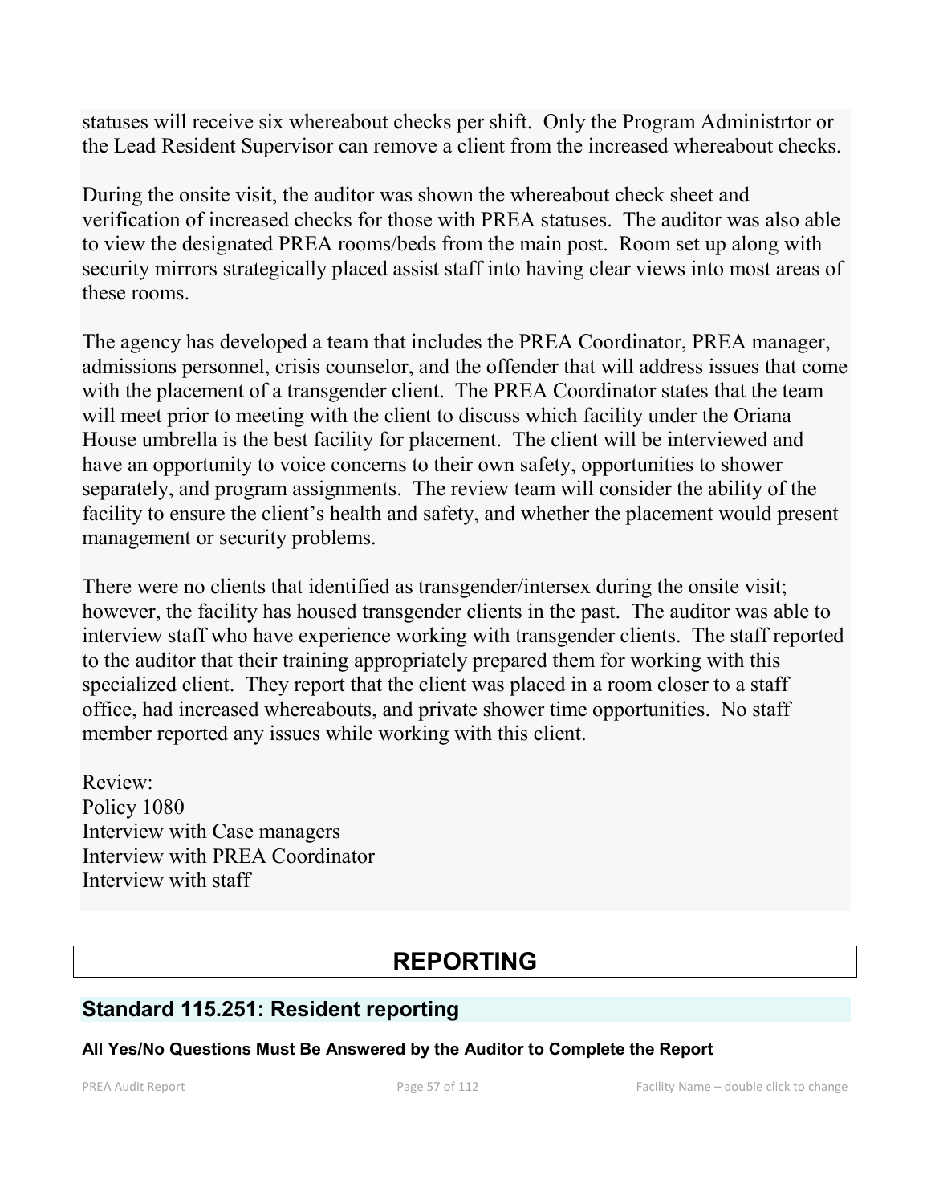statuses will receive six whereabout checks per shift. Only the Program Administrtor or the Lead Resident Supervisor can remove a client from the increased whereabout checks.

During the onsite visit, the auditor was shown the whereabout check sheet and verification of increased checks for those with PREA statuses. The auditor was also able to view the designated PREA rooms/beds from the main post. Room set up along with security mirrors strategically placed assist staff into having clear views into most areas of these rooms.

The agency has developed a team that includes the PREA Coordinator, PREA manager, admissions personnel, crisis counselor, and the offender that will address issues that come with the placement of a transgender client. The PREA Coordinator states that the team will meet prior to meeting with the client to discuss which facility under the Oriana House umbrella is the best facility for placement. The client will be interviewed and have an opportunity to voice concerns to their own safety, opportunities to shower separately, and program assignments. The review team will consider the ability of the facility to ensure the client's health and safety, and whether the placement would present management or security problems.

There were no clients that identified as transgender/intersex during the onsite visit; however, the facility has housed transgender clients in the past. The auditor was able to interview staff who have experience working with transgender clients. The staff reported to the auditor that their training appropriately prepared them for working with this specialized client. They report that the client was placed in a room closer to a staff office, had increased whereabouts, and private shower time opportunities. No staff member reported any issues while working with this client.

Review:
Policy 1080
Interview with Case managers
Interview with PREA Coordinator
Interview with staff

# REPORTING

## Standard 115.251: Resident reporting

**All Yes/No Questions Must Be Answered by the Auditor to Complete the Report**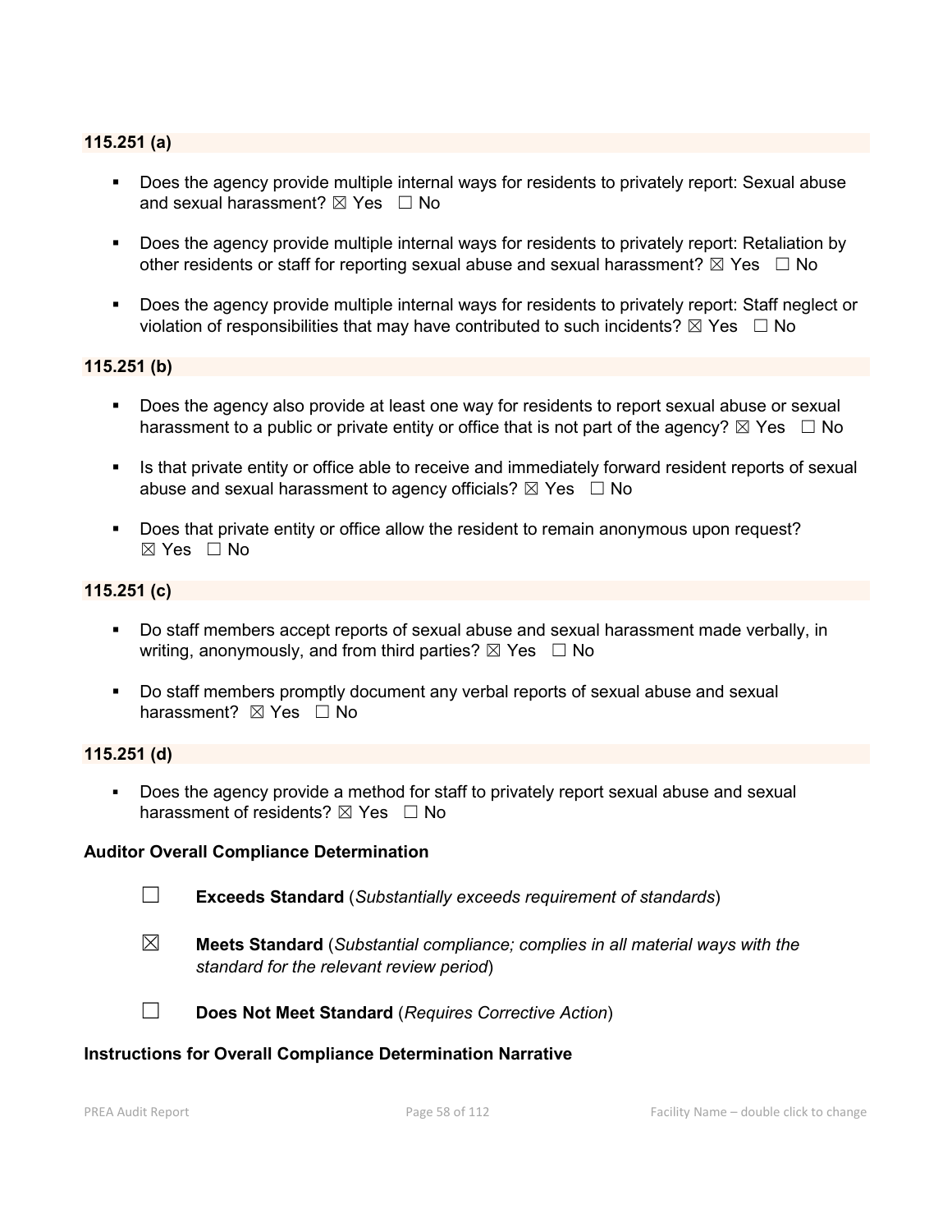**115.251 (a)**

- Does the agency provide multiple internal ways for residents to privately report: Sexual abuse and sexual harassment? ☒ Yes ☐ No
- Does the agency provide multiple internal ways for residents to privately report: Retaliation by other residents or staff for reporting sexual abuse and sexual harassment? ☒ Yes ☐ No
- Does the agency provide multiple internal ways for residents to privately report: Staff neglect or violation of responsibilities that may have contributed to such incidents? ☒ Yes ☐ No

**115.251 (b)**

- Does the agency also provide at least one way for residents to report sexual abuse or sexual harassment to a public or private entity or office that is not part of the agency? ☒ Yes ☐ No
- Is that private entity or office able to receive and immediately forward resident reports of sexual abuse and sexual harassment to agency officials? ☒ Yes ☐ No
- Does that private entity or office allow the resident to remain anonymous upon request? ☒ Yes ☐ No

**115.251 (c)**

- Do staff members accept reports of sexual abuse and sexual harassment made verbally, in writing, anonymously, and from third parties? ☒ Yes ☐ No
- Do staff members promptly document any verbal reports of sexual abuse and sexual harassment? ☒ Yes ☐ No

**115.251 (d)**

- Does the agency provide a method for staff to privately report sexual abuse and sexual harassment of residents? ☒ Yes ☐ No

**Auditor Overall Compliance Determination**

☐ **Exceeds Standard** (*Substantially exceeds requirement of standards*)

☒ **Meets Standard** (*Substantial compliance; complies in all material ways with the standard for the relevant review period*)

☐ **Does Not Meet Standard** (*Requires Corrective Action*)

**Instructions for Overall Compliance Determination Narrative**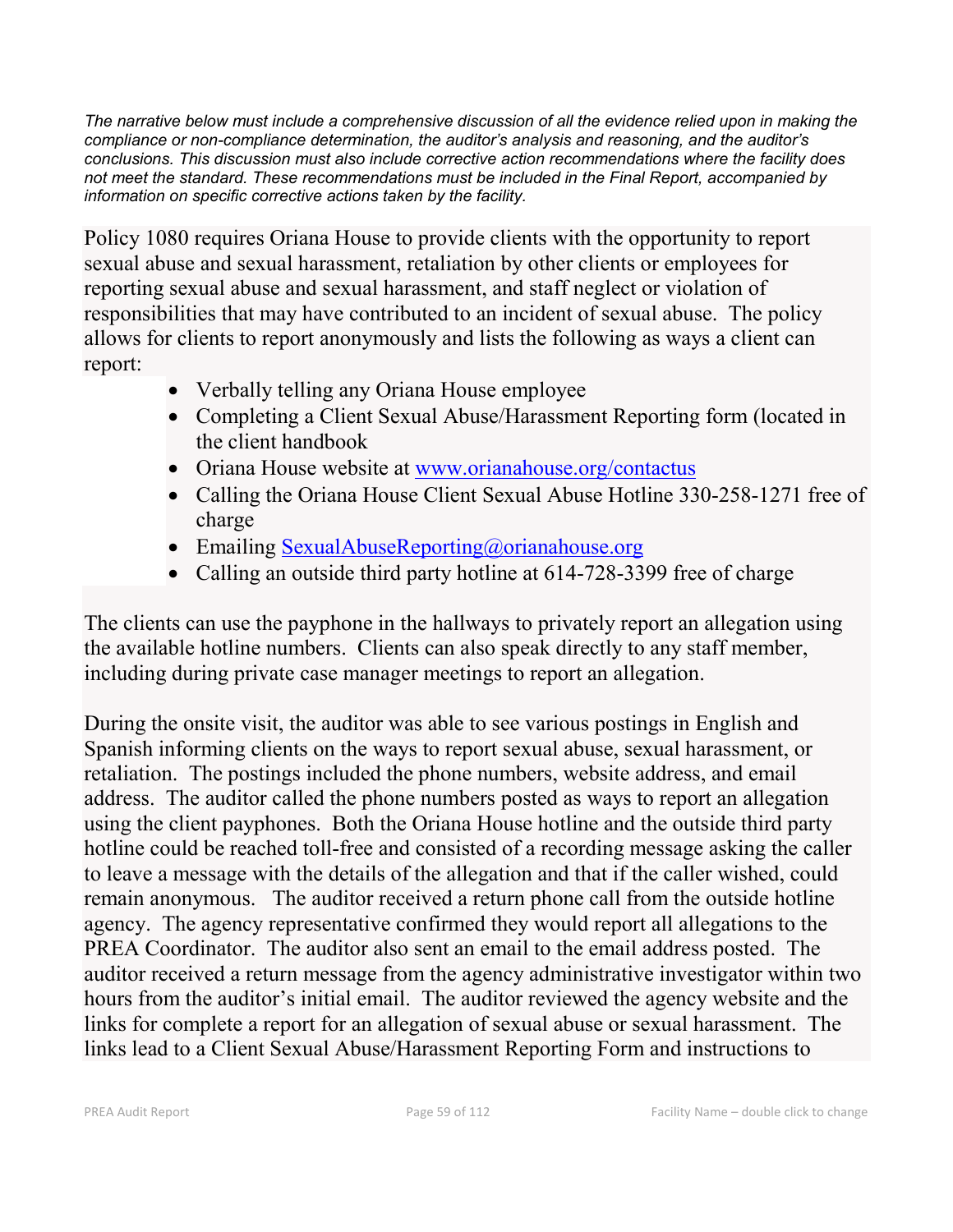*The narrative below must include a comprehensive discussion of all the evidence relied upon in making the compliance or non-compliance determination, the auditor's analysis and reasoning, and the auditor's conclusions. This discussion must also include corrective action recommendations where the facility does not meet the standard. These recommendations must be included in the Final Report, accompanied by information on specific corrective actions taken by the facility.*

Policy 1080 requires Oriana House to provide clients with the opportunity to report sexual abuse and sexual harassment, retaliation by other clients or employees for reporting sexual abuse and sexual harassment, and staff neglect or violation of responsibilities that may have contributed to an incident of sexual abuse. The policy allows for clients to report anonymously and lists the following as ways a client can report:

- Verbally telling any Oriana House employee
- Completing a Client Sexual Abuse/Harassment Reporting form (located in the client handbook
- Oriana House website at [www.orianahouse.org/contactus](www.orianahouse.org/contactus)
- Calling the Oriana House Client Sexual Abuse Hotline 330-258-1271 free of charge
- Emailing [SexualAbuseReporting@orianahouse.org](mailto:SexualAbuseReporting@orianahouse.org)
- Calling an outside third party hotline at 614-728-3399 free of charge

The clients can use the payphone in the hallways to privately report an allegation using the available hotline numbers. Clients can also speak directly to any staff member, including during private case manager meetings to report an allegation.

During the onsite visit, the auditor was able to see various postings in English and Spanish informing clients on the ways to report sexual abuse, sexual harassment, or retaliation. The postings included the phone numbers, website address, and email address. The auditor called the phone numbers posted as ways to report an allegation using the client payphones. Both the Oriana House hotline and the outside third party hotline could be reached toll-free and consisted of a recording message asking the caller to leave a message with the details of the allegation and that if the caller wished, could remain anonymous. The auditor received a return phone call from the outside hotline agency. The agency representative confirmed they would report all allegations to the PREA Coordinator. The auditor also sent an email to the email address posted. The auditor received a return message from the agency administrative investigator within two hours from the auditor's initial email. The auditor reviewed the agency website and the links for complete a report for an allegation of sexual abuse or sexual harassment. The links lead to a Client Sexual Abuse/Harassment Reporting Form and instructions to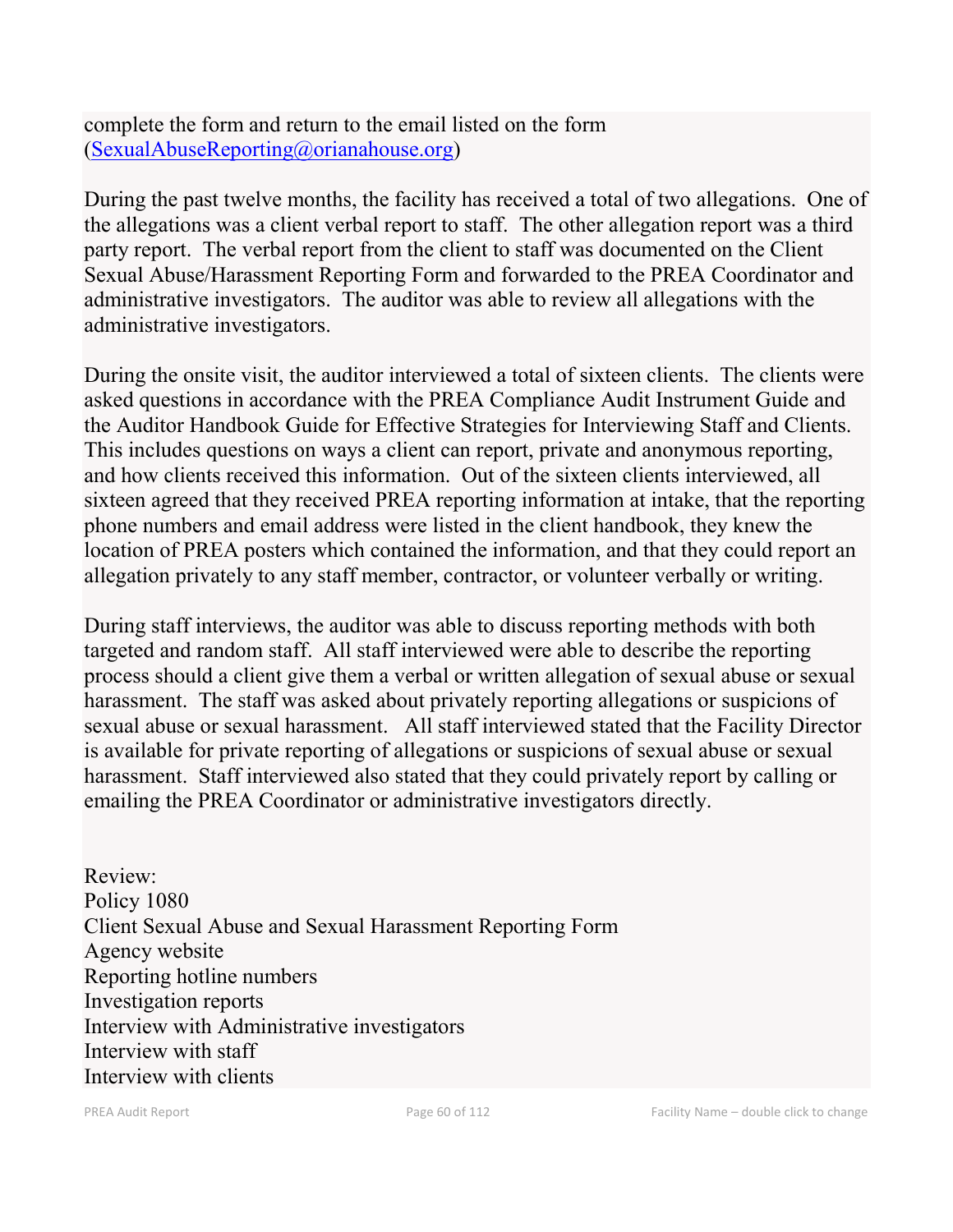complete the form and return to the email listed on the form (SexualAbuseReporting@orianahouse.org)

During the past twelve months, the facility has received a total of two allegations. One of the allegations was a client verbal report to staff. The other allegation report was a third party report. The verbal report from the client to staff was documented on the Client Sexual Abuse/Harassment Reporting Form and forwarded to the PREA Coordinator and administrative investigators. The auditor was able to review all allegations with the administrative investigators.

During the onsite visit, the auditor interviewed a total of sixteen clients. The clients were asked questions in accordance with the PREA Compliance Audit Instrument Guide and the Auditor Handbook Guide for Effective Strategies for Interviewing Staff and Clients. This includes questions on ways a client can report, private and anonymous reporting, and how clients received this information. Out of the sixteen clients interviewed, all sixteen agreed that they received PREA reporting information at intake, that the reporting phone numbers and email address were listed in the client handbook, they knew the location of PREA posters which contained the information, and that they could report an allegation privately to any staff member, contractor, or volunteer verbally or writing.

During staff interviews, the auditor was able to discuss reporting methods with both targeted and random staff. All staff interviewed were able to describe the reporting process should a client give them a verbal or written allegation of sexual abuse or sexual harassment. The staff was asked about privately reporting allegations or suspicions of sexual abuse or sexual harassment. All staff interviewed stated that the Facility Director is available for private reporting of allegations or suspicions of sexual abuse or sexual harassment. Staff interviewed also stated that they could privately report by calling or emailing the PREA Coordinator or administrative investigators directly.

Review:
Policy 1080
Client Sexual Abuse and Sexual Harassment Reporting Form
Agency website
Reporting hotline numbers
Investigation reports
Interview with Administrative investigators
Interview with staff
Interview with clients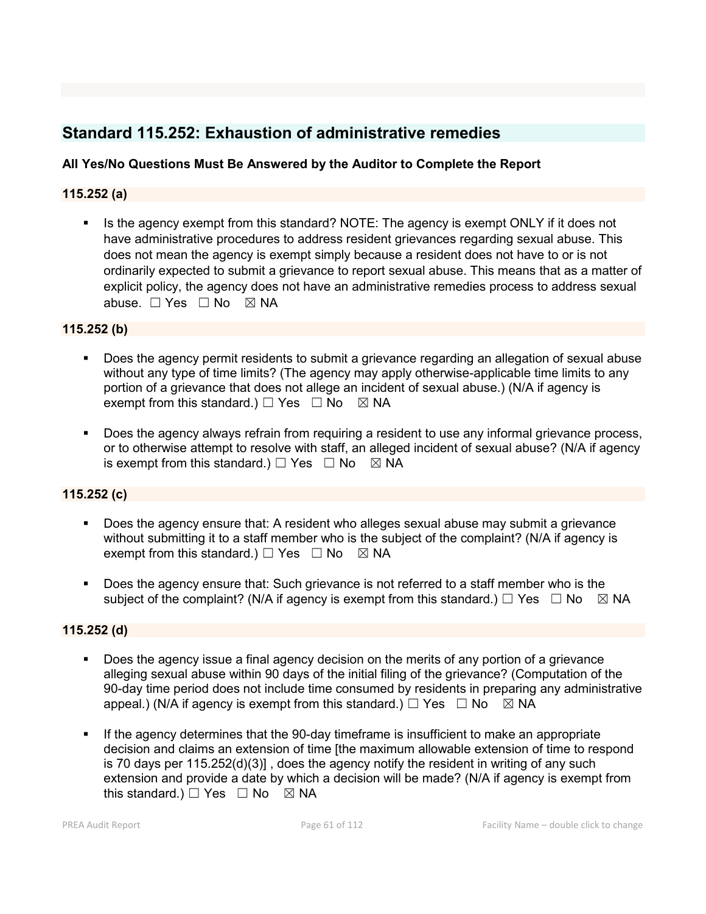## Standard 115.252: Exhaustion of administrative remedies

**All Yes/No Questions Must Be Answered by the Auditor to Complete the Report**

**115.252 (a)**

- Is the agency exempt from this standard? NOTE: The agency is exempt ONLY if it does not have administrative procedures to address resident grievances regarding sexual abuse. This does not mean the agency is exempt simply because a resident does not have to or is not ordinarily expected to submit a grievance to report sexual abuse. This means that as a matter of explicit policy, the agency does not have an administrative remedies process to address sexual abuse. ☐ Yes ☐ No ☒ NA

**115.252 (b)**

- Does the agency permit residents to submit a grievance regarding an allegation of sexual abuse without any type of time limits? (The agency may apply otherwise-applicable time limits to any portion of a grievance that does not allege an incident of sexual abuse.) (N/A if agency is exempt from this standard.) ☐ Yes ☐ No ☒ NA

- Does the agency always refrain from requiring a resident to use any informal grievance process, or to otherwise attempt to resolve with staff, an alleged incident of sexual abuse? (N/A if agency is exempt from this standard.) ☐ Yes ☐ No ☒ NA

**115.252 (c)**

- Does the agency ensure that: A resident who alleges sexual abuse may submit a grievance without submitting it to a staff member who is the subject of the complaint? (N/A if agency is exempt from this standard.) ☐ Yes ☐ No ☒ NA

- Does the agency ensure that: Such grievance is not referred to a staff member who is the subject of the complaint? (N/A if agency is exempt from this standard.) ☐ Yes ☐ No ☒ NA

**115.252 (d)**

- Does the agency issue a final agency decision on the merits of any portion of a grievance alleging sexual abuse within 90 days of the initial filing of the grievance? (Computation of the 90-day time period does not include time consumed by residents in preparing any administrative appeal.) (N/A if agency is exempt from this standard.) ☐ Yes ☐ No ☒ NA

- If the agency determines that the 90-day timeframe is insufficient to make an appropriate decision and claims an extension of time [the maximum allowable extension of time to respond is 70 days per 115.252(d)(3)] , does the agency notify the resident in writing of any such extension and provide a date by which a decision will be made? (N/A if agency is exempt from this standard.) ☐ Yes ☐ No ☒ NA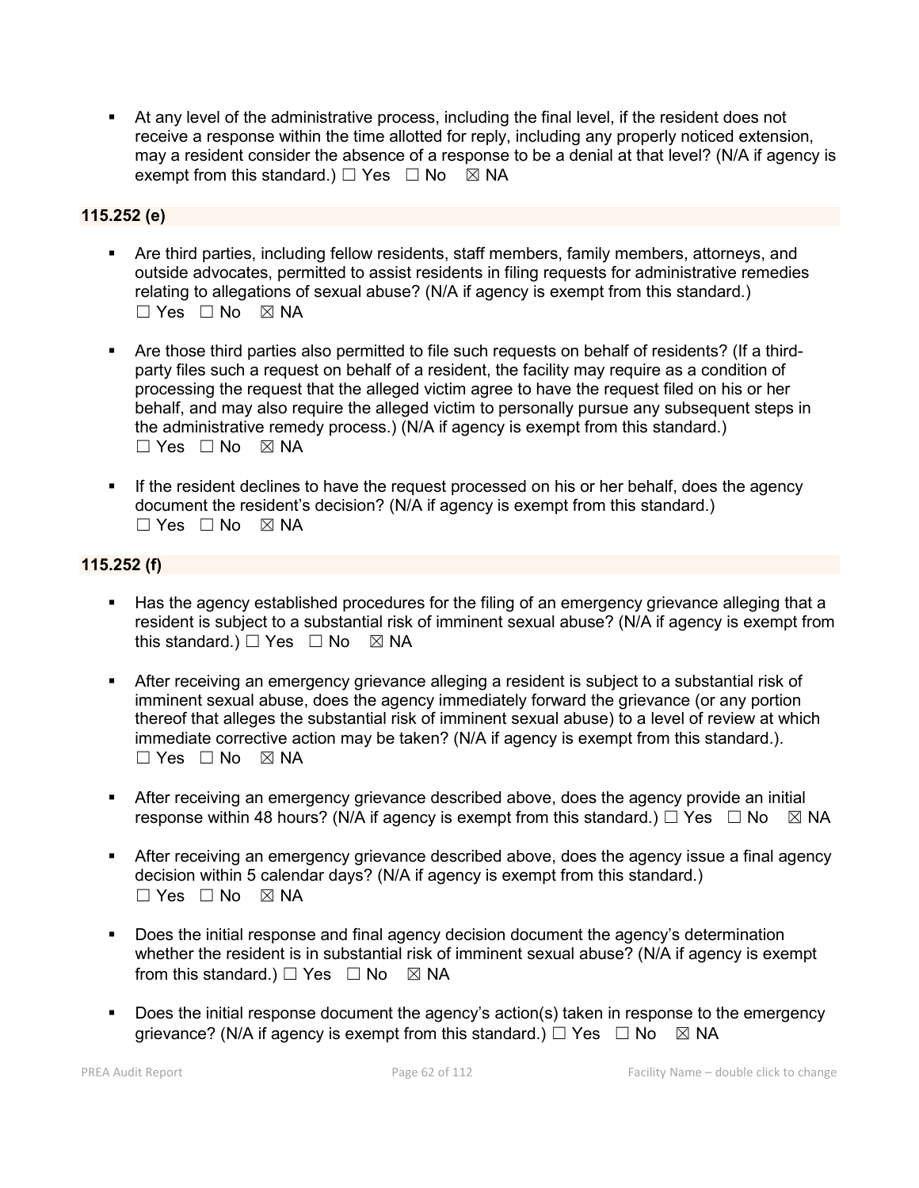- At any level of the administrative process, including the final level, if the resident does not receive a response within the time allotted for reply, including any properly noticed extension, may a resident consider the absence of a response to be a denial at that level? (N/A if agency is exempt from this standard.) ☐ Yes ☐ No ☒ NA

**115.252 (e)**

- Are third parties, including fellow residents, staff members, family members, attorneys, and outside advocates, permitted to assist residents in filing requests for administrative remedies relating to allegations of sexual abuse? (N/A if agency is exempt from this standard.) ☐ Yes ☐ No ☒ NA

- Are those third parties also permitted to file such requests on behalf of residents? (If a third-party files such a request on behalf of a resident, the facility may require as a condition of processing the request that the alleged victim agree to have the request filed on his or her behalf, and may also require the alleged victim to personally pursue any subsequent steps in the administrative remedy process.) (N/A if agency is exempt from this standard.) ☐ Yes ☐ No ☒ NA

- If the resident declines to have the request processed on his or her behalf, does the agency document the resident's decision? (N/A if agency is exempt from this standard.) ☐ Yes ☐ No ☒ NA

**115.252 (f)**

- Has the agency established procedures for the filing of an emergency grievance alleging that a resident is subject to a substantial risk of imminent sexual abuse? (N/A if agency is exempt from this standard.) ☐ Yes ☐ No ☒ NA

- After receiving an emergency grievance alleging a resident is subject to a substantial risk of imminent sexual abuse, does the agency immediately forward the grievance (or any portion thereof that alleges the substantial risk of imminent sexual abuse) to a level of review at which immediate corrective action may be taken? (N/A if agency is exempt from this standard.). ☐ Yes ☐ No ☒ NA

- After receiving an emergency grievance described above, does the agency provide an initial response within 48 hours? (N/A if agency is exempt from this standard.) ☐ Yes ☐ No ☒ NA

- After receiving an emergency grievance described above, does the agency issue a final agency decision within 5 calendar days? (N/A if agency is exempt from this standard.) ☐ Yes ☐ No ☒ NA

- Does the initial response and final agency decision document the agency's determination whether the resident is in substantial risk of imminent sexual abuse? (N/A if agency is exempt from this standard.) ☐ Yes ☐ No ☒ NA

- Does the initial response document the agency's action(s) taken in response to the emergency grievance? (N/A if agency is exempt from this standard.) ☐ Yes ☐ No ☒ NA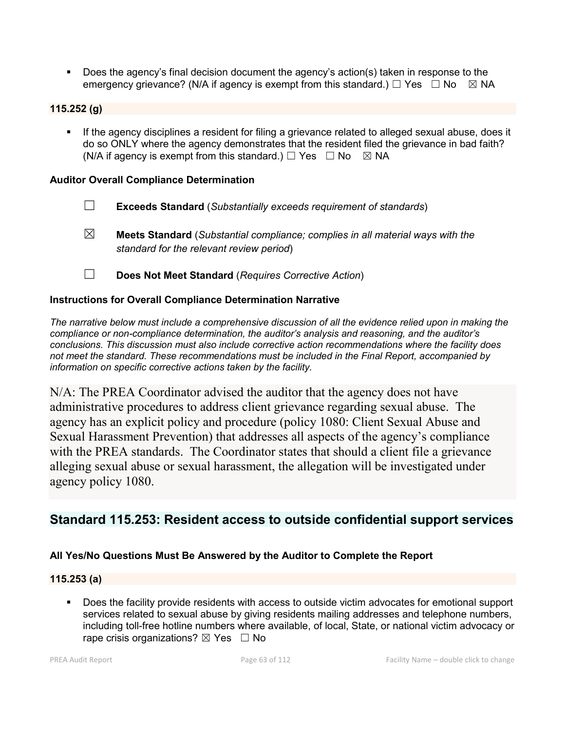- Does the agency's final decision document the agency's action(s) taken in response to the emergency grievance? (N/A if agency is exempt from this standard.) ☐ Yes ☐ No ☒ NA

**115.252 (g)**

- If the agency disciplines a resident for filing a grievance related to alleged sexual abuse, does it do so ONLY where the agency demonstrates that the resident filed the grievance in bad faith? (N/A if agency is exempt from this standard.) ☐ Yes ☐ No ☒ NA

**Auditor Overall Compliance Determination**

☐ **Exceeds Standard** (*Substantially exceeds requirement of standards*)

☒ **Meets Standard** (*Substantial compliance; complies in all material ways with the standard for the relevant review period*)

☐ **Does Not Meet Standard** (*Requires Corrective Action*)

**Instructions for Overall Compliance Determination Narrative**

*The narrative below must include a comprehensive discussion of all the evidence relied upon in making the compliance or non-compliance determination, the auditor's analysis and reasoning, and the auditor's conclusions. This discussion must also include corrective action recommendations where the facility does not meet the standard. These recommendations must be included in the Final Report, accompanied by information on specific corrective actions taken by the facility.*

N/A: The PREA Coordinator advised the auditor that the agency does not have administrative procedures to address client grievance regarding sexual abuse. The agency has an explicit policy and procedure (policy 1080: Client Sexual Abuse and Sexual Harassment Prevention) that addresses all aspects of the agency's compliance with the PREA standards. The Coordinator states that should a client file a grievance alleging sexual abuse or sexual harassment, the allegation will be investigated under agency policy 1080.

## Standard 115.253: Resident access to outside confidential support services

**All Yes/No Questions Must Be Answered by the Auditor to Complete the Report**

**115.253 (a)**

- Does the facility provide residents with access to outside victim advocates for emotional support services related to sexual abuse by giving residents mailing addresses and telephone numbers, including toll-free hotline numbers where available, of local, State, or national victim advocacy or rape crisis organizations? ☒ Yes ☐ No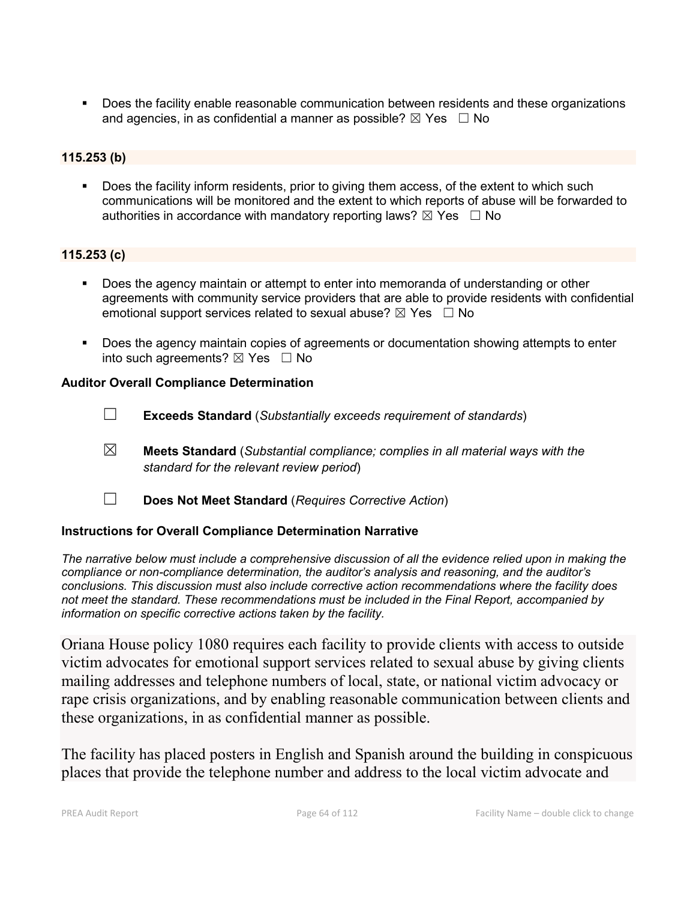- Does the facility enable reasonable communication between residents and these organizations and agencies, in as confidential a manner as possible? ☒ Yes ☐ No

**115.253 (b)**

- Does the facility inform residents, prior to giving them access, of the extent to which such communications will be monitored and the extent to which reports of abuse will be forwarded to authorities in accordance with mandatory reporting laws? ☒ Yes ☐ No

**115.253 (c)**

- Does the agency maintain or attempt to enter into memoranda of understanding or other agreements with community service providers that are able to provide residents with confidential emotional support services related to sexual abuse? ☒ Yes ☐ No
- Does the agency maintain copies of agreements or documentation showing attempts to enter into such agreements? ☒ Yes ☐ No

**Auditor Overall Compliance Determination**

☐ **Exceeds Standard** (*Substantially exceeds requirement of standards*)

☒ **Meets Standard** (*Substantial compliance; complies in all material ways with the standard for the relevant review period*)

☐ **Does Not Meet Standard** (*Requires Corrective Action*)

**Instructions for Overall Compliance Determination Narrative**

*The narrative below must include a comprehensive discussion of all the evidence relied upon in making the compliance or non-compliance determination, the auditor's analysis and reasoning, and the auditor's conclusions. This discussion must also include corrective action recommendations where the facility does not meet the standard. These recommendations must be included in the Final Report, accompanied by information on specific corrective actions taken by the facility.*

Oriana House policy 1080 requires each facility to provide clients with access to outside victim advocates for emotional support services related to sexual abuse by giving clients mailing addresses and telephone numbers of local, state, or national victim advocacy or rape crisis organizations, and by enabling reasonable communication between clients and these organizations, in as confidential manner as possible.

The facility has placed posters in English and Spanish around the building in conspicuous places that provide the telephone number and address to the local victim advocate and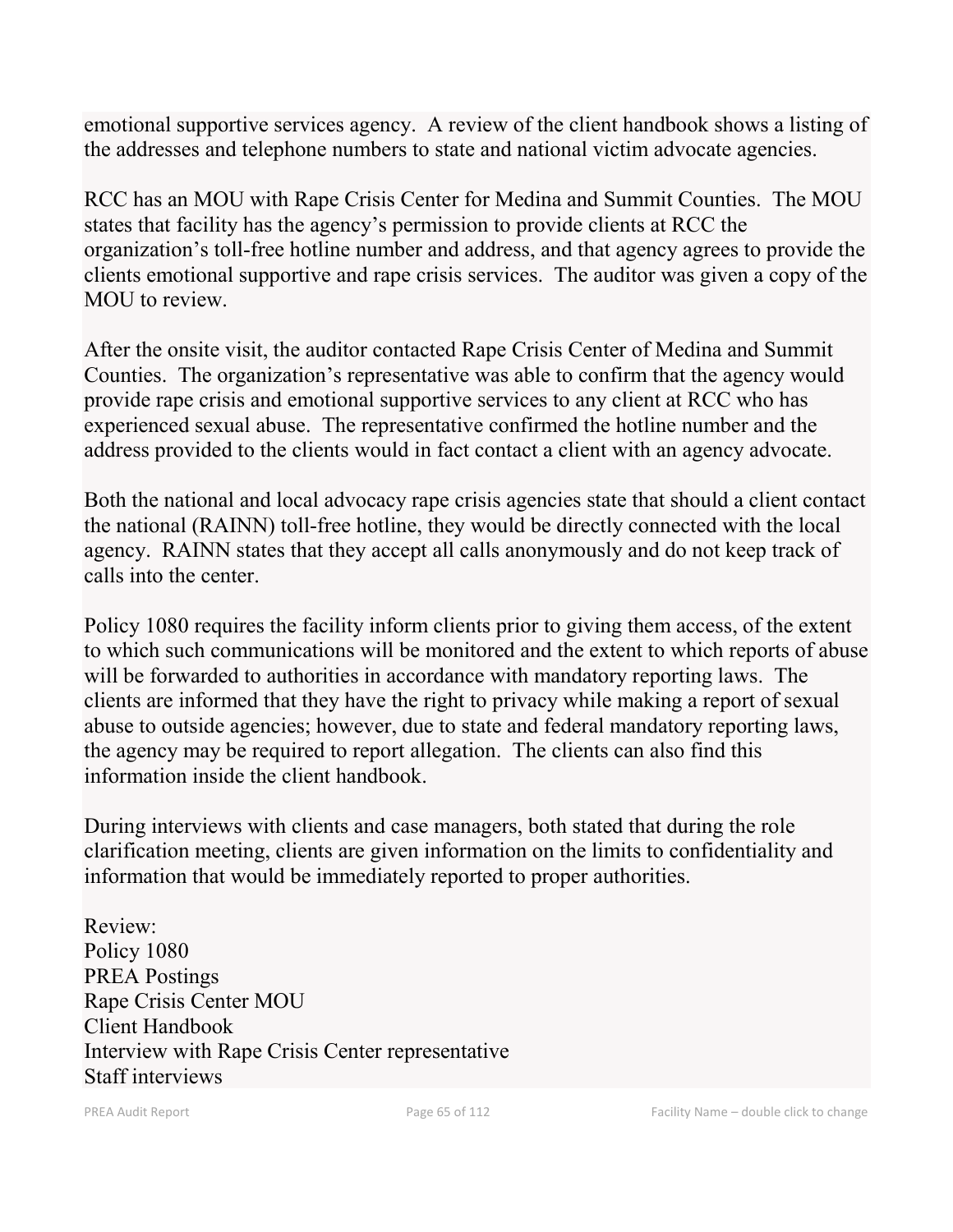emotional supportive services agency. A review of the client handbook shows a listing of the addresses and telephone numbers to state and national victim advocate agencies.

RCC has an MOU with Rape Crisis Center for Medina and Summit Counties. The MOU states that facility has the agency's permission to provide clients at RCC the organization's toll-free hotline number and address, and that agency agrees to provide the clients emotional supportive and rape crisis services. The auditor was given a copy of the MOU to review.

After the onsite visit, the auditor contacted Rape Crisis Center of Medina and Summit Counties. The organization's representative was able to confirm that the agency would provide rape crisis and emotional supportive services to any client at RCC who has experienced sexual abuse. The representative confirmed the hotline number and the address provided to the clients would in fact contact a client with an agency advocate.

Both the national and local advocacy rape crisis agencies state that should a client contact the national (RAINN) toll-free hotline, they would be directly connected with the local agency. RAINN states that they accept all calls anonymously and do not keep track of calls into the center.

Policy 1080 requires the facility inform clients prior to giving them access, of the extent to which such communications will be monitored and the extent to which reports of abuse will be forwarded to authorities in accordance with mandatory reporting laws. The clients are informed that they have the right to privacy while making a report of sexual abuse to outside agencies; however, due to state and federal mandatory reporting laws, the agency may be required to report allegation. The clients can also find this information inside the client handbook.

During interviews with clients and case managers, both stated that during the role clarification meeting, clients are given information on the limits to confidentiality and information that would be immediately reported to proper authorities.

Review:
Policy 1080
PREA Postings
Rape Crisis Center MOU
Client Handbook
Interview with Rape Crisis Center representative
Staff interviews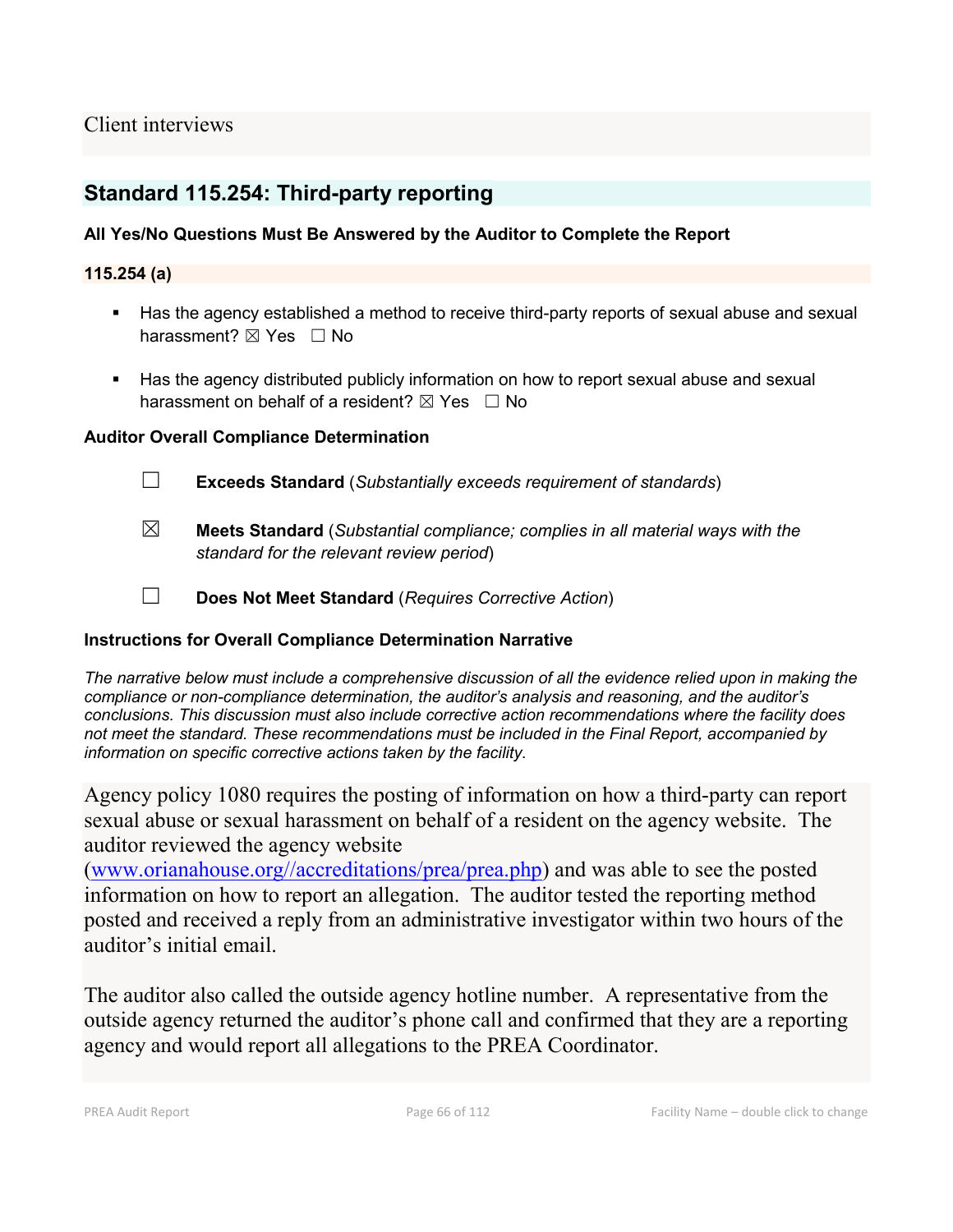Client interviews

## Standard 115.254: Third-party reporting

**All Yes/No Questions Must Be Answered by the Auditor to Complete the Report**

**115.254 (a)**

- Has the agency established a method to receive third-party reports of sexual abuse and sexual harassment? ☒ Yes ☐ No
- Has the agency distributed publicly information on how to report sexual abuse and sexual harassment on behalf of a resident? ☒ Yes ☐ No

**Auditor Overall Compliance Determination**

☐ **Exceeds Standard** (*Substantially exceeds requirement of standards*)

☒ **Meets Standard** (*Substantial compliance; complies in all material ways with the standard for the relevant review period*)

☐ **Does Not Meet Standard** (*Requires Corrective Action*)

**Instructions for Overall Compliance Determination Narrative**

*The narrative below must include a comprehensive discussion of all the evidence relied upon in making the compliance or non-compliance determination, the auditor's analysis and reasoning, and the auditor's conclusions. This discussion must also include corrective action recommendations where the facility does not meet the standard. These recommendations must be included in the Final Report, accompanied by information on specific corrective actions taken by the facility.*

Agency policy 1080 requires the posting of information on how a third-party can report sexual abuse or sexual harassment on behalf of a resident on the agency website. The auditor reviewed the agency website (www.orianahouse.org//accreditations/prea/prea.php) and was able to see the posted information on how to report an allegation. The auditor tested the reporting method posted and received a reply from an administrative investigator within two hours of the auditor's initial email.

The auditor also called the outside agency hotline number. A representative from the outside agency returned the auditor's phone call and confirmed that they are a reporting agency and would report all allegations to the PREA Coordinator.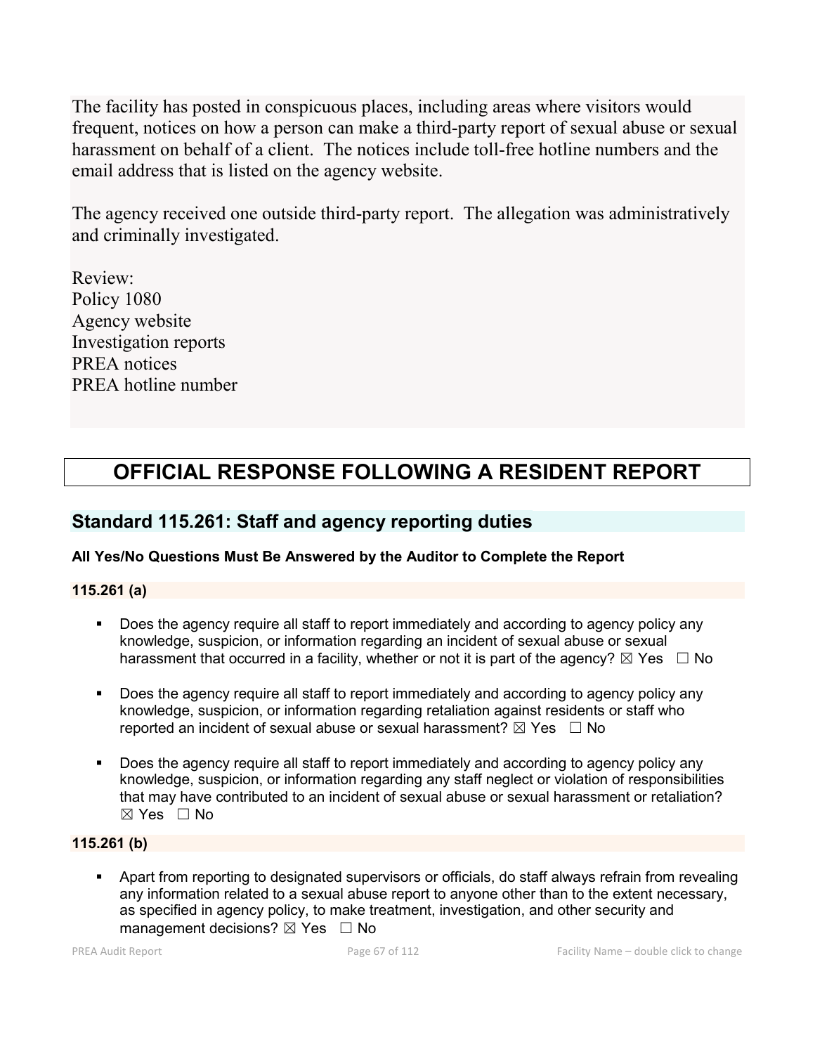The facility has posted in conspicuous places, including areas where visitors would frequent, notices on how a person can make a third-party report of sexual abuse or sexual harassment on behalf of a client. The notices include toll-free hotline numbers and the email address that is listed on the agency website.

The agency received one outside third-party report. The allegation was administratively and criminally investigated.

Review:
Policy 1080
Agency website
Investigation reports
PREA notices
PREA hotline number

# OFFICIAL RESPONSE FOLLOWING A RESIDENT REPORT

## Standard 115.261: Staff and agency reporting duties

**All Yes/No Questions Must Be Answered by the Auditor to Complete the Report**

**115.261 (a)**

- Does the agency require all staff to report immediately and according to agency policy any knowledge, suspicion, or information regarding an incident of sexual abuse or sexual harassment that occurred in a facility, whether or not it is part of the agency? ☒ Yes ☐ No
- Does the agency require all staff to report immediately and according to agency policy any knowledge, suspicion, or information regarding retaliation against residents or staff who reported an incident of sexual abuse or sexual harassment? ☒ Yes ☐ No
- Does the agency require all staff to report immediately and according to agency policy any knowledge, suspicion, or information regarding any staff neglect or violation of responsibilities that may have contributed to an incident of sexual abuse or sexual harassment or retaliation? ☒ Yes ☐ No

**115.261 (b)**

- Apart from reporting to designated supervisors or officials, do staff always refrain from revealing any information related to a sexual abuse report to anyone other than to the extent necessary, as specified in agency policy, to make treatment, investigation, and other security and management decisions? ☒ Yes ☐ No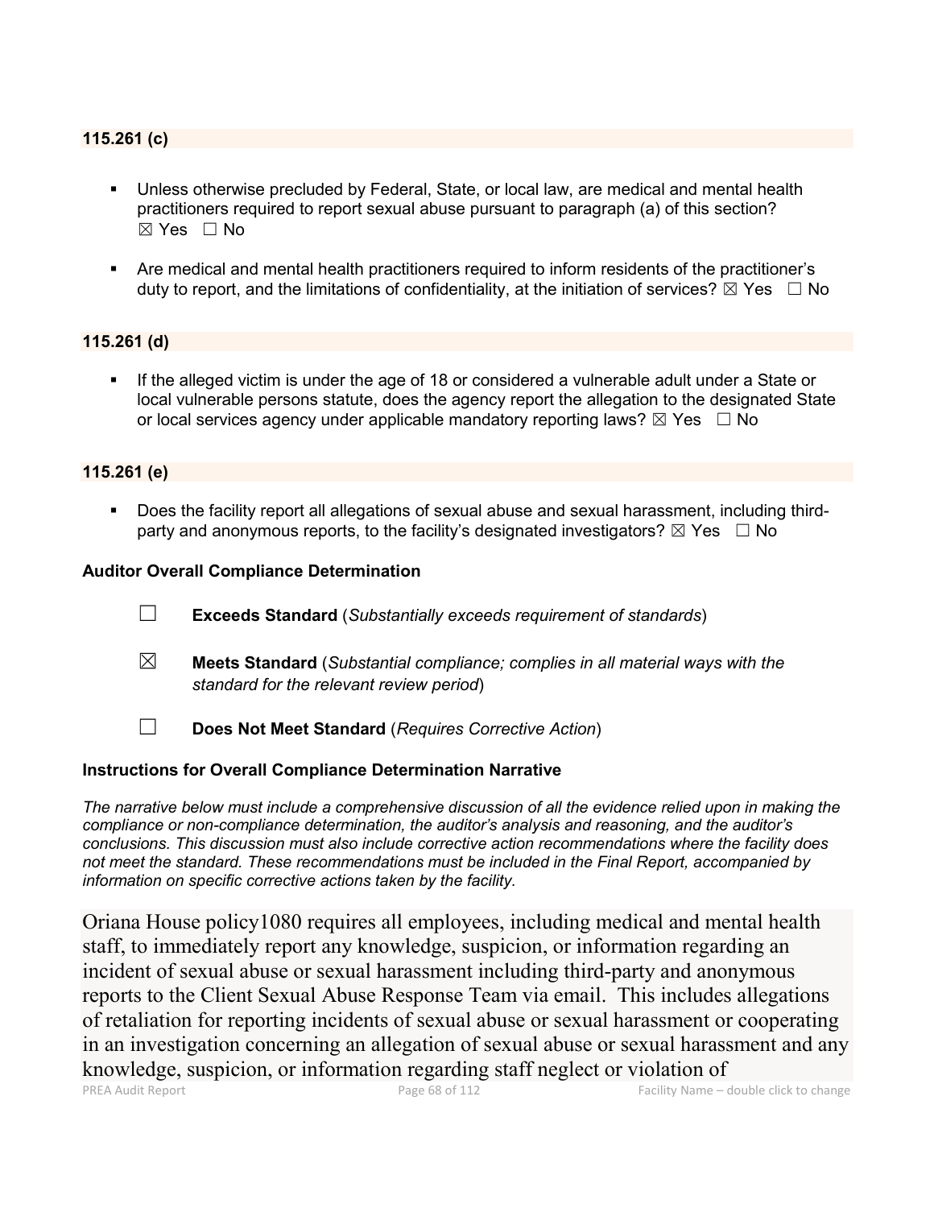### 115.261 (c)

- Unless otherwise precluded by Federal, State, or local law, are medical and mental health practitioners required to report sexual abuse pursuant to paragraph (a) of this section? ☒ Yes ☐ No

- Are medical and mental health practitioners required to inform residents of the practitioner's duty to report, and the limitations of confidentiality, at the initiation of services? ☒ Yes ☐ No

### 115.261 (d)

- If the alleged victim is under the age of 18 or considered a vulnerable adult under a State or local vulnerable persons statute, does the agency report the allegation to the designated State or local services agency under applicable mandatory reporting laws? ☒ Yes ☐ No

### 115.261 (e)

- Does the facility report all allegations of sexual abuse and sexual harassment, including third-party and anonymous reports, to the facility's designated investigators? ☒ Yes ☐ No

**Auditor Overall Compliance Determination**

☐ **Exceeds Standard** (*Substantially exceeds requirement of standards*)

☒ **Meets Standard** (*Substantial compliance; complies in all material ways with the standard for the relevant review period*)

☐ **Does Not Meet Standard** (*Requires Corrective Action*)

**Instructions for Overall Compliance Determination Narrative**

*The narrative below must include a comprehensive discussion of all the evidence relied upon in making the compliance or non-compliance determination, the auditor's analysis and reasoning, and the auditor's conclusions. This discussion must also include corrective action recommendations where the facility does not meet the standard. These recommendations must be included in the Final Report, accompanied by information on specific corrective actions taken by the facility.*

Oriana House policy1080 requires all employees, including medical and mental health staff, to immediately report any knowledge, suspicion, or information regarding an incident of sexual abuse or sexual harassment including third-party and anonymous reports to the Client Sexual Abuse Response Team via email. This includes allegations of retaliation for reporting incidents of sexual abuse or sexual harassment or cooperating in an investigation concerning an allegation of sexual abuse or sexual harassment and any knowledge, suspicion, or information regarding staff neglect or violation of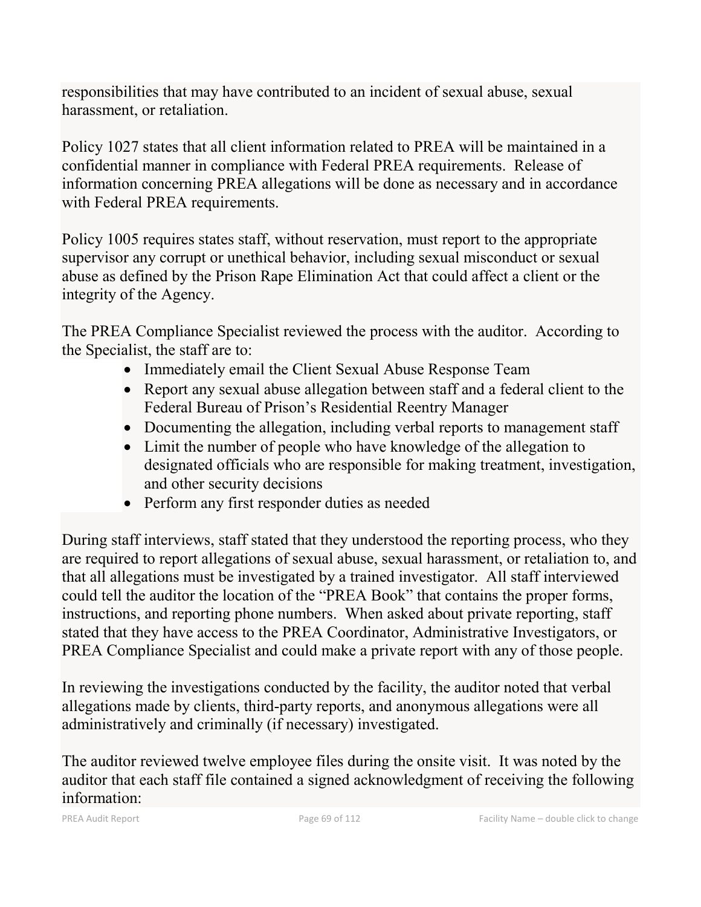responsibilities that may have contributed to an incident of sexual abuse, sexual harassment, or retaliation.

Policy 1027 states that all client information related to PREA will be maintained in a confidential manner in compliance with Federal PREA requirements. Release of information concerning PREA allegations will be done as necessary and in accordance with Federal PREA requirements.

Policy 1005 requires states staff, without reservation, must report to the appropriate supervisor any corrupt or unethical behavior, including sexual misconduct or sexual abuse as defined by the Prison Rape Elimination Act that could affect a client or the integrity of the Agency.

The PREA Compliance Specialist reviewed the process with the auditor. According to the Specialist, the staff are to:

- Immediately email the Client Sexual Abuse Response Team
- Report any sexual abuse allegation between staff and a federal client to the Federal Bureau of Prison's Residential Reentry Manager
- Documenting the allegation, including verbal reports to management staff
- Limit the number of people who have knowledge of the allegation to designated officials who are responsible for making treatment, investigation, and other security decisions
- Perform any first responder duties as needed

During staff interviews, staff stated that they understood the reporting process, who they are required to report allegations of sexual abuse, sexual harassment, or retaliation to, and that all allegations must be investigated by a trained investigator. All staff interviewed could tell the auditor the location of the "PREA Book" that contains the proper forms, instructions, and reporting phone numbers. When asked about private reporting, staff stated that they have access to the PREA Coordinator, Administrative Investigators, or PREA Compliance Specialist and could make a private report with any of those people.

In reviewing the investigations conducted by the facility, the auditor noted that verbal allegations made by clients, third-party reports, and anonymous allegations were all administratively and criminally (if necessary) investigated.

The auditor reviewed twelve employee files during the onsite visit. It was noted by the auditor that each staff file contained a signed acknowledgment of receiving the following information: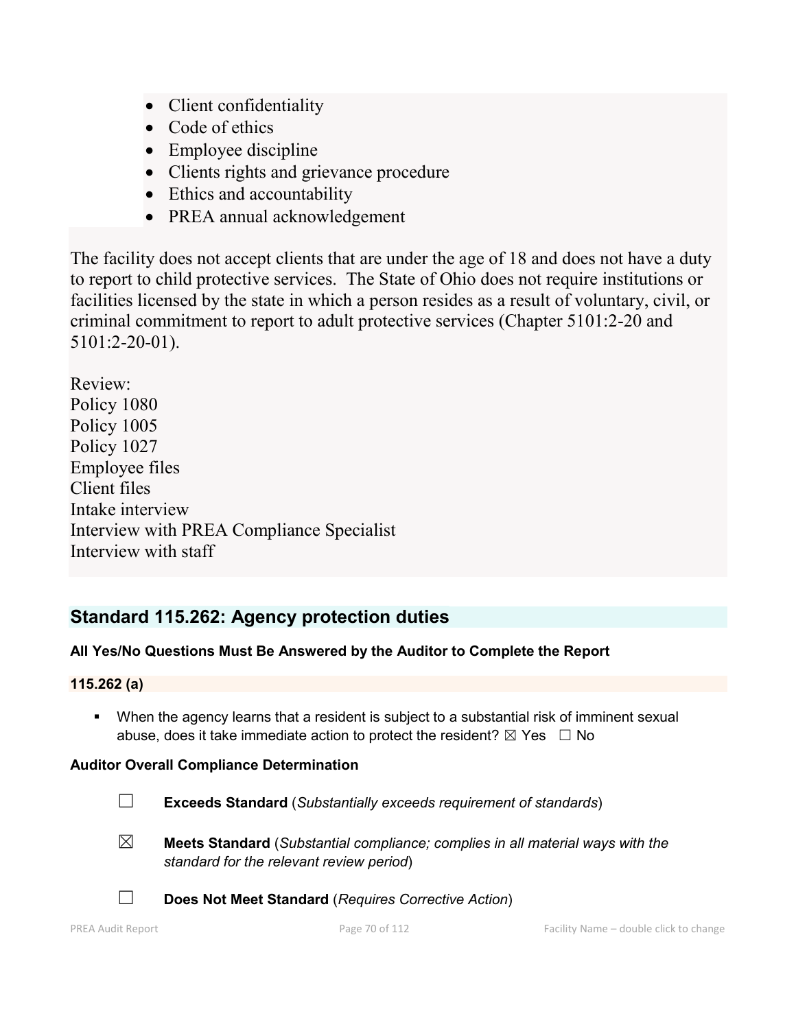- Client confidentiality
- Code of ethics
- Employee discipline
- Clients rights and grievance procedure
- Ethics and accountability
- PREA annual acknowledgement

The facility does not accept clients that are under the age of 18 and does not have a duty to report to child protective services. The State of Ohio does not require institutions or facilities licensed by the state in which a person resides as a result of voluntary, civil, or criminal commitment to report to adult protective services (Chapter 5101:2-20 and 5101:2-20-01).

Review:
Policy 1080
Policy 1005
Policy 1027
Employee files
Client files
Intake interview
Interview with PREA Compliance Specialist
Interview with staff

## Standard 115.262: Agency protection duties

**All Yes/No Questions Must Be Answered by the Auditor to Complete the Report**

**115.262 (a)**

- When the agency learns that a resident is subject to a substantial risk of imminent sexual abuse, does it take immediate action to protect the resident? ☒ Yes ☐ No

**Auditor Overall Compliance Determination**

☐ **Exceeds Standard** (*Substantially exceeds requirement of standards*)

☒ **Meets Standard** (*Substantial compliance; complies in all material ways with the standard for the relevant review period*)

☐ **Does Not Meet Standard** (*Requires Corrective Action*)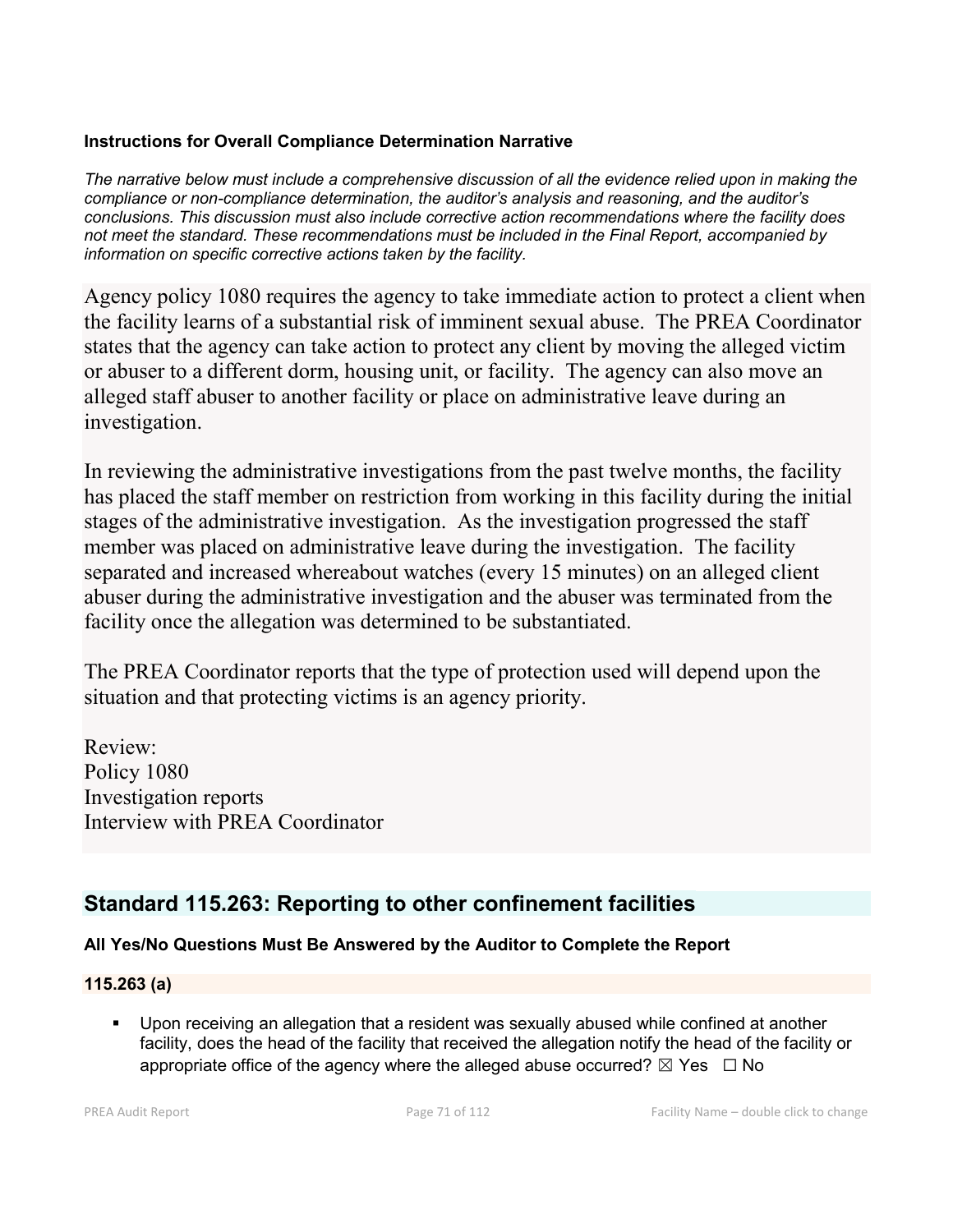**Instructions for Overall Compliance Determination Narrative**

*The narrative below must include a comprehensive discussion of all the evidence relied upon in making the compliance or non-compliance determination, the auditor's analysis and reasoning, and the auditor's conclusions. This discussion must also include corrective action recommendations where the facility does not meet the standard. These recommendations must be included in the Final Report, accompanied by information on specific corrective actions taken by the facility.*

Agency policy 1080 requires the agency to take immediate action to protect a client when the facility learns of a substantial risk of imminent sexual abuse. The PREA Coordinator states that the agency can take action to protect any client by moving the alleged victim or abuser to a different dorm, housing unit, or facility. The agency can also move an alleged staff abuser to another facility or place on administrative leave during an investigation.

In reviewing the administrative investigations from the past twelve months, the facility has placed the staff member on restriction from working in this facility during the initial stages of the administrative investigation. As the investigation progressed the staff member was placed on administrative leave during the investigation. The facility separated and increased whereabout watches (every 15 minutes) on an alleged client abuser during the administrative investigation and the abuser was terminated from the facility once the allegation was determined to be substantiated.

The PREA Coordinator reports that the type of protection used will depend upon the situation and that protecting victims is an agency priority.

Review:
Policy 1080
Investigation reports
Interview with PREA Coordinator

## Standard 115.263: Reporting to other confinement facilities

**All Yes/No Questions Must Be Answered by the Auditor to Complete the Report**

**115.263 (a)**

- Upon receiving an allegation that a resident was sexually abused while confined at another facility, does the head of the facility that received the allegation notify the head of the facility or appropriate office of the agency where the alleged abuse occurred? ☒ Yes ☐ No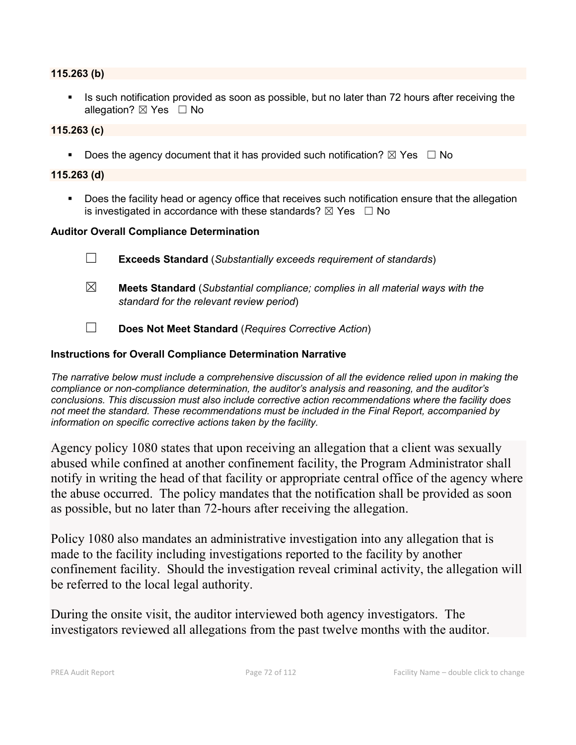**115.263 (b)**

- Is such notification provided as soon as possible, but no later than 72 hours after receiving the allegation? ☒ Yes ☐ No

**115.263 (c)**

- Does the agency document that it has provided such notification? ☒ Yes ☐ No

**115.263 (d)**

- Does the facility head or agency office that receives such notification ensure that the allegation is investigated in accordance with these standards? ☒ Yes ☐ No

**Auditor Overall Compliance Determination**

☐ **Exceeds Standard** (*Substantially exceeds requirement of standards*)

☒ **Meets Standard** (*Substantial compliance; complies in all material ways with the standard for the relevant review period*)

☐ **Does Not Meet Standard** (*Requires Corrective Action*)

**Instructions for Overall Compliance Determination Narrative**

*The narrative below must include a comprehensive discussion of all the evidence relied upon in making the compliance or non-compliance determination, the auditor's analysis and reasoning, and the auditor's conclusions. This discussion must also include corrective action recommendations where the facility does not meet the standard. These recommendations must be included in the Final Report, accompanied by information on specific corrective actions taken by the facility.*

Agency policy 1080 states that upon receiving an allegation that a client was sexually abused while confined at another confinement facility, the Program Administrator shall notify in writing the head of that facility or appropriate central office of the agency where the abuse occurred. The policy mandates that the notification shall be provided as soon as possible, but no later than 72-hours after receiving the allegation.

Policy 1080 also mandates an administrative investigation into any allegation that is made to the facility including investigations reported to the facility by another confinement facility. Should the investigation reveal criminal activity, the allegation will be referred to the local legal authority.

During the onsite visit, the auditor interviewed both agency investigators. The investigators reviewed all allegations from the past twelve months with the auditor.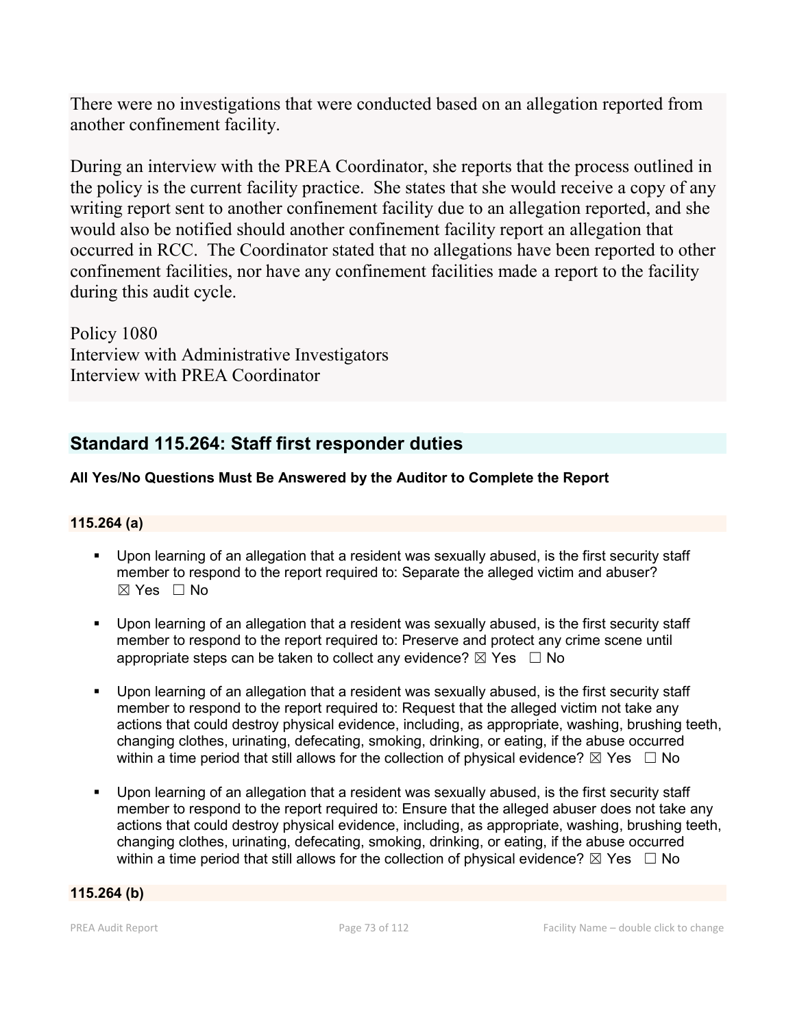There were no investigations that were conducted based on an allegation reported from another confinement facility.

During an interview with the PREA Coordinator, she reports that the process outlined in the policy is the current facility practice. She states that she would receive a copy of any writing report sent to another confinement facility due to an allegation reported, and she would also be notified should another confinement facility report an allegation that occurred in RCC. The Coordinator stated that no allegations have been reported to other confinement facilities, nor have any confinement facilities made a report to the facility during this audit cycle.

Policy 1080
Interview with Administrative Investigators
Interview with PREA Coordinator

## Standard 115.264: Staff first responder duties

**All Yes/No Questions Must Be Answered by the Auditor to Complete the Report**

**115.264 (a)**

- Upon learning of an allegation that a resident was sexually abused, is the first security staff member to respond to the report required to: Separate the alleged victim and abuser? ☒ Yes ☐ No
- Upon learning of an allegation that a resident was sexually abused, is the first security staff member to respond to the report required to: Preserve and protect any crime scene until appropriate steps can be taken to collect any evidence? ☒ Yes ☐ No
- Upon learning of an allegation that a resident was sexually abused, is the first security staff member to respond to the report required to: Request that the alleged victim not take any actions that could destroy physical evidence, including, as appropriate, washing, brushing teeth, changing clothes, urinating, defecating, smoking, drinking, or eating, if the abuse occurred within a time period that still allows for the collection of physical evidence? ☒ Yes ☐ No
- Upon learning of an allegation that a resident was sexually abused, is the first security staff member to respond to the report required to: Ensure that the alleged abuser does not take any actions that could destroy physical evidence, including, as appropriate, washing, brushing teeth, changing clothes, urinating, defecating, smoking, drinking, or eating, if the abuse occurred within a time period that still allows for the collection of physical evidence? ☒ Yes ☐ No

**115.264 (b)**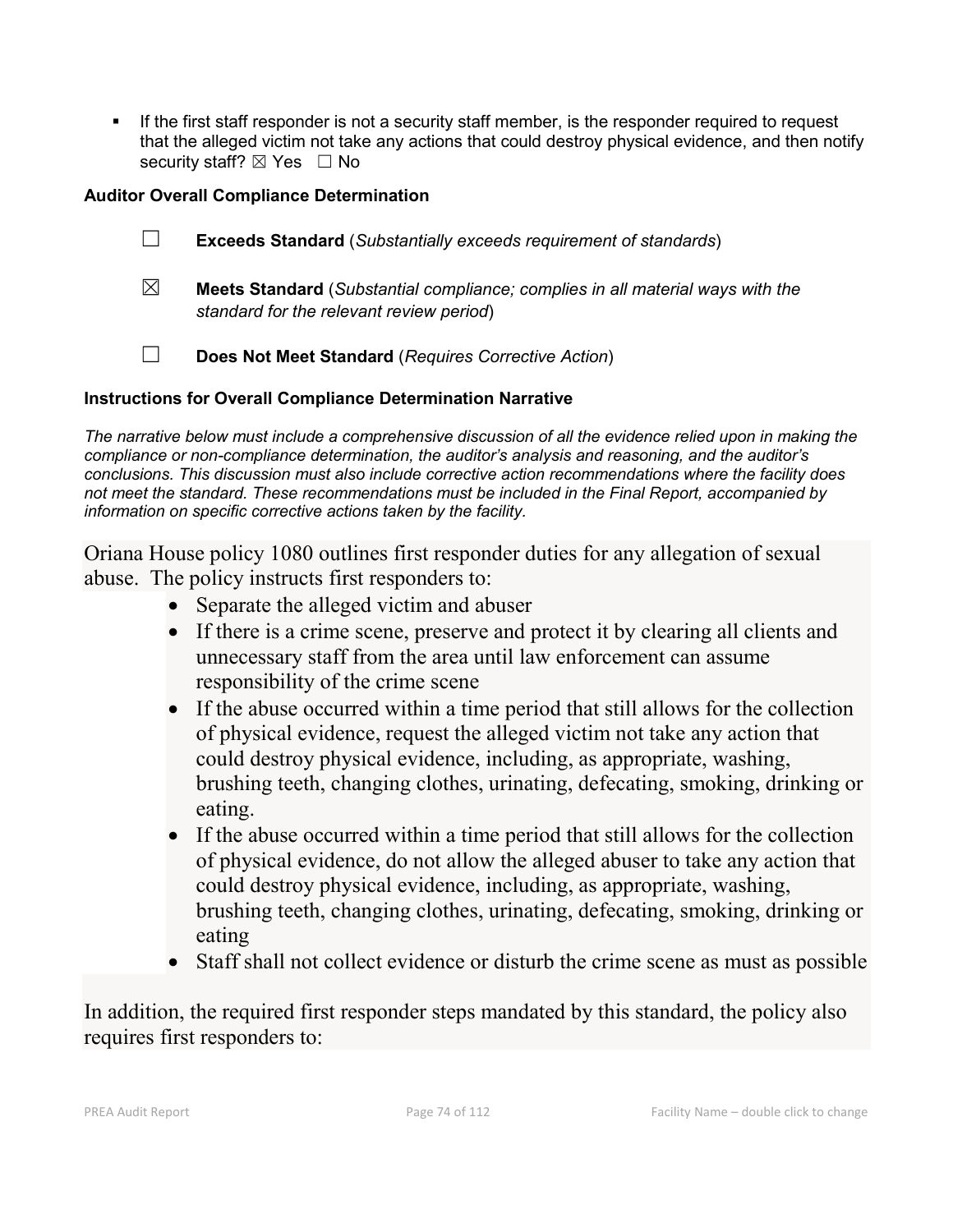- If the first staff responder is not a security staff member, is the responder required to request that the alleged victim not take any actions that could destroy physical evidence, and then notify security staff? ☒ Yes ☐ No

**Auditor Overall Compliance Determination**

☐ **Exceeds Standard** (*Substantially exceeds requirement of standards*)

☒ **Meets Standard** (*Substantial compliance; complies in all material ways with the standard for the relevant review period*)

☐ **Does Not Meet Standard** (*Requires Corrective Action*)

**Instructions for Overall Compliance Determination Narrative**

*The narrative below must include a comprehensive discussion of all the evidence relied upon in making the compliance or non-compliance determination, the auditor's analysis and reasoning, and the auditor's conclusions. This discussion must also include corrective action recommendations where the facility does not meet the standard. These recommendations must be included in the Final Report, accompanied by information on specific corrective actions taken by the facility.*

Oriana House policy 1080 outlines first responder duties for any allegation of sexual abuse. The policy instructs first responders to:

- Separate the alleged victim and abuser
- If there is a crime scene, preserve and protect it by clearing all clients and unnecessary staff from the area until law enforcement can assume responsibility of the crime scene
- If the abuse occurred within a time period that still allows for the collection of physical evidence, request the alleged victim not take any action that could destroy physical evidence, including, as appropriate, washing, brushing teeth, changing clothes, urinating, defecating, smoking, drinking or eating.
- If the abuse occurred within a time period that still allows for the collection of physical evidence, do not allow the alleged abuser to take any action that could destroy physical evidence, including, as appropriate, washing, brushing teeth, changing clothes, urinating, defecating, smoking, drinking or eating
- Staff shall not collect evidence or disturb the crime scene as must as possible

In addition, the required first responder steps mandated by this standard, the policy also requires first responders to: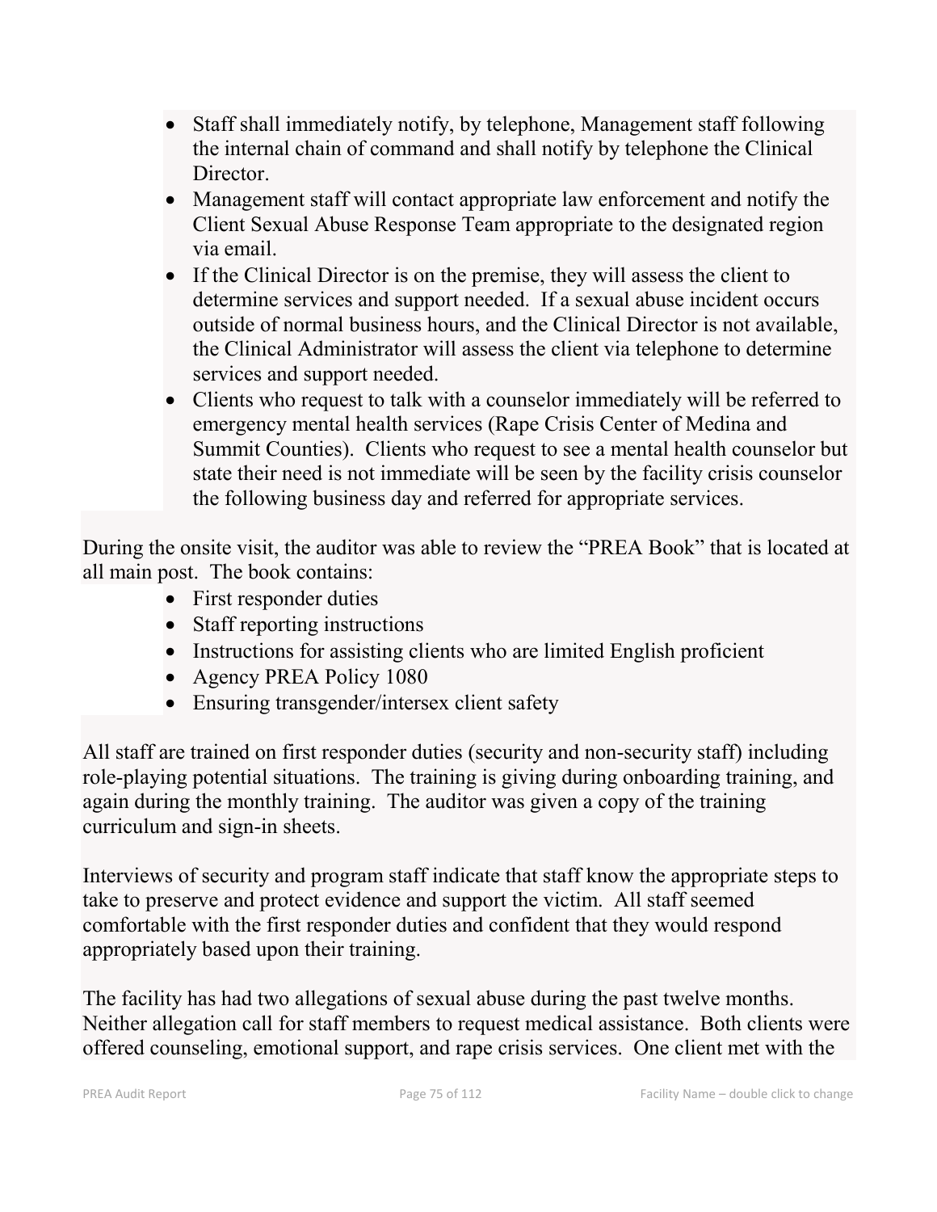- Staff shall immediately notify, by telephone, Management staff following the internal chain of command and shall notify by telephone the Clinical Director.
- Management staff will contact appropriate law enforcement and notify the Client Sexual Abuse Response Team appropriate to the designated region via email.
- If the Clinical Director is on the premise, they will assess the client to determine services and support needed. If a sexual abuse incident occurs outside of normal business hours, and the Clinical Director is not available, the Clinical Administrator will assess the client via telephone to determine services and support needed.
- Clients who request to talk with a counselor immediately will be referred to emergency mental health services (Rape Crisis Center of Medina and Summit Counties). Clients who request to see a mental health counselor but state their need is not immediate will be seen by the facility crisis counselor the following business day and referred for appropriate services.

During the onsite visit, the auditor was able to review the "PREA Book" that is located at all main post. The book contains:

- First responder duties
- Staff reporting instructions
- Instructions for assisting clients who are limited English proficient
- Agency PREA Policy 1080
- Ensuring transgender/intersex client safety

All staff are trained on first responder duties (security and non-security staff) including role-playing potential situations. The training is giving during onboarding training, and again during the monthly training. The auditor was given a copy of the training curriculum and sign-in sheets.

Interviews of security and program staff indicate that staff know the appropriate steps to take to preserve and protect evidence and support the victim. All staff seemed comfortable with the first responder duties and confident that they would respond appropriately based upon their training.

The facility has had two allegations of sexual abuse during the past twelve months. Neither allegation call for staff members to request medical assistance. Both clients were offered counseling, emotional support, and rape crisis services. One client met with the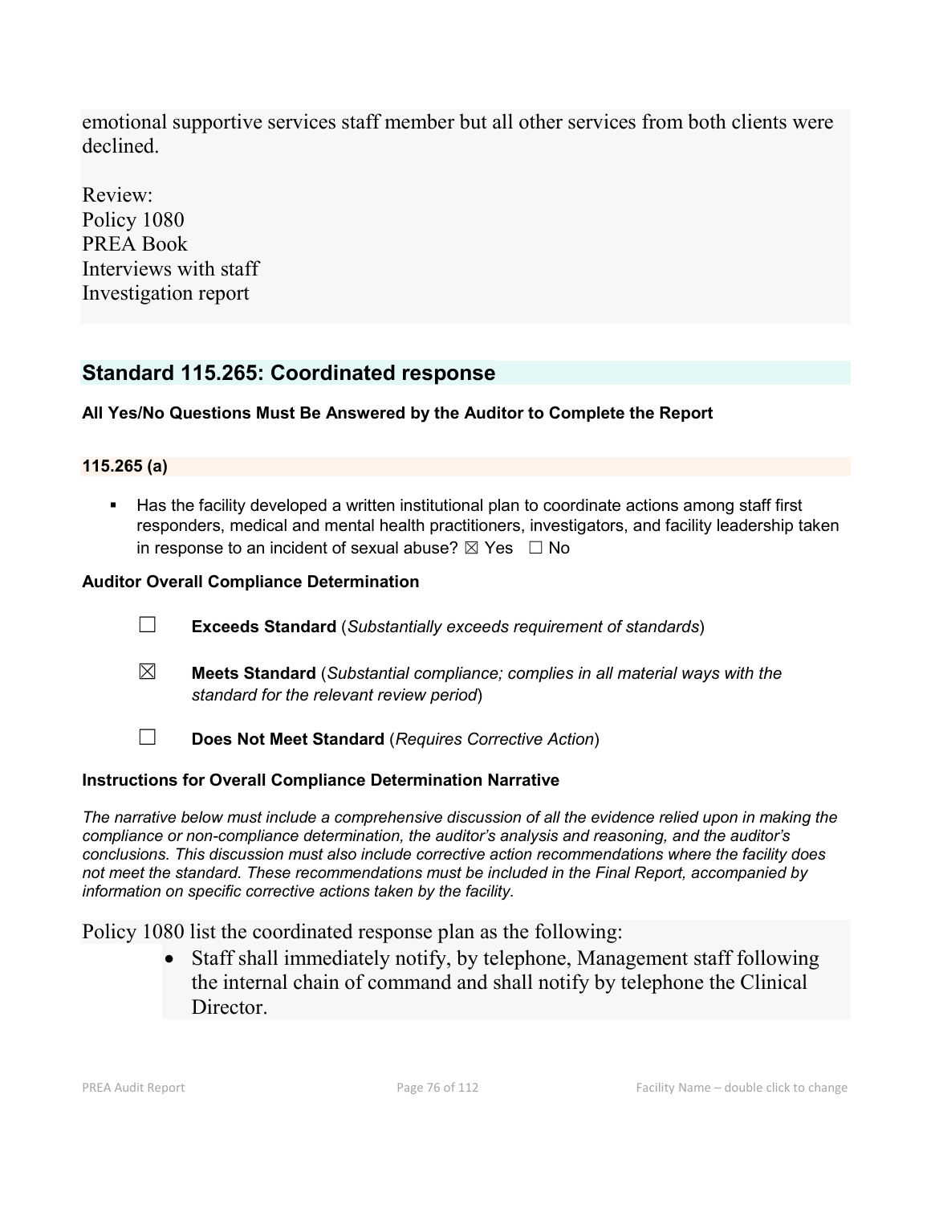emotional supportive services staff member but all other services from both clients were declined.

Review:
Policy 1080
PREA Book
Interviews with staff
Investigation report

## Standard 115.265: Coordinated response

**All Yes/No Questions Must Be Answered by the Auditor to Complete the Report**

### 115.265 (a)

- Has the facility developed a written institutional plan to coordinate actions among staff first responders, medical and mental health practitioners, investigators, and facility leadership taken in response to an incident of sexual abuse? ☒ Yes ☐ No

**Auditor Overall Compliance Determination**

☐ **Exceeds Standard** (*Substantially exceeds requirement of standards*)

☒ **Meets Standard** (*Substantial compliance; complies in all material ways with the standard for the relevant review period*)

☐ **Does Not Meet Standard** (*Requires Corrective Action*)

**Instructions for Overall Compliance Determination Narrative**

*The narrative below must include a comprehensive discussion of all the evidence relied upon in making the compliance or non-compliance determination, the auditor's analysis and reasoning, and the auditor's conclusions. This discussion must also include corrective action recommendations where the facility does not meet the standard. These recommendations must be included in the Final Report, accompanied by information on specific corrective actions taken by the facility.*

Policy 1080 list the coordinated response plan as the following:

- Staff shall immediately notify, by telephone, Management staff following the internal chain of command and shall notify by telephone the Clinical Director.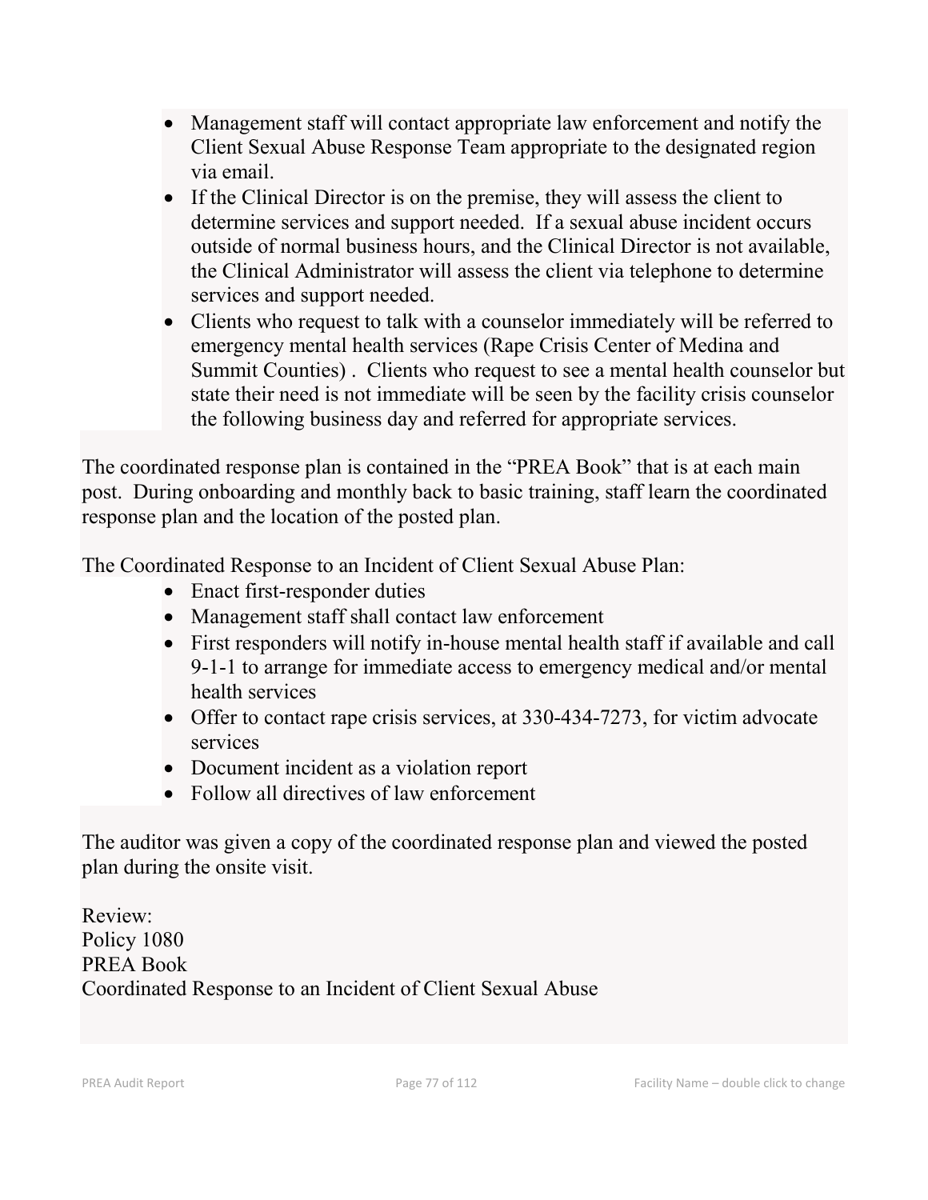- Management staff will contact appropriate law enforcement and notify the Client Sexual Abuse Response Team appropriate to the designated region via email.
- If the Clinical Director is on the premise, they will assess the client to determine services and support needed. If a sexual abuse incident occurs outside of normal business hours, and the Clinical Director is not available, the Clinical Administrator will assess the client via telephone to determine services and support needed.
- Clients who request to talk with a counselor immediately will be referred to emergency mental health services (Rape Crisis Center of Medina and Summit Counties) . Clients who request to see a mental health counselor but state their need is not immediate will be seen by the facility crisis counselor the following business day and referred for appropriate services.

The coordinated response plan is contained in the "PREA Book" that is at each main post. During onboarding and monthly back to basic training, staff learn the coordinated response plan and the location of the posted plan.

The Coordinated Response to an Incident of Client Sexual Abuse Plan:

- Enact first-responder duties
- Management staff shall contact law enforcement
- First responders will notify in-house mental health staff if available and call 9-1-1 to arrange for immediate access to emergency medical and/or mental health services
- Offer to contact rape crisis services, at 330-434-7273, for victim advocate services
- Document incident as a violation report
- Follow all directives of law enforcement

The auditor was given a copy of the coordinated response plan and viewed the posted plan during the onsite visit.

Review:
Policy 1080
PREA Book
Coordinated Response to an Incident of Client Sexual Abuse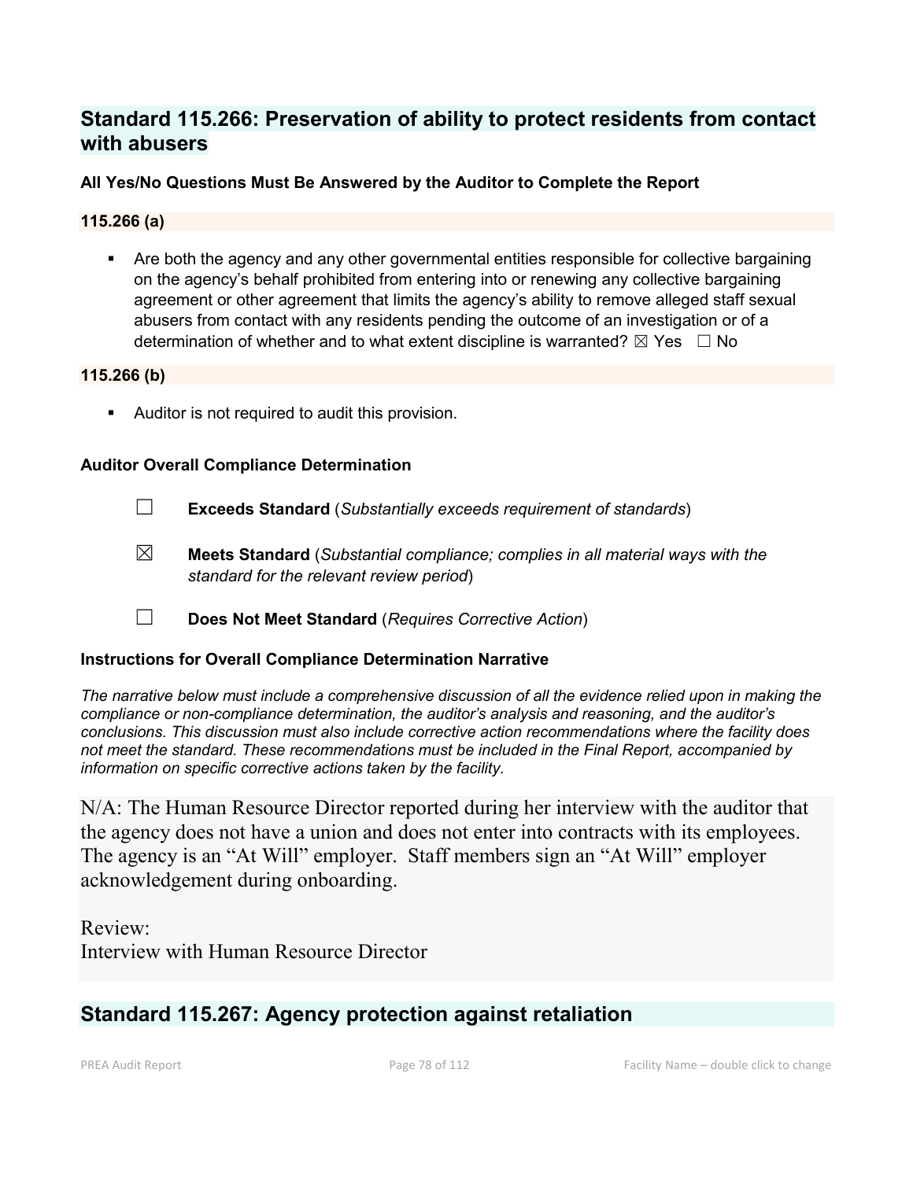## Standard 115.266: Preservation of ability to protect residents from contact with abusers

**All Yes/No Questions Must Be Answered by the Auditor to Complete the Report**

**115.266 (a)**

- Are both the agency and any other governmental entities responsible for collective bargaining on the agency's behalf prohibited from entering into or renewing any collective bargaining agreement or other agreement that limits the agency's ability to remove alleged staff sexual abusers from contact with any residents pending the outcome of an investigation or of a determination of whether and to what extent discipline is warranted? ☒ Yes ☐ No

**115.266 (b)**

- Auditor is not required to audit this provision.

**Auditor Overall Compliance Determination**

☐ **Exceeds Standard** (*Substantially exceeds requirement of standards*)

☒ **Meets Standard** (*Substantial compliance; complies in all material ways with the standard for the relevant review period*)

☐ **Does Not Meet Standard** (*Requires Corrective Action*)

**Instructions for Overall Compliance Determination Narrative**

*The narrative below must include a comprehensive discussion of all the evidence relied upon in making the compliance or non-compliance determination, the auditor's analysis and reasoning, and the auditor's conclusions. This discussion must also include corrective action recommendations where the facility does not meet the standard. These recommendations must be included in the Final Report, accompanied by information on specific corrective actions taken by the facility.*

N/A: The Human Resource Director reported during her interview with the auditor that the agency does not have a union and does not enter into contracts with its employees. The agency is an "At Will" employer. Staff members sign an "At Will" employer acknowledgement during onboarding.

Review:
Interview with Human Resource Director

## Standard 115.267: Agency protection against retaliation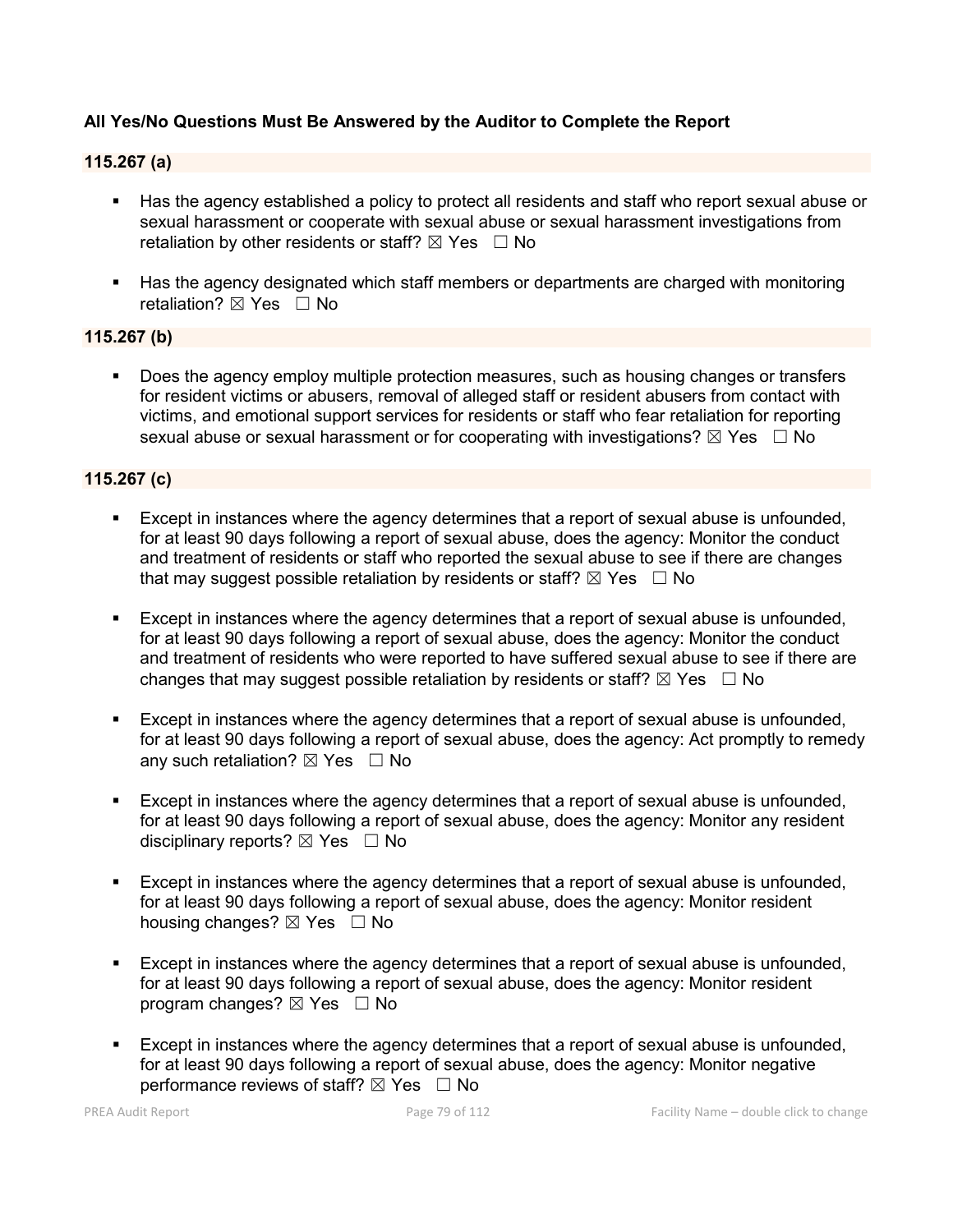**All Yes/No Questions Must Be Answered by the Auditor to Complete the Report**

**115.267 (a)**

- Has the agency established a policy to protect all residents and staff who report sexual abuse or sexual harassment or cooperate with sexual abuse or sexual harassment investigations from retaliation by other residents or staff? ☒ Yes ☐ No

- Has the agency designated which staff members or departments are charged with monitoring retaliation? ☒ Yes ☐ No

**115.267 (b)**

- Does the agency employ multiple protection measures, such as housing changes or transfers for resident victims or abusers, removal of alleged staff or resident abusers from contact with victims, and emotional support services for residents or staff who fear retaliation for reporting sexual abuse or sexual harassment or for cooperating with investigations? ☒ Yes ☐ No

**115.267 (c)**

- Except in instances where the agency determines that a report of sexual abuse is unfounded, for at least 90 days following a report of sexual abuse, does the agency: Monitor the conduct and treatment of residents or staff who reported the sexual abuse to see if there are changes that may suggest possible retaliation by residents or staff? ☒ Yes ☐ No

- Except in instances where the agency determines that a report of sexual abuse is unfounded, for at least 90 days following a report of sexual abuse, does the agency: Monitor the conduct and treatment of residents who were reported to have suffered sexual abuse to see if there are changes that may suggest possible retaliation by residents or staff? ☒ Yes ☐ No

- Except in instances where the agency determines that a report of sexual abuse is unfounded, for at least 90 days following a report of sexual abuse, does the agency: Act promptly to remedy any such retaliation? ☒ Yes ☐ No

- Except in instances where the agency determines that a report of sexual abuse is unfounded, for at least 90 days following a report of sexual abuse, does the agency: Monitor any resident disciplinary reports? ☒ Yes ☐ No

- Except in instances where the agency determines that a report of sexual abuse is unfounded, for at least 90 days following a report of sexual abuse, does the agency: Monitor resident housing changes? ☒ Yes ☐ No

- Except in instances where the agency determines that a report of sexual abuse is unfounded, for at least 90 days following a report of sexual abuse, does the agency: Monitor resident program changes? ☒ Yes ☐ No

- Except in instances where the agency determines that a report of sexual abuse is unfounded, for at least 90 days following a report of sexual abuse, does the agency: Monitor negative performance reviews of staff? ☒ Yes ☐ No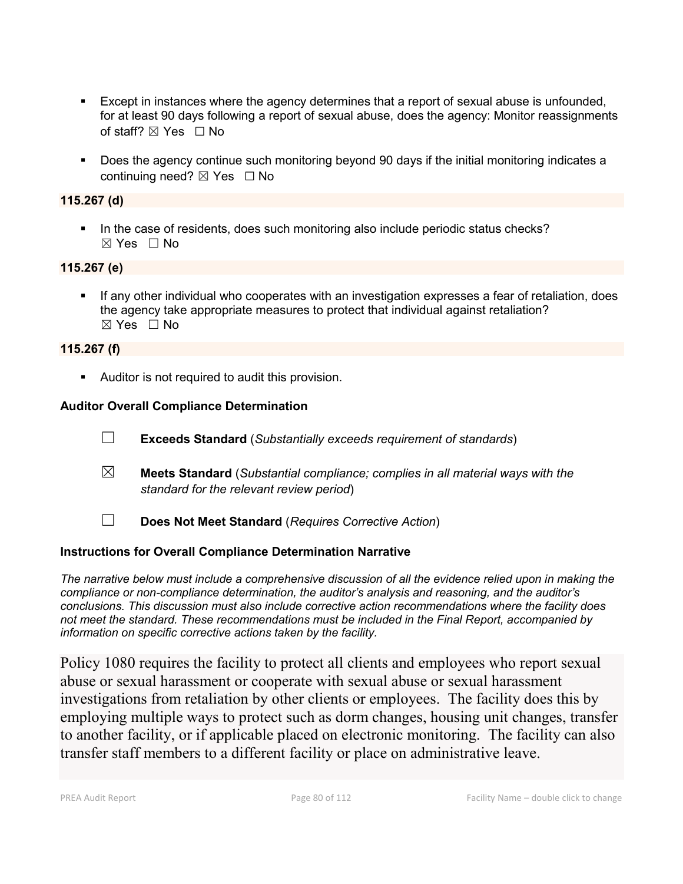- Except in instances where the agency determines that a report of sexual abuse is unfounded, for at least 90 days following a report of sexual abuse, does the agency: Monitor reassignments of staff? ☒ Yes ☐ No

- Does the agency continue such monitoring beyond 90 days if the initial monitoring indicates a continuing need? ☒ Yes ☐ No

**115.267 (d)**

- In the case of residents, does such monitoring also include periodic status checks? ☒ Yes ☐ No

**115.267 (e)**

- If any other individual who cooperates with an investigation expresses a fear of retaliation, does the agency take appropriate measures to protect that individual against retaliation? ☒ Yes ☐ No

**115.267 (f)**

- Auditor is not required to audit this provision.

**Auditor Overall Compliance Determination**

☐ **Exceeds Standard** (*Substantially exceeds requirement of standards*)

☒ **Meets Standard** (*Substantial compliance; complies in all material ways with the standard for the relevant review period*)

☐ **Does Not Meet Standard** (*Requires Corrective Action*)

**Instructions for Overall Compliance Determination Narrative**

*The narrative below must include a comprehensive discussion of all the evidence relied upon in making the compliance or non-compliance determination, the auditor's analysis and reasoning, and the auditor's conclusions. This discussion must also include corrective action recommendations where the facility does not meet the standard. These recommendations must be included in the Final Report, accompanied by information on specific corrective actions taken by the facility.*

Policy 1080 requires the facility to protect all clients and employees who report sexual abuse or sexual harassment or cooperate with sexual abuse or sexual harassment investigations from retaliation by other clients or employees. The facility does this by employing multiple ways to protect such as dorm changes, housing unit changes, transfer to another facility, or if applicable placed on electronic monitoring. The facility can also transfer staff members to a different facility or place on administrative leave.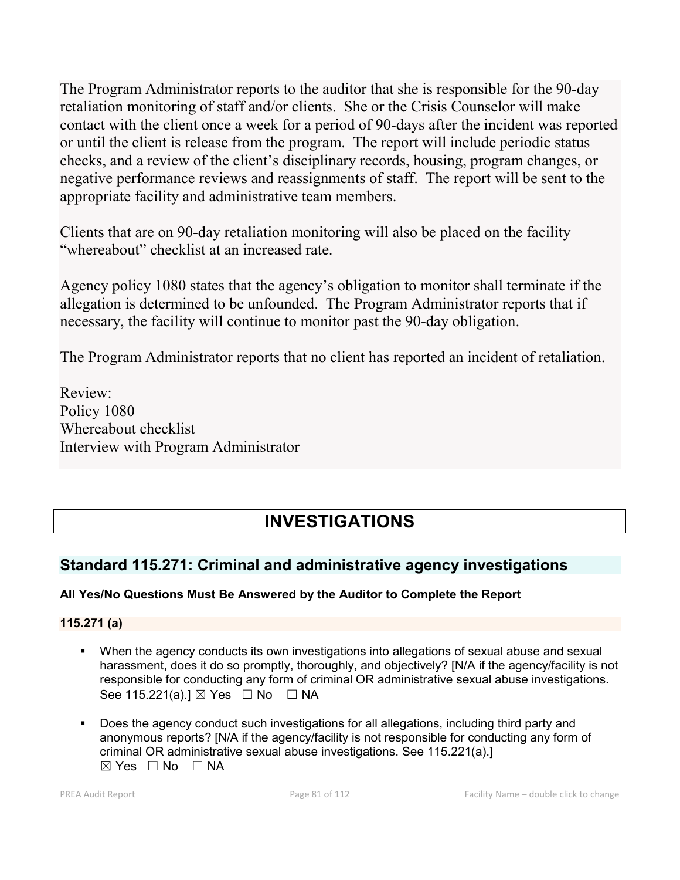The Program Administrator reports to the auditor that she is responsible for the 90-day retaliation monitoring of staff and/or clients. She or the Crisis Counselor will make contact with the client once a week for a period of 90-days after the incident was reported or until the client is release from the program. The report will include periodic status checks, and a review of the client's disciplinary records, housing, program changes, or negative performance reviews and reassignments of staff. The report will be sent to the appropriate facility and administrative team members.

Clients that are on 90-day retaliation monitoring will also be placed on the facility "whereabout" checklist at an increased rate.

Agency policy 1080 states that the agency's obligation to monitor shall terminate if the allegation is determined to be unfounded. The Program Administrator reports that if necessary, the facility will continue to monitor past the 90-day obligation.

The Program Administrator reports that no client has reported an incident of retaliation.

Review:
Policy 1080
Whereabout checklist
Interview with Program Administrator

# INVESTIGATIONS

## Standard 115.271: Criminal and administrative agency investigations

**All Yes/No Questions Must Be Answered by the Auditor to Complete the Report**

### 115.271 (a)

- When the agency conducts its own investigations into allegations of sexual abuse and sexual harassment, does it do so promptly, thoroughly, and objectively? [N/A if the agency/facility is not responsible for conducting any form of criminal OR administrative sexual abuse investigations. See 115.221(a).] ☒ Yes ☐ No ☐ NA
- Does the agency conduct such investigations for all allegations, including third party and anonymous reports? [N/A if the agency/facility is not responsible for conducting any form of criminal OR administrative sexual abuse investigations. See 115.221(a).] ☒ Yes ☐ No ☐ NA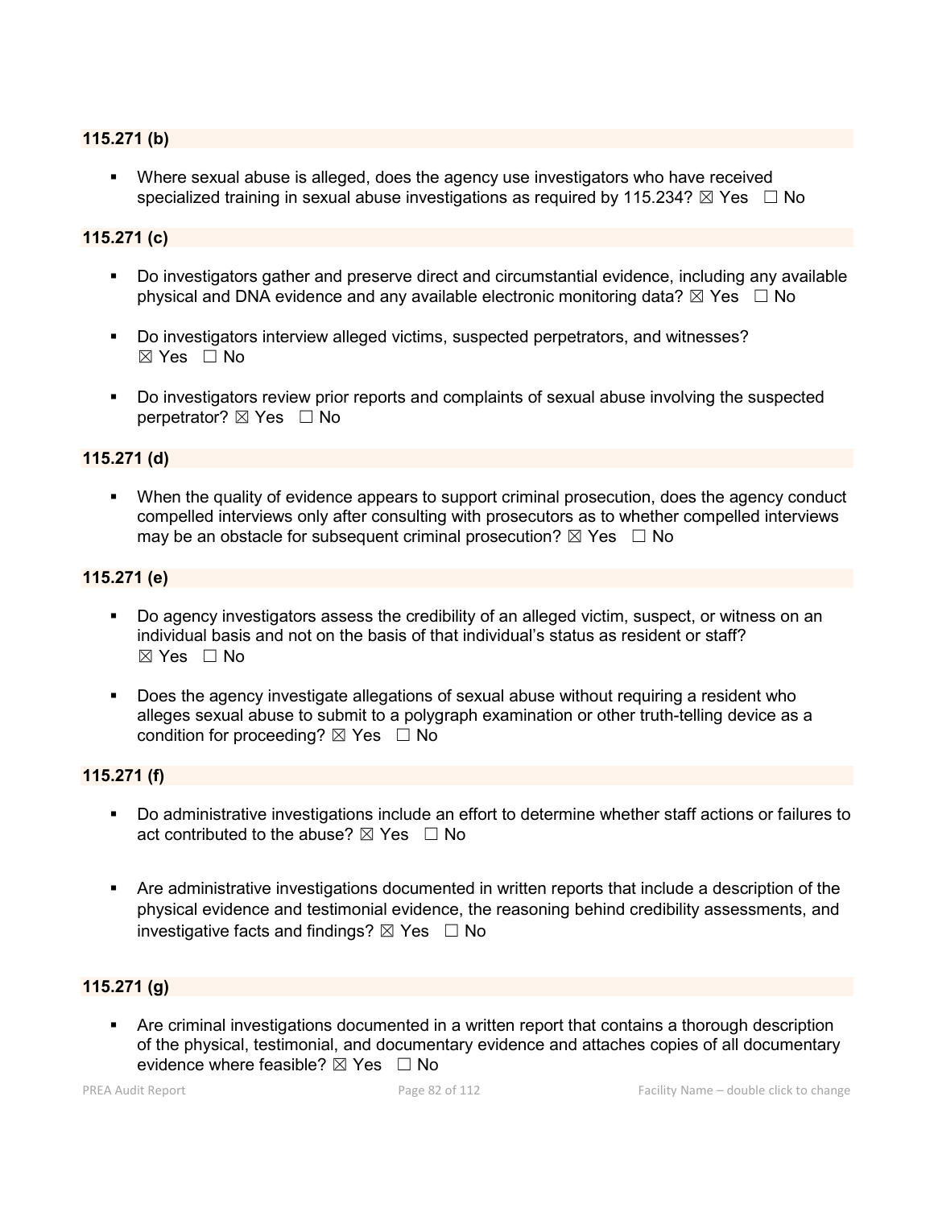**115.271 (b)**

- Where sexual abuse is alleged, does the agency use investigators who have received specialized training in sexual abuse investigations as required by 115.234? ☒ Yes ☐ No

**115.271 (c)**

- Do investigators gather and preserve direct and circumstantial evidence, including any available physical and DNA evidence and any available electronic monitoring data? ☒ Yes ☐ No

- Do investigators interview alleged victims, suspected perpetrators, and witnesses? ☒ Yes ☐ No

- Do investigators review prior reports and complaints of sexual abuse involving the suspected perpetrator? ☒ Yes ☐ No

**115.271 (d)**

- When the quality of evidence appears to support criminal prosecution, does the agency conduct compelled interviews only after consulting with prosecutors as to whether compelled interviews may be an obstacle for subsequent criminal prosecution? ☒ Yes ☐ No

**115.271 (e)**

- Do agency investigators assess the credibility of an alleged victim, suspect, or witness on an individual basis and not on the basis of that individual's status as resident or staff? ☒ Yes ☐ No

- Does the agency investigate allegations of sexual abuse without requiring a resident who alleges sexual abuse to submit to a polygraph examination or other truth-telling device as a condition for proceeding? ☒ Yes ☐ No

**115.271 (f)**

- Do administrative investigations include an effort to determine whether staff actions or failures to act contributed to the abuse? ☒ Yes ☐ No

- Are administrative investigations documented in written reports that include a description of the physical evidence and testimonial evidence, the reasoning behind credibility assessments, and investigative facts and findings? ☒ Yes ☐ No

**115.271 (g)**

- Are criminal investigations documented in a written report that contains a thorough description of the physical, testimonial, and documentary evidence and attaches copies of all documentary evidence where feasible? ☒ Yes ☐ No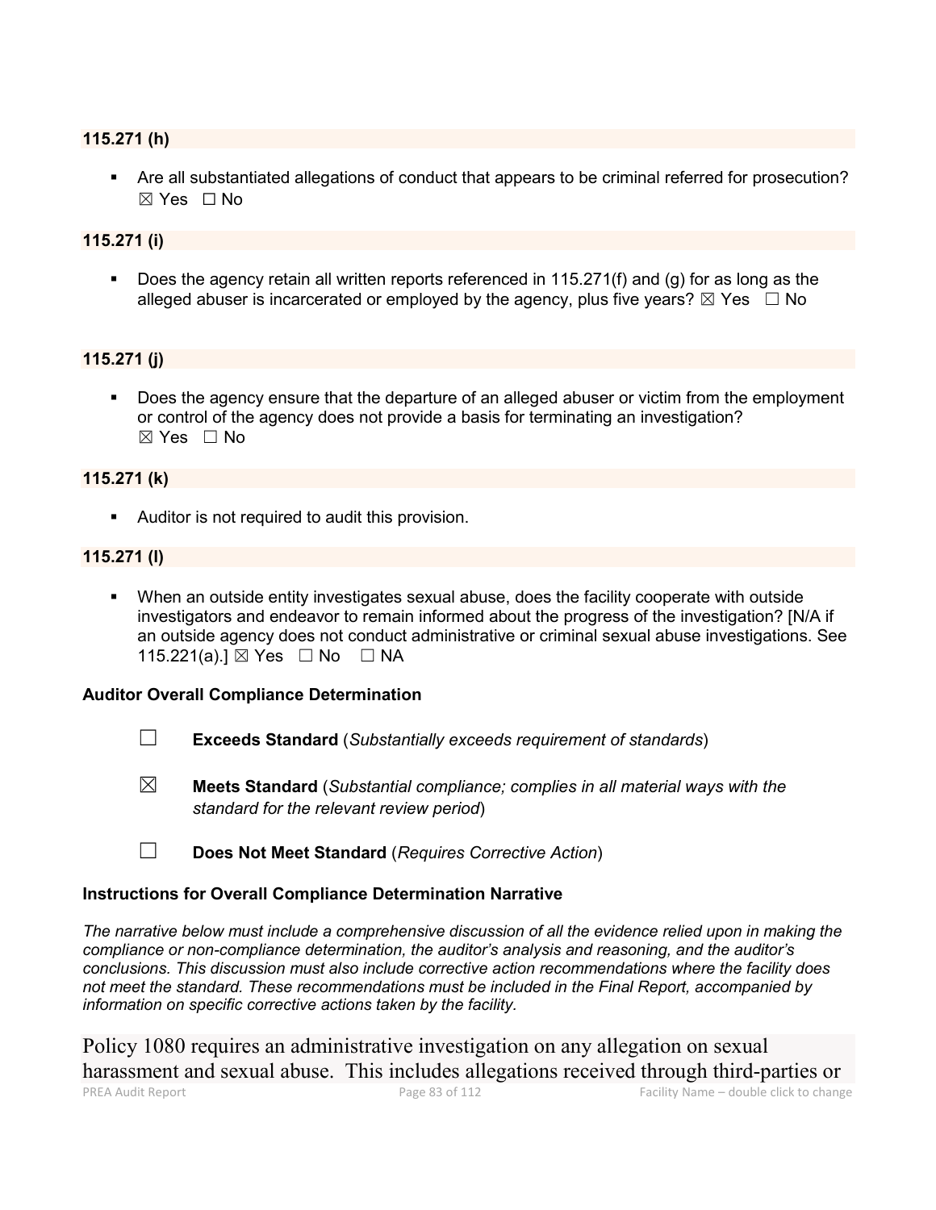**115.271 (h)**

- Are all substantiated allegations of conduct that appears to be criminal referred for prosecution? ☒ Yes ☐ No

**115.271 (i)**

- Does the agency retain all written reports referenced in 115.271(f) and (g) for as long as the alleged abuser is incarcerated or employed by the agency, plus five years? ☒ Yes ☐ No

**115.271 (j)**

- Does the agency ensure that the departure of an alleged abuser or victim from the employment or control of the agency does not provide a basis for terminating an investigation? ☒ Yes ☐ No

**115.271 (k)**

- Auditor is not required to audit this provision.

**115.271 (l)**

- When an outside entity investigates sexual abuse, does the facility cooperate with outside investigators and endeavor to remain informed about the progress of the investigation? [N/A if an outside agency does not conduct administrative or criminal sexual abuse investigations. See 115.221(a).] ☒ Yes ☐ No ☐ NA

**Auditor Overall Compliance Determination**

☐ **Exceeds Standard** (*Substantially exceeds requirement of standards*)

☒ **Meets Standard** (*Substantial compliance; complies in all material ways with the standard for the relevant review period*)

☐ **Does Not Meet Standard** (*Requires Corrective Action*)

**Instructions for Overall Compliance Determination Narrative**

*The narrative below must include a comprehensive discussion of all the evidence relied upon in making the compliance or non-compliance determination, the auditor's analysis and reasoning, and the auditor's conclusions. This discussion must also include corrective action recommendations where the facility does not meet the standard. These recommendations must be included in the Final Report, accompanied by information on specific corrective actions taken by the facility.*

Policy 1080 requires an administrative investigation on any allegation on sexual harassment and sexual abuse. This includes allegations received through third-parties or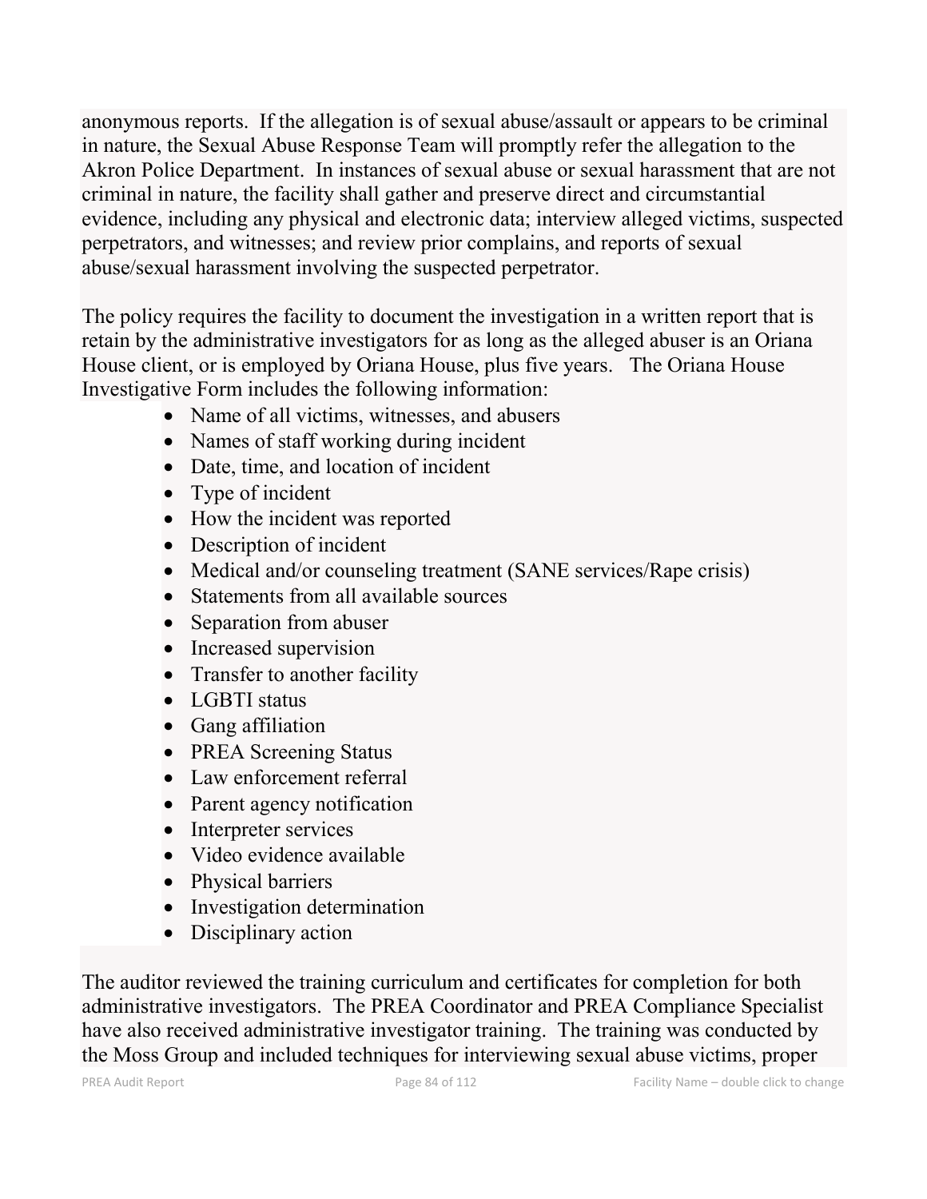anonymous reports. If the allegation is of sexual abuse/assault or appears to be criminal in nature, the Sexual Abuse Response Team will promptly refer the allegation to the Akron Police Department. In instances of sexual abuse or sexual harassment that are not criminal in nature, the facility shall gather and preserve direct and circumstantial evidence, including any physical and electronic data; interview alleged victims, suspected perpetrators, and witnesses; and review prior complains, and reports of sexual abuse/sexual harassment involving the suspected perpetrator.

The policy requires the facility to document the investigation in a written report that is retain by the administrative investigators for as long as the alleged abuser is an Oriana House client, or is employed by Oriana House, plus five years. The Oriana House Investigative Form includes the following information:

- Name of all victims, witnesses, and abusers
- Names of staff working during incident
- Date, time, and location of incident
- Type of incident
- How the incident was reported
- Description of incident
- Medical and/or counseling treatment (SANE services/Rape crisis)
- Statements from all available sources
- Separation from abuser
- Increased supervision
- Transfer to another facility
- LGBTI status
- Gang affiliation
- PREA Screening Status
- Law enforcement referral
- Parent agency notification
- Interpreter services
- Video evidence available
- Physical barriers
- Investigation determination
- Disciplinary action

The auditor reviewed the training curriculum and certificates for completion for both administrative investigators. The PREA Coordinator and PREA Compliance Specialist have also received administrative investigator training. The training was conducted by the Moss Group and included techniques for interviewing sexual abuse victims, proper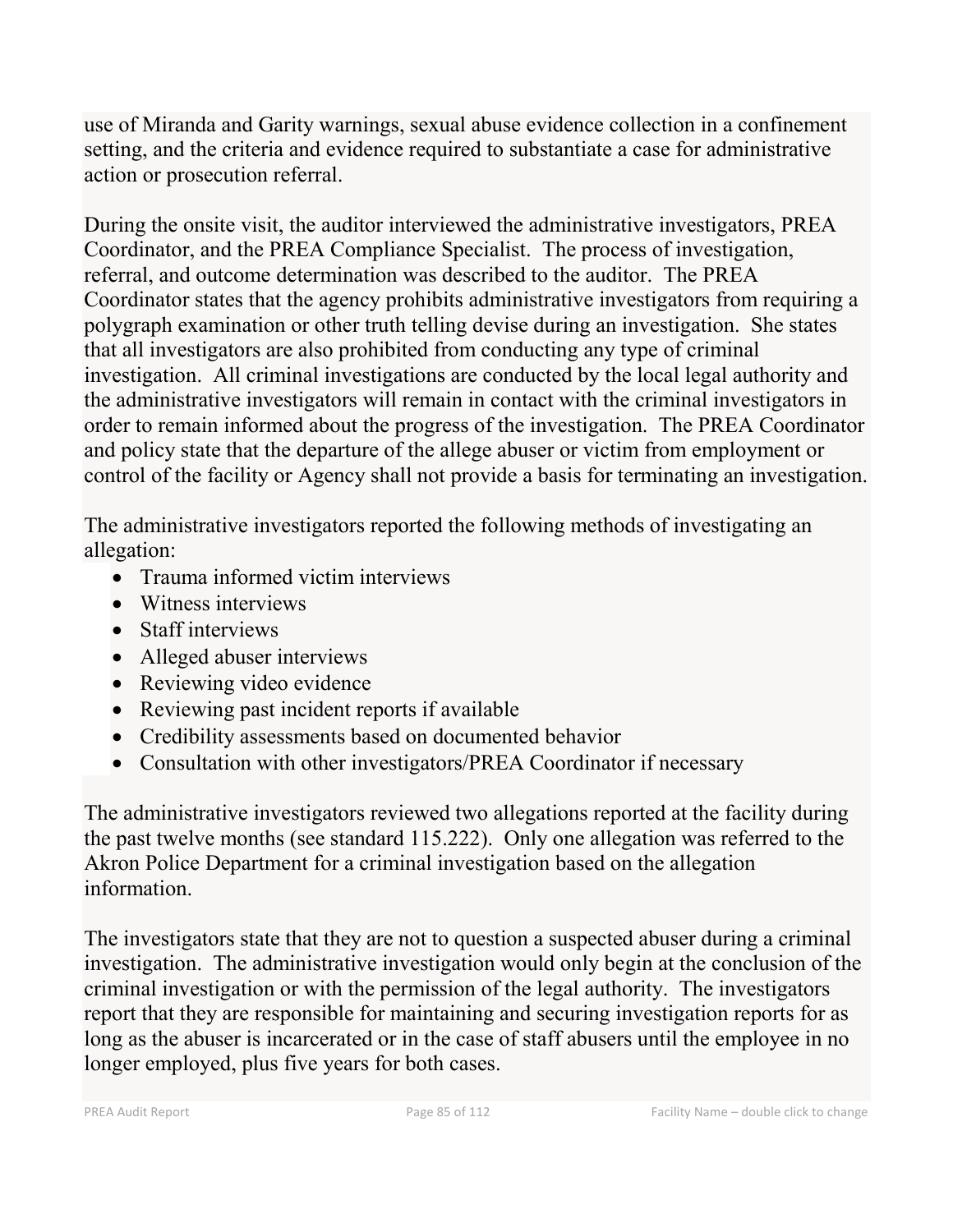use of Miranda and Garity warnings, sexual abuse evidence collection in a confinement setting, and the criteria and evidence required to substantiate a case for administrative action or prosecution referral.

During the onsite visit, the auditor interviewed the administrative investigators, PREA Coordinator, and the PREA Compliance Specialist. The process of investigation, referral, and outcome determination was described to the auditor. The PREA Coordinator states that the agency prohibits administrative investigators from requiring a polygraph examination or other truth telling devise during an investigation. She states that all investigators are also prohibited from conducting any type of criminal investigation. All criminal investigations are conducted by the local legal authority and the administrative investigators will remain in contact with the criminal investigators in order to remain informed about the progress of the investigation. The PREA Coordinator and policy state that the departure of the allege abuser or victim from employment or control of the facility or Agency shall not provide a basis for terminating an investigation.

The administrative investigators reported the following methods of investigating an allegation:

- Trauma informed victim interviews
- Witness interviews
- Staff interviews
- Alleged abuser interviews
- Reviewing video evidence
- Reviewing past incident reports if available
- Credibility assessments based on documented behavior
- Consultation with other investigators/PREA Coordinator if necessary

The administrative investigators reviewed two allegations reported at the facility during the past twelve months (see standard 115.222). Only one allegation was referred to the Akron Police Department for a criminal investigation based on the allegation information.

The investigators state that they are not to question a suspected abuser during a criminal investigation. The administrative investigation would only begin at the conclusion of the criminal investigation or with the permission of the legal authority. The investigators report that they are responsible for maintaining and securing investigation reports for as long as the abuser is incarcerated or in the case of staff abusers until the employee in no longer employed, plus five years for both cases.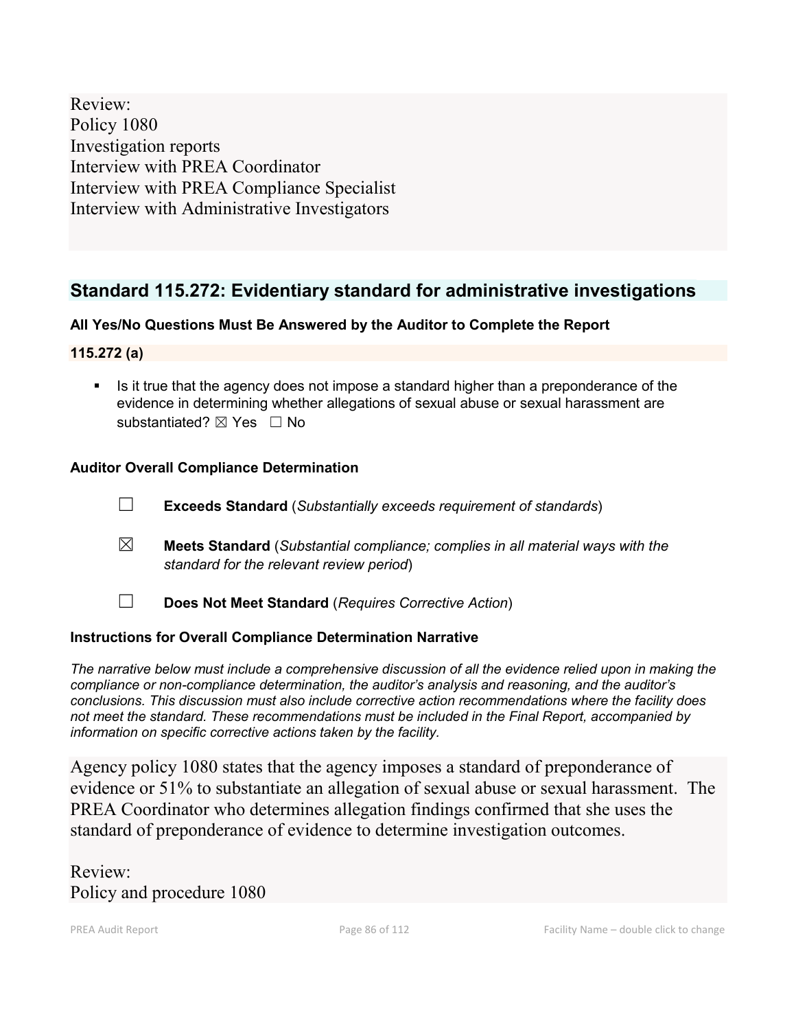Review:
Policy 1080
Investigation reports
Interview with PREA Coordinator
Interview with PREA Compliance Specialist
Interview with Administrative Investigators

## Standard 115.272: Evidentiary standard for administrative investigations

**All Yes/No Questions Must Be Answered by the Auditor to Complete the Report**

**115.272 (a)**

- Is it true that the agency does not impose a standard higher than a preponderance of the evidence in determining whether allegations of sexual abuse or sexual harassment are substantiated? ☒ Yes ☐ No

**Auditor Overall Compliance Determination**

☐ **Exceeds Standard** (*Substantially exceeds requirement of standards*)

☒ **Meets Standard** (*Substantial compliance; complies in all material ways with the standard for the relevant review period*)

☐ **Does Not Meet Standard** (*Requires Corrective Action*)

**Instructions for Overall Compliance Determination Narrative**

*The narrative below must include a comprehensive discussion of all the evidence relied upon in making the compliance or non-compliance determination, the auditor's analysis and reasoning, and the auditor's conclusions. This discussion must also include corrective action recommendations where the facility does not meet the standard. These recommendations must be included in the Final Report, accompanied by information on specific corrective actions taken by the facility.*

Agency policy 1080 states that the agency imposes a standard of preponderance of evidence or 51% to substantiate an allegation of sexual abuse or sexual harassment. The PREA Coordinator who determines allegation findings confirmed that she uses the standard of preponderance of evidence to determine investigation outcomes.

Review:
Policy and procedure 1080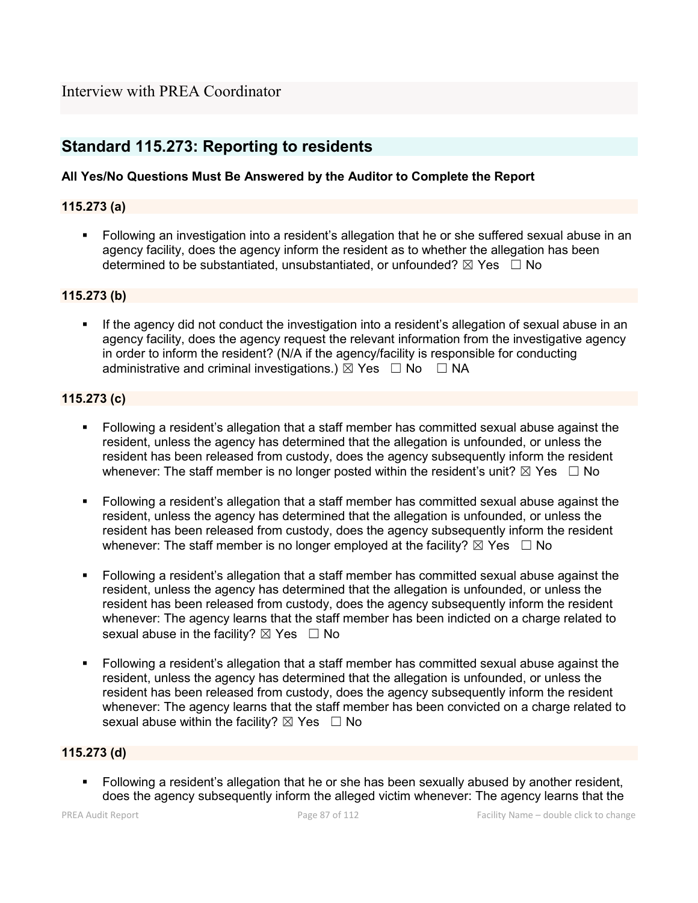Interview with PREA Coordinator

## Standard 115.273: Reporting to residents

**All Yes/No Questions Must Be Answered by the Auditor to Complete the Report**

### 115.273 (a)

- Following an investigation into a resident's allegation that he or she suffered sexual abuse in an agency facility, does the agency inform the resident as to whether the allegation has been determined to be substantiated, unsubstantiated, or unfounded? ☒ Yes ☐ No

### 115.273 (b)

- If the agency did not conduct the investigation into a resident's allegation of sexual abuse in an agency facility, does the agency request the relevant information from the investigative agency in order to inform the resident? (N/A if the agency/facility is responsible for conducting administrative and criminal investigations.) ☒ Yes ☐ No ☐ NA

### 115.273 (c)

- Following a resident's allegation that a staff member has committed sexual abuse against the resident, unless the agency has determined that the allegation is unfounded, or unless the resident has been released from custody, does the agency subsequently inform the resident whenever: The staff member is no longer posted within the resident's unit? ☒ Yes ☐ No

- Following a resident's allegation that a staff member has committed sexual abuse against the resident, unless the agency has determined that the allegation is unfounded, or unless the resident has been released from custody, does the agency subsequently inform the resident whenever: The staff member is no longer employed at the facility? ☒ Yes ☐ No

- Following a resident's allegation that a staff member has committed sexual abuse against the resident, unless the agency has determined that the allegation is unfounded, or unless the resident has been released from custody, does the agency subsequently inform the resident whenever: The agency learns that the staff member has been indicted on a charge related to sexual abuse in the facility? ☒ Yes ☐ No

- Following a resident's allegation that a staff member has committed sexual abuse against the resident, unless the agency has determined that the allegation is unfounded, or unless the resident has been released from custody, does the agency subsequently inform the resident whenever: The agency learns that the staff member has been convicted on a charge related to sexual abuse within the facility? ☒ Yes ☐ No

### 115.273 (d)

- Following a resident's allegation that he or she has been sexually abused by another resident, does the agency subsequently inform the alleged victim whenever: The agency learns that the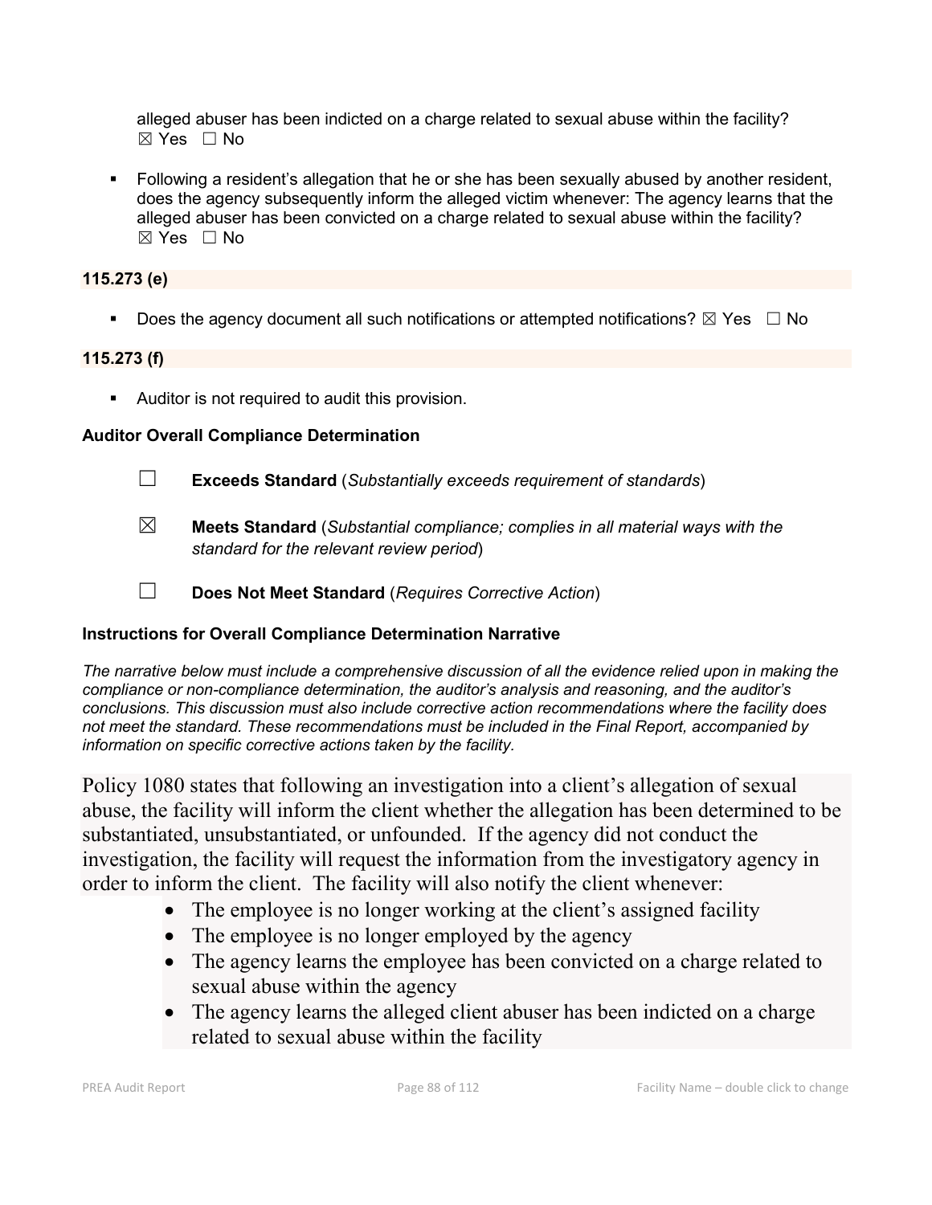alleged abuser has been indicted on a charge related to sexual abuse within the facility?
☒ Yes ☐ No

- Following a resident's allegation that he or she has been sexually abused by another resident, does the agency subsequently inform the alleged victim whenever: The agency learns that the alleged abuser has been convicted on a charge related to sexual abuse within the facility?
☒ Yes ☐ No

**115.273 (e)**

- Does the agency document all such notifications or attempted notifications? ☒ Yes ☐ No

**115.273 (f)**

- Auditor is not required to audit this provision.

**Auditor Overall Compliance Determination**

☐ **Exceeds Standard** (*Substantially exceeds requirement of standards*)

☒ **Meets Standard** (*Substantial compliance; complies in all material ways with the standard for the relevant review period*)

☐ **Does Not Meet Standard** (*Requires Corrective Action*)

**Instructions for Overall Compliance Determination Narrative**

*The narrative below must include a comprehensive discussion of all the evidence relied upon in making the compliance or non-compliance determination, the auditor's analysis and reasoning, and the auditor's conclusions. This discussion must also include corrective action recommendations where the facility does not meet the standard. These recommendations must be included in the Final Report, accompanied by information on specific corrective actions taken by the facility.*

Policy 1080 states that following an investigation into a client's allegation of sexual abuse, the facility will inform the client whether the allegation has been determined to be substantiated, unsubstantiated, or unfounded. If the agency did not conduct the investigation, the facility will request the information from the investigatory agency in order to inform the client. The facility will also notify the client whenever:

- The employee is no longer working at the client's assigned facility
- The employee is no longer employed by the agency
- The agency learns the employee has been convicted on a charge related to sexual abuse within the agency
- The agency learns the alleged client abuser has been indicted on a charge related to sexual abuse within the facility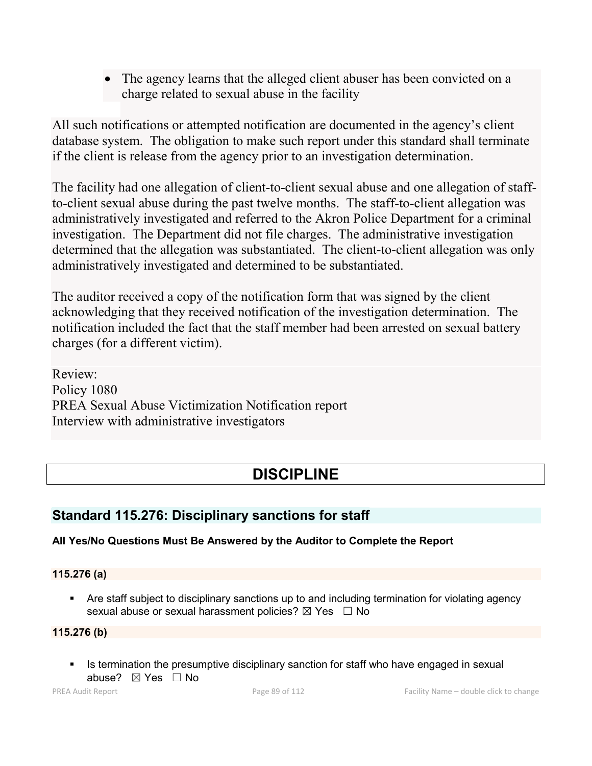- The agency learns that the alleged client abuser has been convicted on a charge related to sexual abuse in the facility

All such notifications or attempted notification are documented in the agency's client database system. The obligation to make such report under this standard shall terminate if the client is release from the agency prior to an investigation determination.

The facility had one allegation of client-to-client sexual abuse and one allegation of staff-to-client sexual abuse during the past twelve months. The staff-to-client allegation was administratively investigated and referred to the Akron Police Department for a criminal investigation. The Department did not file charges. The administrative investigation determined that the allegation was substantiated. The client-to-client allegation was only administratively investigated and determined to be substantiated.

The auditor received a copy of the notification form that was signed by the client acknowledging that they received notification of the investigation determination. The notification included the fact that the staff member had been arrested on sexual battery charges (for a different victim).

Review:
Policy 1080
PREA Sexual Abuse Victimization Notification report
Interview with administrative investigators

# DISCIPLINE

## Standard 115.276: Disciplinary sanctions for staff

**All Yes/No Questions Must Be Answered by the Auditor to Complete the Report**

### 115.276 (a)

- Are staff subject to disciplinary sanctions up to and including termination for violating agency sexual abuse or sexual harassment policies? ☒ Yes ☐ No

### 115.276 (b)

- Is termination the presumptive disciplinary sanction for staff who have engaged in sexual abuse? ☒ Yes ☐ No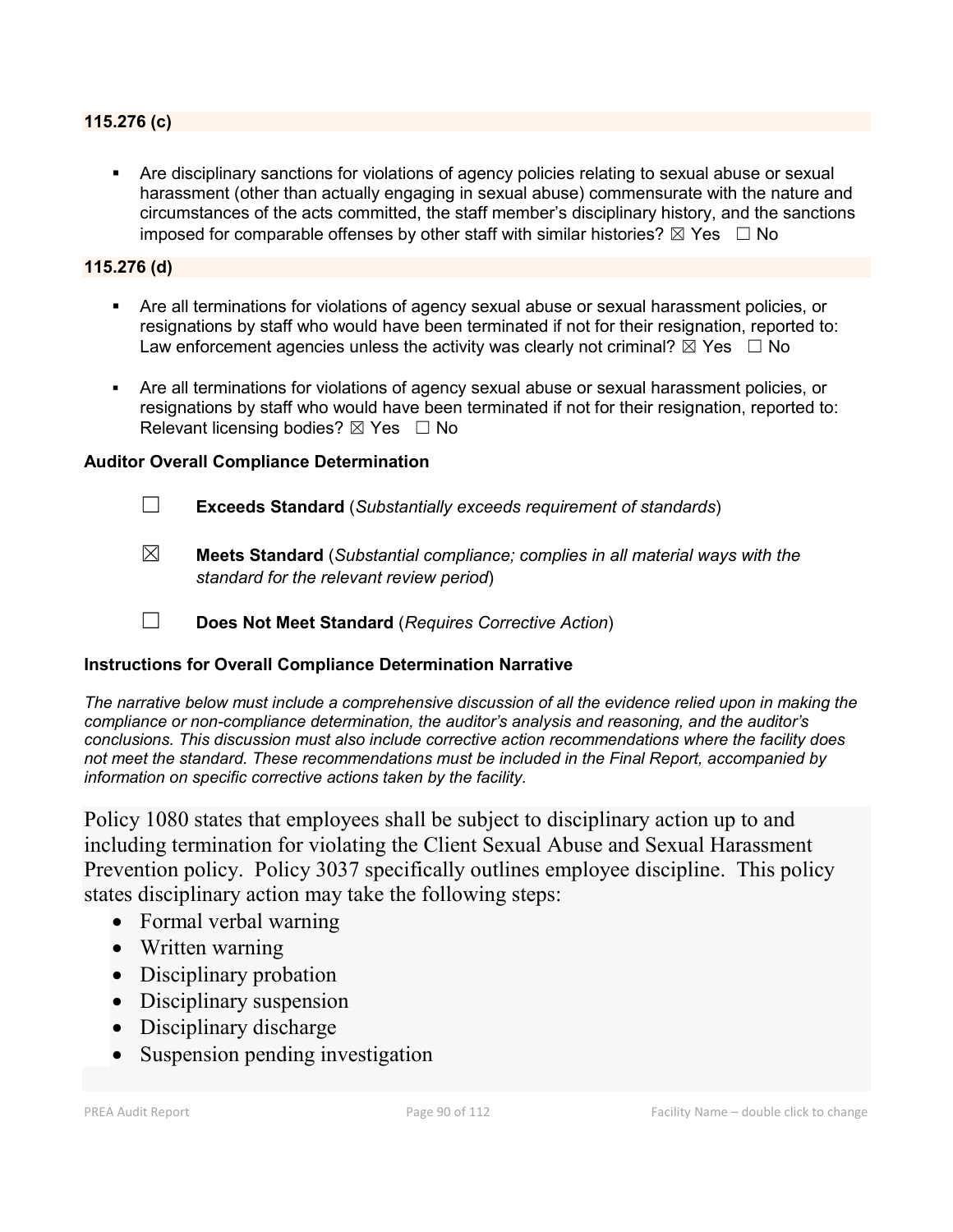### 115.276 (c)

- Are disciplinary sanctions for violations of agency policies relating to sexual abuse or sexual harassment (other than actually engaging in sexual abuse) commensurate with the nature and circumstances of the acts committed, the staff member's disciplinary history, and the sanctions imposed for comparable offenses by other staff with similar histories? ☒ Yes ☐ No

### 115.276 (d)

- Are all terminations for violations of agency sexual abuse or sexual harassment policies, or resignations by staff who would have been terminated if not for their resignation, reported to: Law enforcement agencies unless the activity was clearly not criminal? ☒ Yes ☐ No
- Are all terminations for violations of agency sexual abuse or sexual harassment policies, or resignations by staff who would have been terminated if not for their resignation, reported to: Relevant licensing bodies? ☒ Yes ☐ No

### Auditor Overall Compliance Determination

☐ **Exceeds Standard** (*Substantially exceeds requirement of standards*)

☒ **Meets Standard** (*Substantial compliance; complies in all material ways with the standard for the relevant review period*)

☐ **Does Not Meet Standard** (*Requires Corrective Action*)

### Instructions for Overall Compliance Determination Narrative

*The narrative below must include a comprehensive discussion of all the evidence relied upon in making the compliance or non-compliance determination, the auditor's analysis and reasoning, and the auditor's conclusions. This discussion must also include corrective action recommendations where the facility does not meet the standard. These recommendations must be included in the Final Report, accompanied by information on specific corrective actions taken by the facility.*

Policy 1080 states that employees shall be subject to disciplinary action up to and including termination for violating the Client Sexual Abuse and Sexual Harassment Prevention policy. Policy 3037 specifically outlines employee discipline. This policy states disciplinary action may take the following steps:

- Formal verbal warning
- Written warning
- Disciplinary probation
- Disciplinary suspension
- Disciplinary discharge
- Suspension pending investigation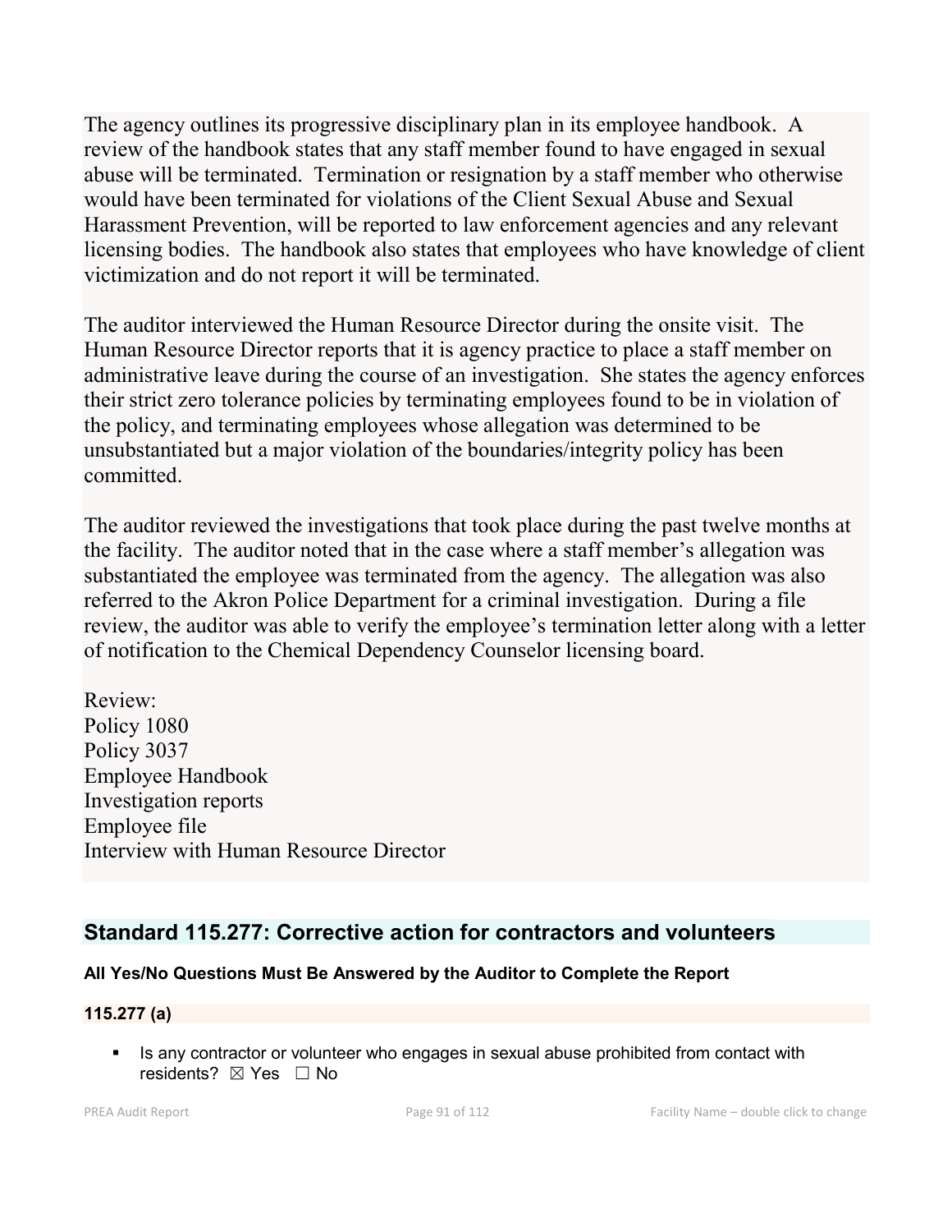The agency outlines its progressive disciplinary plan in its employee handbook. A review of the handbook states that any staff member found to have engaged in sexual abuse will be terminated. Termination or resignation by a staff member who otherwise would have been terminated for violations of the Client Sexual Abuse and Sexual Harassment Prevention, will be reported to law enforcement agencies and any relevant licensing bodies. The handbook also states that employees who have knowledge of client victimization and do not report it will be terminated.

The auditor interviewed the Human Resource Director during the onsite visit. The Human Resource Director reports that it is agency practice to place a staff member on administrative leave during the course of an investigation. She states the agency enforces their strict zero tolerance policies by terminating employees found to be in violation of the policy, and terminating employees whose allegation was determined to be unsubstantiated but a major violation of the boundaries/integrity policy has been committed.

The auditor reviewed the investigations that took place during the past twelve months at the facility. The auditor noted that in the case where a staff member's allegation was substantiated the employee was terminated from the agency. The allegation was also referred to the Akron Police Department for a criminal investigation. During a file review, the auditor was able to verify the employee's termination letter along with a letter of notification to the Chemical Dependency Counselor licensing board.

Review:
Policy 1080
Policy 3037
Employee Handbook
Investigation reports
Employee file
Interview with Human Resource Director

## Standard 115.277: Corrective action for contractors and volunteers

**All Yes/No Questions Must Be Answered by the Auditor to Complete the Report**

**115.277 (a)**

- Is any contractor or volunteer who engages in sexual abuse prohibited from contact with residents? ☒ Yes ☐ No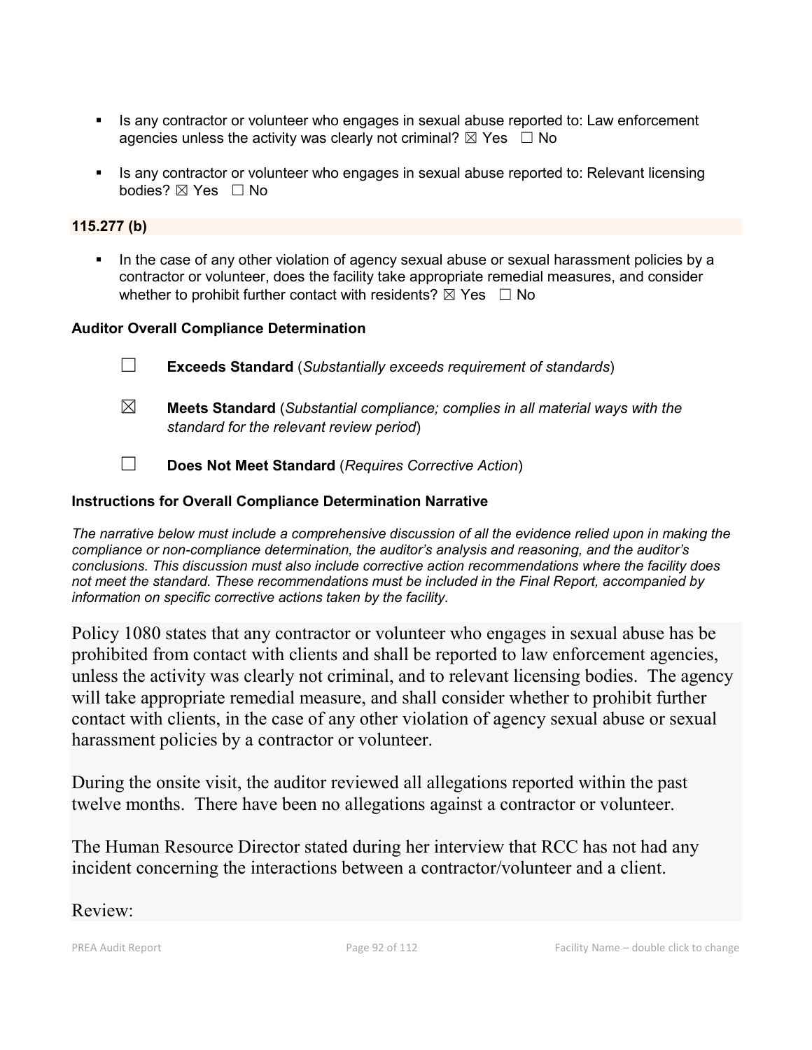- Is any contractor or volunteer who engages in sexual abuse reported to: Law enforcement agencies unless the activity was clearly not criminal? ☒ Yes ☐ No

- Is any contractor or volunteer who engages in sexual abuse reported to: Relevant licensing bodies? ☒ Yes ☐ No

**115.277 (b)**

- In the case of any other violation of agency sexual abuse or sexual harassment policies by a contractor or volunteer, does the facility take appropriate remedial measures, and consider whether to prohibit further contact with residents? ☒ Yes ☐ No

**Auditor Overall Compliance Determination**

☐ **Exceeds Standard** (*Substantially exceeds requirement of standards*)

☒ **Meets Standard** (*Substantial compliance; complies in all material ways with the standard for the relevant review period*)

☐ **Does Not Meet Standard** (*Requires Corrective Action*)

**Instructions for Overall Compliance Determination Narrative**

*The narrative below must include a comprehensive discussion of all the evidence relied upon in making the compliance or non-compliance determination, the auditor's analysis and reasoning, and the auditor's conclusions. This discussion must also include corrective action recommendations where the facility does not meet the standard. These recommendations must be included in the Final Report, accompanied by information on specific corrective actions taken by the facility.*

Policy 1080 states that any contractor or volunteer who engages in sexual abuse has be prohibited from contact with clients and shall be reported to law enforcement agencies, unless the activity was clearly not criminal, and to relevant licensing bodies. The agency will take appropriate remedial measure, and shall consider whether to prohibit further contact with clients, in the case of any other violation of agency sexual abuse or sexual harassment policies by a contractor or volunteer.

During the onsite visit, the auditor reviewed all allegations reported within the past twelve months. There have been no allegations against a contractor or volunteer.

The Human Resource Director stated during her interview that RCC has not had any incident concerning the interactions between a contractor/volunteer and a client.

Review: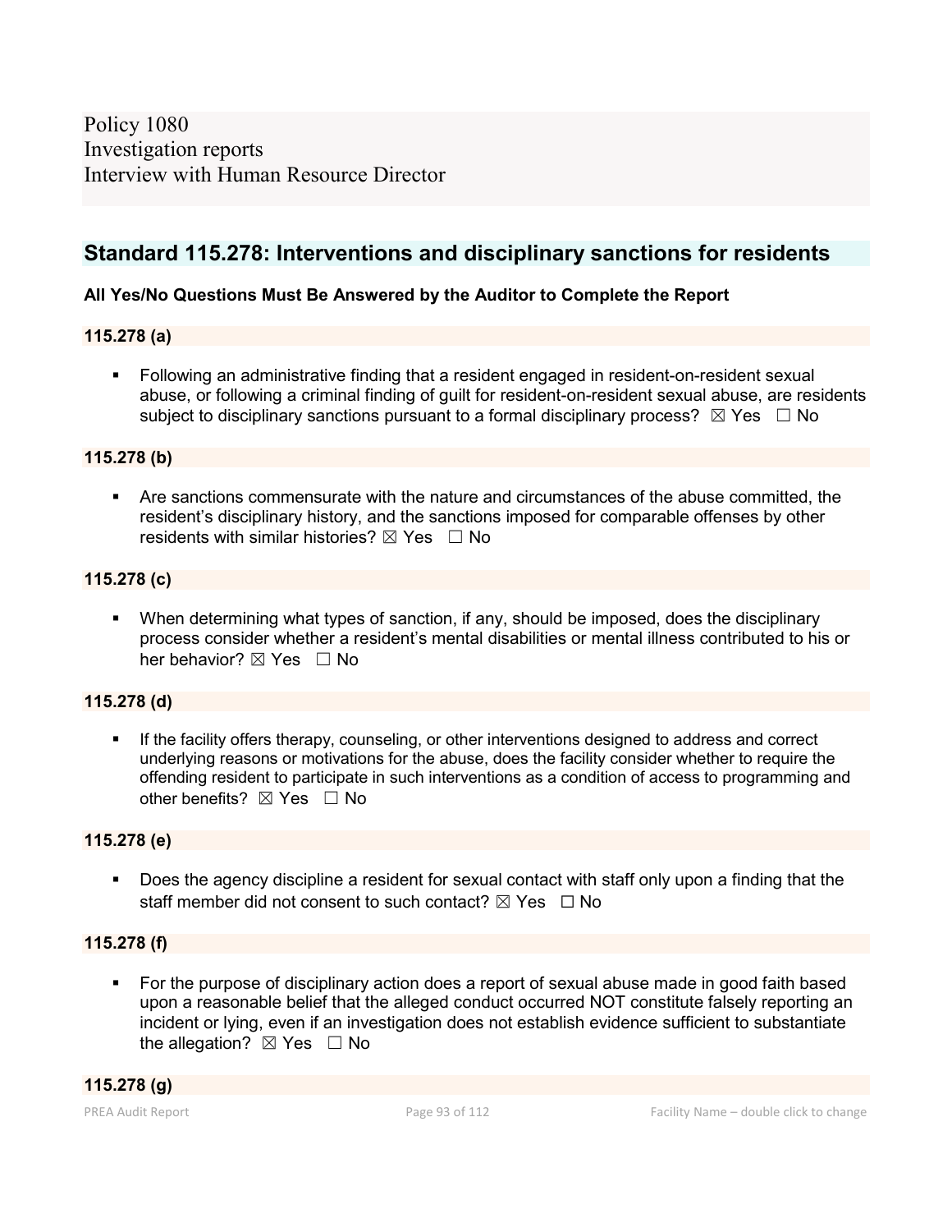Policy 1080
Investigation reports
Interview with Human Resource Director

## Standard 115.278: Interventions and disciplinary sanctions for residents

**All Yes/No Questions Must Be Answered by the Auditor to Complete the Report**

**115.278 (a)**

- Following an administrative finding that a resident engaged in resident-on-resident sexual abuse, or following a criminal finding of guilt for resident-on-resident sexual abuse, are residents subject to disciplinary sanctions pursuant to a formal disciplinary process? ☒ Yes ☐ No

**115.278 (b)**

- Are sanctions commensurate with the nature and circumstances of the abuse committed, the resident's disciplinary history, and the sanctions imposed for comparable offenses by other residents with similar histories? ☒ Yes ☐ No

**115.278 (c)**

- When determining what types of sanction, if any, should be imposed, does the disciplinary process consider whether a resident's mental disabilities or mental illness contributed to his or her behavior? ☒ Yes ☐ No

**115.278 (d)**

- If the facility offers therapy, counseling, or other interventions designed to address and correct underlying reasons or motivations for the abuse, does the facility consider whether to require the offending resident to participate in such interventions as a condition of access to programming and other benefits? ☒ Yes ☐ No

**115.278 (e)**

- Does the agency discipline a resident for sexual contact with staff only upon a finding that the staff member did not consent to such contact? ☒ Yes ☐ No

**115.278 (f)**

- For the purpose of disciplinary action does a report of sexual abuse made in good faith based upon a reasonable belief that the alleged conduct occurred NOT constitute falsely reporting an incident or lying, even if an investigation does not establish evidence sufficient to substantiate the allegation? ☒ Yes ☐ No

**115.278 (g)**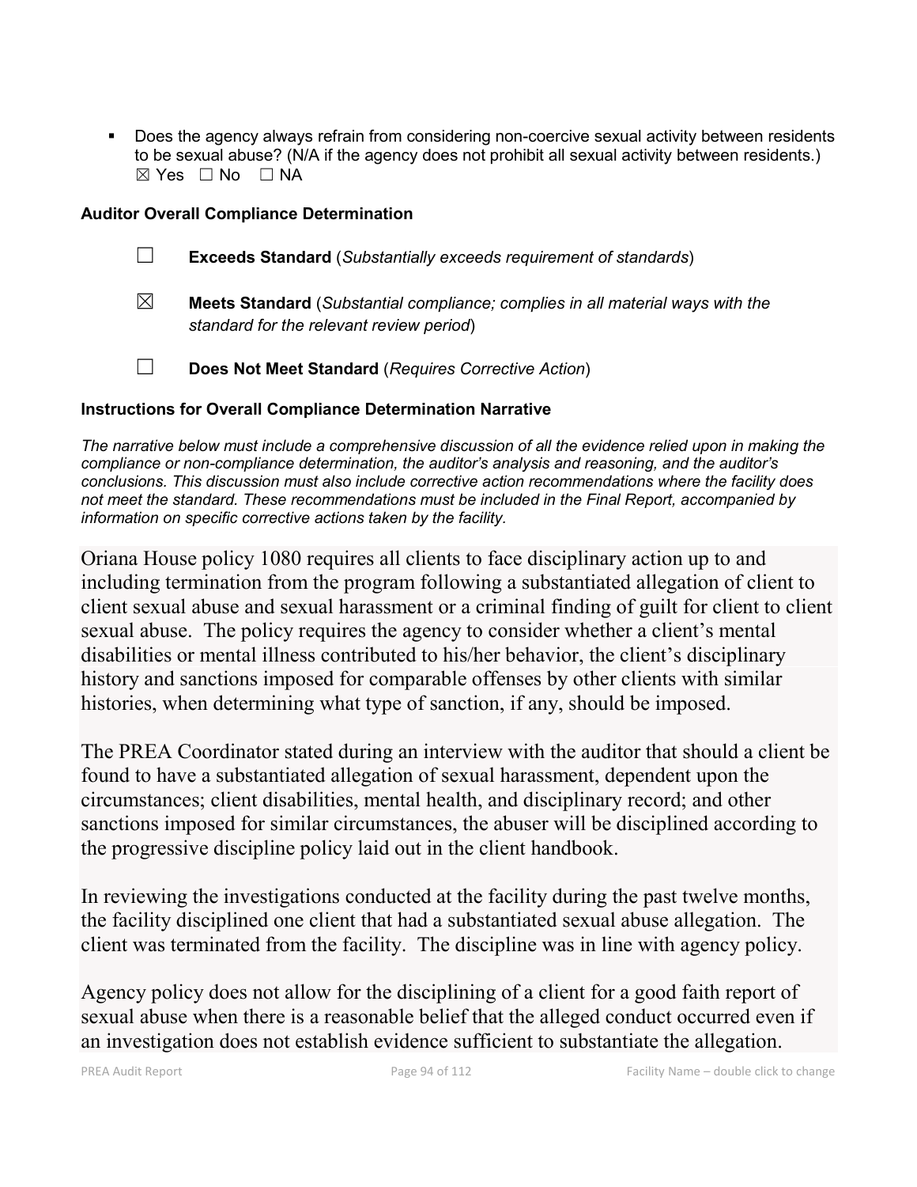- Does the agency always refrain from considering non-coercive sexual activity between residents to be sexual abuse? (N/A if the agency does not prohibit all sexual activity between residents.)
  ☒ Yes ☐ No ☐ NA

**Auditor Overall Compliance Determination**

☐ **Exceeds Standard** (*Substantially exceeds requirement of standards*)

☒ **Meets Standard** (*Substantial compliance; complies in all material ways with the standard for the relevant review period*)

☐ **Does Not Meet Standard** (*Requires Corrective Action*)

**Instructions for Overall Compliance Determination Narrative**

*The narrative below must include a comprehensive discussion of all the evidence relied upon in making the compliance or non-compliance determination, the auditor's analysis and reasoning, and the auditor's conclusions. This discussion must also include corrective action recommendations where the facility does not meet the standard. These recommendations must be included in the Final Report, accompanied by information on specific corrective actions taken by the facility.*

Oriana House policy 1080 requires all clients to face disciplinary action up to and including termination from the program following a substantiated allegation of client to client sexual abuse and sexual harassment or a criminal finding of guilt for client to client sexual abuse. The policy requires the agency to consider whether a client's mental disabilities or mental illness contributed to his/her behavior, the client's disciplinary history and sanctions imposed for comparable offenses by other clients with similar histories, when determining what type of sanction, if any, should be imposed.

The PREA Coordinator stated during an interview with the auditor that should a client be found to have a substantiated allegation of sexual harassment, dependent upon the circumstances; client disabilities, mental health, and disciplinary record; and other sanctions imposed for similar circumstances, the abuser will be disciplined according to the progressive discipline policy laid out in the client handbook.

In reviewing the investigations conducted at the facility during the past twelve months, the facility disciplined one client that had a substantiated sexual abuse allegation. The client was terminated from the facility. The discipline was in line with agency policy.

Agency policy does not allow for the disciplining of a client for a good faith report of sexual abuse when there is a reasonable belief that the alleged conduct occurred even if an investigation does not establish evidence sufficient to substantiate the allegation.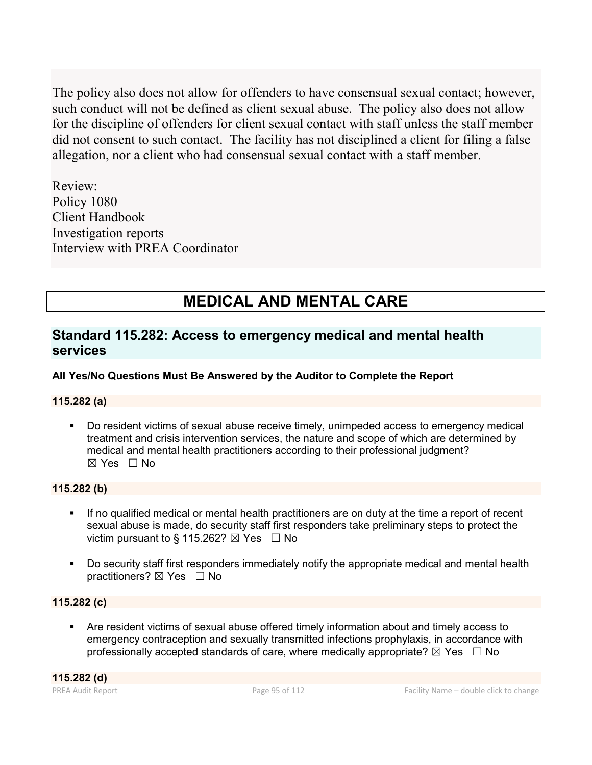The policy also does not allow for offenders to have consensual sexual contact; however, such conduct will not be defined as client sexual abuse. The policy also does not allow for the discipline of offenders for client sexual contact with staff unless the staff member did not consent to such contact. The facility has not disciplined a client for filing a false allegation, nor a client who had consensual sexual contact with a staff member.

Review:
Policy 1080
Client Handbook
Investigation reports
Interview with PREA Coordinator

# MEDICAL AND MENTAL CARE

## Standard 115.282: Access to emergency medical and mental health services

**All Yes/No Questions Must Be Answered by the Auditor to Complete the Report**

**115.282 (a)**

- Do resident victims of sexual abuse receive timely, unimpeded access to emergency medical treatment and crisis intervention services, the nature and scope of which are determined by medical and mental health practitioners according to their professional judgment? ☒ Yes ☐ No

**115.282 (b)**

- If no qualified medical or mental health practitioners are on duty at the time a report of recent sexual abuse is made, do security staff first responders take preliminary steps to protect the victim pursuant to § 115.262? ☒ Yes ☐ No

- Do security staff first responders immediately notify the appropriate medical and mental health practitioners? ☒ Yes ☐ No

**115.282 (c)**

- Are resident victims of sexual abuse offered timely information about and timely access to emergency contraception and sexually transmitted infections prophylaxis, in accordance with professionally accepted standards of care, where medically appropriate? ☒ Yes ☐ No

**115.282 (d)**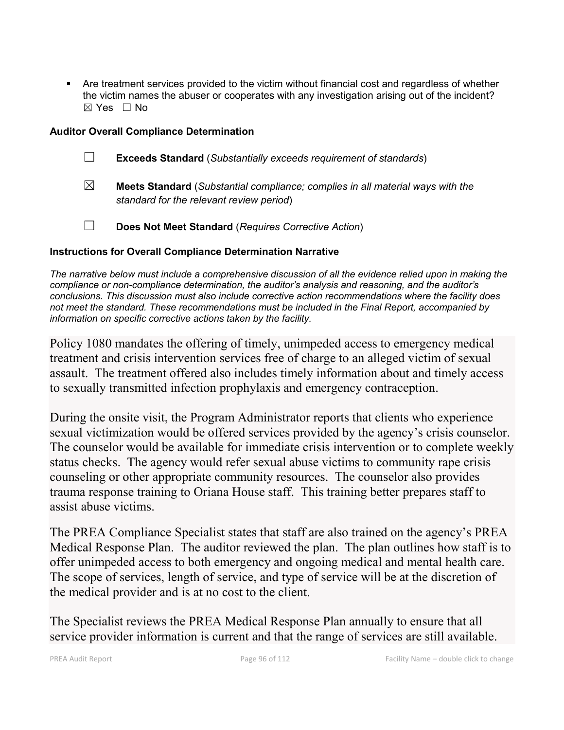- Are treatment services provided to the victim without financial cost and regardless of whether the victim names the abuser or cooperates with any investigation arising out of the incident?
  ☒ Yes ☐ No

**Auditor Overall Compliance Determination**

☐ **Exceeds Standard** (*Substantially exceeds requirement of standards*)

☒ **Meets Standard** (*Substantial compliance; complies in all material ways with the standard for the relevant review period*)

☐ **Does Not Meet Standard** (*Requires Corrective Action*)

**Instructions for Overall Compliance Determination Narrative**

*The narrative below must include a comprehensive discussion of all the evidence relied upon in making the compliance or non-compliance determination, the auditor's analysis and reasoning, and the auditor's conclusions. This discussion must also include corrective action recommendations where the facility does not meet the standard. These recommendations must be included in the Final Report, accompanied by information on specific corrective actions taken by the facility.*

Policy 1080 mandates the offering of timely, unimpeded access to emergency medical treatment and crisis intervention services free of charge to an alleged victim of sexual assault. The treatment offered also includes timely information about and timely access to sexually transmitted infection prophylaxis and emergency contraception.

During the onsite visit, the Program Administrator reports that clients who experience sexual victimization would be offered services provided by the agency's crisis counselor. The counselor would be available for immediate crisis intervention or to complete weekly status checks. The agency would refer sexual abuse victims to community rape crisis counseling or other appropriate community resources. The counselor also provides trauma response training to Oriana House staff. This training better prepares staff to assist abuse victims.

The PREA Compliance Specialist states that staff are also trained on the agency's PREA Medical Response Plan. The auditor reviewed the plan. The plan outlines how staff is to offer unimpeded access to both emergency and ongoing medical and mental health care. The scope of services, length of service, and type of service will be at the discretion of the medical provider and is at no cost to the client.

The Specialist reviews the PREA Medical Response Plan annually to ensure that all service provider information is current and that the range of services are still available.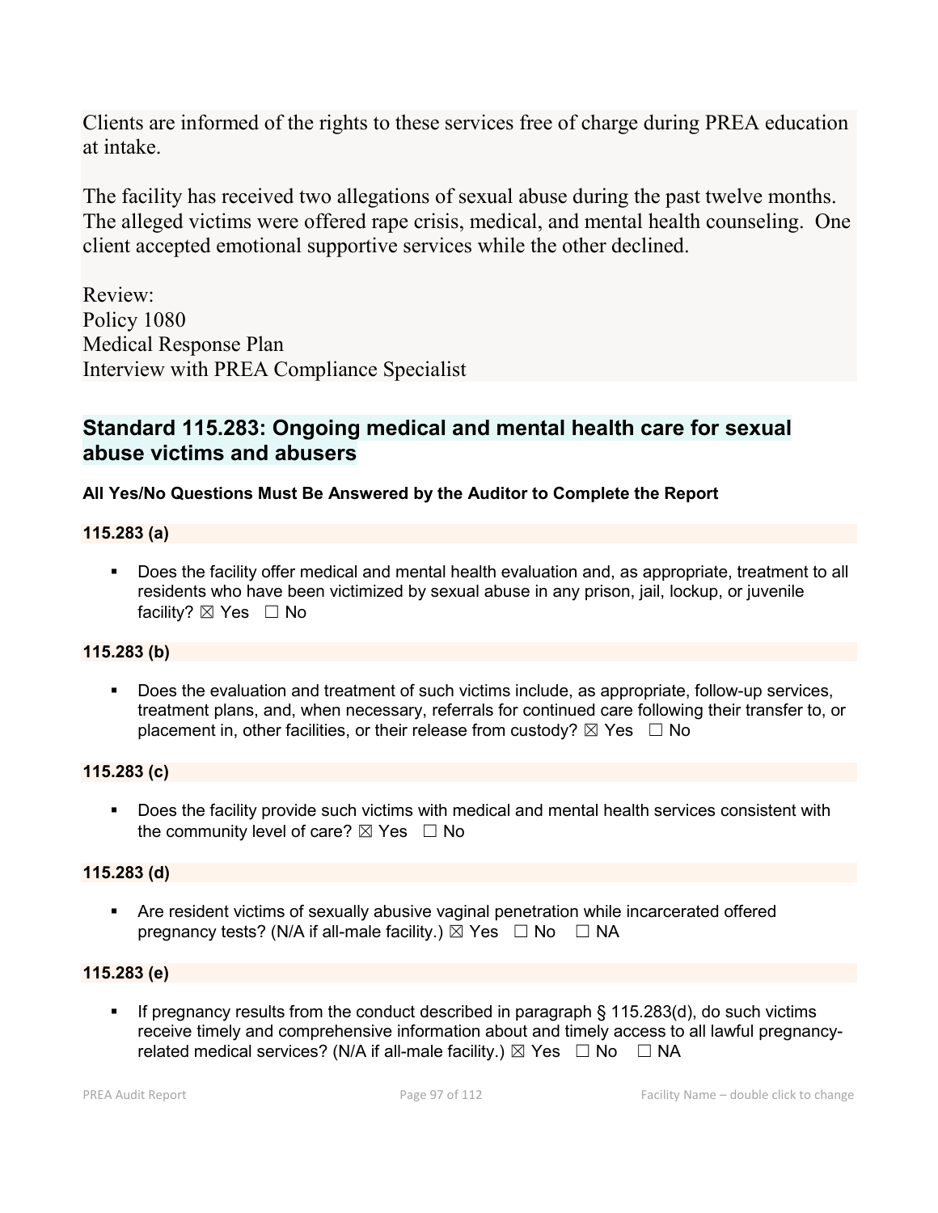Clients are informed of the rights to these services free of charge during PREA education at intake.

The facility has received two allegations of sexual abuse during the past twelve months. The alleged victims were offered rape crisis, medical, and mental health counseling. One client accepted emotional supportive services while the other declined.

Review:
Policy 1080
Medical Response Plan
Interview with PREA Compliance Specialist

## Standard 115.283: Ongoing medical and mental health care for sexual abuse victims and abusers

**All Yes/No Questions Must Be Answered by the Auditor to Complete the Report**

**115.283 (a)**

- Does the facility offer medical and mental health evaluation and, as appropriate, treatment to all residents who have been victimized by sexual abuse in any prison, jail, lockup, or juvenile facility? ☒ Yes ☐ No

**115.283 (b)**

- Does the evaluation and treatment of such victims include, as appropriate, follow-up services, treatment plans, and, when necessary, referrals for continued care following their transfer to, or placement in, other facilities, or their release from custody? ☒ Yes ☐ No

**115.283 (c)**

- Does the facility provide such victims with medical and mental health services consistent with the community level of care? ☒ Yes ☐ No

**115.283 (d)**

- Are resident victims of sexually abusive vaginal penetration while incarcerated offered pregnancy tests? (N/A if all-male facility.) ☒ Yes ☐ No ☐ NA

**115.283 (e)**

- If pregnancy results from the conduct described in paragraph § 115.283(d), do such victims receive timely and comprehensive information about and timely access to all lawful pregnancy-related medical services? (N/A if all-male facility.) ☒ Yes ☐ No ☐ NA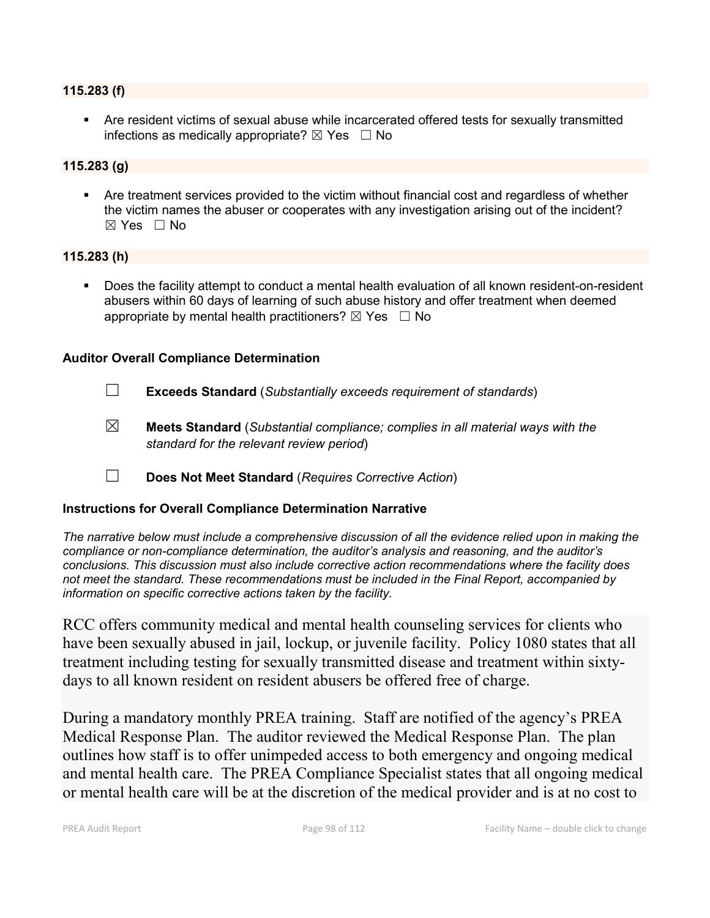**115.283 (f)**

- Are resident victims of sexual abuse while incarcerated offered tests for sexually transmitted infections as medically appropriate? ☒ Yes ☐ No

**115.283 (g)**

- Are treatment services provided to the victim without financial cost and regardless of whether the victim names the abuser or cooperates with any investigation arising out of the incident? ☒ Yes ☐ No

**115.283 (h)**

- Does the facility attempt to conduct a mental health evaluation of all known resident-on-resident abusers within 60 days of learning of such abuse history and offer treatment when deemed appropriate by mental health practitioners? ☒ Yes ☐ No

**Auditor Overall Compliance Determination**

☐ **Exceeds Standard** (*Substantially exceeds requirement of standards*)

☒ **Meets Standard** (*Substantial compliance; complies in all material ways with the standard for the relevant review period*)

☐ **Does Not Meet Standard** (*Requires Corrective Action*)

**Instructions for Overall Compliance Determination Narrative**

*The narrative below must include a comprehensive discussion of all the evidence relied upon in making the compliance or non-compliance determination, the auditor's analysis and reasoning, and the auditor's conclusions. This discussion must also include corrective action recommendations where the facility does not meet the standard. These recommendations must be included in the Final Report, accompanied by information on specific corrective actions taken by the facility.*

RCC offers community medical and mental health counseling services for clients who have been sexually abused in jail, lockup, or juvenile facility. Policy 1080 states that all treatment including testing for sexually transmitted disease and treatment within sixty-days to all known resident on resident abusers be offered free of charge.

During a mandatory monthly PREA training. Staff are notified of the agency's PREA Medical Response Plan. The auditor reviewed the Medical Response Plan. The plan outlines how staff is to offer unimpeded access to both emergency and ongoing medical and mental health care. The PREA Compliance Specialist states that all ongoing medical or mental health care will be at the discretion of the medical provider and is at no cost to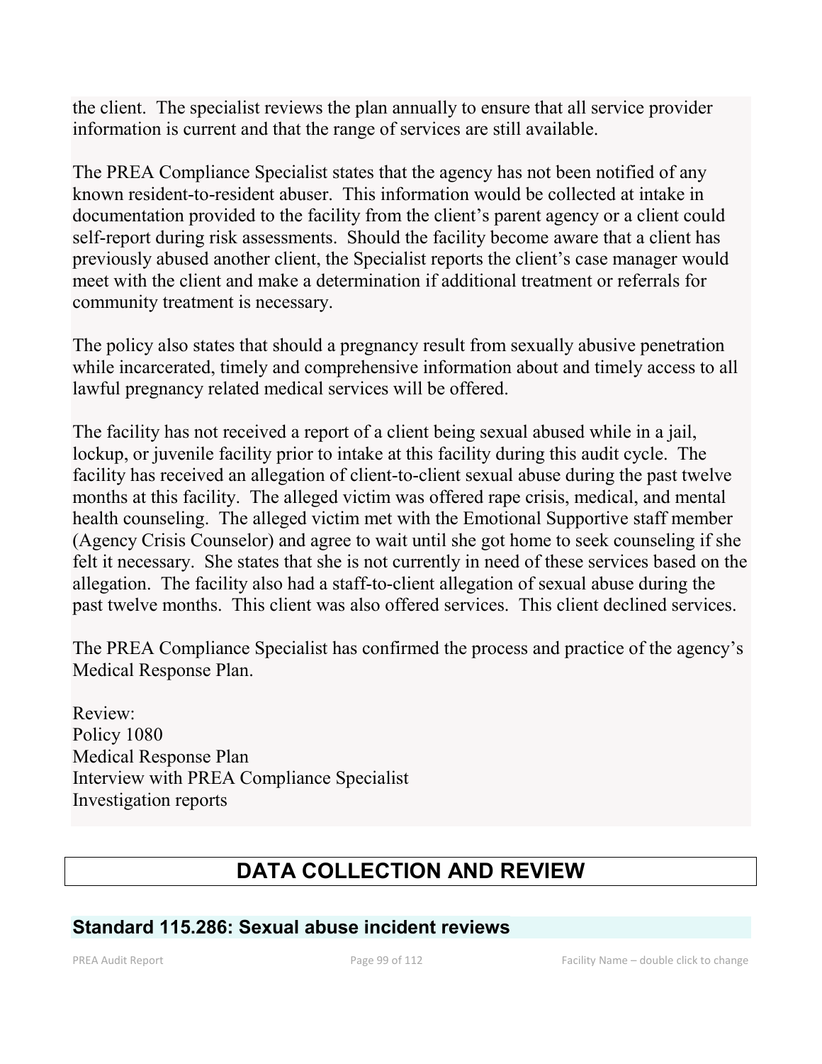the client. The specialist reviews the plan annually to ensure that all service provider information is current and that the range of services are still available.

The PREA Compliance Specialist states that the agency has not been notified of any known resident-to-resident abuser. This information would be collected at intake in documentation provided to the facility from the client's parent agency or a client could self-report during risk assessments. Should the facility become aware that a client has previously abused another client, the Specialist reports the client's case manager would meet with the client and make a determination if additional treatment or referrals for community treatment is necessary.

The policy also states that should a pregnancy result from sexually abusive penetration while incarcerated, timely and comprehensive information about and timely access to all lawful pregnancy related medical services will be offered.

The facility has not received a report of a client being sexual abused while in a jail, lockup, or juvenile facility prior to intake at this facility during this audit cycle. The facility has received an allegation of client-to-client sexual abuse during the past twelve months at this facility. The alleged victim was offered rape crisis, medical, and mental health counseling. The alleged victim met with the Emotional Supportive staff member (Agency Crisis Counselor) and agree to wait until she got home to seek counseling if she felt it necessary. She states that she is not currently in need of these services based on the allegation. The facility also had a staff-to-client allegation of sexual abuse during the past twelve months. This client was also offered services. This client declined services.

The PREA Compliance Specialist has confirmed the process and practice of the agency's Medical Response Plan.

Review:
Policy 1080
Medical Response Plan
Interview with PREA Compliance Specialist
Investigation reports

# DATA COLLECTION AND REVIEW

## Standard 115.286: Sexual abuse incident reviews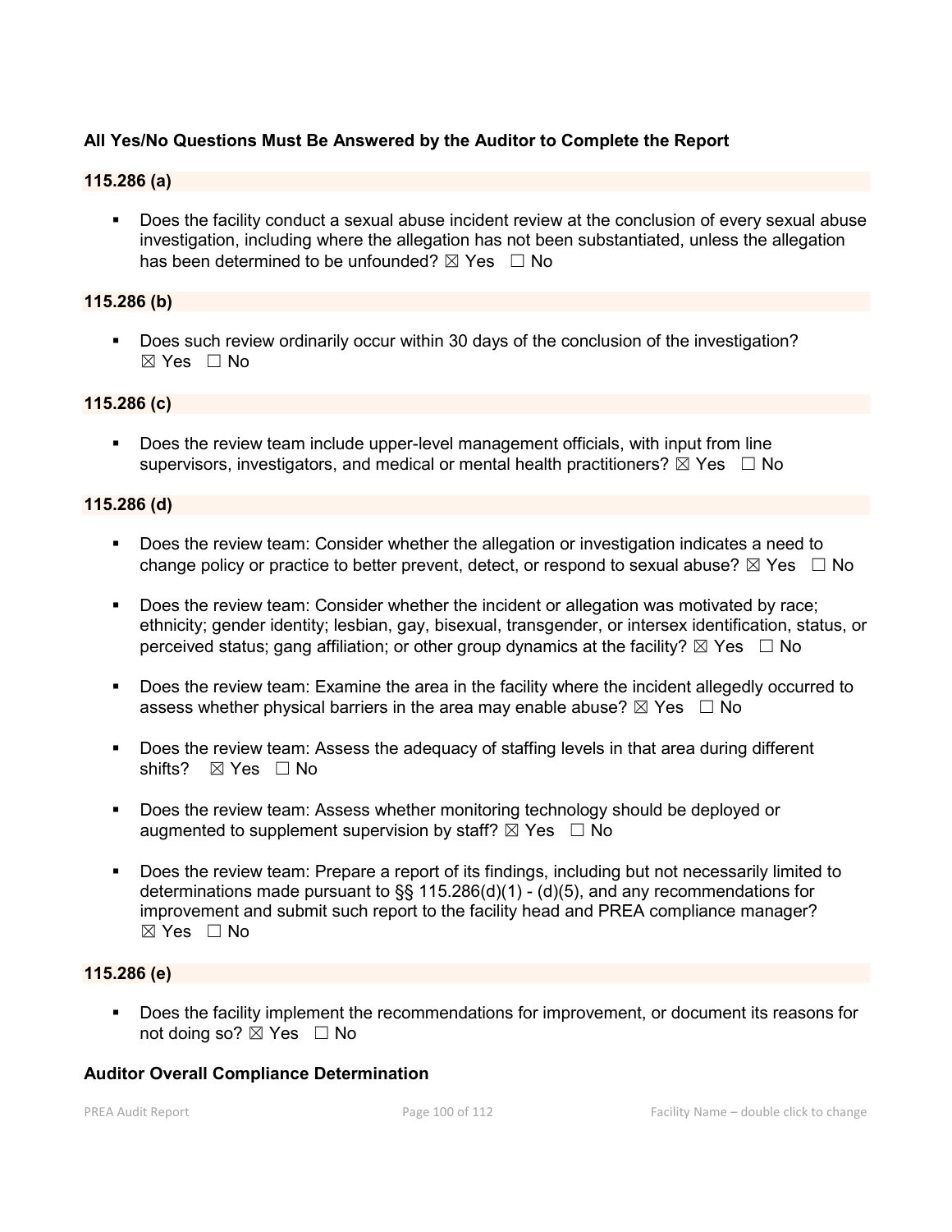**All Yes/No Questions Must Be Answered by the Auditor to Complete the Report**

**115.286 (a)**

- Does the facility conduct a sexual abuse incident review at the conclusion of every sexual abuse investigation, including where the allegation has not been substantiated, unless the allegation has been determined to be unfounded? ☒ Yes ☐ No

**115.286 (b)**

- Does such review ordinarily occur within 30 days of the conclusion of the investigation? ☒ Yes ☐ No

**115.286 (c)**

- Does the review team include upper-level management officials, with input from line supervisors, investigators, and medical or mental health practitioners? ☒ Yes ☐ No

**115.286 (d)**

- Does the review team: Consider whether the allegation or investigation indicates a need to change policy or practice to better prevent, detect, or respond to sexual abuse? ☒ Yes ☐ No
- Does the review team: Consider whether the incident or allegation was motivated by race; ethnicity; gender identity; lesbian, gay, bisexual, transgender, or intersex identification, status, or perceived status; gang affiliation; or other group dynamics at the facility? ☒ Yes ☐ No
- Does the review team: Examine the area in the facility where the incident allegedly occurred to assess whether physical barriers in the area may enable abuse? ☒ Yes ☐ No
- Does the review team: Assess the adequacy of staffing levels in that area during different shifts? ☒ Yes ☐ No
- Does the review team: Assess whether monitoring technology should be deployed or augmented to supplement supervision by staff? ☒ Yes ☐ No
- Does the review team: Prepare a report of its findings, including but not necessarily limited to determinations made pursuant to §§ 115.286(d)(1) - (d)(5), and any recommendations for improvement and submit such report to the facility head and PREA compliance manager? ☒ Yes ☐ No

**115.286 (e)**

- Does the facility implement the recommendations for improvement, or document its reasons for not doing so? ☒ Yes ☐ No

**Auditor Overall Compliance Determination**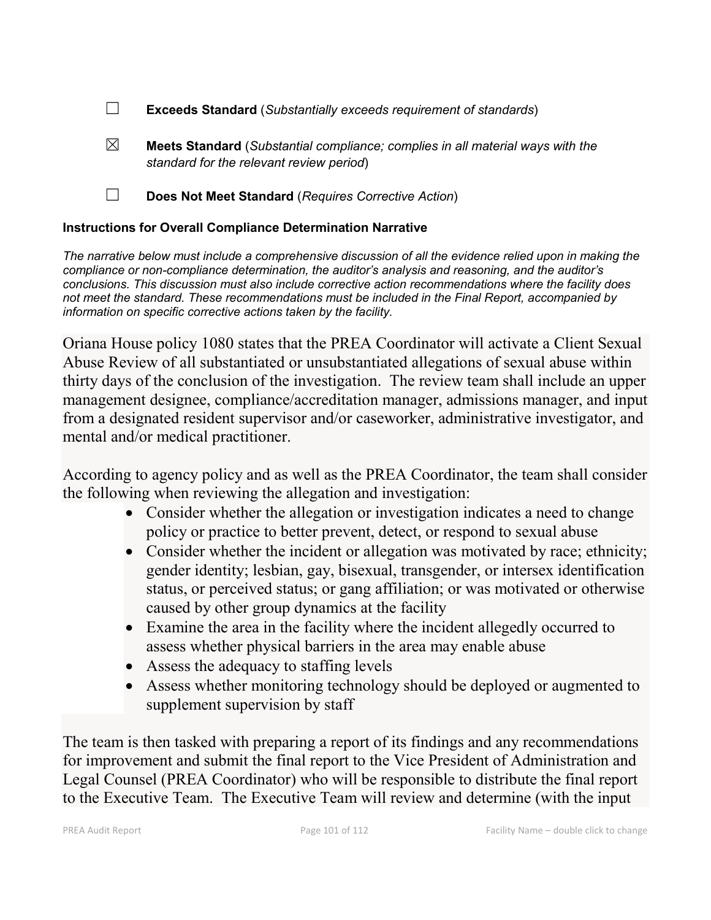☐ **Exceeds Standard** (*Substantially exceeds requirement of standards*)

☒ **Meets Standard** (*Substantial compliance; complies in all material ways with the standard for the relevant review period*)

☐ **Does Not Meet Standard** (*Requires Corrective Action*)

**Instructions for Overall Compliance Determination Narrative**

*The narrative below must include a comprehensive discussion of all the evidence relied upon in making the compliance or non-compliance determination, the auditor's analysis and reasoning, and the auditor's conclusions. This discussion must also include corrective action recommendations where the facility does not meet the standard. These recommendations must be included in the Final Report, accompanied by information on specific corrective actions taken by the facility.*

Oriana House policy 1080 states that the PREA Coordinator will activate a Client Sexual Abuse Review of all substantiated or unsubstantiated allegations of sexual abuse within thirty days of the conclusion of the investigation. The review team shall include an upper management designee, compliance/accreditation manager, admissions manager, and input from a designated resident supervisor and/or caseworker, administrative investigator, and mental and/or medical practitioner.

According to agency policy and as well as the PREA Coordinator, the team shall consider the following when reviewing the allegation and investigation:

- Consider whether the allegation or investigation indicates a need to change policy or practice to better prevent, detect, or respond to sexual abuse
- Consider whether the incident or allegation was motivated by race; ethnicity; gender identity; lesbian, gay, bisexual, transgender, or intersex identification status, or perceived status; or gang affiliation; or was motivated or otherwise caused by other group dynamics at the facility
- Examine the area in the facility where the incident allegedly occurred to assess whether physical barriers in the area may enable abuse
- Assess the adequacy to staffing levels
- Assess whether monitoring technology should be deployed or augmented to supplement supervision by staff

The team is then tasked with preparing a report of its findings and any recommendations for improvement and submit the final report to the Vice President of Administration and Legal Counsel (PREA Coordinator) who will be responsible to distribute the final report to the Executive Team. The Executive Team will review and determine (with the input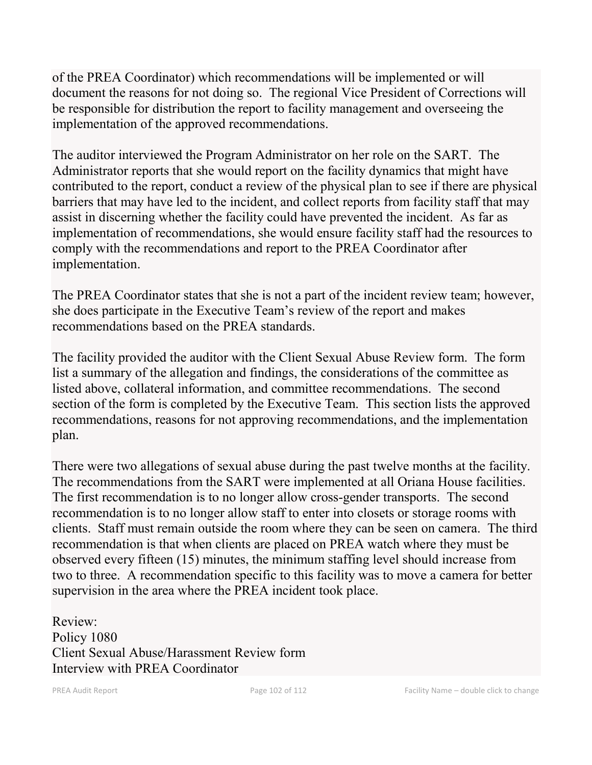of the PREA Coordinator) which recommendations will be implemented or will document the reasons for not doing so. The regional Vice President of Corrections will be responsible for distribution the report to facility management and overseeing the implementation of the approved recommendations.

The auditor interviewed the Program Administrator on her role on the SART. The Administrator reports that she would report on the facility dynamics that might have contributed to the report, conduct a review of the physical plan to see if there are physical barriers that may have led to the incident, and collect reports from facility staff that may assist in discerning whether the facility could have prevented the incident. As far as implementation of recommendations, she would ensure facility staff had the resources to comply with the recommendations and report to the PREA Coordinator after implementation.

The PREA Coordinator states that she is not a part of the incident review team; however, she does participate in the Executive Team's review of the report and makes recommendations based on the PREA standards.

The facility provided the auditor with the Client Sexual Abuse Review form. The form list a summary of the allegation and findings, the considerations of the committee as listed above, collateral information, and committee recommendations. The second section of the form is completed by the Executive Team. This section lists the approved recommendations, reasons for not approving recommendations, and the implementation plan.

There were two allegations of sexual abuse during the past twelve months at the facility. The recommendations from the SART were implemented at all Oriana House facilities. The first recommendation is to no longer allow cross-gender transports. The second recommendation is to no longer allow staff to enter into closets or storage rooms with clients. Staff must remain outside the room where they can be seen on camera. The third recommendation is that when clients are placed on PREA watch where they must be observed every fifteen (15) minutes, the minimum staffing level should increase from two to three. A recommendation specific to this facility was to move a camera for better supervision in the area where the PREA incident took place.

Review:
Policy 1080
Client Sexual Abuse/Harassment Review form
Interview with PREA Coordinator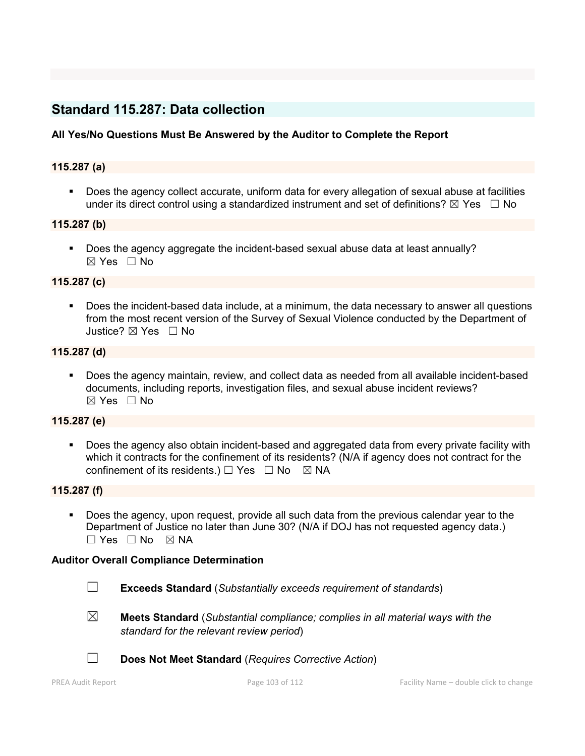## Standard 115.287: Data collection

**All Yes/No Questions Must Be Answered by the Auditor to Complete the Report**

### 115.287 (a)

- Does the agency collect accurate, uniform data for every allegation of sexual abuse at facilities under its direct control using a standardized instrument and set of definitions? ☒ Yes ☐ No

### 115.287 (b)

- Does the agency aggregate the incident-based sexual abuse data at least annually? ☒ Yes ☐ No

### 115.287 (c)

- Does the incident-based data include, at a minimum, the data necessary to answer all questions from the most recent version of the Survey of Sexual Violence conducted by the Department of Justice? ☒ Yes ☐ No

### 115.287 (d)

- Does the agency maintain, review, and collect data as needed from all available incident-based documents, including reports, investigation files, and sexual abuse incident reviews? ☒ Yes ☐ No

### 115.287 (e)

- Does the agency also obtain incident-based and aggregated data from every private facility with which it contracts for the confinement of its residents? (N/A if agency does not contract for the confinement of its residents.) ☐ Yes ☐ No ☒ NA

### 115.287 (f)

- Does the agency, upon request, provide all such data from the previous calendar year to the Department of Justice no later than June 30? (N/A if DOJ has not requested agency data.) ☐ Yes ☐ No ☒ NA

**Auditor Overall Compliance Determination**

☐ **Exceeds Standard** (*Substantially exceeds requirement of standards*)

☒ **Meets Standard** (*Substantial compliance; complies in all material ways with the standard for the relevant review period*)

☐ **Does Not Meet Standard** (*Requires Corrective Action*)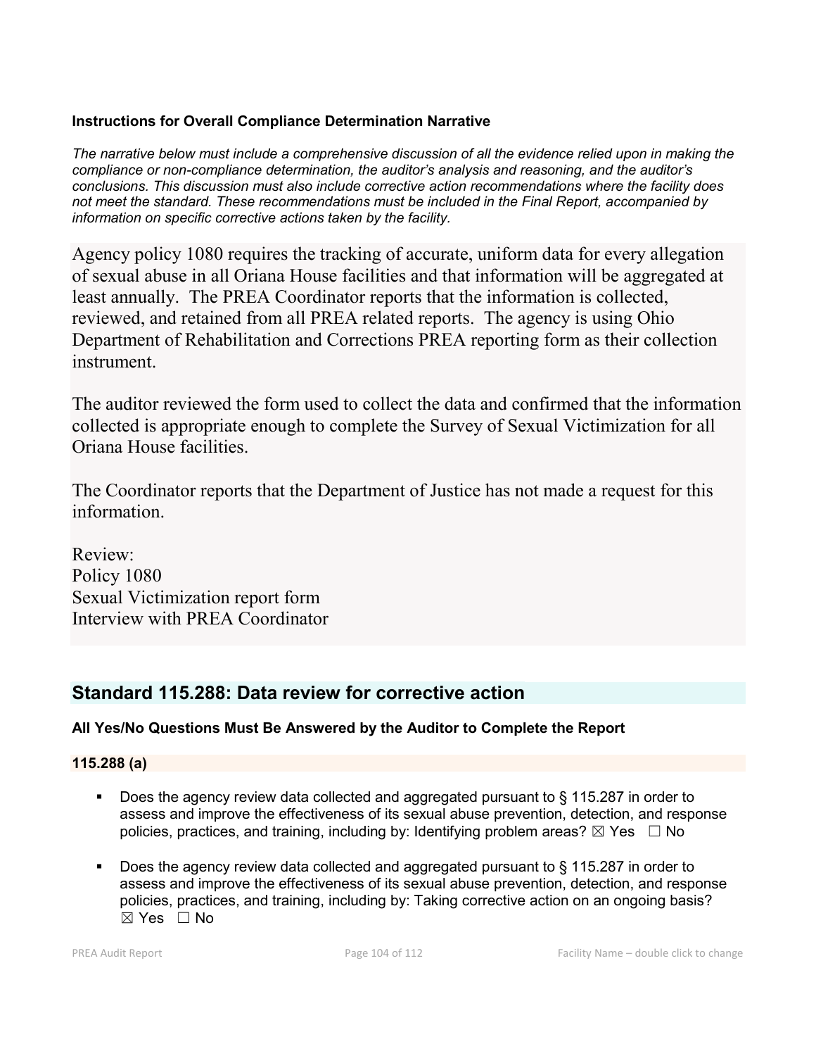**Instructions for Overall Compliance Determination Narrative**

*The narrative below must include a comprehensive discussion of all the evidence relied upon in making the compliance or non-compliance determination, the auditor's analysis and reasoning, and the auditor's conclusions. This discussion must also include corrective action recommendations where the facility does not meet the standard. These recommendations must be included in the Final Report, accompanied by information on specific corrective actions taken by the facility.*

Agency policy 1080 requires the tracking of accurate, uniform data for every allegation of sexual abuse in all Oriana House facilities and that information will be aggregated at least annually. The PREA Coordinator reports that the information is collected, reviewed, and retained from all PREA related reports. The agency is using Ohio Department of Rehabilitation and Corrections PREA reporting form as their collection instrument.

The auditor reviewed the form used to collect the data and confirmed that the information collected is appropriate enough to complete the Survey of Sexual Victimization for all Oriana House facilities.

The Coordinator reports that the Department of Justice has not made a request for this information.

Review:
Policy 1080
Sexual Victimization report form
Interview with PREA Coordinator

## Standard 115.288: Data review for corrective action

**All Yes/No Questions Must Be Answered by the Auditor to Complete the Report**

**115.288 (a)**

- Does the agency review data collected and aggregated pursuant to § 115.287 in order to assess and improve the effectiveness of its sexual abuse prevention, detection, and response policies, practices, and training, including by: Identifying problem areas? ☒ Yes ☐ No

- Does the agency review data collected and aggregated pursuant to § 115.287 in order to assess and improve the effectiveness of its sexual abuse prevention, detection, and response policies, practices, and training, including by: Taking corrective action on an ongoing basis? ☒ Yes ☐ No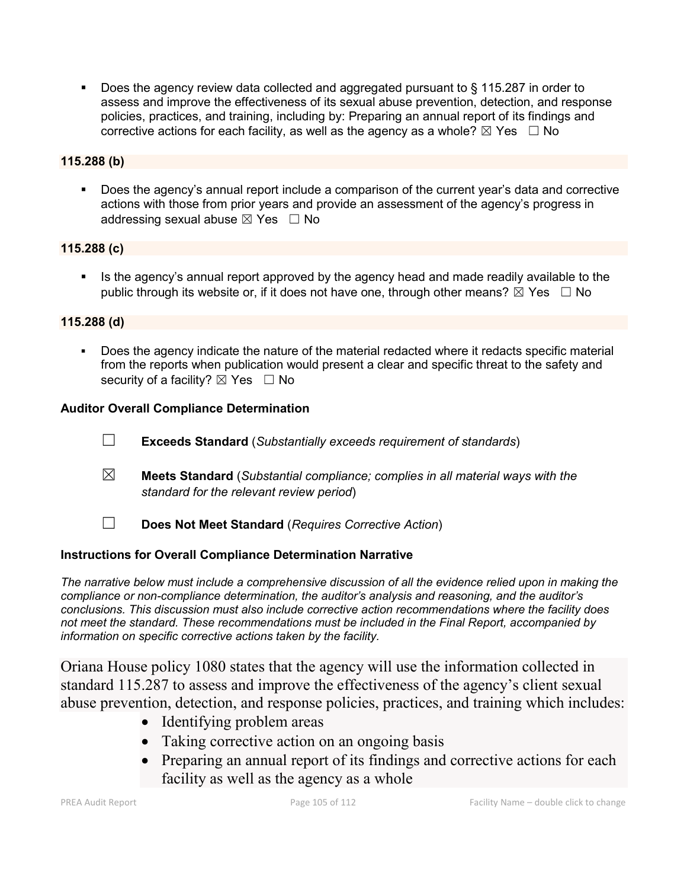- Does the agency review data collected and aggregated pursuant to § 115.287 in order to assess and improve the effectiveness of its sexual abuse prevention, detection, and response policies, practices, and training, including by: Preparing an annual report of its findings and corrective actions for each facility, as well as the agency as a whole? ☒ Yes ☐ No

**115.288 (b)**

- Does the agency's annual report include a comparison of the current year's data and corrective actions with those from prior years and provide an assessment of the agency's progress in addressing sexual abuse ☒ Yes ☐ No

**115.288 (c)**

- Is the agency's annual report approved by the agency head and made readily available to the public through its website or, if it does not have one, through other means? ☒ Yes ☐ No

**115.288 (d)**

- Does the agency indicate the nature of the material redacted where it redacts specific material from the reports when publication would present a clear and specific threat to the safety and security of a facility? ☒ Yes ☐ No

**Auditor Overall Compliance Determination**

☐ **Exceeds Standard** (*Substantially exceeds requirement of standards*)

☒ **Meets Standard** (*Substantial compliance; complies in all material ways with the standard for the relevant review period*)

☐ **Does Not Meet Standard** (*Requires Corrective Action*)

**Instructions for Overall Compliance Determination Narrative**

*The narrative below must include a comprehensive discussion of all the evidence relied upon in making the compliance or non-compliance determination, the auditor's analysis and reasoning, and the auditor's conclusions. This discussion must also include corrective action recommendations where the facility does not meet the standard. These recommendations must be included in the Final Report, accompanied by information on specific corrective actions taken by the facility.*

Oriana House policy 1080 states that the agency will use the information collected in standard 115.287 to assess and improve the effectiveness of the agency's client sexual abuse prevention, detection, and response policies, practices, and training which includes:

- Identifying problem areas
- Taking corrective action on an ongoing basis
- Preparing an annual report of its findings and corrective actions for each facility as well as the agency as a whole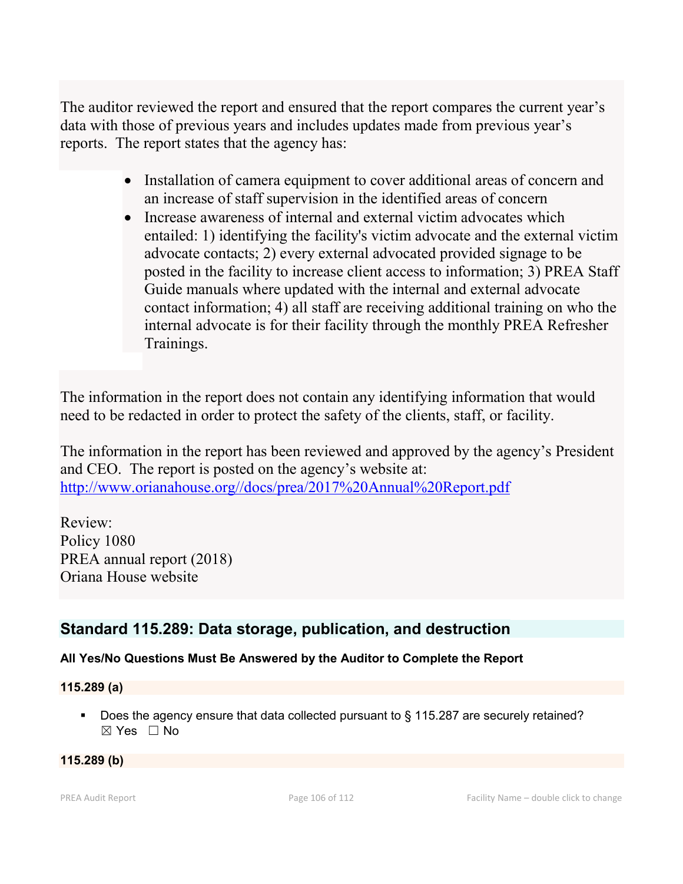The auditor reviewed the report and ensured that the report compares the current year's data with those of previous years and includes updates made from previous year's reports. The report states that the agency has:

- Installation of camera equipment to cover additional areas of concern and an increase of staff supervision in the identified areas of concern
- Increase awareness of internal and external victim advocates which entailed: 1) identifying the facility's victim advocate and the external victim advocate contacts; 2) every external advocated provided signage to be posted in the facility to increase client access to information; 3) PREA Staff Guide manuals where updated with the internal and external advocate contact information; 4) all staff are receiving additional training on who the internal advocate is for their facility through the monthly PREA Refresher Trainings.

The information in the report does not contain any identifying information that would need to be redacted in order to protect the safety of the clients, staff, or facility.

The information in the report has been reviewed and approved by the agency's President and CEO. The report is posted on the agency's website at: http://www.orianahouse.org//docs/prea/2017%20Annual%20Report.pdf

Review:
Policy 1080
PREA annual report (2018)
Oriana House website

## Standard 115.289: Data storage, publication, and destruction

**All Yes/No Questions Must Be Answered by the Auditor to Complete the Report**

**115.289 (a)**

- Does the agency ensure that data collected pursuant to § 115.287 are securely retained?
  ☒ Yes ☐ No

**115.289 (b)**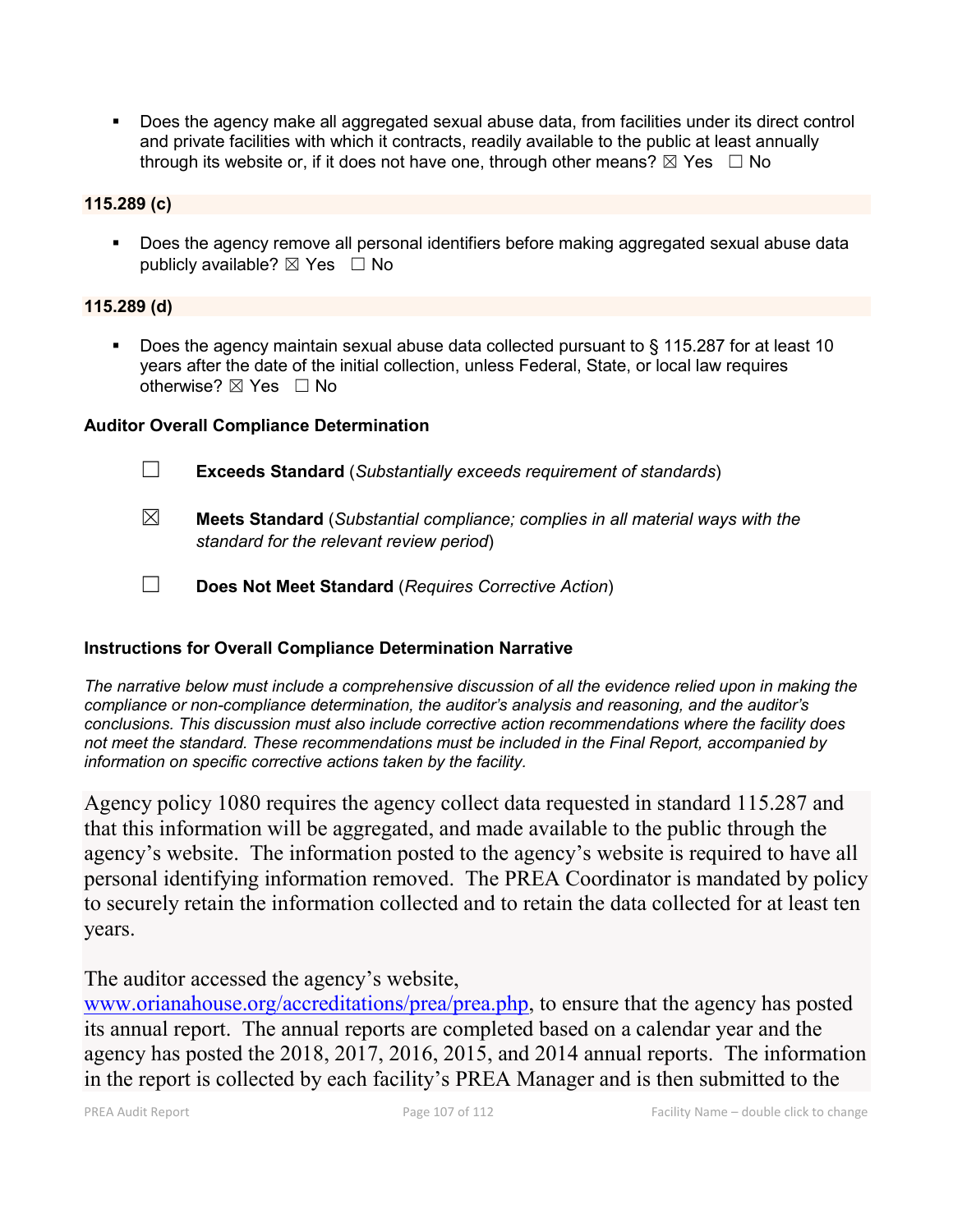- Does the agency make all aggregated sexual abuse data, from facilities under its direct control and private facilities with which it contracts, readily available to the public at least annually through its website or, if it does not have one, through other means? ☒ Yes ☐ No

**115.289 (c)**

- Does the agency remove all personal identifiers before making aggregated sexual abuse data publicly available? ☒ Yes ☐ No

**115.289 (d)**

- Does the agency maintain sexual abuse data collected pursuant to § 115.287 for at least 10 years after the date of the initial collection, unless Federal, State, or local law requires otherwise? ☒ Yes ☐ No

**Auditor Overall Compliance Determination**

☐ **Exceeds Standard** (*Substantially exceeds requirement of standards*)

☒ **Meets Standard** (*Substantial compliance; complies in all material ways with the standard for the relevant review period*)

☐ **Does Not Meet Standard** (*Requires Corrective Action*)

**Instructions for Overall Compliance Determination Narrative**

*The narrative below must include a comprehensive discussion of all the evidence relied upon in making the compliance or non-compliance determination, the auditor's analysis and reasoning, and the auditor's conclusions. This discussion must also include corrective action recommendations where the facility does not meet the standard. These recommendations must be included in the Final Report, accompanied by information on specific corrective actions taken by the facility.*

Agency policy 1080 requires the agency collect data requested in standard 115.287 and that this information will be aggregated, and made available to the public through the agency's website. The information posted to the agency's website is required to have all personal identifying information removed. The PREA Coordinator is mandated by policy to securely retain the information collected and to retain the data collected for at least ten years.

The auditor accessed the agency's website, www.orianahouse.org/accreditations/prea/prea.php, to ensure that the agency has posted its annual report. The annual reports are completed based on a calendar year and the agency has posted the 2018, 2017, 2016, 2015, and 2014 annual reports. The information in the report is collected by each facility's PREA Manager and is then submitted to the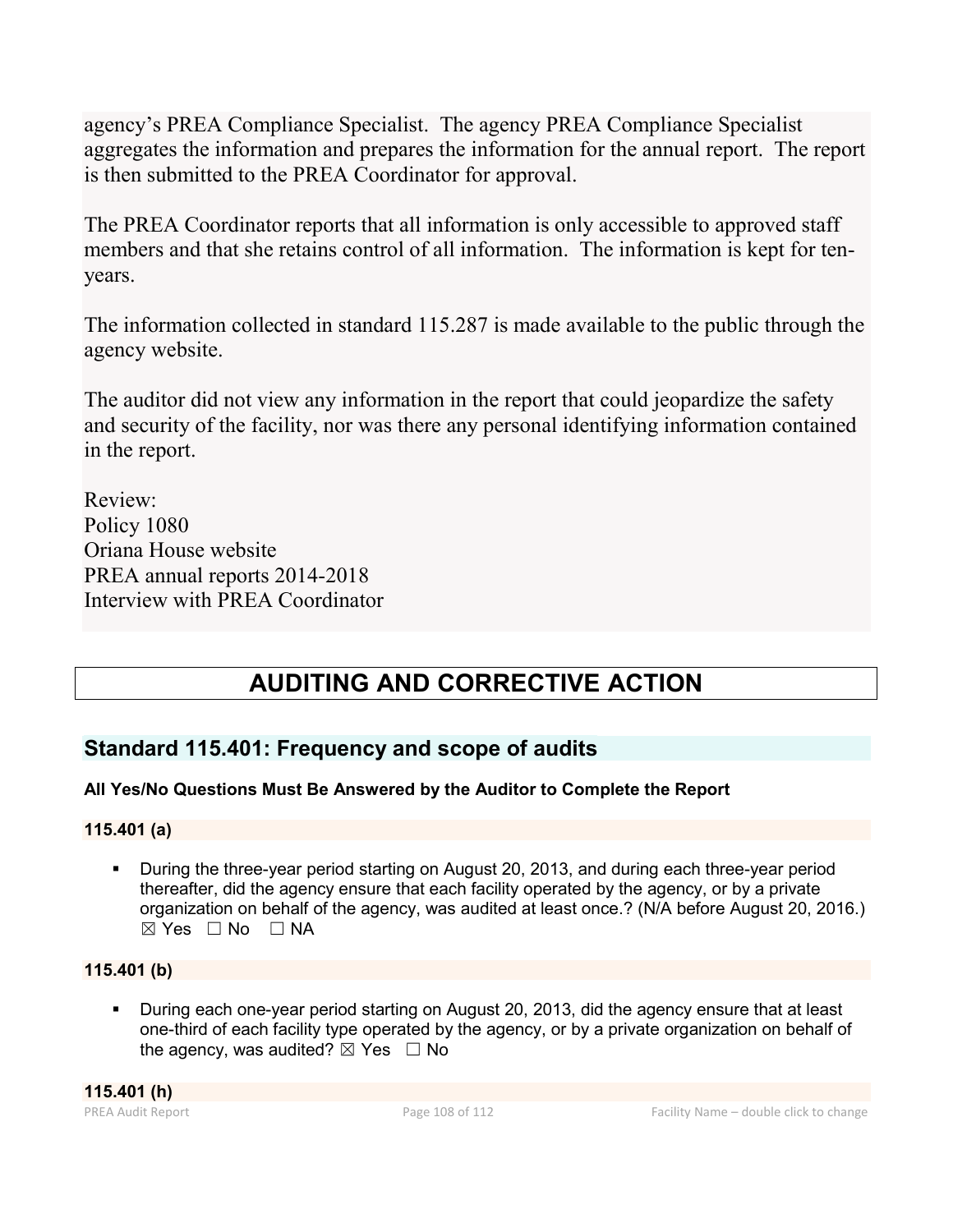agency's PREA Compliance Specialist. The agency PREA Compliance Specialist aggregates the information and prepares the information for the annual report. The report is then submitted to the PREA Coordinator for approval.

The PREA Coordinator reports that all information is only accessible to approved staff members and that she retains control of all information. The information is kept for ten-years.

The information collected in standard 115.287 is made available to the public through the agency website.

The auditor did not view any information in the report that could jeopardize the safety and security of the facility, nor was there any personal identifying information contained in the report.

Review:
Policy 1080
Oriana House website
PREA annual reports 2014-2018
Interview with PREA Coordinator

# AUDITING AND CORRECTIVE ACTION

## Standard 115.401: Frequency and scope of audits

**All Yes/No Questions Must Be Answered by the Auditor to Complete the Report**

**115.401 (a)**

- During the three-year period starting on August 20, 2013, and during each three-year period thereafter, did the agency ensure that each facility operated by the agency, or by a private organization on behalf of the agency, was audited at least once.? (N/A before August 20, 2016.) ☒ Yes ☐ No ☐ NA

**115.401 (b)**

- During each one-year period starting on August 20, 2013, did the agency ensure that at least one-third of each facility type operated by the agency, or by a private organization on behalf of the agency, was audited? ☒ Yes ☐ No

**115.401 (h)**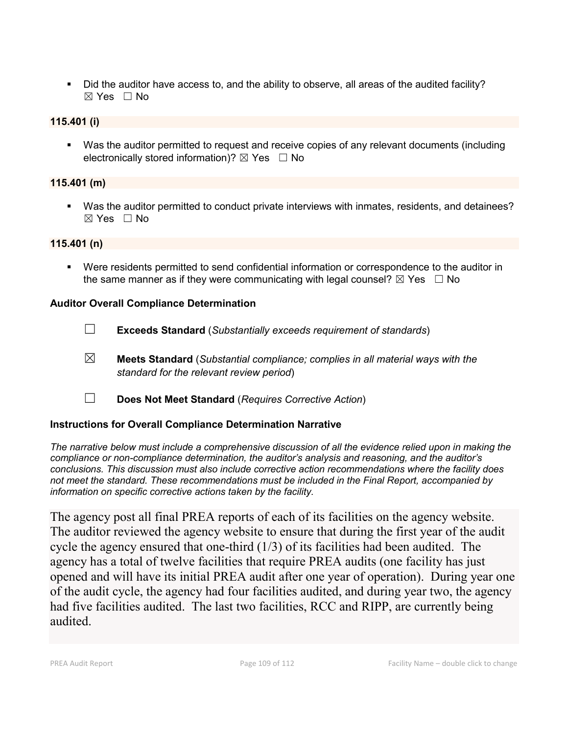- Did the auditor have access to, and the ability to observe, all areas of the audited facility? ☒ Yes ☐ No

**115.401 (i)**

- Was the auditor permitted to request and receive copies of any relevant documents (including electronically stored information)? ☒ Yes ☐ No

**115.401 (m)**

- Was the auditor permitted to conduct private interviews with inmates, residents, and detainees? ☒ Yes ☐ No

**115.401 (n)**

- Were residents permitted to send confidential information or correspondence to the auditor in the same manner as if they were communicating with legal counsel? ☒ Yes ☐ No

**Auditor Overall Compliance Determination**

☐ **Exceeds Standard** (*Substantially exceeds requirement of standards*)

☒ **Meets Standard** (*Substantial compliance; complies in all material ways with the standard for the relevant review period*)

☐ **Does Not Meet Standard** (*Requires Corrective Action*)

**Instructions for Overall Compliance Determination Narrative**

*The narrative below must include a comprehensive discussion of all the evidence relied upon in making the compliance or non-compliance determination, the auditor's analysis and reasoning, and the auditor's conclusions. This discussion must also include corrective action recommendations where the facility does not meet the standard. These recommendations must be included in the Final Report, accompanied by information on specific corrective actions taken by the facility.*

The agency post all final PREA reports of each of its facilities on the agency website. The auditor reviewed the agency website to ensure that during the first year of the audit cycle the agency ensured that one-third (1/3) of its facilities had been audited. The agency has a total of twelve facilities that require PREA audits (one facility has just opened and will have its initial PREA audit after one year of operation). During year one of the audit cycle, the agency had four facilities audited, and during year two, the agency had five facilities audited. The last two facilities, RCC and RIPP, are currently being audited.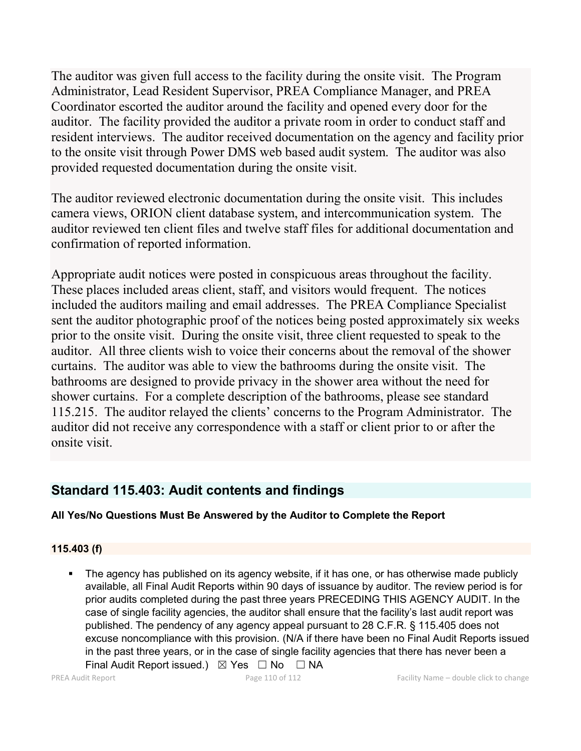The auditor was given full access to the facility during the onsite visit. The Program Administrator, Lead Resident Supervisor, PREA Compliance Manager, and PREA Coordinator escorted the auditor around the facility and opened every door for the auditor. The facility provided the auditor a private room in order to conduct staff and resident interviews. The auditor received documentation on the agency and facility prior to the onsite visit through Power DMS web based audit system. The auditor was also provided requested documentation during the onsite visit.

The auditor reviewed electronic documentation during the onsite visit. This includes camera views, ORION client database system, and intercommunication system. The auditor reviewed ten client files and twelve staff files for additional documentation and confirmation of reported information.

Appropriate audit notices were posted in conspicuous areas throughout the facility. These places included areas client, staff, and visitors would frequent. The notices included the auditors mailing and email addresses. The PREA Compliance Specialist sent the auditor photographic proof of the notices being posted approximately six weeks prior to the onsite visit. During the onsite visit, three client requested to speak to the auditor. All three clients wish to voice their concerns about the removal of the shower curtains. The auditor was able to view the bathrooms during the onsite visit. The bathrooms are designed to provide privacy in the shower area without the need for shower curtains. For a complete description of the bathrooms, please see standard 115.215. The auditor relayed the clients' concerns to the Program Administrator. The auditor did not receive any correspondence with a staff or client prior to or after the onsite visit.

## Standard 115.403: Audit contents and findings

**All Yes/No Questions Must Be Answered by the Auditor to Complete the Report**

**115.403 (f)**

- The agency has published on its agency website, if it has one, or has otherwise made publicly available, all Final Audit Reports within 90 days of issuance by auditor. The review period is for prior audits completed during the past three years PRECEDING THIS AGENCY AUDIT. In the case of single facility agencies, the auditor shall ensure that the facility's last audit report was published. The pendency of any agency appeal pursuant to 28 C.F.R. § 115.405 does not excuse noncompliance with this provision. (N/A if there have been no Final Audit Reports issued in the past three years, or in the case of single facility agencies that there has never been a Final Audit Report issued.) ☒ Yes ☐ No ☐ NA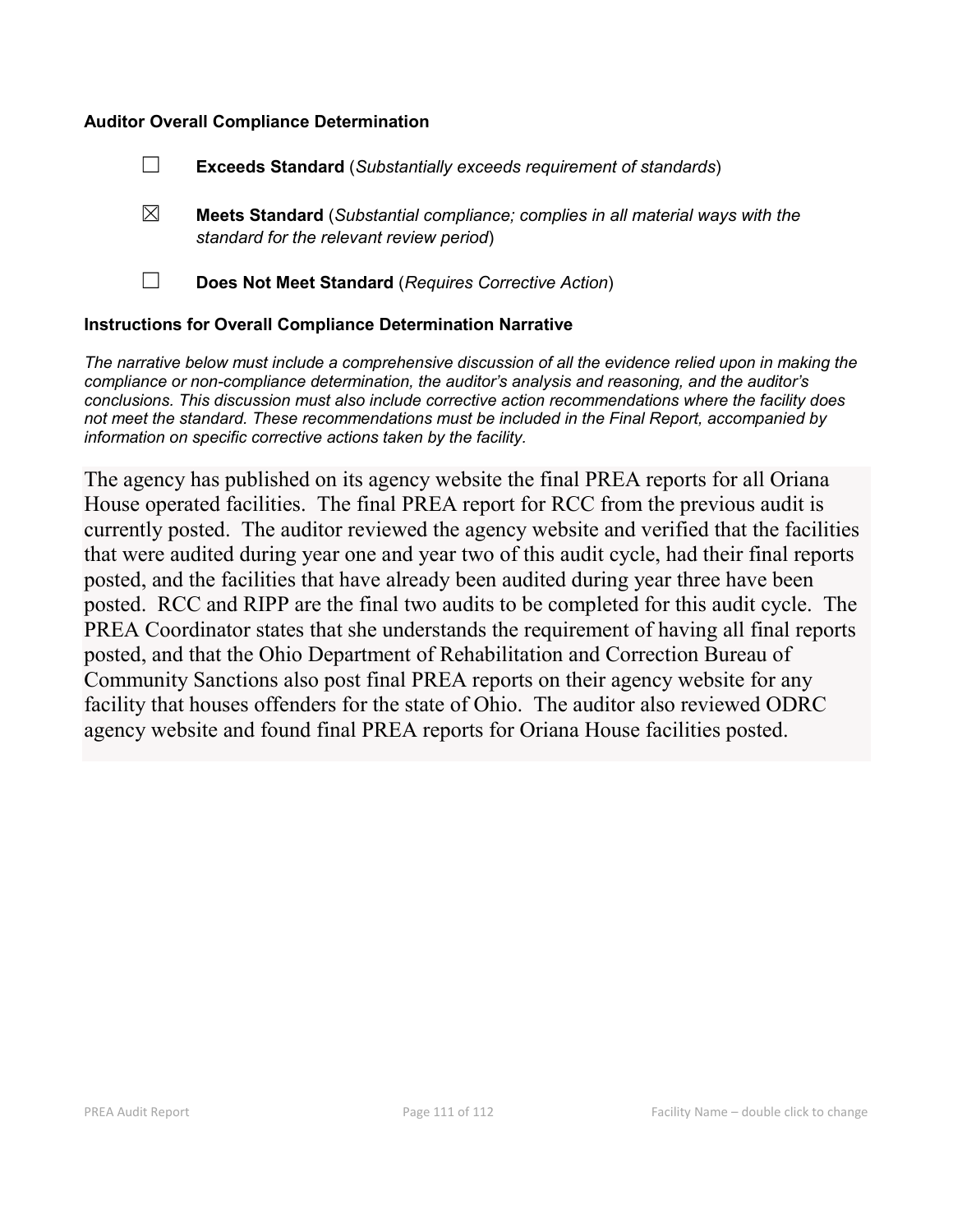**Auditor Overall Compliance Determination**

☐ **Exceeds Standard** (*Substantially exceeds requirement of standards*)

☒ **Meets Standard** (*Substantial compliance; complies in all material ways with the standard for the relevant review period*)

☐ **Does Not Meet Standard** (*Requires Corrective Action*)

**Instructions for Overall Compliance Determination Narrative**

*The narrative below must include a comprehensive discussion of all the evidence relied upon in making the compliance or non-compliance determination, the auditor's analysis and reasoning, and the auditor's conclusions. This discussion must also include corrective action recommendations where the facility does not meet the standard. These recommendations must be included in the Final Report, accompanied by information on specific corrective actions taken by the facility.*

The agency has published on its agency website the final PREA reports for all Oriana House operated facilities. The final PREA report for RCC from the previous audit is currently posted. The auditor reviewed the agency website and verified that the facilities that were audited during year one and year two of this audit cycle, had their final reports posted, and the facilities that have already been audited during year three have been posted. RCC and RIPP are the final two audits to be completed for this audit cycle. The PREA Coordinator states that she understands the requirement of having all final reports posted, and that the Ohio Department of Rehabilitation and Correction Bureau of Community Sanctions also post final PREA reports on their agency website for any facility that houses offenders for the state of Ohio. The auditor also reviewed ODRC agency website and found final PREA reports for Oriana House facilities posted.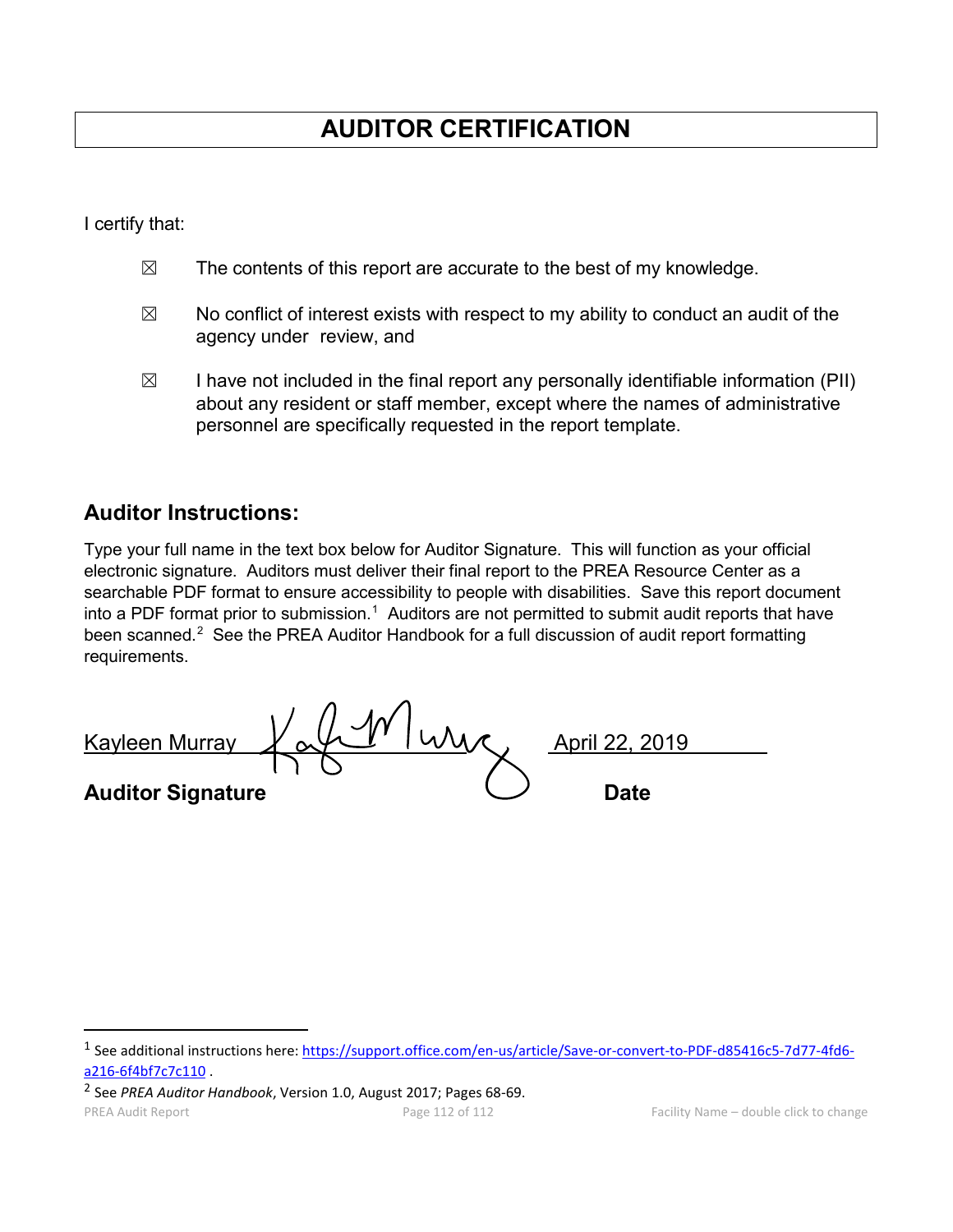# AUDITOR CERTIFICATION

I certify that:

☒ The contents of this report are accurate to the best of my knowledge.

☒ No conflict of interest exists with respect to my ability to conduct an audit of the agency under review, and

☒ I have not included in the final report any personally identifiable information (PII) about any resident or staff member, except where the names of administrative personnel are specifically requested in the report template.

## Auditor Instructions:

Type your full name in the text box below for Auditor Signature. This will function as your official electronic signature. Auditors must deliver their final report to the PREA Resource Center as a searchable PDF format to ensure accessibility to people with disabilities. Save this report document into a PDF format prior to submission.[1] Auditors are not permitted to submit audit reports that have been scanned.[2] See the PREA Auditor Handbook for a full discussion of audit report formatting requirements.

Kayleen Murray April 22, 2019

**Auditor Signature** **Date**

---

[1] See additional instructions here: https://support.office.com/en-us/article/Save-or-convert-to-PDF-d85416c5-7d77-4fd6-a216-6f4bf7c7c110 .

[2] See *PREA Auditor Handbook*, Version 1.0, August 2017; Pages 68-69.